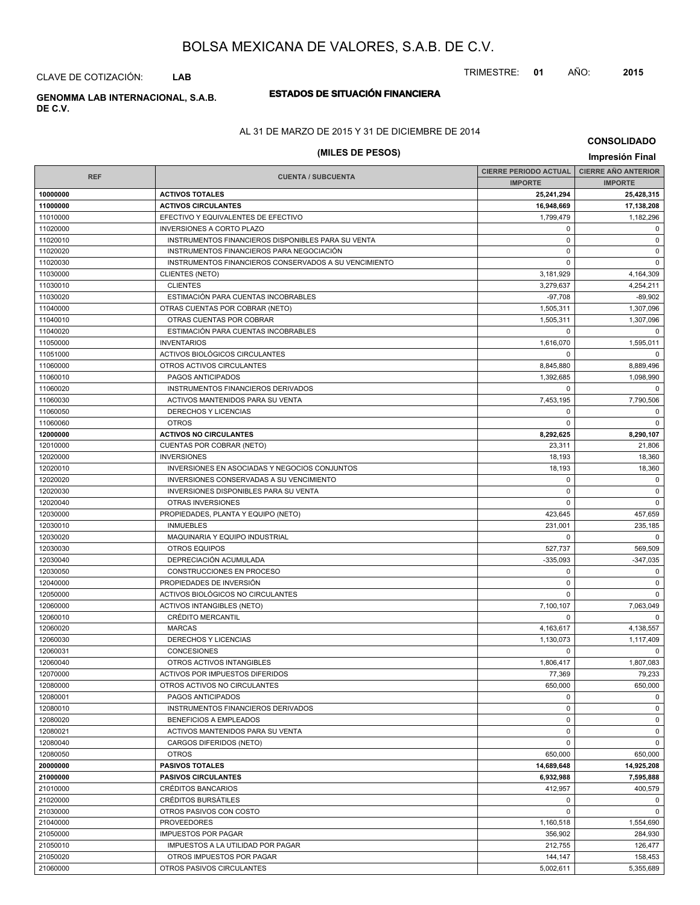# BOLSA MEXICANA DE VALORES, S.A.B. DE C.V.

CLAVE DE COTIZACIÓN: **LAB**

TRIMESTRE: **01** AÑO: **2015**

**GENOMMA LAB INTERNACIONAL, S.A.B. DE C.V.**

## ESTADOS DE SITUACIÓN FINANCIERA

AL 31 DE MARZO DE 2015 Y 31 DE DICIEMBRE DE 2014

**(MILES DE PESOS)**

**CONSOLIDADO**

**Impresión Final**

| REF | CUENTA / SUBCUENTA | CIERRE PERIODO ACTUAL IMPORTE | CIERRE AÑO ANTERIOR IMPORTE |
|---|---|---|---|
| **10000000** | **ACTIVOS TOTALES** | **25,241,294** | **25,428,315** |
| **11000000** | **ACTIVOS CIRCULANTES** | **16,948,669** | **17,138,208** |
| 11010000 | EFECTIVO Y EQUIVALENTES DE EFECTIVO | 1,799,479 | 1,182,296 |
| 11020000 | INVERSIONES A CORTO PLAZO | 0 | 0 |
| 11020010 | INSTRUMENTOS FINANCIEROS DISPONIBLES PARA SU VENTA | 0 | 0 |
| 11020020 | INSTRUMENTOS FINANCIEROS PARA NEGOCIACIÓN | 0 | 0 |
| 11020030 | INSTRUMENTOS FINANCIEROS CONSERVADOS A SU VENCIMIENTO | 0 | 0 |
| 11030000 | CLIENTES (NETO) | 3,181,929 | 4,164,309 |
| 11030010 | CLIENTES | 3,279,637 | 4,254,211 |
| 11030020 | ESTIMACIÓN PARA CUENTAS INCOBRABLES | -97,708 | -89,902 |
| 11040000 | OTRAS CUENTAS POR COBRAR (NETO) | 1,505,311 | 1,307,096 |
| 11040010 | OTRAS CUENTAS POR COBRAR | 1,505,311 | 1,307,096 |
| 11040020 | ESTIMACIÓN PARA CUENTAS INCOBRABLES | 0 | 0 |
| 11050000 | INVENTARIOS | 1,616,070 | 1,595,011 |
| 11051000 | ACTIVOS BIOLÓGICOS CIRCULANTES | 0 | 0 |
| 11060000 | OTROS ACTIVOS CIRCULANTES | 8,845,880 | 8,889,496 |
| 11060010 | PAGOS ANTICIPADOS | 1,392,685 | 1,098,990 |
| 11060020 | INSTRUMENTOS FINANCIEROS DERIVADOS | 0 | 0 |
| 11060030 | ACTIVOS MANTENIDOS PARA SU VENTA | 7,453,195 | 7,790,506 |
| 11060050 | DERECHOS Y LICENCIAS | 0 | 0 |
| 11060060 | OTROS | 0 | 0 |
| **12000000** | **ACTIVOS NO CIRCULANTES** | **8,292,625** | **8,290,107** |
| 12010000 | CUENTAS POR COBRAR (NETO) | 23,311 | 21,806 |
| 12020000 | INVERSIONES | 18,193 | 18,360 |
| 12020010 | INVERSIONES EN ASOCIADAS Y NEGOCIOS CONJUNTOS | 18,193 | 18,360 |
| 12020020 | INVERSIONES CONSERVADAS A SU VENCIMIENTO | 0 | 0 |
| 12020030 | INVERSIONES DISPONIBLES PARA SU VENTA | 0 | 0 |
| 12020040 | OTRAS INVERSIONES | 0 | 0 |
| 12030000 | PROPIEDADES, PLANTA Y EQUIPO (NETO) | 423,645 | 457,659 |
| 12030010 | INMUEBLES | 231,001 | 235,185 |
| 12030020 | MAQUINARIA Y EQUIPO INDUSTRIAL | 0 | 0 |
| 12030030 | OTROS EQUIPOS | 527,737 | 569,509 |
| 12030040 | DEPRECIACIÓN ACUMULADA | -335,093 | -347,035 |
| 12030050 | CONSTRUCCIONES EN PROCESO | 0 | 0 |
| 12040000 | PROPIEDADES DE INVERSIÓN | 0 | 0 |
| 12050000 | ACTIVOS BIOLÓGICOS NO CIRCULANTES | 0 | 0 |
| 12060000 | ACTIVOS INTANGIBLES (NETO) | 7,100,107 | 7,063,049 |
| 12060010 | CRÉDITO MERCANTIL | 0 | 0 |
| 12060020 | MARCAS | 4,163,617 | 4,138,557 |
| 12060030 | DERECHOS Y LICENCIAS | 1,130,073 | 1,117,409 |
| 12060031 | CONCESIONES | 0 | 0 |
| 12060040 | OTROS ACTIVOS INTANGIBLES | 1,806,417 | 1,807,083 |
| 12070000 | ACTIVOS POR IMPUESTOS DIFERIDOS | 77,369 | 79,233 |
| 12080000 | OTROS ACTIVOS NO CIRCULANTES | 650,000 | 650,000 |
| 12080001 | PAGOS ANTICIPADOS | 0 | 0 |
| 12080010 | INSTRUMENTOS FINANCIEROS DERIVADOS | 0 | 0 |
| 12080020 | BENEFICIOS A EMPLEADOS | 0 | 0 |
| 12080021 | ACTIVOS MANTENIDOS PARA SU VENTA | 0 | 0 |
| 12080040 | CARGOS DIFERIDOS (NETO) | 0 | 0 |
| 12080050 | OTROS | 650,000 | 650,000 |
| **20000000** | **PASIVOS TOTALES** | **14,689,648** | **14,925,208** |
| **21000000** | **PASIVOS CIRCULANTES** | **6,932,988** | **7,595,888** |
| 21010000 | CRÉDITOS BANCARIOS | 412,957 | 400,579 |
| 21020000 | CRÉDITOS BURSÁTILES | 0 | 0 |
| 21030000 | OTROS PASIVOS CON COSTO | 0 | 0 |
| 21040000 | PROVEEDORES | 1,160,518 | 1,554,690 |
| 21050000 | IMPUESTOS POR PAGAR | 356,902 | 284,930 |
| 21050010 | IMPUESTOS A LA UTILIDAD POR PAGAR | 212,755 | 126,477 |
| 21050020 | OTROS IMPUESTOS POR PAGAR | 144,147 | 158,453 |
| 21060000 | OTROS PASIVOS CIRCULANTES | 5,002,611 | 5,355,689 |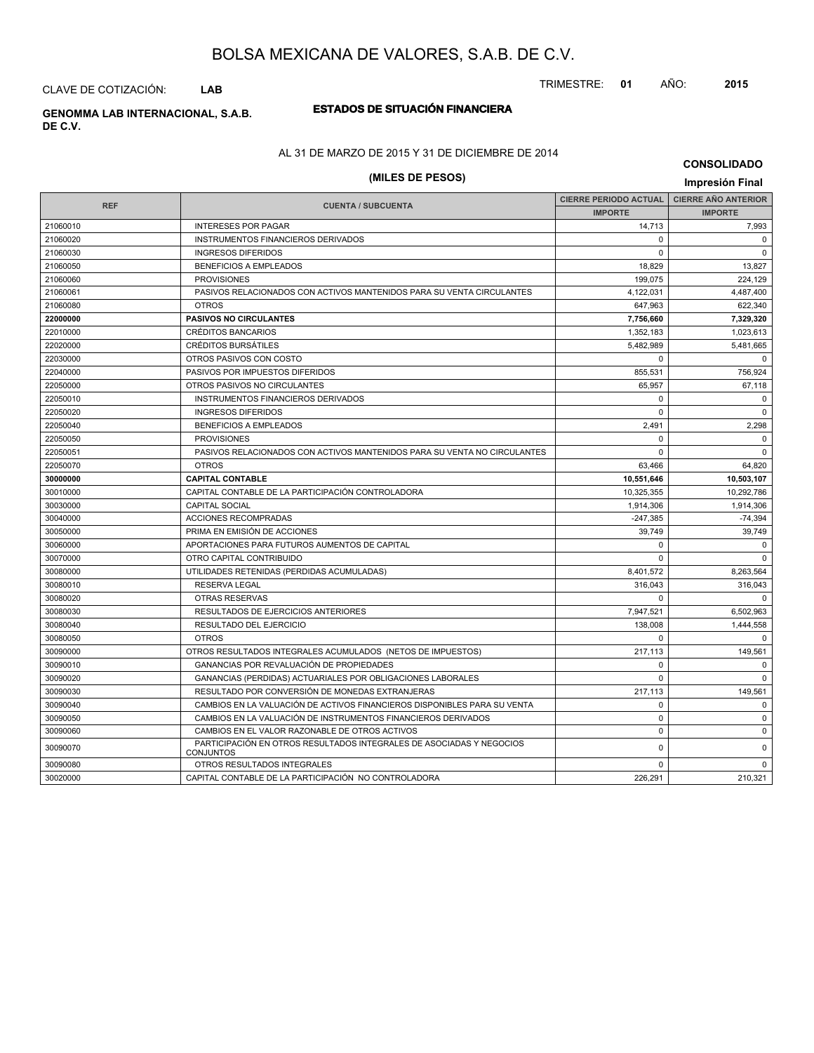# BOLSA MEXICANA DE VALORES, S.A.B. DE C.V.

CLAVE DE COTIZACIÓN: **LAB**

TRIMESTRE: **01** AÑO: **2015**

**GENOMMA LAB INTERNACIONAL, S.A.B. DE C.V.**

## ESTADOS DE SITUACIÓN FINANCIERA

AL 31 DE MARZO DE 2015 Y 31 DE DICIEMBRE DE 2014

**CONSOLIDADO**

**(MILES DE PESOS)**

**Impresión Final**

| REF | CUENTA / SUBCUENTA | CIERRE PERIODO ACTUAL | CIERRE AÑO ANTERIOR |
|---|---|---|---|
| | | IMPORTE | IMPORTE |
| 21060010 | INTERESES POR PAGAR | 14,713 | 7,993 |
| 21060020 | INSTRUMENTOS FINANCIEROS DERIVADOS | 0 | 0 |
| 21060030 | INGRESOS DIFERIDOS | 0 | 0 |
| 21060050 | BENEFICIOS A EMPLEADOS | 18,829 | 13,827 |
| 21060060 | PROVISIONES | 199,075 | 224,129 |
| 21060061 | PASIVOS RELACIONADOS CON ACTIVOS MANTENIDOS PARA SU VENTA CIRCULANTES | 4,122,031 | 4,487,400 |
| 21060080 | OTROS | 647,963 | 622,340 |
| **22000000** | **PASIVOS NO CIRCULANTES** | **7,756,660** | **7,329,320** |
| 22010000 | CRÉDITOS BANCARIOS | 1,352,183 | 1,023,613 |
| 22020000 | CRÉDITOS BURSÁTILES | 5,482,989 | 5,481,665 |
| 22030000 | OTROS PASIVOS CON COSTO | 0 | 0 |
| 22040000 | PASIVOS POR IMPUESTOS DIFERIDOS | 855,531 | 756,924 |
| 22050000 | OTROS PASIVOS NO CIRCULANTES | 65,957 | 67,118 |
| 22050010 | INSTRUMENTOS FINANCIEROS DERIVADOS | 0 | 0 |
| 22050020 | INGRESOS DIFERIDOS | 0 | 0 |
| 22050040 | BENEFICIOS A EMPLEADOS | 2,491 | 2,298 |
| 22050050 | PROVISIONES | 0 | 0 |
| 22050051 | PASIVOS RELACIONADOS CON ACTIVOS MANTENIDOS PARA SU VENTA NO CIRCULANTES | 0 | 0 |
| 22050070 | OTROS | 63,466 | 64,820 |
| **30000000** | **CAPITAL CONTABLE** | **10,551,646** | **10,503,107** |
| 30010000 | CAPITAL CONTABLE DE LA PARTICIPACIÓN CONTROLADORA | 10,325,355 | 10,292,786 |
| 30030000 | CAPITAL SOCIAL | 1,914,306 | 1,914,306 |
| 30040000 | ACCIONES RECOMPRADAS | -247,385 | -74,394 |
| 30050000 | PRIMA EN EMISIÓN DE ACCIONES | 39,749 | 39,749 |
| 30060000 | APORTACIONES PARA FUTUROS AUMENTOS DE CAPITAL | 0 | 0 |
| 30070000 | OTRO CAPITAL CONTRIBUIDO | 0 | 0 |
| 30080000 | UTILIDADES RETENIDAS (PERDIDAS ACUMULADAS) | 8,401,572 | 8,263,564 |
| 30080010 | RESERVA LEGAL | 316,043 | 316,043 |
| 30080020 | OTRAS RESERVAS | 0 | 0 |
| 30080030 | RESULTADOS DE EJERCICIOS ANTERIORES | 7,947,521 | 6,502,963 |
| 30080040 | RESULTADO DEL EJERCICIO | 138,008 | 1,444,558 |
| 30080050 | OTROS | 0 | 0 |
| 30090000 | OTROS RESULTADOS INTEGRALES ACUMULADOS (NETOS DE IMPUESTOS) | 217,113 | 149,561 |
| 30090010 | GANANCIAS POR REVALUACIÓN DE PROPIEDADES | 0 | 0 |
| 30090020 | GANANCIAS (PERDIDAS) ACTUARIALES POR OBLIGACIONES LABORALES | 0 | 0 |
| 30090030 | RESULTADO POR CONVERSIÓN DE MONEDAS EXTRANJERAS | 217,113 | 149,561 |
| 30090040 | CAMBIOS EN LA VALUACIÓN DE ACTIVOS FINANCIEROS DISPONIBLES PARA SU VENTA | 0 | 0 |
| 30090050 | CAMBIOS EN LA VALUACIÓN DE INSTRUMENTOS FINANCIEROS DERIVADOS | 0 | 0 |
| 30090060 | CAMBIOS EN EL VALOR RAZONABLE DE OTROS ACTIVOS | 0 | 0 |
| 30090070 | PARTICIPACIÓN EN OTROS RESULTADOS INTEGRALES DE ASOCIADAS Y NEGOCIOS CONJUNTOS | 0 | 0 |
| 30090080 | OTROS RESULTADOS INTEGRALES | 0 | 0 |
| 30020000 | CAPITAL CONTABLE DE LA PARTICIPACIÓN NO CONTROLADORA | 226,291 | 210,321 |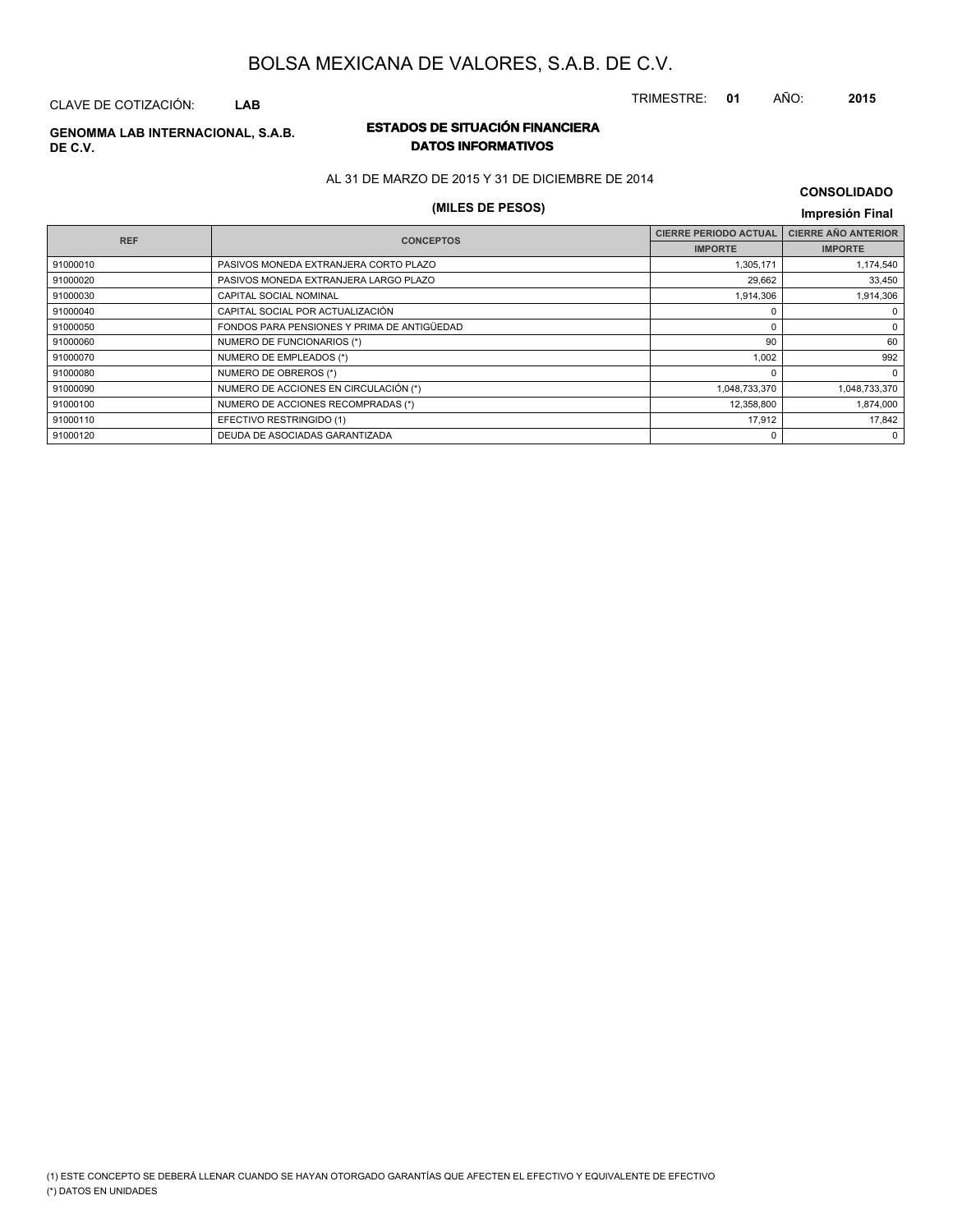# BOLSA MEXICANA DE VALORES, S.A.B. DE C.V.

CLAVE DE COTIZACIÓN: **LAB**

TRIMESTRE: **01** AÑO: **2015**

**GENOMMA LAB INTERNACIONAL, S.A.B. DE C.V.**

## ESTADOS DE SITUACIÓN FINANCIERA
## DATOS INFORMATIVOS

AL 31 DE MARZO DE 2015 Y 31 DE DICIEMBRE DE 2014

**(MILES DE PESOS)**

**CONSOLIDADO**

**Impresión Final**

| REF | CONCEPTOS | CIERRE PERIODO ACTUAL | CIERRE AÑO ANTERIOR |
|---|---|---|---|
| | | IMPORTE | IMPORTE |
| 91000010 | PASIVOS MONEDA EXTRANJERA CORTO PLAZO | 1,305,171 | 1,174,540 |
| 91000020 | PASIVOS MONEDA EXTRANJERA LARGO PLAZO | 29,662 | 33,450 |
| 91000030 | CAPITAL SOCIAL NOMINAL | 1,914,306 | 1,914,306 |
| 91000040 | CAPITAL SOCIAL POR ACTUALIZACIÓN | 0 | 0 |
| 91000050 | FONDOS PARA PENSIONES Y PRIMA DE ANTIGÜEDAD | 0 | 0 |
| 91000060 | NUMERO DE FUNCIONARIOS (*) | 90 | 60 |
| 91000070 | NUMERO DE EMPLEADOS (*) | 1,002 | 992 |
| 91000080 | NUMERO DE OBREROS (*) | 0 | 0 |
| 91000090 | NUMERO DE ACCIONES EN CIRCULACIÓN (*) | 1,048,733,370 | 1,048,733,370 |
| 91000100 | NUMERO DE ACCIONES RECOMPRADAS (*) | 12,358,800 | 1,874,000 |
| 91000110 | EFECTIVO RESTRINGIDO (1) | 17,912 | 17,842 |
| 91000120 | DEUDA DE ASOCIADAS GARANTIZADA | 0 | 0 |

(1) ESTE CONCEPTO SE DEBERÁ LLENAR CUANDO SE HAYAN OTORGADO GARANTÍAS QUE AFECTEN EL EFECTIVO Y EQUIVALENTE DE EFECTIVO

(*) DATOS EN UNIDADES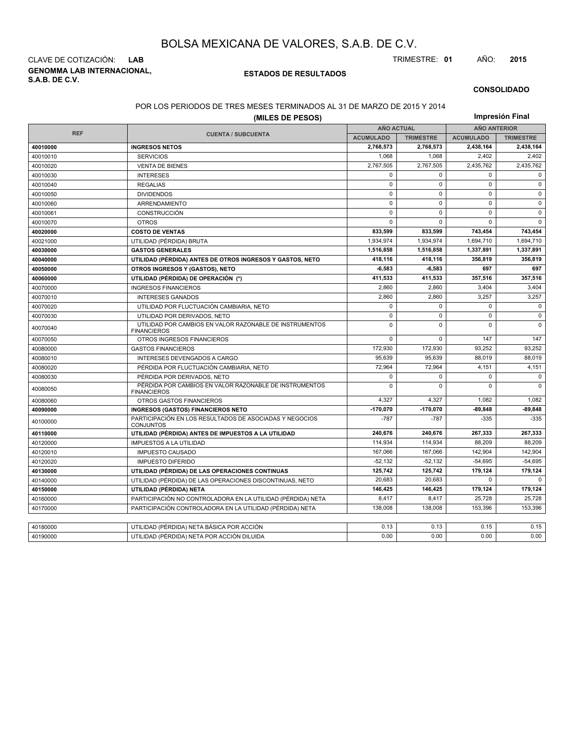# BOLSA MEXICANA DE VALORES, S.A.B. DE C.V.

CLAVE DE COTIZACIÓN: **LAB**

TRIMESTRE: **01** AÑO: **2015**

**GENOMMA LAB INTERNACIONAL, S.A.B. DE C.V.**

**ESTADOS DE RESULTADOS**

**CONSOLIDADO**

POR LOS PERIODOS DE TRES MESES TERMINADOS AL 31 DE MARZO DE 2015 Y 2014

**(MILES DE PESOS)**

**Impresión Final**

| REF | CUENTA / SUBCUENTA | AÑO ACTUAL | | AÑO ANTERIOR | |
|---|---|---|---|---|---|
| | | ACUMULADO | TRIMESTRE | ACUMULADO | TRIMESTRE |
| **40010000** | **INGRESOS NETOS** | **2,768,573** | **2,768,573** | **2,438,164** | **2,438,164** |
| 40010010 | SERVICIOS | 1,068 | 1,068 | 2,402 | 2,402 |
| 40010020 | VENTA DE BIENES | 2,767,505 | 2,767,505 | 2,435,762 | 2,435,762 |
| 40010030 | INTERESES | 0 | 0 | 0 | 0 |
| 40010040 | REGALIAS | 0 | 0 | 0 | 0 |
| 40010050 | DIVIDENDOS | 0 | 0 | 0 | 0 |
| 40010060 | ARRENDAMIENTO | 0 | 0 | 0 | 0 |
| 40010061 | CONSTRUCCIÓN | 0 | 0 | 0 | 0 |
| 40010070 | OTROS | 0 | 0 | 0 | 0 |
| **40020000** | **COSTO DE VENTAS** | **833,599** | **833,599** | **743,454** | **743,454** |
| 40021000 | UTILIDAD (PÉRDIDA) BRUTA | 1,934,974 | 1,934,974 | 1,694,710 | 1,694,710 |
| **40030000** | **GASTOS GENERALES** | **1,516,858** | **1,516,858** | **1,337,891** | **1,337,891** |
| **40040000** | **UTILIDAD (PÉRDIDA) ANTES DE OTROS INGRESOS Y GASTOS, NETO** | **418,116** | **418,116** | **356,819** | **356,819** |
| **40050000** | **OTROS INGRESOS Y (GASTOS), NETO** | **-6,583** | **-6,583** | **697** | **697** |
| **40060000** | **UTILIDAD (PÉRDIDA) DE OPERACIÓN (*)** | **411,533** | **411,533** | **357,516** | **357,516** |
| 40070000 | INGRESOS FINANCIEROS | 2,860 | 2,860 | 3,404 | 3,404 |
| 40070010 | INTERESES GANADOS | 2,860 | 2,860 | 3,257 | 3,257 |
| 40070020 | UTILIDAD POR FLUCTUACIÓN CAMBIARIA, NETO | 0 | 0 | 0 | 0 |
| 40070030 | UTILIDAD POR DERIVADOS, NETO | 0 | 0 | 0 | 0 |
| 40070040 | UTILIDAD POR CAMBIOS EN VALOR RAZONABLE DE INSTRUMENTOS FINANCIEROS | 0 | 0 | 0 | 0 |
| 40070050 | OTROS INGRESOS FINANCIEROS | 0 | 0 | 147 | 147 |
| 40080000 | GASTOS FINANCIEROS | 172,930 | 172,930 | 93,252 | 93,252 |
| 40080010 | INTERESES DEVENGADOS A CARGO | 95,639 | 95,639 | 88,019 | 88,019 |
| 40080020 | PÉRDIDA POR FLUCTUACIÓN CAMBIARIA, NETO | 72,964 | 72,964 | 4,151 | 4,151 |
| 40080030 | PÉRDIDA POR DERIVADOS, NETO | 0 | 0 | 0 | 0 |
| 40080050 | PÉRDIDA POR CAMBIOS EN VALOR RAZONABLE DE INSTRUMENTOS FINANCIEROS | 0 | 0 | 0 | 0 |
| 40080060 | OTROS GASTOS FINANCIEROS | 4,327 | 4,327 | 1,082 | 1,082 |
| **40090000** | **INGRESOS (GASTOS) FINANCIEROS NETO** | **-170,070** | **-170,070** | **-89,848** | **-89,848** |
| 40100000 | PARTICIPACIÓN EN LOS RESULTADOS DE ASOCIADAS Y NEGOCIOS CONJUNTOS | -787 | -787 | -335 | -335 |
| **40110000** | **UTILIDAD (PÉRDIDA) ANTES DE IMPUESTOS A LA UTILIDAD** | **240,676** | **240,676** | **267,333** | **267,333** |
| 40120000 | IMPUESTOS A LA UTILIDAD | 114,934 | 114,934 | 88,209 | 88,209 |
| 40120010 | IMPUESTO CAUSADO | 167,066 | 167,066 | 142,904 | 142,904 |
| 40120020 | IMPUESTO DIFERIDO | -52,132 | -52,132 | -54,695 | -54,695 |
| **40130000** | **UTILIDAD (PÉRDIDA) DE LAS OPERACIONES CONTINUAS** | **125,742** | **125,742** | **179,124** | **179,124** |
| 40140000 | UTILIDAD (PÉRDIDA) DE LAS OPERACIONES DISCONTINUAS, NETO | 20,683 | 20,683 | 0 | 0 |
| **40150000** | **UTILIDAD (PÉRDIDA) NETA** | **146,425** | **146,425** | **179,124** | **179,124** |
| 40160000 | PARTICIPACIÓN NO CONTROLADORA EN LA UTILIDAD (PÉRDIDA) NETA | 8,417 | 8,417 | 25,728 | 25,728 |
| 40170000 | PARTICIPACIÓN CONTROLADORA EN LA UTILIDAD (PÉRDIDA) NETA | 138,008 | 138,008 | 153,396 | 153,396 |

| | | | | | |
|---|---|---|---|---|---|
| 40180000 | UTILIDAD (PÉRDIDA) NETA BÁSICA POR ACCIÓN | 0.13 | 0.13 | 0.15 | 0.15 |
| 40190000 | UTILIDAD (PÉRDIDA) NETA POR ACCIÓN DILUIDA | 0.00 | 0.00 | 0.00 | 0.00 |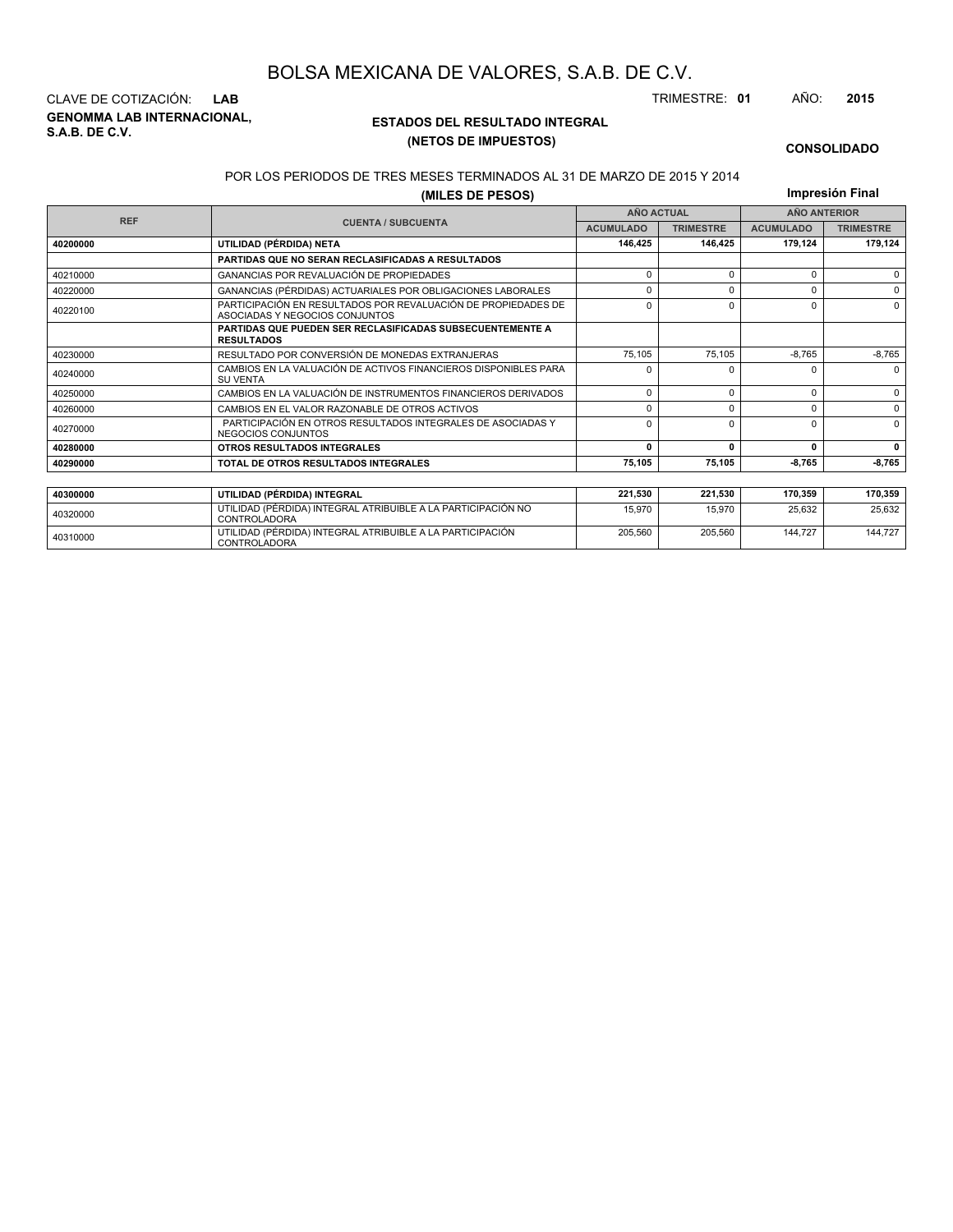# BOLSA MEXICANA DE VALORES, S.A.B. DE C.V.

CLAVE DE COTIZACIÓN: **LAB**

TRIMESTRE: **01** AÑO: **2015**

**GENOMMA LAB INTERNACIONAL, S.A.B. DE C.V.**

## ESTADOS DEL RESULTADO INTEGRAL
## (NETOS DE IMPUESTOS)

**CONSOLIDADO**

POR LOS PERIODOS DE TRES MESES TERMINADOS AL 31 DE MARZO DE 2015 Y 2014

**(MILES DE PESOS)**

**Impresión Final**

| REF | CUENTA / SUBCUENTA | AÑO ACTUAL | | AÑO ANTERIOR | |
|---|---|---|---|---|---|
| | | ACUMULADO | TRIMESTRE | ACUMULADO | TRIMESTRE |
| **40200000** | **UTILIDAD (PÉRDIDA) NETA** | **146,425** | **146,425** | **179,124** | **179,124** |
| | **PARTIDAS QUE NO SERAN RECLASIFICADAS A RESULTADOS** | | | | |
| 40210000 | GANANCIAS POR REVALUACIÓN DE PROPIEDADES | 0 | 0 | 0 | 0 |
| 40220000 | GANANCIAS (PÉRDIDAS) ACTUARIALES POR OBLIGACIONES LABORALES | 0 | 0 | 0 | 0 |
| 40220100 | PARTICIPACIÓN EN RESULTADOS POR REVALUACIÓN DE PROPIEDADES DE ASOCIADAS Y NEGOCIOS CONJUNTOS | 0 | 0 | 0 | 0 |
| | **PARTIDAS QUE PUEDEN SER RECLASIFICADAS SUBSECUENTEMENTE A RESULTADOS** | | | | |
| 40230000 | RESULTADO POR CONVERSIÓN DE MONEDAS EXTRANJERAS | 75,105 | 75,105 | -8,765 | -8,765 |
| 40240000 | CAMBIOS EN LA VALUACIÓN DE ACTIVOS FINANCIEROS DISPONIBLES PARA SU VENTA | 0 | 0 | 0 | 0 |
| 40250000 | CAMBIOS EN LA VALUACIÓN DE INSTRUMENTOS FINANCIEROS DERIVADOS | 0 | 0 | 0 | 0 |
| 40260000 | CAMBIOS EN EL VALOR RAZONABLE DE OTROS ACTIVOS | 0 | 0 | 0 | 0 |
| 40270000 | PARTICIPACIÓN EN OTROS RESULTADOS INTEGRALES DE ASOCIADAS Y NEGOCIOS CONJUNTOS | 0 | 0 | 0 | 0 |
| **40280000** | **OTROS RESULTADOS INTEGRALES** | **0** | **0** | **0** | **0** |
| **40290000** | **TOTAL DE OTROS RESULTADOS INTEGRALES** | **75,105** | **75,105** | **-8,765** | **-8,765** |
| | | | | | |
| **40300000** | **UTILIDAD (PÉRDIDA) INTEGRAL** | **221,530** | **221,530** | **170,359** | **170,359** |
| 40320000 | UTILIDAD (PÉRDIDA) INTEGRAL ATRIBUIBLE A LA PARTICIPACIÓN NO CONTROLADORA | 15,970 | 15,970 | 25,632 | 25,632 |
| 40310000 | UTILIDAD (PÉRDIDA) INTEGRAL ATRIBUIBLE A LA PARTICIPACIÓN CONTROLADORA | 205,560 | 205,560 | 144,727 | 144,727 |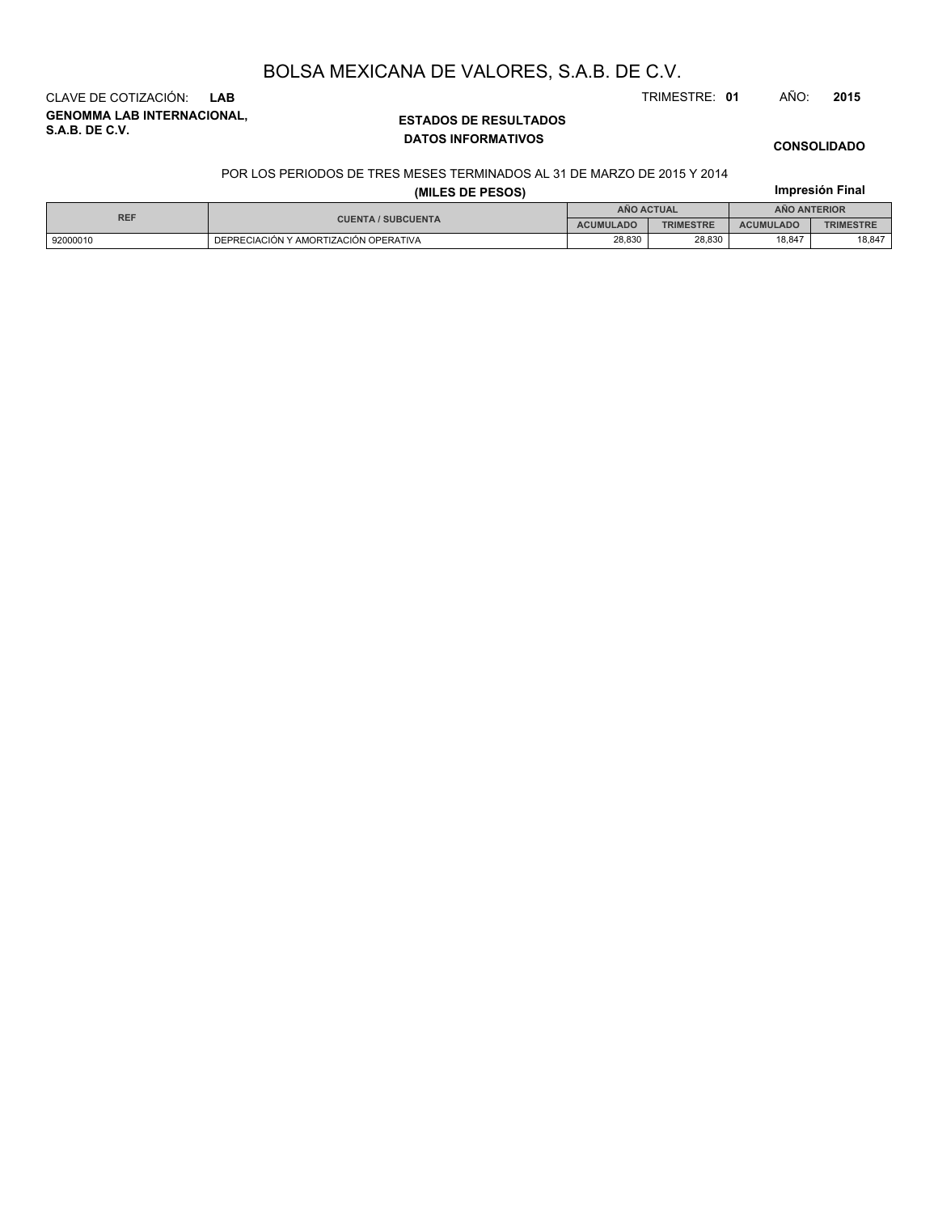# BOLSA MEXICANA DE VALORES, S.A.B. DE C.V.

CLAVE DE COTIZACIÓN: **LAB**

TRIMESTRE: **01** AÑO: **2015**

**GENOMMA LAB INTERNACIONAL, S.A.B. DE C.V.**

**ESTADOS DE RESULTADOS**

**DATOS INFORMATIVOS**

**CONSOLIDADO**

POR LOS PERIODOS DE TRES MESES TERMINADOS AL 31 DE MARZO DE 2015 Y 2014

**(MILES DE PESOS)**

**Impresión Final**

| REF | CUENTA / SUBCUENTA | AÑO ACTUAL | | AÑO ANTERIOR | |
|---|---|---|---|---|---|
| | | ACUMULADO | TRIMESTRE | ACUMULADO | TRIMESTRE |
| 92000010 | DEPRECIACIÓN Y AMORTIZACIÓN OPERATIVA | 28,830 | 28,830 | 18,847 | 18,847 |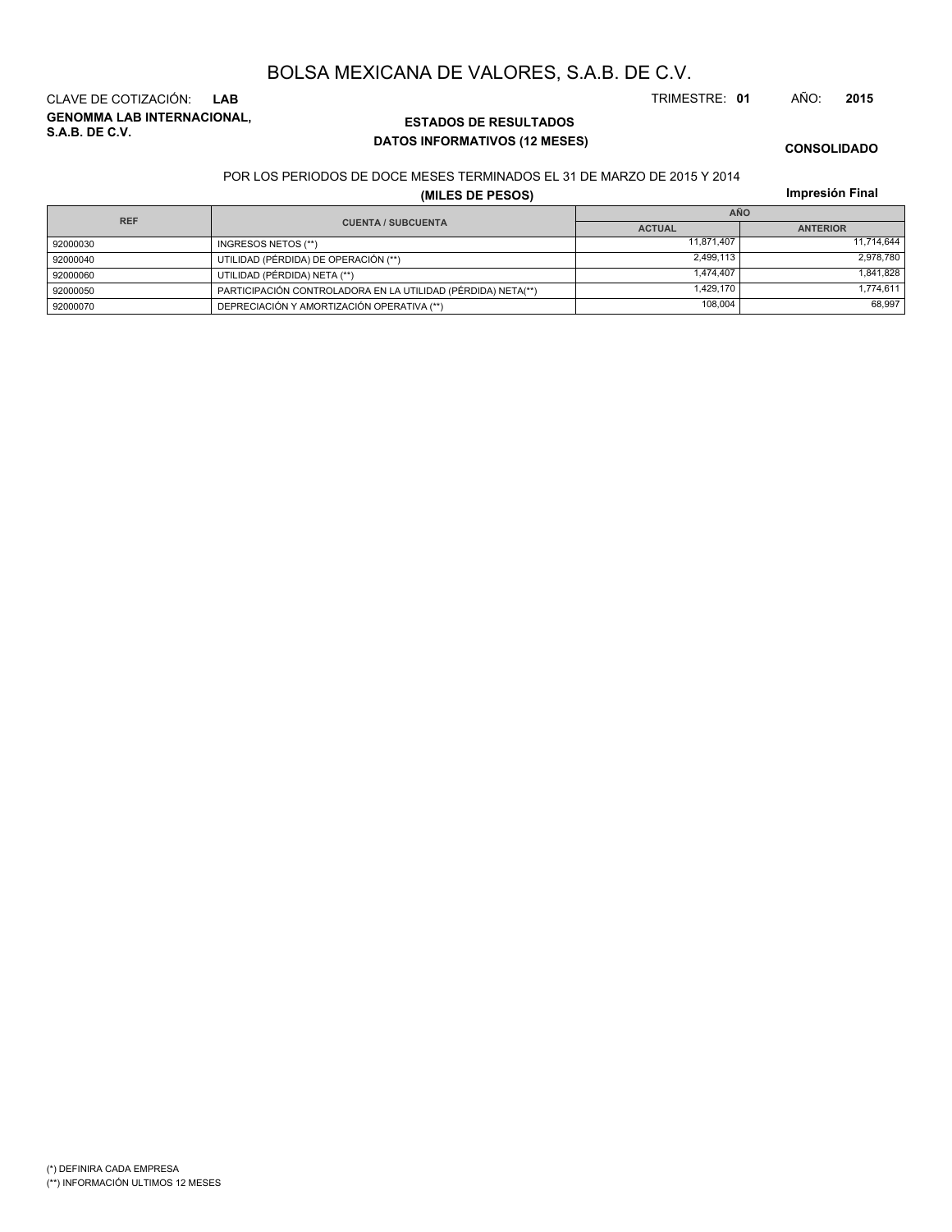# BOLSA MEXICANA DE VALORES, S.A.B. DE C.V.

CLAVE DE COTIZACIÓN: **LAB**

TRIMESTRE: **01** AÑO: **2015**

**GENOMMA LAB INTERNACIONAL, S.A.B. DE C.V.**

## ESTADOS DE RESULTADOS
### DATOS INFORMATIVOS (12 MESES)

**CONSOLIDADO**

POR LOS PERIODOS DE DOCE MESES TERMINADOS EL 31 DE MARZO DE 2015 Y 2014

**(MILES DE PESOS)**

**Impresión Final**

| REF | CUENTA / SUBCUENTA | AÑO | |
|---|---|---|---|
| | | ACTUAL | ANTERIOR |
| 92000030 | INGRESOS NETOS (**) | 11,871,407 | 11,714,644 |
| 92000040 | UTILIDAD (PÉRDIDA) DE OPERACIÓN (**) | 2,499,113 | 2,978,780 |
| 92000060 | UTILIDAD (PÉRDIDA) NETA (**) | 1,474,407 | 1,841,828 |
| 92000050 | PARTICIPACIÓN CONTROLADORA EN LA UTILIDAD (PÉRDIDA) NETA(**) | 1,429,170 | 1,774,611 |
| 92000070 | DEPRECIACIÓN Y AMORTIZACIÓN OPERATIVA (**) | 108,004 | 68,997 |

(*) DEFINIRA CADA EMPRESA

(**) INFORMACIÓN ULTIMOS 12 MESES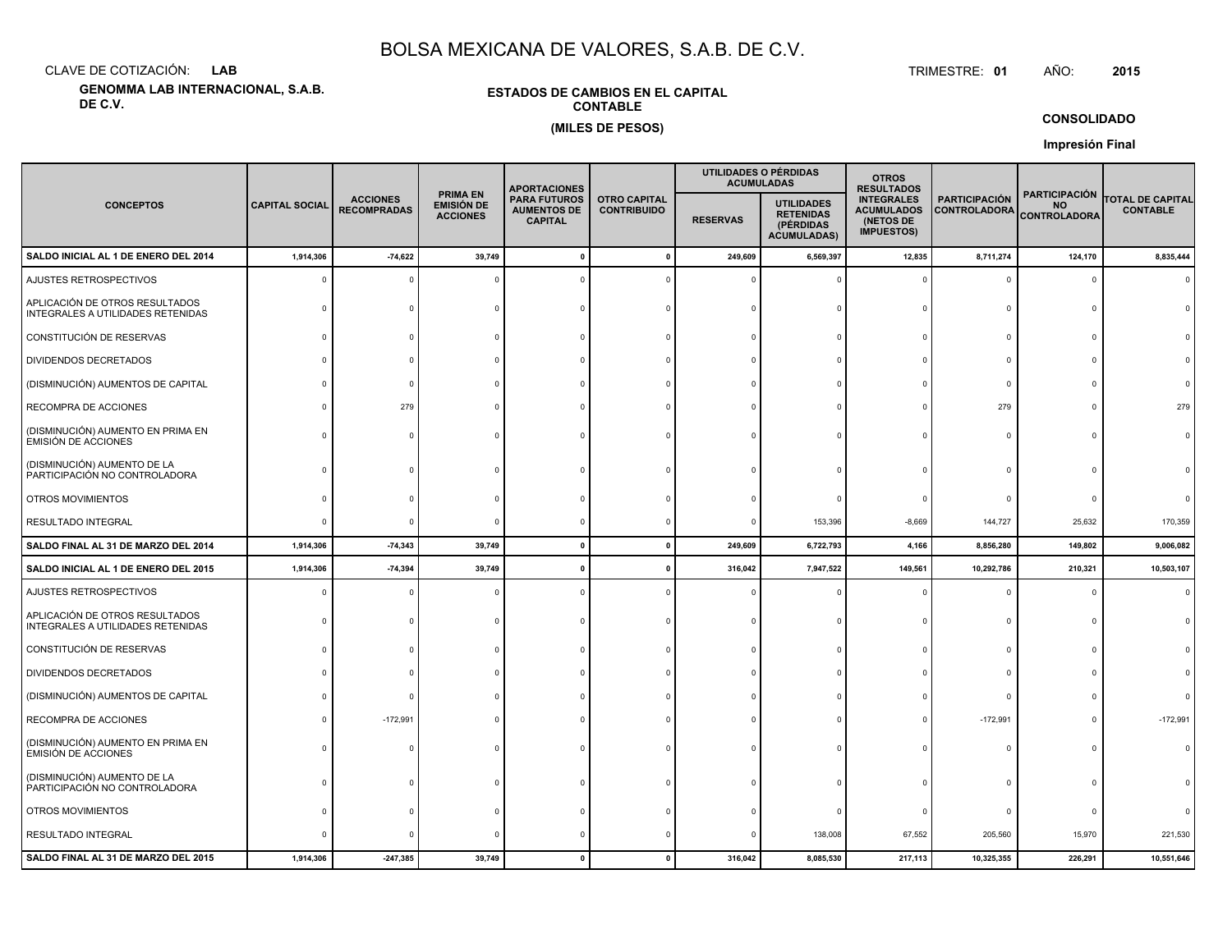# BOLSA MEXICANA DE VALORES, S.A.B. DE C.V.

CLAVE DE COTIZACIÓN: **LAB**

TRIMESTRE: **01** AÑO: **2015**

**GENOMMA LAB INTERNACIONAL, S.A.B. DE C.V.**

**ESTADOS DE CAMBIOS EN EL CAPITAL CONTABLE**

**(MILES DE PESOS)**

**CONSOLIDADO**

**Impresión Final**

| CONCEPTOS | CAPITAL SOCIAL | ACCIONES RECOMPRADAS | PRIMA EN EMISIÓN DE ACCIONES | APORTACIONES PARA FUTUROS AUMENTOS DE CAPITAL | OTRO CAPITAL CONTRIBUIDO | UTILIDADES O PÉRDIDAS ACUMULADAS | | OTROS RESULTADOS INTEGRALES ACUMULADOS (NETOS DE IMPUESTOS) | PARTICIPACIÓN CONTROLADORA | PARTICIPACIÓN NO CONTROLADORA | TOTAL DE CAPITAL CONTABLE |
|---|---|---|---|---|---|---|---|---|---|---|---|
| | | | | | | RESERVAS | UTILIDADES RETENIDAS (PÉRDIDAS ACUMULADAS) | | | | |
| **SALDO INICIAL AL 1 DE ENERO DEL 2014** | **1,914,306** | **-74,622** | **39,749** | **0** | **0** | **249,609** | **6,569,397** | **12,835** | **8,711,274** | **124,170** | **8,835,444** |
| AJUSTES RETROSPECTIVOS | 0 | 0 | 0 | 0 | 0 | 0 | 0 | 0 | 0 | 0 | 0 |
| APLICACIÓN DE OTROS RESULTADOS INTEGRALES A UTILIDADES RETENIDAS | 0 | 0 | 0 | 0 | 0 | 0 | 0 | 0 | 0 | 0 | 0 |
| CONSTITUCIÓN DE RESERVAS | 0 | 0 | 0 | 0 | 0 | 0 | 0 | 0 | 0 | 0 | 0 |
| DIVIDENDOS DECRETADOS | 0 | 0 | 0 | 0 | 0 | 0 | 0 | 0 | 0 | 0 | 0 |
| (DISMINUCIÓN) AUMENTOS DE CAPITAL | 0 | 0 | 0 | 0 | 0 | 0 | 0 | 0 | 0 | 0 | 0 |
| RECOMPRA DE ACCIONES | 0 | 279 | 0 | 0 | 0 | 0 | 0 | 0 | 279 | 0 | 279 |
| (DISMINUCIÓN) AUMENTO EN PRIMA EN EMISIÓN DE ACCIONES | 0 | 0 | 0 | 0 | 0 | 0 | 0 | 0 | 0 | 0 | 0 |
| (DISMINUCIÓN) AUMENTO DE LA PARTICIPACIÓN NO CONTROLADORA | 0 | 0 | 0 | 0 | 0 | 0 | 0 | 0 | 0 | 0 | 0 |
| OTROS MOVIMIENTOS | 0 | 0 | 0 | 0 | 0 | 0 | 0 | 0 | 0 | 0 | 0 |
| RESULTADO INTEGRAL | 0 | 0 | 0 | 0 | 0 | 0 | 153,396 | -8,669 | 144,727 | 25,632 | 170,359 |
| **SALDO FINAL AL 31 DE MARZO DEL 2014** | **1,914,306** | **-74,343** | **39,749** | **0** | **0** | **249,609** | **6,722,793** | **4,166** | **8,856,280** | **149,802** | **9,006,082** |
| **SALDO INICIAL AL 1 DE ENERO DEL 2015** | **1,914,306** | **-74,394** | **39,749** | **0** | **0** | **316,042** | **7,947,522** | **149,561** | **10,292,786** | **210,321** | **10,503,107** |
| AJUSTES RETROSPECTIVOS | 0 | 0 | 0 | 0 | 0 | 0 | 0 | 0 | 0 | 0 | 0 |
| APLICACIÓN DE OTROS RESULTADOS INTEGRALES A UTILIDADES RETENIDAS | 0 | 0 | 0 | 0 | 0 | 0 | 0 | 0 | 0 | 0 | 0 |
| CONSTITUCIÓN DE RESERVAS | 0 | 0 | 0 | 0 | 0 | 0 | 0 | 0 | 0 | 0 | 0 |
| DIVIDENDOS DECRETADOS | 0 | 0 | 0 | 0 | 0 | 0 | 0 | 0 | 0 | 0 | 0 |
| (DISMINUCIÓN) AUMENTOS DE CAPITAL | 0 | 0 | 0 | 0 | 0 | 0 | 0 | 0 | 0 | 0 | 0 |
| RECOMPRA DE ACCIONES | 0 | -172,991 | 0 | 0 | 0 | 0 | 0 | 0 | -172,991 | 0 | -172,991 |
| (DISMINUCIÓN) AUMENTO EN PRIMA EN EMISIÓN DE ACCIONES | 0 | 0 | 0 | 0 | 0 | 0 | 0 | 0 | 0 | 0 | 0 |
| (DISMINUCIÓN) AUMENTO DE LA PARTICIPACIÓN NO CONTROLADORA | 0 | 0 | 0 | 0 | 0 | 0 | 0 | 0 | 0 | 0 | 0 |
| OTROS MOVIMIENTOS | 0 | 0 | 0 | 0 | 0 | 0 | 0 | 0 | 0 | 0 | 0 |
| RESULTADO INTEGRAL | 0 | 0 | 0 | 0 | 0 | 0 | 138,008 | 67,552 | 205,560 | 15,970 | 221,530 |
| **SALDO FINAL AL 31 DE MARZO DEL 2015** | **1,914,306** | **-247,385** | **39,749** | **0** | **0** | **316,042** | **8,085,530** | **217,113** | **10,325,355** | **226,291** | **10,551,646** |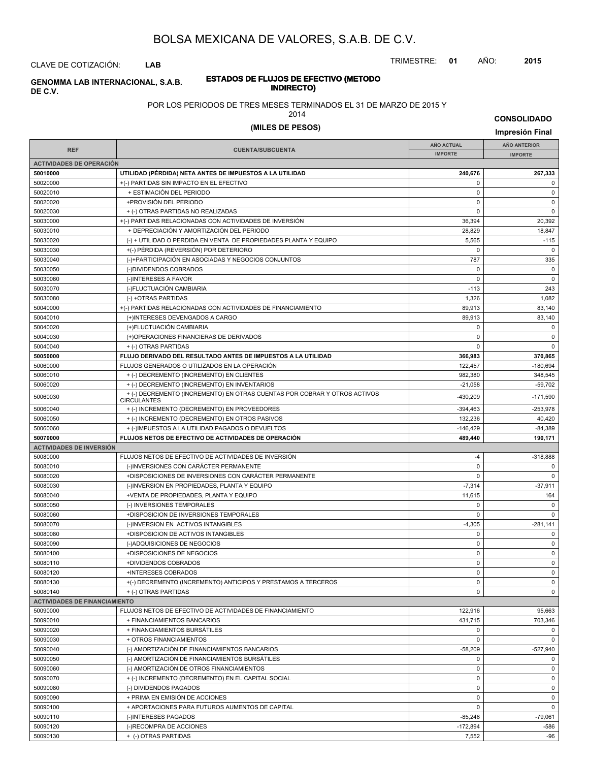# BOLSA MEXICANA DE VALORES, S.A.B. DE C.V.

CLAVE DE COTIZACIÓN: **LAB**

TRIMESTRE: **01** AÑO: **2015**

**GENOMMA LAB INTERNACIONAL, S.A.B. DE C.V.**

## ESTADOS DE FLUJOS DE EFECTIVO (METODO INDIRECTO)

POR LOS PERIODOS DE TRES MESES TERMINADOS EL 31 DE MARZO DE 2015 Y 2014

**(MILES DE PESOS)**

**CONSOLIDADO**

**Impresión Final**

| REF | CUENTA/SUBCUENTA | AÑO ACTUAL IMPORTE | AÑO ANTERIOR IMPORTE |
|---|---|---|---|
| **ACTIVIDADES DE OPERACIÓN** | | | |
| **50010000** | **UTILIDAD (PÉRDIDA) NETA ANTES DE IMPUESTOS A LA UTILIDAD** | **240,676** | **267,333** |
| 50020000 | +(-) PARTIDAS SIN IMPACTO EN EL EFECTIVO | 0 | 0 |
| 50020010 | + ESTIMACIÓN DEL PERIODO | 0 | 0 |
| 50020020 | +PROVISIÓN DEL PERIODO | 0 | 0 |
| 50020030 | + (-) OTRAS PARTIDAS NO REALIZADAS | 0 | 0 |
| 50030000 | +(-) PARTIDAS RELACIONADAS CON ACTIVIDADES DE INVERSIÓN | 36,394 | 20,392 |
| 50030010 | + DEPRECIACIÓN Y AMORTIZACIÓN DEL PERIODO | 28,829 | 18,847 |
| 50030020 | (-) + UTILIDAD O PERDIDA EN VENTA DE PROPIEDADES PLANTA Y EQUIPO | 5,565 | -115 |
| 50030030 | +(-) PÉRDIDA (REVERSIÓN) POR DETERIORO | 0 | 0 |
| 50030040 | (-)+PARTICIPACIÓN EN ASOCIADAS Y NEGOCIOS CONJUNTOS | 787 | 335 |
| 50030050 | (-)DIVIDENDOS COBRADOS | 0 | 0 |
| 50030060 | (-)INTERESES A FAVOR | 0 | 0 |
| 50030070 | (-)FLUCTUACIÓN CAMBIARIA | -113 | 243 |
| 50030080 | (-) +OTRAS PARTIDAS | 1,326 | 1,082 |
| 50040000 | +(-) PARTIDAS RELACIONADAS CON ACTIVIDADES DE FINANCIAMIENTO | 89,913 | 83,140 |
| 50040010 | (+)INTERESES DEVENGADOS A CARGO | 89,913 | 83,140 |
| 50040020 | (+)FLUCTUACIÓN CAMBIARIA | 0 | 0 |
| 50040030 | (+)OPERACIONES FINANCIERAS DE DERIVADOS | 0 | 0 |
| 50040040 | + (-) OTRAS PARTIDAS | 0 | 0 |
| **50050000** | **FLUJO DERIVADO DEL RESULTADO ANTES DE IMPUESTOS A LA UTILIDAD** | **366,983** | **370,865** |
| 50060000 | FLUJOS GENERADOS O UTILIZADOS EN LA OPERACIÓN | 122,457 | -180,694 |
| 50060010 | + (-) DECREMENTO (INCREMENTO) EN CLIENTES | 982,380 | 348,545 |
| 50060020 | + (-) DECREMENTO (INCREMENTO) EN INVENTARIOS | -21,058 | -59,702 |
| 50060030 | + (-) DECREMENTO (INCREMENTO) EN OTRAS CUENTAS POR COBRAR Y OTROS ACTIVOS CIRCULANTES | -430,209 | -171,590 |
| 50060040 | + (-) INCREMENTO (DECREMENTO) EN PROVEEDORES | -394,463 | -253,978 |
| 50060050 | + (-) INCREMENTO (DECREMENTO) EN OTROS PASIVOS | 132,236 | 40,420 |
| 50060060 | + (-)IMPUESTOS A LA UTILIDAD PAGADOS O DEVUELTOS | -146,429 | -84,389 |
| **50070000** | **FLUJOS NETOS DE EFECTIVO DE ACTIVIDADES DE OPERACIÓN** | **489,440** | **190,171** |
| **ACTIVIDADES DE INVERSIÓN** | | | |
| 50080000 | FLUJOS NETOS DE EFECTIVO DE ACTIVIDADES DE INVERSIÓN | -4 | -318,888 |
| 50080010 | (-)INVERSIONES CON CARÁCTER PERMANENTE | 0 | 0 |
| 50080020 | +DISPOSICIONES DE INVERSIONES CON CARÁCTER PERMANENTE | 0 | 0 |
| 50080030 | (-)INVERSION EN PROPIEDADES, PLANTA Y EQUIPO | -7,314 | -37,911 |
| 50080040 | +VENTA DE PROPIEDADES, PLANTA Y EQUIPO | 11,615 | 164 |
| 50080050 | (-) INVERSIONES TEMPORALES | 0 | 0 |
| 50080060 | +DISPOSICION DE INVERSIONES TEMPORALES | 0 | 0 |
| 50080070 | (-)INVERSION EN ACTIVOS INTANGIBLES | -4,305 | -281,141 |
| 50080080 | +DISPOSICION DE ACTIVOS INTANGIBLES | 0 | 0 |
| 50080090 | (-)ADQUISICIONES DE NEGOCIOS | 0 | 0 |
| 50080100 | +DISPOSICIONES DE NEGOCIOS | 0 | 0 |
| 50080110 | +DIVIDENDOS COBRADOS | 0 | 0 |
| 50080120 | +INTERESES COBRADOS | 0 | 0 |
| 50080130 | +(-) DECREMENTO (INCREMENTO) ANTICIPOS Y PRESTAMOS A TERCEROS | 0 | 0 |
| 50080140 | + (-) OTRAS PARTIDAS | 0 | 0 |
| **ACTIVIDADES DE FINANCIAMIENTO** | | | |
| 50090000 | FLUJOS NETOS DE EFECTIVO DE ACTIVIDADES DE FINANCIAMIENTO | 122,916 | 95,663 |
| 50090010 | + FINANCIAMIENTOS BANCARIOS | 431,715 | 703,346 |
| 50090020 | + FINANCIAMIENTOS BURSÁTILES | 0 | 0 |
| 50090030 | + OTROS FINANCIAMIENTOS | 0 | 0 |
| 50090040 | (-) AMORTIZACIÓN DE FINANCIAMIENTOS BANCARIOS | -58,209 | -527,940 |
| 50090050 | (-) AMORTIZACIÓN DE FINANCIAMIENTOS BURSÁTILES | 0 | 0 |
| 50090060 | (-) AMORTIZACIÓN DE OTROS FINANCIAMIENTOS | 0 | 0 |
| 50090070 | + (-) INCREMENTO (DECREMENTO) EN EL CAPITAL SOCIAL | 0 | 0 |
| 50090080 | (-) DIVIDENDOS PAGADOS | 0 | 0 |
| 50090090 | + PRIMA EN EMISIÓN DE ACCIONES | 0 | 0 |
| 50090100 | + APORTACIONES PARA FUTUROS AUMENTOS DE CAPITAL | 0 | 0 |
| 50090110 | (-)INTERESES PAGADOS | -85,248 | -79,061 |
| 50090120 | (-)RECOMPRA DE ACCIONES | -172,894 | -586 |
| 50090130 | + (-) OTRAS PARTIDAS | 7,552 | -96 |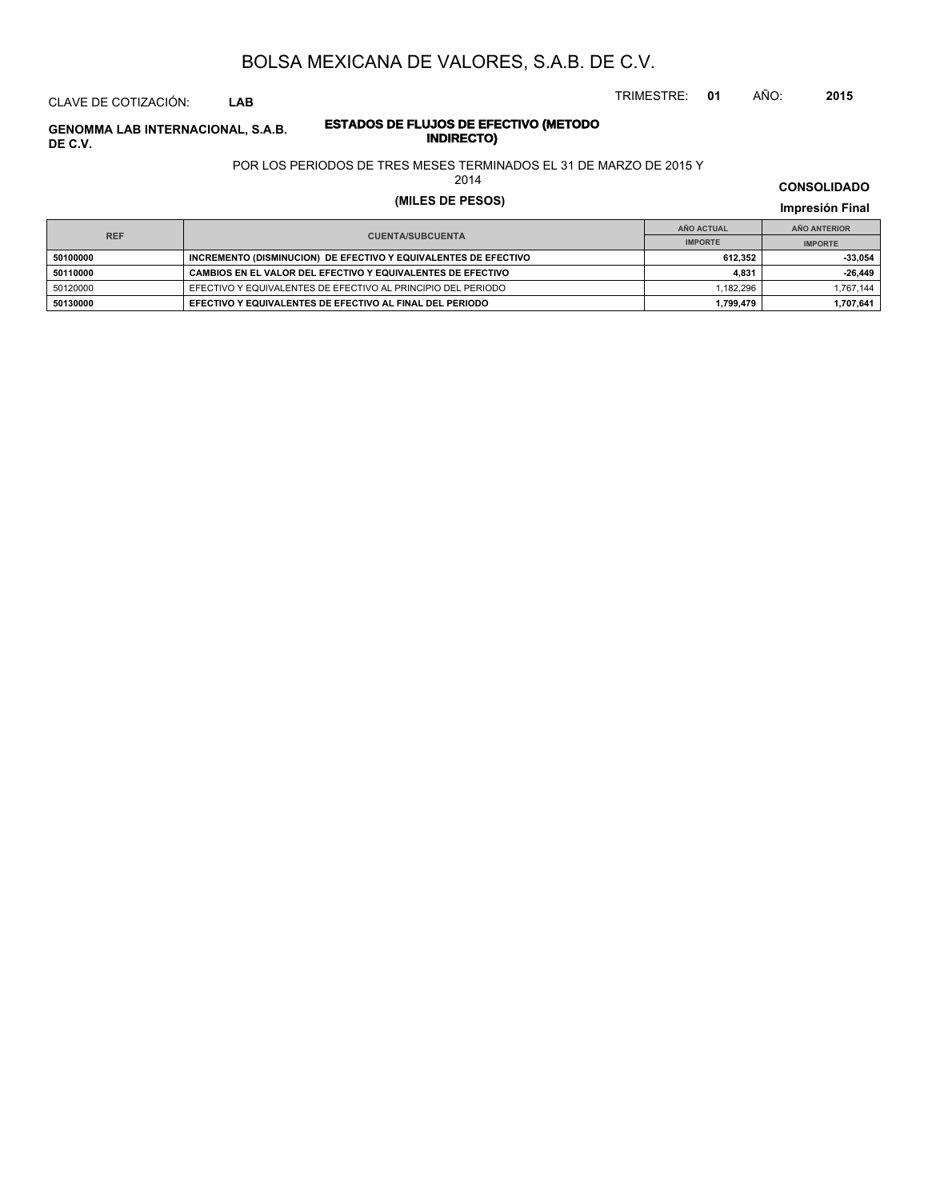# BOLSA MEXICANA DE VALORES, S.A.B. DE C.V.

CLAVE DE COTIZACIÓN: **LAB**

TRIMESTRE: **01** AÑO: **2015**

**GENOMMA LAB INTERNACIONAL, S.A.B. DE C.V.**

## ESTADOS DE FLUJOS DE EFECTIVO (METODO INDIRECTO)

POR LOS PERIODOS DE TRES MESES TERMINADOS EL 31 DE MARZO DE 2015 Y 2014

**(MILES DE PESOS)**

**CONSOLIDADO**

**Impresión Final**

| REF | CUENTA/SUBCUENTA | AÑO ACTUAL | AÑO ANTERIOR |
|---|---|---|---|
| | | IMPORTE | IMPORTE |
| **50100000** | **INCREMENTO (DISMINUCION) DE EFECTIVO Y EQUIVALENTES DE EFECTIVO** | **612,352** | **-33,054** |
| **50110000** | **CAMBIOS EN EL VALOR DEL EFECTIVO Y EQUIVALENTES DE EFECTIVO** | **4,831** | **-26,449** |
| 50120000 | EFECTIVO Y EQUIVALENTES DE EFECTIVO AL PRINCIPIO DEL PERIODO | 1,182,296 | 1,767,144 |
| **50130000** | **EFECTIVO Y EQUIVALENTES DE EFECTIVO AL FINAL DEL PERIODO** | **1,799,479** | **1,707,641** |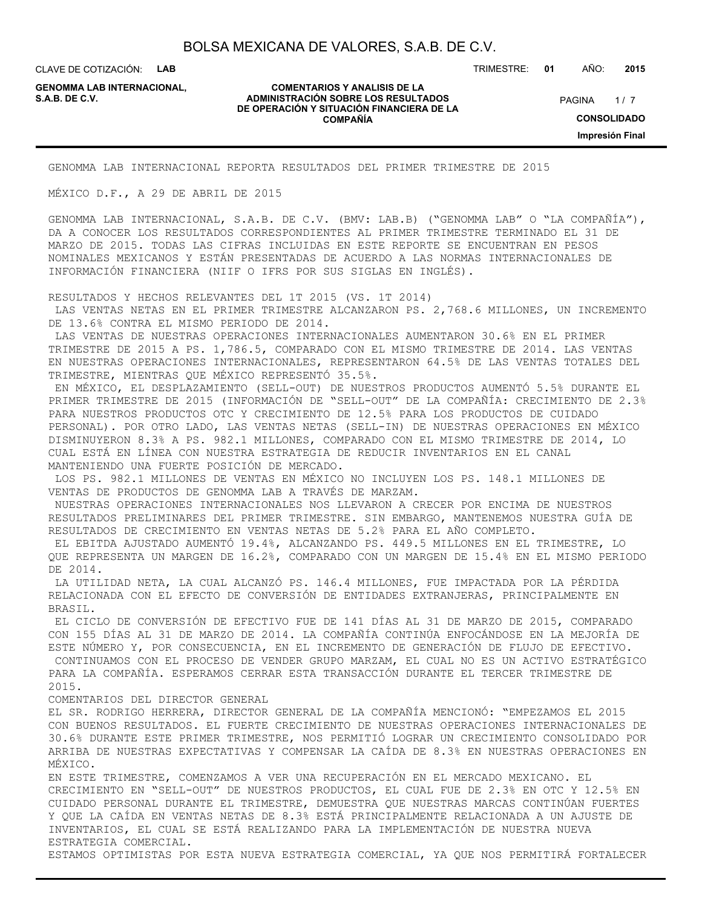GENOMMA LAB INTERNACIONAL REPORTA RESULTADOS DEL PRIMER TRIMESTRE DE 2015

MÉXICO D.F., A 29 DE ABRIL DE 2015

GENOMMA LAB INTERNACIONAL, S.A.B. DE C.V. (BMV: LAB.B) ("GENOMMA LAB" O "LA COMPAÑÍA"), DA A CONOCER LOS RESULTADOS CORRESPONDIENTES AL PRIMER TRIMESTRE TERMINADO EL 31 DE MARZO DE 2015. TODAS LAS CIFRAS INCLUIDAS EN ESTE REPORTE SE ENCUENTRAN EN PESOS NOMINALES MEXICANOS Y ESTÁN PRESENTADAS DE ACUERDO A LAS NORMAS INTERNACIONALES DE INFORMACIÓN FINANCIERA (NIIF O IFRS POR SUS SIGLAS EN INGLÉS).

RESULTADOS Y HECHOS RELEVANTES DEL 1T 2015 (VS. 1T 2014)

LAS VENTAS NETAS EN EL PRIMER TRIMESTRE ALCANZARON PS. 2,768.6 MILLONES, UN INCREMENTO DE 13.6% CONTRA EL MISMO PERIODO DE 2014.

LAS VENTAS DE NUESTRAS OPERACIONES INTERNACIONALES AUMENTARON 30.6% EN EL PRIMER TRIMESTRE DE 2015 A PS. 1,786.5, COMPARADO CON EL MISMO TRIMESTRE DE 2014. LAS VENTAS EN NUESTRAS OPERACIONES INTERNACIONALES, REPRESENTARON 64.5% DE LAS VENTAS TOTALES DEL TRIMESTRE, MIENTRAS QUE MÉXICO REPRESENTÓ 35.5%.

EN MÉXICO, EL DESPLAZAMIENTO (SELL-OUT) DE NUESTROS PRODUCTOS AUMENTÓ 5.5% DURANTE EL PRIMER TRIMESTRE DE 2015 (INFORMACIÓN DE "SELL-OUT" DE LA COMPAÑÍA: CRECIMIENTO DE 2.3% PARA NUESTROS PRODUCTOS OTC Y CRECIMIENTO DE 12.5% PARA LOS PRODUCTOS DE CUIDADO PERSONAL). POR OTRO LADO, LAS VENTAS NETAS (SELL-IN) DE NUESTRAS OPERACIONES EN MÉXICO DISMINUYERON 8.3% A PS. 982.1 MILLONES, COMPARADO CON EL MISMO TRIMESTRE DE 2014, LO CUAL ESTÁ EN LÍNEA CON NUESTRA ESTRATEGIA DE REDUCIR INVENTARIOS EN EL CANAL MANTENIENDO UNA FUERTE POSICIÓN DE MERCADO.

LOS PS. 982.1 MILLONES DE VENTAS EN MÉXICO NO INCLUYEN LOS PS. 148.1 MILLONES DE VENTAS DE PRODUCTOS DE GENOMMA LAB A TRAVÉS DE MARZAM.

NUESTRAS OPERACIONES INTERNACIONALES NOS LLEVARON A CRECER POR ENCIMA DE NUESTROS RESULTADOS PRELIMINARES DEL PRIMER TRIMESTRE. SIN EMBARGO, MANTENEMOS NUESTRA GUÍA DE RESULTADOS DE CRECIMIENTO EN VENTAS NETAS DE 5.2% PARA EL AÑO COMPLETO.

EL EBITDA AJUSTADO AUMENTÓ 19.4%, ALCANZANDO PS. 449.5 MILLONES EN EL TRIMESTRE, LO QUE REPRESENTA UN MARGEN DE 16.2%, COMPARADO CON UN MARGEN DE 15.4% EN EL MISMO PERIODO DE 2014.

LA UTILIDAD NETA, LA CUAL ALCANZÓ PS. 146.4 MILLONES, FUE IMPACTADA POR LA PÉRDIDA RELACIONADA CON EL EFECTO DE CONVERSIÓN DE ENTIDADES EXTRANJERAS, PRINCIPALMENTE EN BRASIL.

EL CICLO DE CONVERSIÓN DE EFECTIVO FUE DE 141 DÍAS AL 31 DE MARZO DE 2015, COMPARADO CON 155 DÍAS AL 31 DE MARZO DE 2014. LA COMPAÑÍA CONTINÚA ENFOCÁNDOSE EN LA MEJORÍA DE ESTE NÚMERO Y, POR CONSECUENCIA, EN EL INCREMENTO DE GENERACIÓN DE FLUJO DE EFECTIVO.

CONTINUAMOS CON EL PROCESO DE VENDER GRUPO MARZAM, EL CUAL NO ES UN ACTIVO ESTRATÉGICO PARA LA COMPAÑÍA. ESPERAMOS CERRAR ESTA TRANSACCIÓN DURANTE EL TERCER TRIMESTRE DE 2015.

COMENTARIOS DEL DIRECTOR GENERAL

EL SR. RODRIGO HERRERA, DIRECTOR GENERAL DE LA COMPAÑÍA MENCIONÓ: "EMPEZAMOS EL 2015 CON BUENOS RESULTADOS. EL FUERTE CRECIMIENTO DE NUESTRAS OPERACIONES INTERNACIONALES DE 30.6% DURANTE ESTE PRIMER TRIMESTRE, NOS PERMITIÓ LOGRAR UN CRECIMIENTO CONSOLIDADO POR ARRIBA DE NUESTRAS EXPECTATIVAS Y COMPENSAR LA CAÍDA DE 8.3% EN NUESTRAS OPERACIONES EN MÉXICO.

EN ESTE TRIMESTRE, COMENZAMOS A VER UNA RECUPERACIÓN EN EL MERCADO MEXICANO. EL CRECIMIENTO EN "SELL-OUT" DE NUESTROS PRODUCTOS, EL CUAL FUE DE 2.3% EN OTC Y 12.5% EN CUIDADO PERSONAL DURANTE EL TRIMESTRE, DEMUESTRA QUE NUESTRAS MARCAS CONTINÚAN FUERTES Y QUE LA CAÍDA EN VENTAS NETAS DE 8.3% ESTÁ PRINCIPALMENTE RELACIONADA A UN AJUSTE DE INVENTARIOS, EL CUAL SE ESTÁ REALIZANDO PARA LA IMPLEMENTACIÓN DE NUESTRA NUEVA ESTRATEGIA COMERCIAL.

ESTAMOS OPTIMISTAS POR ESTA NUEVA ESTRATEGIA COMERCIAL, YA QUE NOS PERMITIRÁ FORTALECER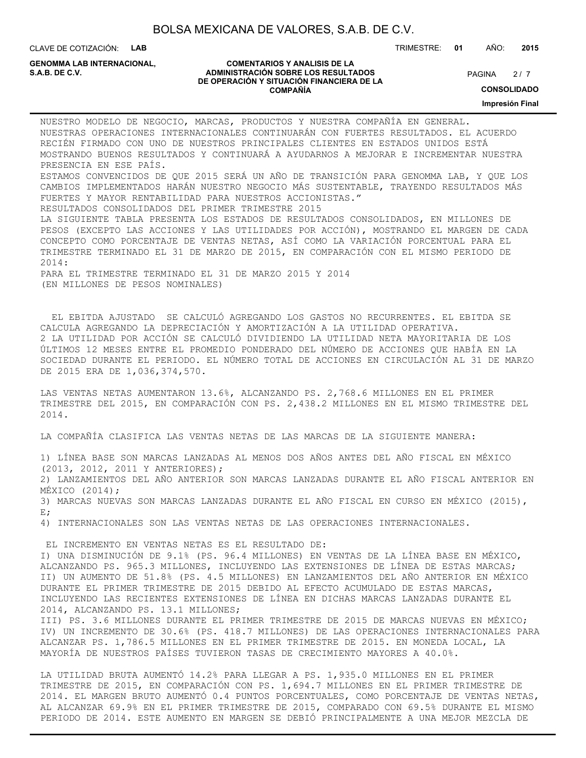NUESTRO MODELO DE NEGOCIO, MARCAS, PRODUCTOS Y NUESTRA COMPAÑÍA EN GENERAL. NUESTRAS OPERACIONES INTERNACIONALES CONTINUARÁN CON FUERTES RESULTADOS. EL ACUERDO RECIÉN FIRMADO CON UNO DE NUESTROS PRINCIPALES CLIENTES EN ESTADOS UNIDOS ESTÁ MOSTRANDO BUENOS RESULTADOS Y CONTINUARÁ A AYUDARNOS A MEJORAR E INCREMENTAR NUESTRA PRESENCIA EN ESE PAÍS.

ESTAMOS CONVENCIDOS DE QUE 2015 SERÁ UN AÑO DE TRANSICIÓN PARA GENOMMA LAB, Y QUE LOS CAMBIOS IMPLEMENTADOS HARÁN NUESTRO NEGOCIO MÁS SUSTENTABLE, TRAYENDO RESULTADOS MÁS FUERTES Y MAYOR RENTABILIDAD PARA NUESTROS ACCIONISTAS."

RESULTADOS CONSOLIDADOS DEL PRIMER TRIMESTRE 2015

LA SIGUIENTE TABLA PRESENTA LOS ESTADOS DE RESULTADOS CONSOLIDADOS, EN MILLONES DE PESOS (EXCEPTO LAS ACCIONES Y LAS UTILIDADES POR ACCIÓN), MOSTRANDO EL MARGEN DE CADA CONCEPTO COMO PORCENTAJE DE VENTAS NETAS, ASÍ COMO LA VARIACIÓN PORCENTUAL PARA EL TRIMESTRE TERMINADO EL 31 DE MARZO DE 2015, EN COMPARACIÓN CON EL MISMO PERIODO DE 2014:

PARA EL TRIMESTRE TERMINADO EL 31 DE MARZO 2015 Y 2014
(EN MILLONES DE PESOS NOMINALES)

EL EBITDA AJUSTADO SE CALCULÓ AGREGANDO LOS GASTOS NO RECURRENTES. EL EBITDA SE CALCULA AGREGANDO LA DEPRECIACIÓN Y AMORTIZACIÓN A LA UTILIDAD OPERATIVA.

2 LA UTILIDAD POR ACCIÓN SE CALCULÓ DIVIDIENDO LA UTILIDAD NETA MAYORITARIA DE LOS ÚLTIMOS 12 MESES ENTRE EL PROMEDIO PONDERADO DEL NÚMERO DE ACCIONES QUE HABÍA EN LA SOCIEDAD DURANTE EL PERIODO. EL NÚMERO TOTAL DE ACCIONES EN CIRCULACIÓN AL 31 DE MARZO DE 2015 ERA DE 1,036,374,570.

LAS VENTAS NETAS AUMENTARON 13.6%, ALCANZANDO PS. 2,768.6 MILLONES EN EL PRIMER TRIMESTRE DEL 2015, EN COMPARACIÓN CON PS. 2,438.2 MILLONES EN EL MISMO TRIMESTRE DEL 2014.

LA COMPAÑÍA CLASIFICA LAS VENTAS NETAS DE LAS MARCAS DE LA SIGUIENTE MANERA:

1) LÍNEA BASE SON MARCAS LANZADAS AL MENOS DOS AÑOS ANTES DEL AÑO FISCAL EN MÉXICO (2013, 2012, 2011 Y ANTERIORES);
2) LANZAMIENTOS DEL AÑO ANTERIOR SON MARCAS LANZADAS DURANTE EL AÑO FISCAL ANTERIOR EN MÉXICO (2014);
3) MARCAS NUEVAS SON MARCAS LANZADAS DURANTE EL AÑO FISCAL EN CURSO EN MÉXICO (2015), E;
4) INTERNACIONALES SON LAS VENTAS NETAS DE LAS OPERACIONES INTERNACIONALES.

EL INCREMENTO EN VENTAS NETAS ES EL RESULTADO DE:

I) UNA DISMINUCIÓN DE 9.1% (PS. 96.4 MILLONES) EN VENTAS DE LA LÍNEA BASE EN MÉXICO, ALCANZANDO PS. 965.3 MILLONES, INCLUYENDO LAS EXTENSIONES DE LÍNEA DE ESTAS MARCAS;
II) UN AUMENTO DE 51.8% (PS. 4.5 MILLONES) EN LANZAMIENTOS DEL AÑO ANTERIOR EN MÉXICO DURANTE EL PRIMER TRIMESTRE DE 2015 DEBIDO AL EFECTO ACUMULADO DE ESTAS MARCAS, INCLUYENDO LAS RECIENTES EXTENSIONES DE LÍNEA EN DICHAS MARCAS LANZADAS DURANTE EL 2014, ALCANZANDO PS. 13.1 MILLONES;
III) PS. 3.6 MILLONES DURANTE EL PRIMER TRIMESTRE DE 2015 DE MARCAS NUEVAS EN MÉXICO;
IV) UN INCREMENTO DE 30.6% (PS. 418.7 MILLONES) DE LAS OPERACIONES INTERNACIONALES PARA ALCANZAR PS. 1,786.5 MILLONES EN EL PRIMER TRIMESTRE DE 2015. EN MONEDA LOCAL, LA MAYORÍA DE NUESTROS PAÍSES TUVIERON TASAS DE CRECIMIENTO MAYORES A 40.0%.

LA UTILIDAD BRUTA AUMENTÓ 14.2% PARA LLEGAR A PS. 1,935.0 MILLONES EN EL PRIMER TRIMESTRE DE 2015, EN COMPARACIÓN CON PS. 1,694.7 MILLONES EN EL PRIMER TRIMESTRE DE 2014. EL MARGEN BRUTO AUMENTÓ 0.4 PUNTOS PORCENTUALES, COMO PORCENTAJE DE VENTAS NETAS, AL ALCANZAR 69.9% EN EL PRIMER TRIMESTRE DE 2015, COMPARADO CON 69.5% DURANTE EL MISMO PERIODO DE 2014. ESTE AUMENTO EN MARGEN SE DEBIÓ PRINCIPALMENTE A UNA MEJOR MEZCLA DE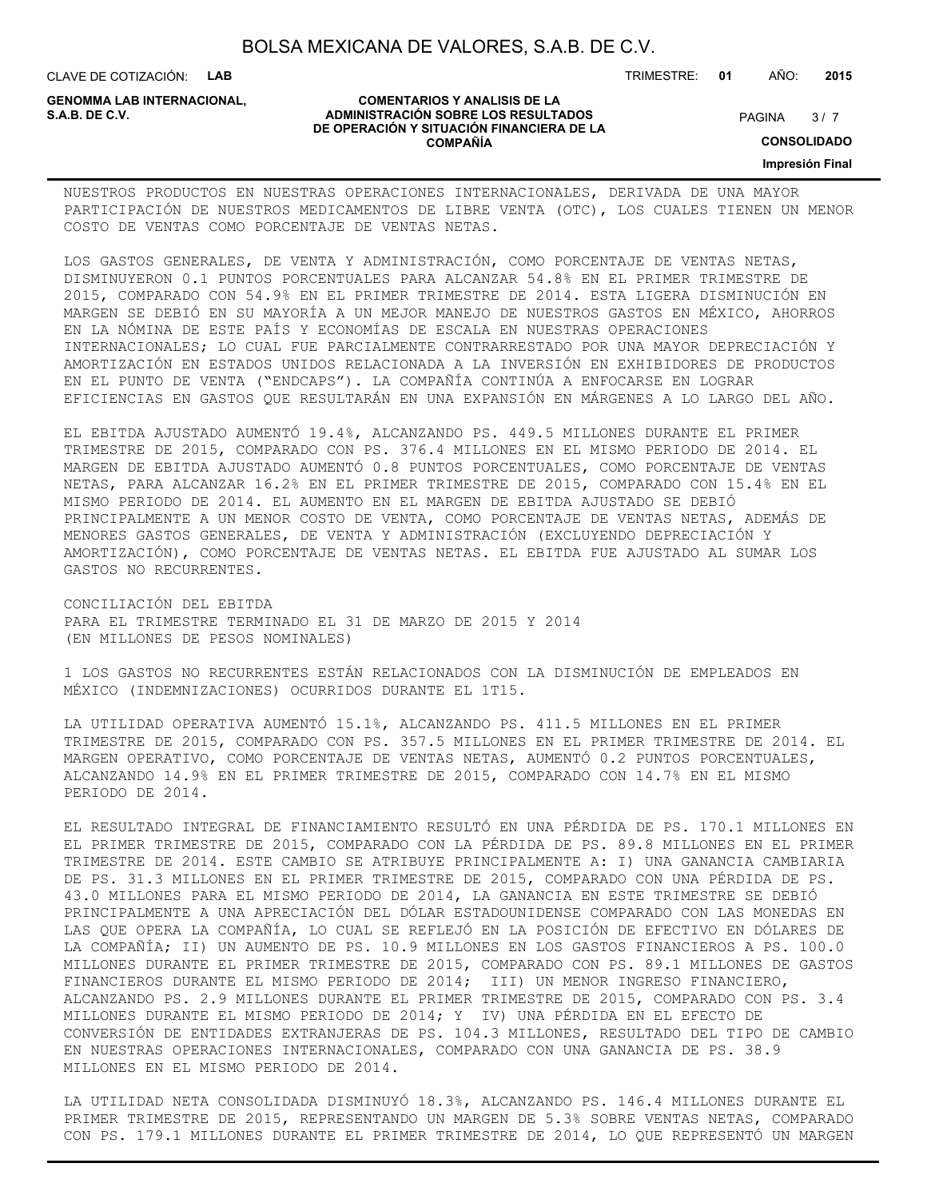NUESTROS PRODUCTOS EN NUESTRAS OPERACIONES INTERNACIONALES, DERIVADA DE UNA MAYOR PARTICIPACIÓN DE NUESTROS MEDICAMENTOS DE LIBRE VENTA (OTC), LOS CUALES TIENEN UN MENOR COSTO DE VENTAS COMO PORCENTAJE DE VENTAS NETAS.

LOS GASTOS GENERALES, DE VENTA Y ADMINISTRACIÓN, COMO PORCENTAJE DE VENTAS NETAS, DISMINUYERON 0.1 PUNTOS PORCENTUALES PARA ALCANZAR 54.8% EN EL PRIMER TRIMESTRE DE 2015, COMPARADO CON 54.9% EN EL PRIMER TRIMESTRE DE 2014. ESTA LIGERA DISMINUCIÓN EN MARGEN SE DEBIÓ EN SU MAYORÍA A UN MEJOR MANEJO DE NUESTROS GASTOS EN MÉXICO, AHORROS EN LA NÓMINA DE ESTE PAÍS Y ECONOMÍAS DE ESCALA EN NUESTRAS OPERACIONES INTERNACIONALES; LO CUAL FUE PARCIALMENTE CONTRARRESTADO POR UNA MAYOR DEPRECIACIÓN Y AMORTIZACIÓN EN ESTADOS UNIDOS RELACIONADA A LA INVERSIÓN EN EXHIBIDORES DE PRODUCTOS EN EL PUNTO DE VENTA ("ENDCAPS"). LA COMPAÑÍA CONTINÚA A ENFOCARSE EN LOGRAR EFICIENCIAS EN GASTOS QUE RESULTARÁN EN UNA EXPANSIÓN EN MÁRGENES A LO LARGO DEL AÑO.

EL EBITDA AJUSTADO AUMENTÓ 19.4%, ALCANZANDO PS. 449.5 MILLONES DURANTE EL PRIMER TRIMESTRE DE 2015, COMPARADO CON PS. 376.4 MILLONES EN EL MISMO PERIODO DE 2014. EL MARGEN DE EBITDA AJUSTADO AUMENTÓ 0.8 PUNTOS PORCENTUALES, COMO PORCENTAJE DE VENTAS NETAS, PARA ALCANZAR 16.2% EN EL PRIMER TRIMESTRE DE 2015, COMPARADO CON 15.4% EN EL MISMO PERIODO DE 2014. EL AUMENTO EN EL MARGEN DE EBITDA AJUSTADO SE DEBIÓ PRINCIPALMENTE A UN MENOR COSTO DE VENTA, COMO PORCENTAJE DE VENTAS NETAS, ADEMÁS DE MENORES GASTOS GENERALES, DE VENTA Y ADMINISTRACIÓN (EXCLUYENDO DEPRECIACIÓN Y AMORTIZACIÓN), COMO PORCENTAJE DE VENTAS NETAS. EL EBITDA FUE AJUSTADO AL SUMAR LOS GASTOS NO RECURRENTES.

CONCILIACIÓN DEL EBITDA
PARA EL TRIMESTRE TERMINADO EL 31 DE MARZO DE 2015 Y 2014
(EN MILLONES DE PESOS NOMINALES)

1 LOS GASTOS NO RECURRENTES ESTÁN RELACIONADOS CON LA DISMINUCIÓN DE EMPLEADOS EN MÉXICO (INDEMNIZACIONES) OCURRIDOS DURANTE EL 1T15.

LA UTILIDAD OPERATIVA AUMENTÓ 15.1%, ALCANZANDO PS. 411.5 MILLONES EN EL PRIMER TRIMESTRE DE 2015, COMPARADO CON PS. 357.5 MILLONES EN EL PRIMER TRIMESTRE DE 2014. EL MARGEN OPERATIVO, COMO PORCENTAJE DE VENTAS NETAS, AUMENTÓ 0.2 PUNTOS PORCENTUALES, ALCANZANDO 14.9% EN EL PRIMER TRIMESTRE DE 2015, COMPARADO CON 14.7% EN EL MISMO PERIODO DE 2014.

EL RESULTADO INTEGRAL DE FINANCIAMIENTO RESULTÓ EN UNA PÉRDIDA DE PS. 170.1 MILLONES EN EL PRIMER TRIMESTRE DE 2015, COMPARADO CON LA PÉRDIDA DE PS. 89.8 MILLONES EN EL PRIMER TRIMESTRE DE 2014. ESTE CAMBIO SE ATRIBUYE PRINCIPALMENTE A: I) UNA GANANCIA CAMBIARIA DE PS. 31.3 MILLONES EN EL PRIMER TRIMESTRE DE 2015, COMPARADO CON UNA PÉRDIDA DE PS. 43.0 MILLONES PARA EL MISMO PERIODO DE 2014, LA GANANCIA EN ESTE TRIMESTRE SE DEBIÓ PRINCIPALMENTE A UNA APRECIACIÓN DEL DÓLAR ESTADOUNIDENSE COMPARADO CON LAS MONEDAS EN LAS QUE OPERA LA COMPAÑÍA, LO CUAL SE REFLEJÓ EN LA POSICIÓN DE EFECTIVO EN DÓLARES DE LA COMPAÑÍA; II) UN AUMENTO DE PS. 10.9 MILLONES EN LOS GASTOS FINANCIEROS A PS. 100.0 MILLONES DURANTE EL PRIMER TRIMESTRE DE 2015, COMPARADO CON PS. 89.1 MILLONES DE GASTOS FINANCIEROS DURANTE EL MISMO PERIODO DE 2014; III) UN MENOR INGRESO FINANCIERO, ALCANZANDO PS. 2.9 MILLONES DURANTE EL PRIMER TRIMESTRE DE 2015, COMPARADO CON PS. 3.4 MILLONES DURANTE EL MISMO PERIODO DE 2014; Y IV) UNA PÉRDIDA EN EL EFECTO DE CONVERSIÓN DE ENTIDADES EXTRANJERAS DE PS. 104.3 MILLONES, RESULTADO DEL TIPO DE CAMBIO EN NUESTRAS OPERACIONES INTERNACIONALES, COMPARADO CON UNA GANANCIA DE PS. 38.9 MILLONES EN EL MISMO PERIODO DE 2014.

LA UTILIDAD NETA CONSOLIDADA DISMINUYÓ 18.3%, ALCANZANDO PS. 146.4 MILLONES DURANTE EL PRIMER TRIMESTRE DE 2015, REPRESENTANDO UN MARGEN DE 5.3% SOBRE VENTAS NETAS, COMPARADO CON PS. 179.1 MILLONES DURANTE EL PRIMER TRIMESTRE DE 2014, LO QUE REPRESENTÓ UN MARGEN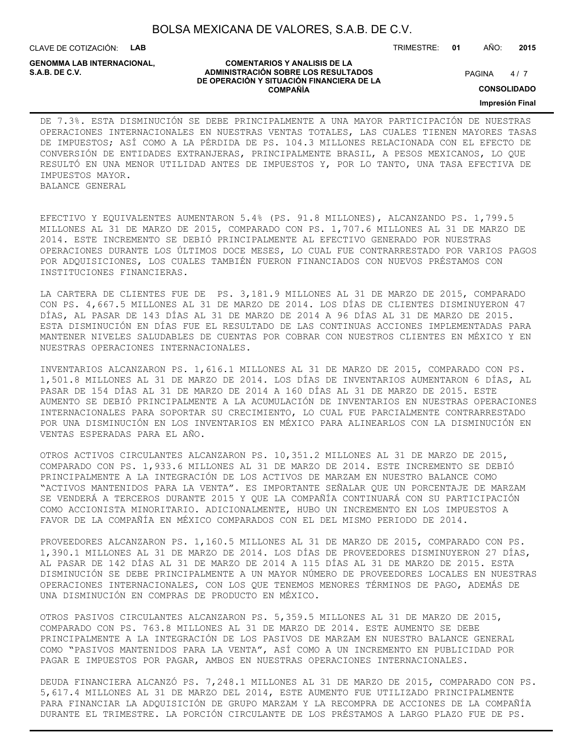DE 7.3%. ESTA DISMINUCIÓN SE DEBE PRINCIPALMENTE A UNA MAYOR PARTICIPACIÓN DE NUESTRAS OPERACIONES INTERNACIONALES EN NUESTRAS VENTAS TOTALES, LAS CUALES TIENEN MAYORES TASAS DE IMPUESTOS; ASÍ COMO A LA PÉRDIDA DE PS. 104.3 MILLONES RELACIONADA CON EL EFECTO DE CONVERSIÓN DE ENTIDADES EXTRANJERAS, PRINCIPALMENTE BRASIL, A PESOS MEXICANOS, LO QUE RESULTÓ EN UNA MENOR UTILIDAD ANTES DE IMPUESTOS Y, POR LO TANTO, UNA TASA EFECTIVA DE IMPUESTOS MAYOR.

BALANCE GENERAL

EFECTIVO Y EQUIVALENTES AUMENTARON 5.4% (PS. 91.8 MILLONES), ALCANZANDO PS. 1,799.5 MILLONES AL 31 DE MARZO DE 2015, COMPARADO CON PS. 1,707.6 MILLONES AL 31 DE MARZO DE 2014. ESTE INCREMENTO SE DEBIÓ PRINCIPALMENTE AL EFECTIVO GENERADO POR NUESTRAS OPERACIONES DURANTE LOS ÚLTIMOS DOCE MESES, LO CUAL FUE CONTRARRESTADO POR VARIOS PAGOS POR ADQUISICIONES, LOS CUALES TAMBIÉN FUERON FINANCIADOS CON NUEVOS PRÉSTAMOS CON INSTITUCIONES FINANCIERAS.

LA CARTERA DE CLIENTES FUE DE PS. 3,181.9 MILLONES AL 31 DE MARZO DE 2015, COMPARADO CON PS. 4,667.5 MILLONES AL 31 DE MARZO DE 2014. LOS DÍAS DE CLIENTES DISMINUYERON 47 DÍAS, AL PASAR DE 143 DÍAS AL 31 DE MARZO DE 2014 A 96 DÍAS AL 31 DE MARZO DE 2015. ESTA DISMINUCIÓN EN DÍAS FUE EL RESULTADO DE LAS CONTINUAS ACCIONES IMPLEMENTADAS PARA MANTENER NIVELES SALUDABLES DE CUENTAS POR COBRAR CON NUESTROS CLIENTES EN MÉXICO Y EN NUESTRAS OPERACIONES INTERNACIONALES.

INVENTARIOS ALCANZARON PS. 1,616.1 MILLONES AL 31 DE MARZO DE 2015, COMPARADO CON PS. 1,501.8 MILLONES AL 31 DE MARZO DE 2014. LOS DÍAS DE INVENTARIOS AUMENTARON 6 DÍAS, AL PASAR DE 154 DÍAS AL 31 DE MARZO DE 2014 A 160 DÍAS AL 31 DE MARZO DE 2015. ESTE AUMENTO SE DEBIÓ PRINCIPALMENTE A LA ACUMULACIÓN DE INVENTARIOS EN NUESTRAS OPERACIONES INTERNACIONALES PARA SOPORTAR SU CRECIMIENTO, LO CUAL FUE PARCIALMENTE CONTRARRESTADO POR UNA DISMINUCIÓN EN LOS INVENTARIOS EN MÉXICO PARA ALINEARLOS CON LA DISMINUCIÓN EN VENTAS ESPERADAS PARA EL AÑO.

OTROS ACTIVOS CIRCULANTES ALCANZARON PS. 10,351.2 MILLONES AL 31 DE MARZO DE 2015, COMPARADO CON PS. 1,933.6 MILLONES AL 31 DE MARZO DE 2014. ESTE INCREMENTO SE DEBIÓ PRINCIPALMENTE A LA INTEGRACIÓN DE LOS ACTIVOS DE MARZAM EN NUESTRO BALANCE COMO “ACTIVOS MANTENIDOS PARA LA VENTA”. ES IMPORTANTE SEÑALAR QUE UN PORCENTAJE DE MARZAM SE VENDERÁ A TERCEROS DURANTE 2015 Y QUE LA COMPAÑÍA CONTINUARÁ CON SU PARTICIPACIÓN COMO ACCIONISTA MINORITARIO. ADICIONALMENTE, HUBO UN INCREMENTO EN LOS IMPUESTOS A FAVOR DE LA COMPAÑÍA EN MÉXICO COMPARADOS CON EL DEL MISMO PERIODO DE 2014.

PROVEEDORES ALCANZARON PS. 1,160.5 MILLONES AL 31 DE MARZO DE 2015, COMPARADO CON PS. 1,390.1 MILLONES AL 31 DE MARZO DE 2014. LOS DÍAS DE PROVEEDORES DISMINUYERON 27 DÍAS, AL PASAR DE 142 DÍAS AL 31 DE MARZO DE 2014 A 115 DÍAS AL 31 DE MARZO DE 2015. ESTA DISMINUCIÓN SE DEBE PRINCIPALMENTE A UN MAYOR NÚMERO DE PROVEEDORES LOCALES EN NUESTRAS OPERACIONES INTERNACIONALES, CON LOS QUE TENEMOS MENORES TÉRMINOS DE PAGO, ADEMÁS DE UNA DISMINUCIÓN EN COMPRAS DE PRODUCTO EN MÉXICO.

OTROS PASIVOS CIRCULANTES ALCANZARON PS. 5,359.5 MILLONES AL 31 DE MARZO DE 2015, COMPARADO CON PS. 763.8 MILLONES AL 31 DE MARZO DE 2014. ESTE AUMENTO SE DEBE PRINCIPALMENTE A LA INTEGRACIÓN DE LOS PASIVOS DE MARZAM EN NUESTRO BALANCE GENERAL COMO “PASIVOS MANTENIDOS PARA LA VENTA”, ASÍ COMO A UN INCREMENTO EN PUBLICIDAD POR PAGAR E IMPUESTOS POR PAGAR, AMBOS EN NUESTRAS OPERACIONES INTERNACIONALES.

DEUDA FINANCIERA ALCANZÓ PS. 7,248.1 MILLONES AL 31 DE MARZO DE 2015, COMPARADO CON PS. 5,617.4 MILLONES AL 31 DE MARZO DEL 2014, ESTE AUMENTO FUE UTILIZADO PRINCIPALMENTE PARA FINANCIAR LA ADQUISICIÓN DE GRUPO MARZAM Y LA RECOMPRA DE ACCIONES DE LA COMPAÑÍA DURANTE EL TRIMESTRE. LA PORCIÓN CIRCULANTE DE LOS PRÉSTAMOS A LARGO PLAZO FUE DE PS.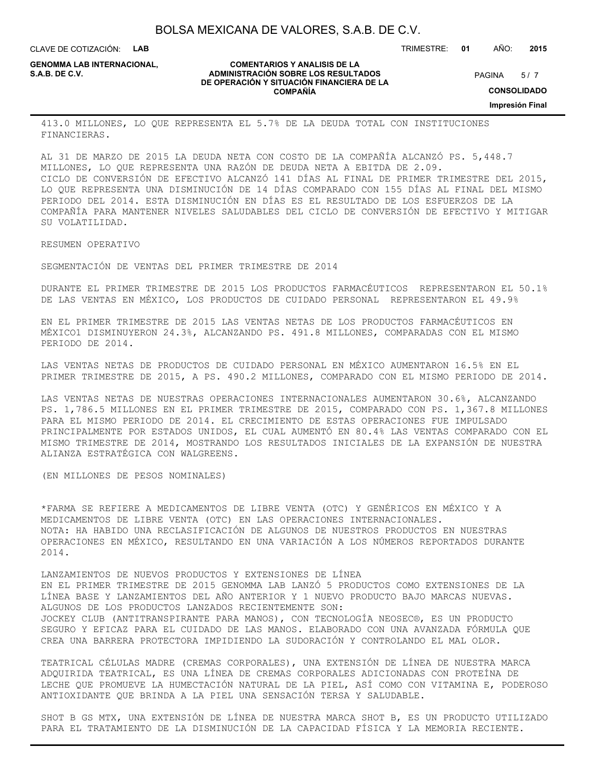413.0 MILLONES, LO QUE REPRESENTA EL 5.7% DE LA DEUDA TOTAL CON INSTITUCIONES FINANCIERAS.

AL 31 DE MARZO DE 2015 LA DEUDA NETA CON COSTO DE LA COMPAÑÍA ALCANZÓ PS. 5,448.7 MILLONES, LO QUE REPRESENTA UNA RAZÓN DE DEUDA NETA A EBITDA DE 2.09.
CICLO DE CONVERSIÓN DE EFECTIVO ALCANZÓ 141 DÍAS AL FINAL DE PRIMER TRIMESTRE DEL 2015, LO QUE REPRESENTA UNA DISMINUCIÓN DE 14 DÍAS COMPARADO CON 155 DÍAS AL FINAL DEL MISMO PERIODO DEL 2014. ESTA DISMINUCIÓN EN DÍAS ES EL RESULTADO DE LOS ESFUERZOS DE LA COMPAÑÍA PARA MANTENER NIVELES SALUDABLES DEL CICLO DE CONVERSIÓN DE EFECTIVO Y MITIGAR SU VOLATILIDAD.

RESUMEN OPERATIVO

SEGMENTACIÓN DE VENTAS DEL PRIMER TRIMESTRE DE 2014

DURANTE EL PRIMER TRIMESTRE DE 2015 LOS PRODUCTOS FARMACÉUTICOS REPRESENTARON EL 50.1% DE LAS VENTAS EN MÉXICO, LOS PRODUCTOS DE CUIDADO PERSONAL REPRESENTARON EL 49.9%

EN EL PRIMER TRIMESTRE DE 2015 LAS VENTAS NETAS DE LOS PRODUCTOS FARMACÉUTICOS EN MÉXICO1 DISMINUYERON 24.3%, ALCANZANDO PS. 491.8 MILLONES, COMPARADAS CON EL MISMO PERIODO DE 2014.

LAS VENTAS NETAS DE PRODUCTOS DE CUIDADO PERSONAL EN MÉXICO AUMENTARON 16.5% EN EL PRIMER TRIMESTRE DE 2015, A PS. 490.2 MILLONES, COMPARADO CON EL MISMO PERIODO DE 2014.

LAS VENTAS NETAS DE NUESTRAS OPERACIONES INTERNACIONALES AUMENTARON 30.6%, ALCANZANDO PS. 1,786.5 MILLONES EN EL PRIMER TRIMESTRE DE 2015, COMPARADO CON PS. 1,367.8 MILLONES PARA EL MISMO PERIODO DE 2014. EL CRECIMIENTO DE ESTAS OPERACIONES FUE IMPULSADO PRINCIPALMENTE POR ESTADOS UNIDOS, EL CUAL AUMENTÓ EN 80.4% LAS VENTAS COMPARADO CON EL MISMO TRIMESTRE DE 2014, MOSTRANDO LOS RESULTADOS INICIALES DE LA EXPANSIÓN DE NUESTRA ALIANZA ESTRATÉGICA CON WALGREENS.

(EN MILLONES DE PESOS NOMINALES)

*FARMA SE REFIERE A MEDICAMENTOS DE LIBRE VENTA (OTC) Y GENÉRICOS EN MÉXICO Y A MEDICAMENTOS DE LIBRE VENTA (OTC) EN LAS OPERACIONES INTERNACIONALES.
NOTA: HA HABIDO UNA RECLASIFICACIÓN DE ALGUNOS DE NUESTROS PRODUCTOS EN NUESTRAS OPERACIONES EN MÉXICO, RESULTANDO EN UNA VARIACIÓN A LOS NÚMEROS REPORTADOS DURANTE 2014.

LANZAMIENTOS DE NUEVOS PRODUCTOS Y EXTENSIONES DE LÍNEA
EN EL PRIMER TRIMESTRE DE 2015 GENOMMA LAB LANZÓ 5 PRODUCTOS COMO EXTENSIONES DE LA LÍNEA BASE Y LANZAMIENTOS DEL AÑO ANTERIOR Y 1 NUEVO PRODUCTO BAJO MARCAS NUEVAS.
ALGUNOS DE LOS PRODUCTOS LANZADOS RECIENTEMENTE SON:
JOCKEY CLUB (ANTITRANSPIRANTE PARA MANOS), CON TECNOLOGÍA NEOSEC®, ES UN PRODUCTO SEGURO Y EFICAZ PARA EL CUIDADO DE LAS MANOS. ELABORADO CON UNA AVANZADA FÓRMULA QUE CREA UNA BARRERA PROTECTORA IMPIDIENDO LA SUDORACIÓN Y CONTROLANDO EL MAL OLOR.

TEATRICAL CÉLULAS MADRE (CREMAS CORPORALES), UNA EXTENSIÓN DE LÍNEA DE NUESTRA MARCA ADQUIRIDA TEATRICAL, ES UNA LÍNEA DE CREMAS CORPORALES ADICIONADAS CON PROTEÍNA DE LECHE QUE PROMUEVE LA HUMECTACIÓN NATURAL DE LA PIEL, ASÍ COMO CON VITAMINA E, PODEROSO ANTIOXIDANTE QUE BRINDA A LA PIEL UNA SENSACIÓN TERSA Y SALUDABLE.

SHOT B GS MTX, UNA EXTENSIÓN DE LÍNEA DE NUESTRA MARCA SHOT B, ES UN PRODUCTO UTILIZADO PARA EL TRATAMIENTO DE LA DISMINUCIÓN DE LA CAPACIDAD FÍSICA Y LA MEMORIA RECIENTE.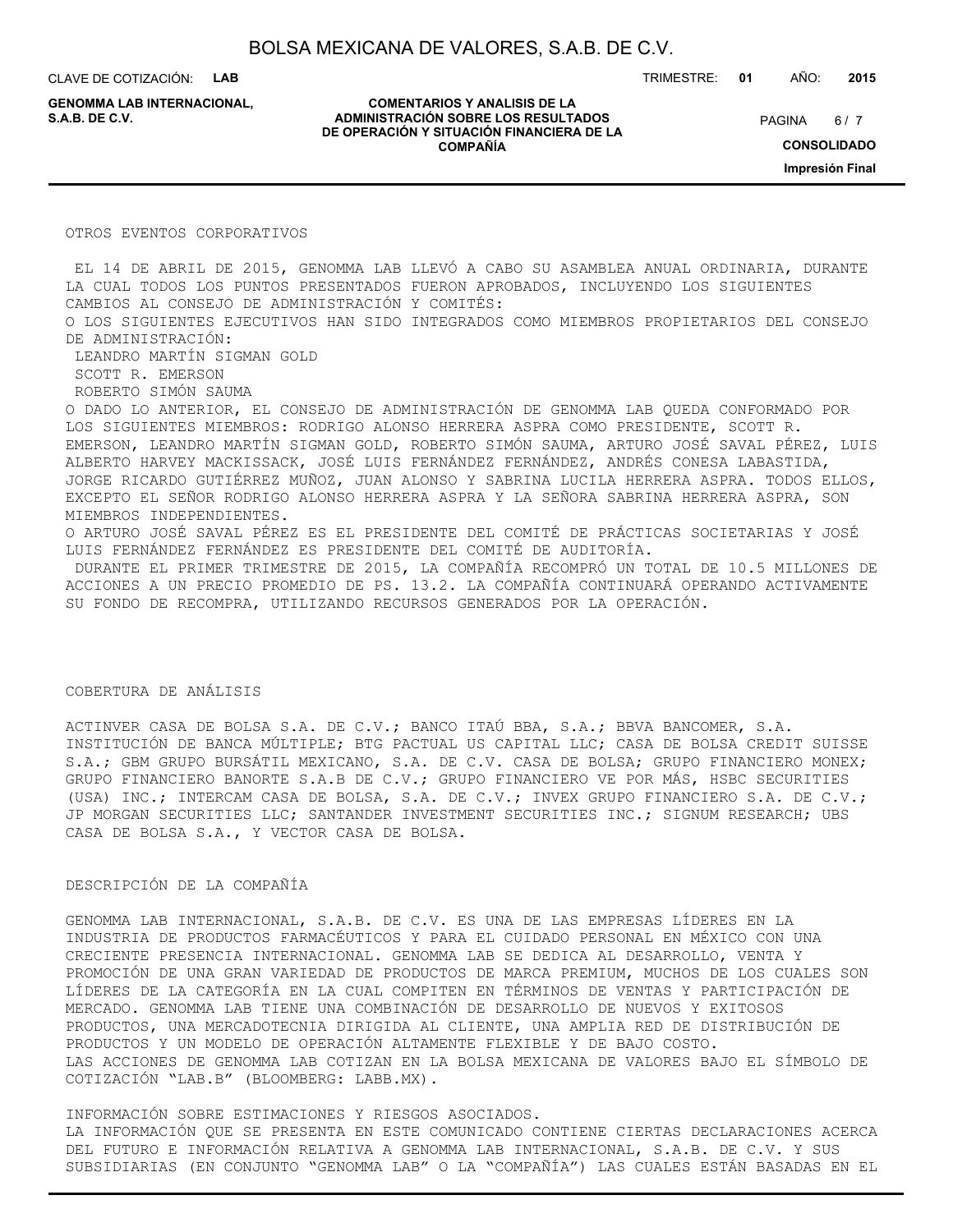## OTROS EVENTOS CORPORATIVOS

EL 14 DE ABRIL DE 2015, GENOMMA LAB LLEVÓ A CABO SU ASAMBLEA ANUAL ORDINARIA, DURANTE LA CUAL TODOS LOS PUNTOS PRESENTADOS FUERON APROBADOS, INCLUYENDO LOS SIGUIENTES CAMBIOS AL CONSEJO DE ADMINISTRACIÓN Y COMITÉS:

O LOS SIGUIENTES EJECUTIVOS HAN SIDO INTEGRADOS COMO MIEMBROS PROPIETARIOS DEL CONSEJO DE ADMINISTRACIÓN:

LEANDRO MARTÍN SIGMAN GOLD
SCOTT R. EMERSON
ROBERTO SIMÓN SAUMA

O DADO LO ANTERIOR, EL CONSEJO DE ADMINISTRACIÓN DE GENOMMA LAB QUEDA CONFORMADO POR LOS SIGUIENTES MIEMBROS: RODRIGO ALONSO HERRERA ASPRA COMO PRESIDENTE, SCOTT R. EMERSON, LEANDRO MARTÍN SIGMAN GOLD, ROBERTO SIMÓN SAUMA, ARTURO JOSÉ SAVAL PÉREZ, LUIS ALBERTO HARVEY MACKISSACK, JOSÉ LUIS FERNÁNDEZ FERNÁNDEZ, ANDRÉS CONESA LABASTIDA, JORGE RICARDO GUTIÉRREZ MUÑOZ, JUAN ALONSO Y SABRINA LUCILA HERRERA ASPRA. TODOS ELLOS, EXCEPTO EL SEÑOR RODRIGO ALONSO HERRERA ASPRA Y LA SEÑORA SABRINA HERRERA ASPRA, SON MIEMBROS INDEPENDIENTES.

O ARTURO JOSÉ SAVAL PÉREZ ES EL PRESIDENTE DEL COMITÉ DE PRÁCTICAS SOCIETARIAS Y JOSÉ LUIS FERNÁNDEZ FERNÁNDEZ ES PRESIDENTE DEL COMITÉ DE AUDITORÍA.

DURANTE EL PRIMER TRIMESTRE DE 2015, LA COMPAÑÍA RECOMPRÓ UN TOTAL DE 10.5 MILLONES DE ACCIONES A UN PRECIO PROMEDIO DE PS. 13.2. LA COMPAÑÍA CONTINUARÁ OPERANDO ACTIVAMENTE SU FONDO DE RECOMPRA, UTILIZANDO RECURSOS GENERADOS POR LA OPERACIÓN.

## COBERTURA DE ANÁLISIS

ACTINVER CASA DE BOLSA S.A. DE C.V.; BANCO ITAÚ BBA, S.A.; BBVA BANCOMER, S.A. INSTITUCIÓN DE BANCA MÚLTIPLE; BTG PACTUAL US CAPITAL LLC; CASA DE BOLSA CREDIT SUISSE S.A.; GBM GRUPO BURSÁTIL MEXICANO, S.A. DE C.V. CASA DE BOLSA; GRUPO FINANCIERO MONEX; GRUPO FINANCIERO BANORTE S.A.B DE C.V.; GRUPO FINANCIERO VE POR MÁS, HSBC SECURITIES (USA) INC.; INTERCAM CASA DE BOLSA, S.A. DE C.V.; INVEX GRUPO FINANCIERO S.A. DE C.V.; JP MORGAN SECURITIES LLC; SANTANDER INVESTMENT SECURITIES INC.; SIGNUM RESEARCH; UBS CASA DE BOLSA S.A., Y VECTOR CASA DE BOLSA.

## DESCRIPCIÓN DE LA COMPAÑÍA

GENOMMA LAB INTERNACIONAL, S.A.B. DE C.V. ES UNA DE LAS EMPRESAS LÍDERES EN LA INDUSTRIA DE PRODUCTOS FARMACÉUTICOS Y PARA EL CUIDADO PERSONAL EN MÉXICO CON UNA CRECIENTE PRESENCIA INTERNACIONAL. GENOMMA LAB SE DEDICA AL DESARROLLO, VENTA Y PROMOCIÓN DE UNA GRAN VARIEDAD DE PRODUCTOS DE MARCA PREMIUM, MUCHOS DE LOS CUALES SON LÍDERES DE LA CATEGORÍA EN LA CUAL COMPITEN EN TÉRMINOS DE VENTAS Y PARTICIPACIÓN DE MERCADO. GENOMMA LAB TIENE UNA COMBINACIÓN DE DESARROLLO DE NUEVOS Y EXITOSOS PRODUCTOS, UNA MERCADOTECNIA DIRIGIDA AL CLIENTE, UNA AMPLIA RED DE DISTRIBUCIÓN DE PRODUCTOS Y UN MODELO DE OPERACIÓN ALTAMENTE FLEXIBLE Y DE BAJO COSTO.

LAS ACCIONES DE GENOMMA LAB COTIZAN EN LA BOLSA MEXICANA DE VALORES BAJO EL SÍMBOLO DE COTIZACIÓN "LAB.B" (BLOOMBERG: LABB.MX).

## INFORMACIÓN SOBRE ESTIMACIONES Y RIESGOS ASOCIADOS.

LA INFORMACIÓN QUE SE PRESENTA EN ESTE COMUNICADO CONTIENE CIERTAS DECLARACIONES ACERCA DEL FUTURO E INFORMACIÓN RELATIVA A GENOMMA LAB INTERNACIONAL, S.A.B. DE C.V. Y SUS SUBSIDIARIAS (EN CONJUNTO "GENOMMA LAB" O LA "COMPAÑÍA") LAS CUALES ESTÁN BASADAS EN EL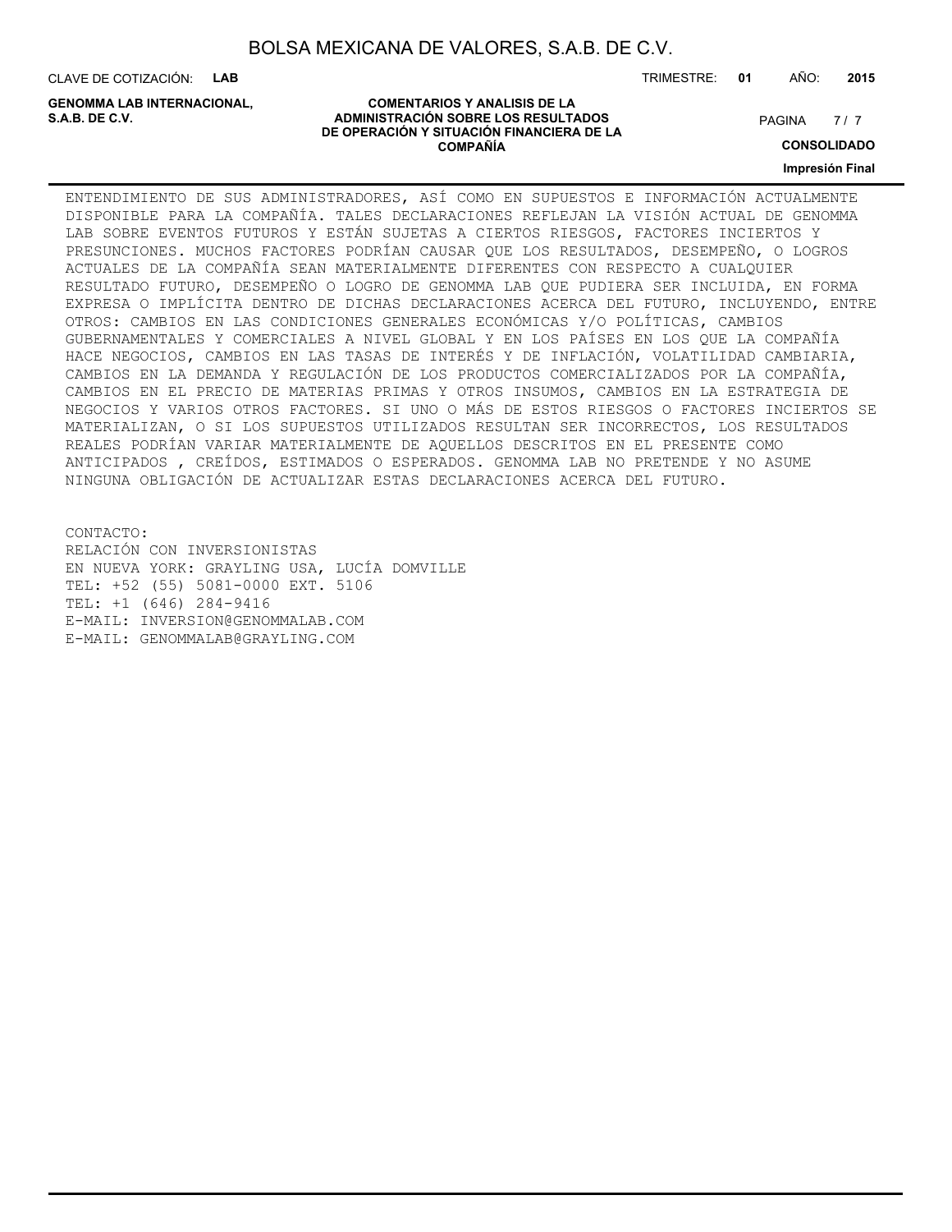ENTENDIMIENTO DE SUS ADMINISTRADORES, ASÍ COMO EN SUPUESTOS E INFORMACIÓN ACTUALMENTE DISPONIBLE PARA LA COMPAÑÍA. TALES DECLARACIONES REFLEJAN LA VISIÓN ACTUAL DE GENOMMA LAB SOBRE EVENTOS FUTUROS Y ESTÁN SUJETAS A CIERTOS RIESGOS, FACTORES INCIERTOS Y PRESUNCIONES. MUCHOS FACTORES PODRÍAN CAUSAR QUE LOS RESULTADOS, DESEMPEÑO, O LOGROS ACTUALES DE LA COMPAÑÍA SEAN MATERIALMENTE DIFERENTES CON RESPECTO A CUALQUIER RESULTADO FUTURO, DESEMPEÑO O LOGRO DE GENOMMA LAB QUE PUDIERA SER INCLUIDA, EN FORMA EXPRESA O IMPLÍCITA DENTRO DE DICHAS DECLARACIONES ACERCA DEL FUTURO, INCLUYENDO, ENTRE OTROS: CAMBIOS EN LAS CONDICIONES GENERALES ECONÓMICAS Y/O POLÍTICAS, CAMBIOS GUBERNAMENTALES Y COMERCIALES A NIVEL GLOBAL Y EN LOS PAÍSES EN LOS QUE LA COMPAÑÍA HACE NEGOCIOS, CAMBIOS EN LAS TASAS DE INTERÉS Y DE INFLACIÓN, VOLATILIDAD CAMBIARIA, CAMBIOS EN LA DEMANDA Y REGULACIÓN DE LOS PRODUCTOS COMERCIALIZADOS POR LA COMPAÑÍA, CAMBIOS EN EL PRECIO DE MATERIAS PRIMAS Y OTROS INSUMOS, CAMBIOS EN LA ESTRATEGIA DE NEGOCIOS Y VARIOS OTROS FACTORES. SI UNO O MÁS DE ESTOS RIESGOS O FACTORES INCIERTOS SE MATERIALIZAN, O SI LOS SUPUESTOS UTILIZADOS RESULTAN SER INCORRECTOS, LOS RESULTADOS REALES PODRÍAN VARIAR MATERIALMENTE DE AQUELLOS DESCRITOS EN EL PRESENTE COMO ANTICIPADOS , CREÍDOS, ESTIMADOS O ESPERADOS. GENOMMA LAB NO PRETENDE Y NO ASUME NINGUNA OBLIGACIÓN DE ACTUALIZAR ESTAS DECLARACIONES ACERCA DEL FUTURO.

CONTACTO:
RELACIÓN CON INVERSIONISTAS
EN NUEVA YORK: GRAYLING USA, LUCÍA DOMVILLE
TEL: +52 (55) 5081-0000 EXT. 5106
TEL: +1 (646) 284-9416
E-MAIL: INVERSION@GENOMMALAB.COM
E-MAIL: GENOMMALAB@GRAYLING.COM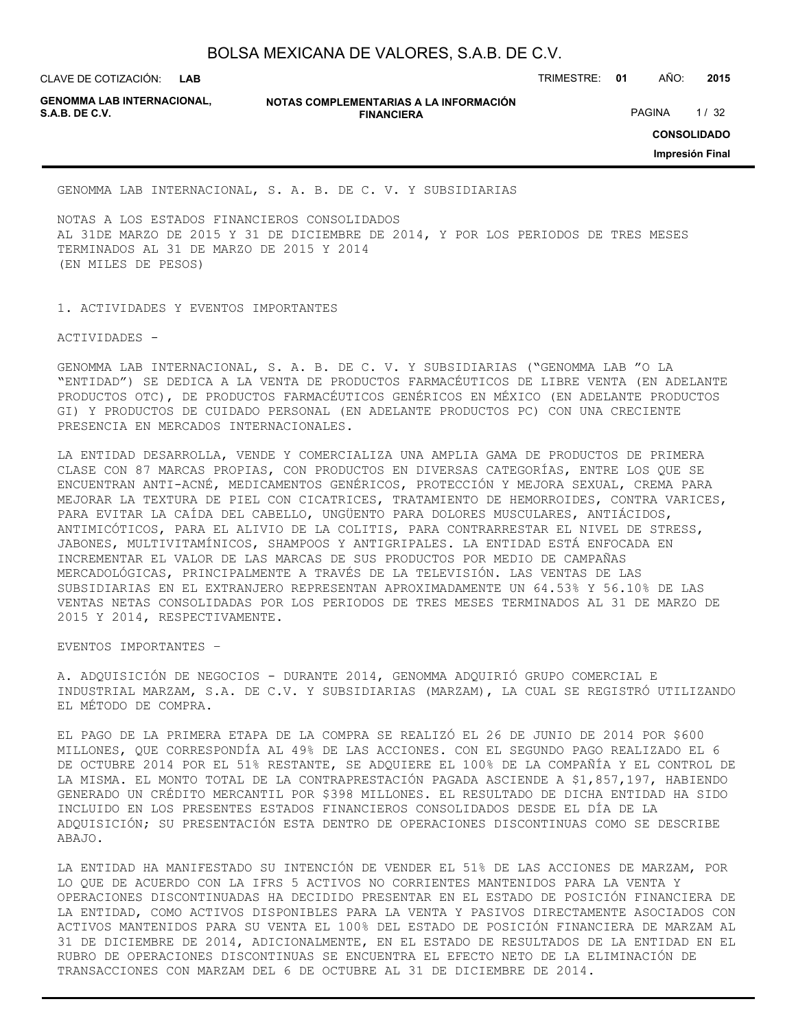GENOMMA LAB INTERNACIONAL, S. A. B. DE C. V. Y SUBSIDIARIAS

NOTAS A LOS ESTADOS FINANCIEROS CONSOLIDADOS
AL 31DE MARZO DE 2015 Y 31 DE DICIEMBRE DE 2014, Y POR LOS PERIODOS DE TRES MESES TERMINADOS AL 31 DE MARZO DE 2015 Y 2014
(EN MILES DE PESOS)

1. ACTIVIDADES Y EVENTOS IMPORTANTES

ACTIVIDADES -

GENOMMA LAB INTERNACIONAL, S. A. B. DE C. V. Y SUBSIDIARIAS ("GENOMMA LAB "O LA "ENTIDAD") SE DEDICA A LA VENTA DE PRODUCTOS FARMACÉUTICOS DE LIBRE VENTA (EN ADELANTE PRODUCTOS OTC), DE PRODUCTOS FARMACÉUTICOS GENÉRICOS EN MÉXICO (EN ADELANTE PRODUCTOS GI) Y PRODUCTOS DE CUIDADO PERSONAL (EN ADELANTE PRODUCTOS PC) CON UNA CRECIENTE PRESENCIA EN MERCADOS INTERNACIONALES.

LA ENTIDAD DESARROLLA, VENDE Y COMERCIALIZA UNA AMPLIA GAMA DE PRODUCTOS DE PRIMERA CLASE CON 87 MARCAS PROPIAS, CON PRODUCTOS EN DIVERSAS CATEGORÍAS, ENTRE LOS QUE SE ENCUENTRAN ANTI-ACNÉ, MEDICAMENTOS GENÉRICOS, PROTECCIÓN Y MEJORA SEXUAL, CREMA PARA MEJORAR LA TEXTURA DE PIEL CON CICATRICES, TRATAMIENTO DE HEMORROIDES, CONTRA VARICES, PARA EVITAR LA CAÍDA DEL CABELLO, UNGÜENTO PARA DOLORES MUSCULARES, ANTIÁCIDOS, ANTIMICÓTICOS, PARA EL ALIVIO DE LA COLITIS, PARA CONTRARRESTAR EL NIVEL DE STRESS, JABONES, MULTIVITAMÍNICOS, SHAMPOOS Y ANTIGRIPALES. LA ENTIDAD ESTÁ ENFOCADA EN INCREMENTAR EL VALOR DE LAS MARCAS DE SUS PRODUCTOS POR MEDIO DE CAMPAÑAS MERCADOLÓGICAS, PRINCIPALMENTE A TRAVÉS DE LA TELEVISIÓN. LAS VENTAS DE LAS SUBSIDIARIAS EN EL EXTRANJERO REPRESENTAN APROXIMADAMENTE UN 64.53% Y 56.10% DE LAS VENTAS NETAS CONSOLIDADAS POR LOS PERIODOS DE TRES MESES TERMINADOS AL 31 DE MARZO DE 2015 Y 2014, RESPECTIVAMENTE.

EVENTOS IMPORTANTES –

A. ADQUISICIÓN DE NEGOCIOS - DURANTE 2014, GENOMMA ADQUIRIÓ GRUPO COMERCIAL E INDUSTRIAL MARZAM, S.A. DE C.V. Y SUBSIDIARIAS (MARZAM), LA CUAL SE REGISTRÓ UTILIZANDO EL MÉTODO DE COMPRA.

EL PAGO DE LA PRIMERA ETAPA DE LA COMPRA SE REALIZÓ EL 26 DE JUNIO DE 2014 POR $600 MILLONES, QUE CORRESPONDÍA AL 49% DE LAS ACCIONES. CON EL SEGUNDO PAGO REALIZADO EL 6 DE OCTUBRE 2014 POR EL 51% RESTANTE, SE ADQUIERE EL 100% DE LA COMPAÑÍA Y EL CONTROL DE LA MISMA. EL MONTO TOTAL DE LA CONTRAPRESTACIÓN PAGADA ASCIENDE A $1,857,197, HABIENDO GENERADO UN CRÉDITO MERCANTIL POR $398 MILLONES. EL RESULTADO DE DICHA ENTIDAD HA SIDO INCLUIDO EN LOS PRESENTES ESTADOS FINANCIEROS CONSOLIDADOS DESDE EL DÍA DE LA ADQUISICIÓN; SU PRESENTACIÓN ESTA DENTRO DE OPERACIONES DISCONTINUAS COMO SE DESCRIBE ABAJO.

LA ENTIDAD HA MANIFESTADO SU INTENCIÓN DE VENDER EL 51% DE LAS ACCIONES DE MARZAM, POR LO QUE DE ACUERDO CON LA IFRS 5 ACTIVOS NO CORRIENTES MANTENIDOS PARA LA VENTA Y OPERACIONES DISCONTINUADAS HA DECIDIDO PRESENTAR EN EL ESTADO DE POSICIÓN FINANCIERA DE LA ENTIDAD, COMO ACTIVOS DISPONIBLES PARA LA VENTA Y PASIVOS DIRECTAMENTE ASOCIADOS CON ACTIVOS MANTENIDOS PARA SU VENTA EL 100% DEL ESTADO DE POSICIÓN FINANCIERA DE MARZAM AL 31 DE DICIEMBRE DE 2014, ADICIONALMENTE, EN EL ESTADO DE RESULTADOS DE LA ENTIDAD EN EL RUBRO DE OPERACIONES DISCONTINUAS SE ENCUENTRA EL EFECTO NETO DE LA ELIMINACIÓN DE TRANSACCIONES CON MARZAM DEL 6 DE OCTUBRE AL 31 DE DICIEMBRE DE 2014.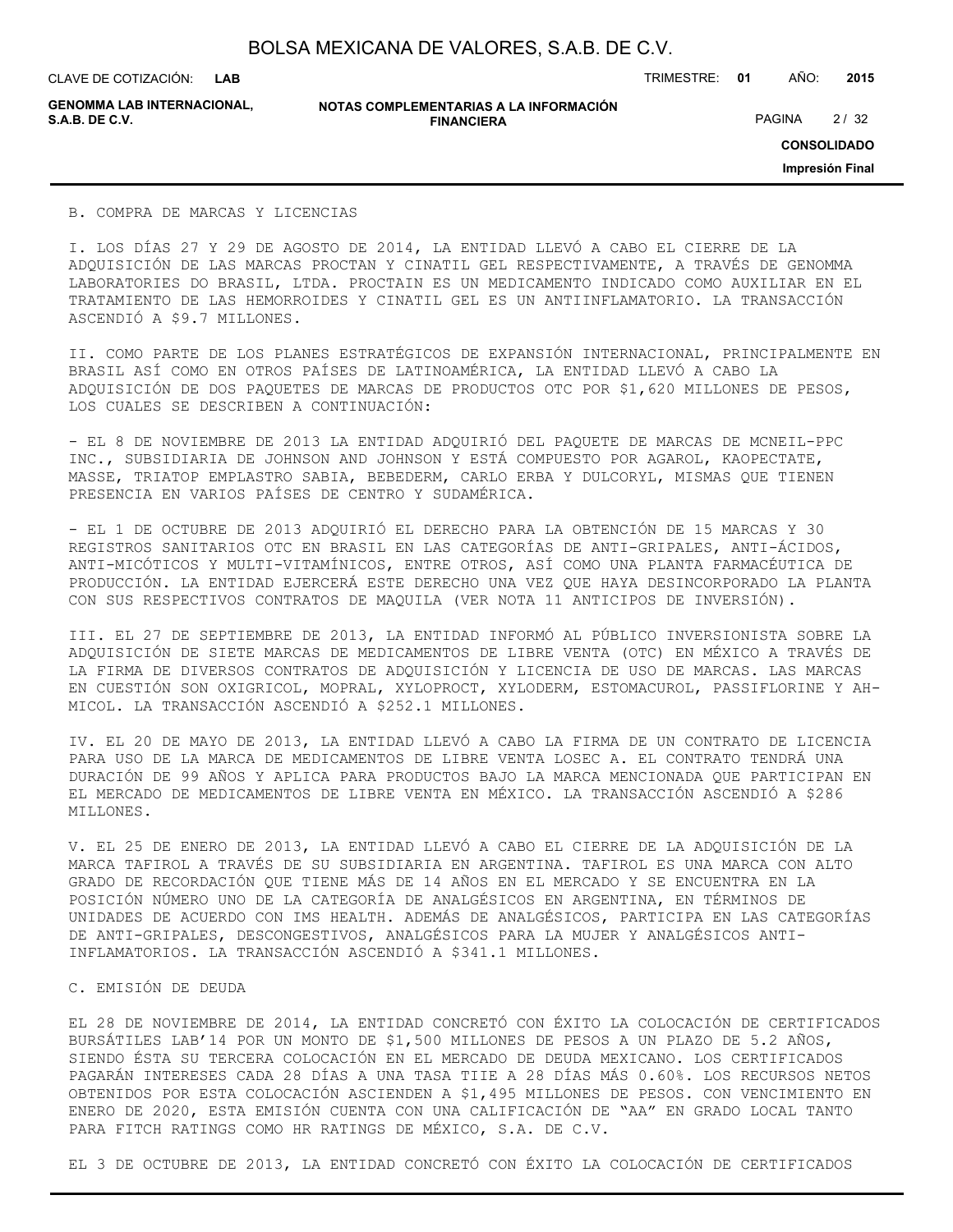B. COMPRA DE MARCAS Y LICENCIAS

I. LOS DÍAS 27 Y 29 DE AGOSTO DE 2014, LA ENTIDAD LLEVÓ A CABO EL CIERRE DE LA ADQUISICIÓN DE LAS MARCAS PROCTAN Y CINATIL GEL RESPECTIVAMENTE, A TRAVÉS DE GENOMMA LABORATORIES DO BRASIL, LTDA. PROCTAIN ES UN MEDICAMENTO INDICADO COMO AUXILIAR EN EL TRATAMIENTO DE LAS HEMORROIDES Y CINATIL GEL ES UN ANTIINFLAMATORIO. LA TRANSACCIÓN ASCENDIÓ A $9.7 MILLONES.

II. COMO PARTE DE LOS PLANES ESTRATÉGICOS DE EXPANSIÓN INTERNACIONAL, PRINCIPALMENTE EN BRASIL ASÍ COMO EN OTROS PAÍSES DE LATINOAMÉRICA, LA ENTIDAD LLEVÓ A CABO LA ADQUISICIÓN DE DOS PAQUETES DE MARCAS DE PRODUCTOS OTC POR $1,620 MILLONES DE PESOS, LOS CUALES SE DESCRIBEN A CONTINUACIÓN:

- EL 8 DE NOVIEMBRE DE 2013 LA ENTIDAD ADQUIRIÓ DEL PAQUETE DE MARCAS DE MCNEIL-PPC INC., SUBSIDIARIA DE JOHNSON AND JOHNSON Y ESTÁ COMPUESTO POR AGAROL, KAOPECTATE, MASSE, TRIATOP EMPLASTRO SABIA, BEBEDERM, CARLO ERBA Y DULCORYL, MISMAS QUE TIENEN PRESENCIA EN VARIOS PAÍSES DE CENTRO Y SUDAMÉRICA.

- EL 1 DE OCTUBRE DE 2013 ADQUIRIÓ EL DERECHO PARA LA OBTENCIÓN DE 15 MARCAS Y 30 REGISTROS SANITARIOS OTC EN BRASIL EN LAS CATEGORÍAS DE ANTI-GRIPALES, ANTI-ÁCIDOS, ANTI-MICÓTICOS Y MULTI-VITAMÍNICOS, ENTRE OTROS, ASÍ COMO UNA PLANTA FARMACÉUTICA DE PRODUCCIÓN. LA ENTIDAD EJERCERÁ ESTE DERECHO UNA VEZ QUE HAYA DESINCORPORADO LA PLANTA CON SUS RESPECTIVOS CONTRATOS DE MAQUILA (VER NOTA 11 ANTICIPOS DE INVERSIÓN).

III. EL 27 DE SEPTIEMBRE DE 2013, LA ENTIDAD INFORMÓ AL PÚBLICO INVERSIONISTA SOBRE LA ADQUISICIÓN DE SIETE MARCAS DE MEDICAMENTOS DE LIBRE VENTA (OTC) EN MÉXICO A TRAVÉS DE LA FIRMA DE DIVERSOS CONTRATOS DE ADQUISICIÓN Y LICENCIA DE USO DE MARCAS. LAS MARCAS EN CUESTIÓN SON OXIGRICOL, MOPRAL, XYLOPROCT, XYLODERM, ESTOMACUROL, PASSIFLORINE Y AH-MICOL. LA TRANSACCIÓN ASCENDIÓ A $252.1 MILLONES.

IV. EL 20 DE MAYO DE 2013, LA ENTIDAD LLEVÓ A CABO LA FIRMA DE UN CONTRATO DE LICENCIA PARA USO DE LA MARCA DE MEDICAMENTOS DE LIBRE VENTA LOSEC A. EL CONTRATO TENDRÁ UNA DURACIÓN DE 99 AÑOS Y APLICA PARA PRODUCTOS BAJO LA MARCA MENCIONADA QUE PARTICIPAN EN EL MERCADO DE MEDICAMENTOS DE LIBRE VENTA EN MÉXICO. LA TRANSACCIÓN ASCENDIÓ A $286 MILLONES.

V. EL 25 DE ENERO DE 2013, LA ENTIDAD LLEVÓ A CABO EL CIERRE DE LA ADQUISICIÓN DE LA MARCA TAFIROL A TRAVÉS DE SU SUBSIDIARIA EN ARGENTINA. TAFIROL ES UNA MARCA CON ALTO GRADO DE RECORDACIÓN QUE TIENE MÁS DE 14 AÑOS EN EL MERCADO Y SE ENCUENTRA EN LA POSICIÓN NÚMERO UNO DE LA CATEGORÍA DE ANALGÉSICOS EN ARGENTINA, EN TÉRMINOS DE UNIDADES DE ACUERDO CON IMS HEALTH. ADEMÁS DE ANALGÉSICOS, PARTICIPA EN LAS CATEGORÍAS DE ANTI-GRIPALES, DESCONGESTIVOS, ANALGÉSICOS PARA LA MUJER Y ANALGÉSICOS ANTI-INFLAMATORIOS. LA TRANSACCIÓN ASCENDIÓ A $341.1 MILLONES.

C. EMISIÓN DE DEUDA

EL 28 DE NOVIEMBRE DE 2014, LA ENTIDAD CONCRETÓ CON ÉXITO LA COLOCACIÓN DE CERTIFICADOS BURSÁTILES LAB'14 POR UN MONTO DE $1,500 MILLONES DE PESOS A UN PLAZO DE 5.2 AÑOS, SIENDO ÉSTA SU TERCERA COLOCACIÓN EN EL MERCADO DE DEUDA MEXICANO. LOS CERTIFICADOS PAGARÁN INTERESES CADA 28 DÍAS A UNA TASA TIIE A 28 DÍAS MÁS 0.60%. LOS RECURSOS NETOS OBTENIDOS POR ESTA COLOCACIÓN ASCIENDEN A $1,495 MILLONES DE PESOS. CON VENCIMIENTO EN ENERO DE 2020, ESTA EMISIÓN CUENTA CON UNA CALIFICACIÓN DE "AA" EN GRADO LOCAL TANTO PARA FITCH RATINGS COMO HR RATINGS DE MÉXICO, S.A. DE C.V.

EL 3 DE OCTUBRE DE 2013, LA ENTIDAD CONCRETÓ CON ÉXITO LA COLOCACIÓN DE CERTIFICADOS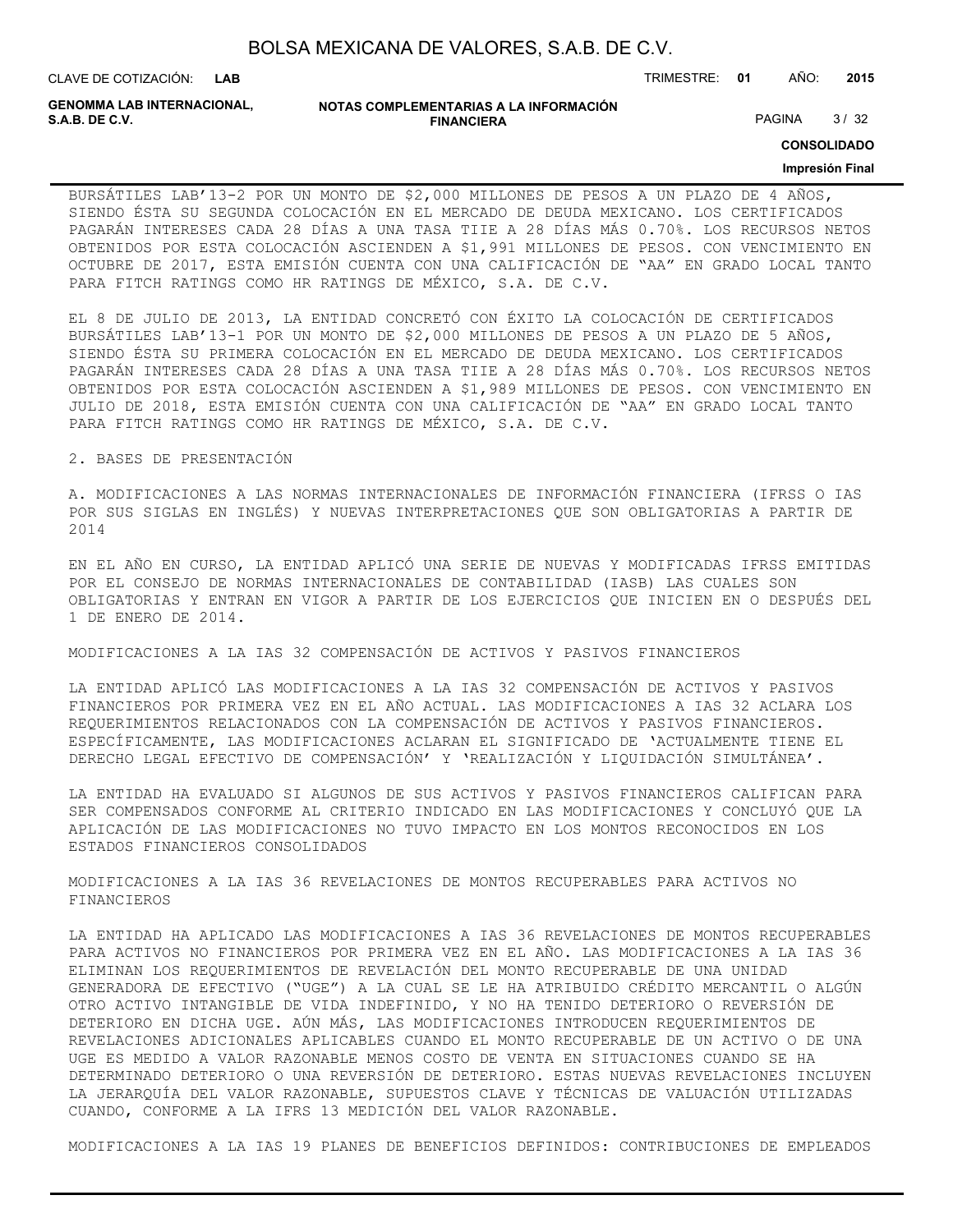BURSÁTILES LAB'13-2 POR UN MONTO DE $2,000 MILLONES DE PESOS A UN PLAZO DE 4 AÑOS, SIENDO ÉSTA SU SEGUNDA COLOCACIÓN EN EL MERCADO DE DEUDA MEXICANO. LOS CERTIFICADOS PAGARÁN INTERESES CADA 28 DÍAS A UNA TASA TIIE A 28 DÍAS MÁS 0.70%. LOS RECURSOS NETOS OBTENIDOS POR ESTA COLOCACIÓN ASCIENDEN A $1,991 MILLONES DE PESOS. CON VENCIMIENTO EN OCTUBRE DE 2017, ESTA EMISIÓN CUENTA CON UNA CALIFICACIÓN DE "AA" EN GRADO LOCAL TANTO PARA FITCH RATINGS COMO HR RATINGS DE MÉXICO, S.A. DE C.V.

EL 8 DE JULIO DE 2013, LA ENTIDAD CONCRETÓ CON ÉXITO LA COLOCACIÓN DE CERTIFICADOS BURSÁTILES LAB'13-1 POR UN MONTO DE $2,000 MILLONES DE PESOS A UN PLAZO DE 5 AÑOS, SIENDO ÉSTA SU PRIMERA COLOCACIÓN EN EL MERCADO DE DEUDA MEXICANO. LOS CERTIFICADOS PAGARÁN INTERESES CADA 28 DÍAS A UNA TASA TIIE A 28 DÍAS MÁS 0.70%. LOS RECURSOS NETOS OBTENIDOS POR ESTA COLOCACIÓN ASCIENDEN A $1,989 MILLONES DE PESOS. CON VENCIMIENTO EN JULIO DE 2018, ESTA EMISIÓN CUENTA CON UNA CALIFICACIÓN DE "AA" EN GRADO LOCAL TANTO PARA FITCH RATINGS COMO HR RATINGS DE MÉXICO, S.A. DE C.V.

## 2. BASES DE PRESENTACIÓN

### A. MODIFICACIONES A LAS NORMAS INTERNACIONALES DE INFORMACIÓN FINANCIERA (IFRSS O IAS POR SUS SIGLAS EN INGLÉS) Y NUEVAS INTERPRETACIONES QUE SON OBLIGATORIAS A PARTIR DE 2014

EN EL AÑO EN CURSO, LA ENTIDAD APLICÓ UNA SERIE DE NUEVAS Y MODIFICADAS IFRSS EMITIDAS POR EL CONSEJO DE NORMAS INTERNACIONALES DE CONTABILIDAD (IASB) LAS CUALES SON OBLIGATORIAS Y ENTRAN EN VIGOR A PARTIR DE LOS EJERCICIOS QUE INICIEN EN O DESPUÉS DEL 1 DE ENERO DE 2014.

MODIFICACIONES A LA IAS 32 COMPENSACIÓN DE ACTIVOS Y PASIVOS FINANCIEROS

LA ENTIDAD APLICÓ LAS MODIFICACIONES A LA IAS 32 COMPENSACIÓN DE ACTIVOS Y PASIVOS FINANCIEROS POR PRIMERA VEZ EN EL AÑO ACTUAL. LAS MODIFICACIONES A IAS 32 ACLARA LOS REQUERIMIENTOS RELACIONADOS CON LA COMPENSACIÓN DE ACTIVOS Y PASIVOS FINANCIEROS. ESPECÍFICAMENTE, LAS MODIFICACIONES ACLARAN EL SIGNIFICADO DE 'ACTUALMENTE TIENE EL DERECHO LEGAL EFECTIVO DE COMPENSACIÓN' Y 'REALIZACIÓN Y LIQUIDACIÓN SIMULTÁNEA'.

LA ENTIDAD HA EVALUADO SI ALGUNOS DE SUS ACTIVOS Y PASIVOS FINANCIEROS CALIFICAN PARA SER COMPENSADOS CONFORME AL CRITERIO INDICADO EN LAS MODIFICACIONES Y CONCLUYÓ QUE LA APLICACIÓN DE LAS MODIFICACIONES NO TUVO IMPACTO EN LOS MONTOS RECONOCIDOS EN LOS ESTADOS FINANCIEROS CONSOLIDADOS

MODIFICACIONES A LA IAS 36 REVELACIONES DE MONTOS RECUPERABLES PARA ACTIVOS NO FINANCIEROS

LA ENTIDAD HA APLICADO LAS MODIFICACIONES A IAS 36 REVELACIONES DE MONTOS RECUPERABLES PARA ACTIVOS NO FINANCIEROS POR PRIMERA VEZ EN EL AÑO. LAS MODIFICACIONES A LA IAS 36 ELIMINAN LOS REQUERIMIENTOS DE REVELACIÓN DEL MONTO RECUPERABLE DE UNA UNIDAD GENERADORA DE EFECTIVO ("UGE") A LA CUAL SE LE HA ATRIBUIDO CRÉDITO MERCANTIL O ALGÚN OTRO ACTIVO INTANGIBLE DE VIDA INDEFINIDO, Y NO HA TENIDO DETERIORO O REVERSIÓN DE DETERIORO EN DICHA UGE. AÚN MÁS, LAS MODIFICACIONES INTRODUCEN REQUERIMIENTOS DE REVELACIONES ADICIONALES APLICABLES CUANDO EL MONTO RECUPERABLE DE UN ACTIVO O DE UNA UGE ES MEDIDO A VALOR RAZONABLE MENOS COSTO DE VENTA EN SITUACIONES CUANDO SE HA DETERMINADO DETERIORO O UNA REVERSIÓN DE DETERIORO. ESTAS NUEVAS REVELACIONES INCLUYEN LA JERARQUÍA DEL VALOR RAZONABLE, SUPUESTOS CLAVE Y TÉCNICAS DE VALUACIÓN UTILIZADAS CUANDO, CONFORME A LA IFRS 13 MEDICIÓN DEL VALOR RAZONABLE.

MODIFICACIONES A LA IAS 19 PLANES DE BENEFICIOS DEFINIDOS: CONTRIBUCIONES DE EMPLEADOS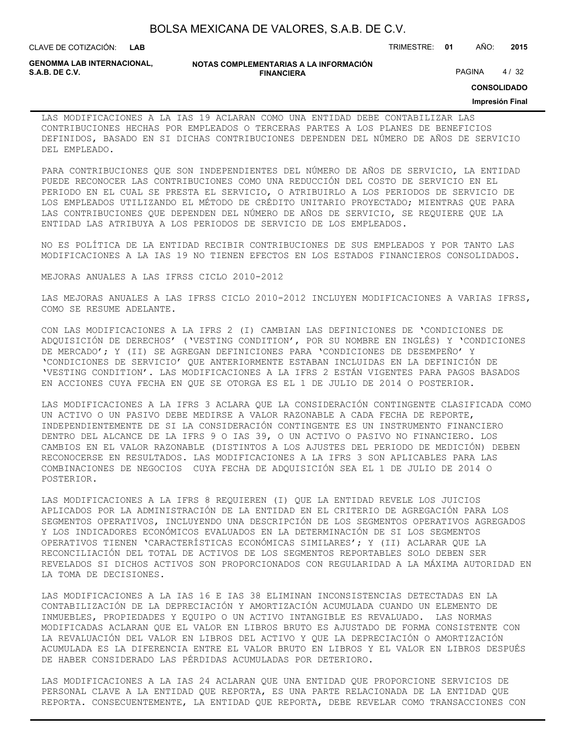LAS MODIFICACIONES A LA IAS 19 ACLARAN COMO UNA ENTIDAD DEBE CONTABILIZAR LAS CONTRIBUCIONES HECHAS POR EMPLEADOS O TERCERAS PARTES A LOS PLANES DE BENEFICIOS DEFINIDOS, BASADO EN SI DICHAS CONTRIBUCIONES DEPENDEN DEL NÚMERO DE AÑOS DE SERVICIO DEL EMPLEADO.

PARA CONTRIBUCIONES QUE SON INDEPENDIENTES DEL NÚMERO DE AÑOS DE SERVICIO, LA ENTIDAD PUEDE RECONOCER LAS CONTRIBUCIONES COMO UNA REDUCCIÓN DEL COSTO DE SERVICIO EN EL PERIODO EN EL CUAL SE PRESTA EL SERVICIO, O ATRIBUIRLO A LOS PERIODOS DE SERVICIO DE LOS EMPLEADOS UTILIZANDO EL MÉTODO DE CRÉDITO UNITARIO PROYECTADO; MIENTRAS QUE PARA LAS CONTRIBUCIONES QUE DEPENDEN DEL NÚMERO DE AÑOS DE SERVICIO, SE REQUIERE QUE LA ENTIDAD LAS ATRIBUYA A LOS PERIODOS DE SERVICIO DE LOS EMPLEADOS.

NO ES POLÍTICA DE LA ENTIDAD RECIBIR CONTRIBUCIONES DE SUS EMPLEADOS Y POR TANTO LAS MODIFICACIONES A LA IAS 19 NO TIENEN EFECTOS EN LOS ESTADOS FINANCIEROS CONSOLIDADOS.

MEJORAS ANUALES A LAS IFRSS CICLO 2010-2012

LAS MEJORAS ANUALES A LAS IFRSS CICLO 2010-2012 INCLUYEN MODIFICACIONES A VARIAS IFRSS, COMO SE RESUME ADELANTE.

CON LAS MODIFICACIONES A LA IFRS 2 (I) CAMBIAN LAS DEFINICIONES DE 'CONDICIONES DE ADQUISICIÓN DE DERECHOS' ('VESTING CONDITION', POR SU NOMBRE EN INGLÉS) Y 'CONDICIONES DE MERCADO'; Y (II) SE AGREGAN DEFINICIONES PARA 'CONDICIONES DE DESEMPEÑO' Y 'CONDICIONES DE SERVICIO' QUE ANTERIORMENTE ESTABAN INCLUIDAS EN LA DEFINICIÓN DE 'VESTING CONDITION'. LAS MODIFICACIONES A LA IFRS 2 ESTÁN VIGENTES PARA PAGOS BASADOS EN ACCIONES CUYA FECHA EN QUE SE OTORGA ES EL 1 DE JULIO DE 2014 O POSTERIOR.

LAS MODIFICACIONES A LA IFRS 3 ACLARA QUE LA CONSIDERACIÓN CONTINGENTE CLASIFICADA COMO UN ACTIVO O UN PASIVO DEBE MEDIRSE A VALOR RAZONABLE A CADA FECHA DE REPORTE, INDEPENDIENTEMENTE DE SI LA CONSIDERACIÓN CONTINGENTE ES UN INSTRUMENTO FINANCIERO DENTRO DEL ALCANCE DE LA IFRS 9 O IAS 39, O UN ACTIVO O PASIVO NO FINANCIERO. LOS CAMBIOS EN EL VALOR RAZONABLE (DISTINTOS A LOS AJUSTES DEL PERIODO DE MEDICIÓN) DEBEN RECONOCERSE EN RESULTADOS. LAS MODIFICACIONES A LA IFRS 3 SON APLICABLES PARA LAS COMBINACIONES DE NEGOCIOS CUYA FECHA DE ADQUISICIÓN SEA EL 1 DE JULIO DE 2014 O POSTERIOR.

LAS MODIFICACIONES A LA IFRS 8 REQUIEREN (I) QUE LA ENTIDAD REVELE LOS JUICIOS APLICADOS POR LA ADMINISTRACIÓN DE LA ENTIDAD EN EL CRITERIO DE AGREGACIÓN PARA LOS SEGMENTOS OPERATIVOS, INCLUYENDO UNA DESCRIPCIÓN DE LOS SEGMENTOS OPERATIVOS AGREGADOS Y LOS INDICADORES ECONÓMICOS EVALUADOS EN LA DETERMINACIÓN DE SI LOS SEGMENTOS OPERATIVOS TIENEN 'CARACTERÍSTICAS ECONÓMICAS SIMILARES'; Y (II) ACLARAR QUE LA RECONCILIACIÓN DEL TOTAL DE ACTIVOS DE LOS SEGMENTOS REPORTABLES SOLO DEBEN SER REVELADOS SI DICHOS ACTIVOS SON PROPORCIONADOS CON REGULARIDAD A LA MÁXIMA AUTORIDAD EN LA TOMA DE DECISIONES.

LAS MODIFICACIONES A LA IAS 16 E IAS 38 ELIMINAN INCONSISTENCIAS DETECTADAS EN LA CONTABILIZACIÓN DE LA DEPRECIACIÓN Y AMORTIZACIÓN ACUMULADA CUANDO UN ELEMENTO DE INMUEBLES, PROPIEDADES Y EQUIPO O UN ACTIVO INTANGIBLE ES REVALUADO. LAS NORMAS MODIFICADAS ACLARAN QUE EL VALOR EN LIBROS BRUTO ES AJUSTADO DE FORMA CONSISTENTE CON LA REVALUACIÓN DEL VALOR EN LIBROS DEL ACTIVO Y QUE LA DEPRECIACIÓN O AMORTIZACIÓN ACUMULADA ES LA DIFERENCIA ENTRE EL VALOR BRUTO EN LIBROS Y EL VALOR EN LIBROS DESPUÉS DE HABER CONSIDERADO LAS PÉRDIDAS ACUMULADAS POR DETERIORO.

LAS MODIFICACIONES A LA IAS 24 ACLARAN QUE UNA ENTIDAD QUE PROPORCIONE SERVICIOS DE PERSONAL CLAVE A LA ENTIDAD QUE REPORTA, ES UNA PARTE RELACIONADA DE LA ENTIDAD QUE REPORTA. CONSECUENTEMENTE, LA ENTIDAD QUE REPORTA, DEBE REVELAR COMO TRANSACCIONES CON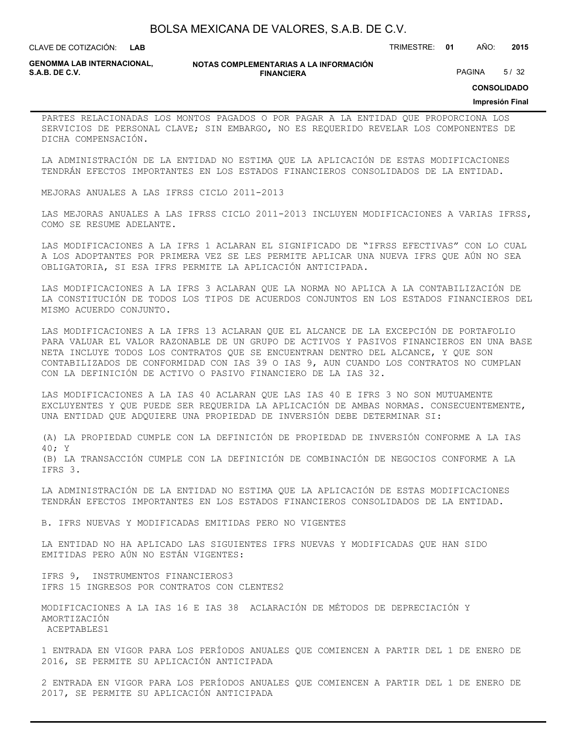PARTES RELACIONADAS LOS MONTOS PAGADOS O POR PAGAR A LA ENTIDAD QUE PROPORCIONA LOS SERVICIOS DE PERSONAL CLAVE; SIN EMBARGO, NO ES REQUERIDO REVELAR LOS COMPONENTES DE DICHA COMPENSACIÓN.

LA ADMINISTRACIÓN DE LA ENTIDAD NO ESTIMA QUE LA APLICACIÓN DE ESTAS MODIFICACIONES TENDRÁN EFECTOS IMPORTANTES EN LOS ESTADOS FINANCIEROS CONSOLIDADOS DE LA ENTIDAD.

MEJORAS ANUALES A LAS IFRSS CICLO 2011-2013

LAS MEJORAS ANUALES A LAS IFRSS CICLO 2011-2013 INCLUYEN MODIFICACIONES A VARIAS IFRSS, COMO SE RESUME ADELANTE.

LAS MODIFICACIONES A LA IFRS 1 ACLARAN EL SIGNIFICADO DE "IFRSS EFECTIVAS" CON LO CUAL A LOS ADOPTANTES POR PRIMERA VEZ SE LES PERMITE APLICAR UNA NUEVA IFRS QUE AÚN NO SEA OBLIGATORIA, SI ESA IFRS PERMITE LA APLICACIÓN ANTICIPADA.

LAS MODIFICACIONES A LA IFRS 3 ACLARAN QUE LA NORMA NO APLICA A LA CONTABILIZACIÓN DE LA CONSTITUCIÓN DE TODOS LOS TIPOS DE ACUERDOS CONJUNTOS EN LOS ESTADOS FINANCIEROS DEL MISMO ACUERDO CONJUNTO.

LAS MODIFICACIONES A LA IFRS 13 ACLARAN QUE EL ALCANCE DE LA EXCEPCIÓN DE PORTAFOLIO PARA VALUAR EL VALOR RAZONABLE DE UN GRUPO DE ACTIVOS Y PASIVOS FINANCIEROS EN UNA BASE NETA INCLUYE TODOS LOS CONTRATOS QUE SE ENCUENTRAN DENTRO DEL ALCANCE, Y QUE SON CONTABILIZADOS DE CONFORMIDAD CON IAS 39 O IAS 9, AUN CUANDO LOS CONTRATOS NO CUMPLAN CON LA DEFINICIÓN DE ACTIVO O PASIVO FINANCIERO DE LA IAS 32.

LAS MODIFICACIONES A LA IAS 40 ACLARAN QUE LAS IAS 40 E IFRS 3 NO SON MUTUAMENTE EXCLUYENTES Y QUE PUEDE SER REQUERIDA LA APLICACIÓN DE AMBAS NORMAS. CONSECUENTEMENTE, UNA ENTIDAD QUE ADQUIERE UNA PROPIEDAD DE INVERSIÓN DEBE DETERMINAR SI:

(A) LA PROPIEDAD CUMPLE CON LA DEFINICIÓN DE PROPIEDAD DE INVERSIÓN CONFORME A LA IAS 40; Y
(B) LA TRANSACCIÓN CUMPLE CON LA DEFINICIÓN DE COMBINACIÓN DE NEGOCIOS CONFORME A LA IFRS 3.

LA ADMINISTRACIÓN DE LA ENTIDAD NO ESTIMA QUE LA APLICACIÓN DE ESTAS MODIFICACIONES TENDRÁN EFECTOS IMPORTANTES EN LOS ESTADOS FINANCIEROS CONSOLIDADOS DE LA ENTIDAD.

B. IFRS NUEVAS Y MODIFICADAS EMITIDAS PERO NO VIGENTES

LA ENTIDAD NO HA APLICADO LAS SIGUIENTES IFRS NUEVAS Y MODIFICADAS QUE HAN SIDO EMITIDAS PERO AÚN NO ESTÁN VIGENTES:

IFRS 9, INSTRUMENTOS FINANCIEROS[3]
IFRS 15 INGRESOS POR CONTRATOS CON CLENTES[2]

MODIFICACIONES A LA IAS 16 E IAS 38 ACLARACIÓN DE MÉTODOS DE DEPRECIACIÓN Y AMORTIZACIÓN ACEPTABLES[1]

1 ENTRADA EN VIGOR PARA LOS PERÍODOS ANUALES QUE COMIENCEN A PARTIR DEL 1 DE ENERO DE 2016, SE PERMITE SU APLICACIÓN ANTICIPADA

2 ENTRADA EN VIGOR PARA LOS PERÍODOS ANUALES QUE COMIENCEN A PARTIR DEL 1 DE ENERO DE 2017, SE PERMITE SU APLICACIÓN ANTICIPADA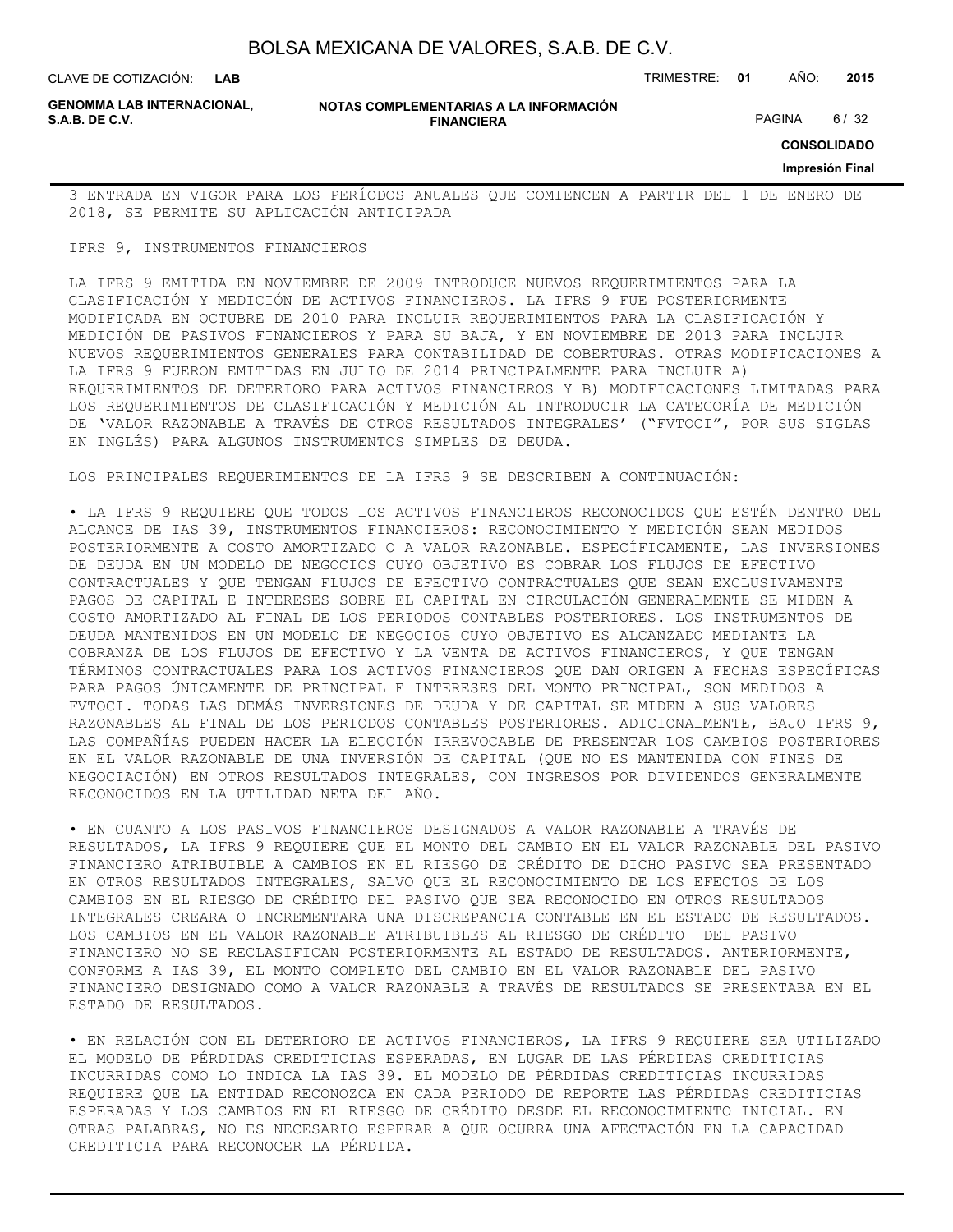3 ENTRADA EN VIGOR PARA LOS PERÍODOS ANUALES QUE COMIENCEN A PARTIR DEL 1 DE ENERO DE 2018, SE PERMITE SU APLICACIÓN ANTICIPADA

IFRS 9, INSTRUMENTOS FINANCIEROS

LA IFRS 9 EMITIDA EN NOVIEMBRE DE 2009 INTRODUCE NUEVOS REQUERIMIENTOS PARA LA CLASIFICACIÓN Y MEDICIÓN DE ACTIVOS FINANCIEROS. LA IFRS 9 FUE POSTERIORMENTE MODIFICADA EN OCTUBRE DE 2010 PARA INCLUIR REQUERIMIENTOS PARA LA CLASIFICACIÓN Y MEDICIÓN DE PASIVOS FINANCIEROS Y PARA SU BAJA, Y EN NOVIEMBRE DE 2013 PARA INCLUIR NUEVOS REQUERIMIENTOS GENERALES PARA CONTABILIDAD DE COBERTURAS. OTRAS MODIFICACIONES A LA IFRS 9 FUERON EMITIDAS EN JULIO DE 2014 PRINCIPALMENTE PARA INCLUIR A) REQUERIMIENTOS DE DETERIORO PARA ACTIVOS FINANCIEROS Y B) MODIFICACIONES LIMITADAS PARA LOS REQUERIMIENTOS DE CLASIFICACIÓN Y MEDICIÓN AL INTRODUCIR LA CATEGORÍA DE MEDICIÓN DE 'VALOR RAZONABLE A TRAVÉS DE OTROS RESULTADOS INTEGRALES' ("FVTOCI", POR SUS SIGLAS EN INGLÉS) PARA ALGUNOS INSTRUMENTOS SIMPLES DE DEUDA.

LOS PRINCIPALES REQUERIMIENTOS DE LA IFRS 9 SE DESCRIBEN A CONTINUACIÓN:

• LA IFRS 9 REQUIERE QUE TODOS LOS ACTIVOS FINANCIEROS RECONOCIDOS QUE ESTÉN DENTRO DEL ALCANCE DE IAS 39, INSTRUMENTOS FINANCIEROS: RECONOCIMIENTO Y MEDICIÓN SEAN MEDIDOS POSTERIORMENTE A COSTO AMORTIZADO O A VALOR RAZONABLE. ESPECÍFICAMENTE, LAS INVERSIONES DE DEUDA EN UN MODELO DE NEGOCIOS CUYO OBJETIVO ES COBRAR LOS FLUJOS DE EFECTIVO CONTRACTUALES Y QUE TENGAN FLUJOS DE EFECTIVO CONTRACTUALES QUE SEAN EXCLUSIVAMENTE PAGOS DE CAPITAL E INTERESES SOBRE EL CAPITAL EN CIRCULACIÓN GENERALMENTE SE MIDEN A COSTO AMORTIZADO AL FINAL DE LOS PERIODOS CONTABLES POSTERIORES. LOS INSTRUMENTOS DE DEUDA MANTENIDOS EN UN MODELO DE NEGOCIOS CUYO OBJETIVO ES ALCANZADO MEDIANTE LA COBRANZA DE LOS FLUJOS DE EFECTIVO Y LA VENTA DE ACTIVOS FINANCIEROS, Y QUE TENGAN TÉRMINOS CONTRACTUALES PARA LOS ACTIVOS FINANCIEROS QUE DAN ORIGEN A FECHAS ESPECÍFICAS PARA PAGOS ÚNICAMENTE DE PRINCIPAL E INTERESES DEL MONTO PRINCIPAL, SON MEDIDOS A FVTOCI. TODAS LAS DEMÁS INVERSIONES DE DEUDA Y DE CAPITAL SE MIDEN A SUS VALORES RAZONABLES AL FINAL DE LOS PERIODOS CONTABLES POSTERIORES. ADICIONALMENTE, BAJO IFRS 9, LAS COMPAÑÍAS PUEDEN HACER LA ELECCIÓN IRREVOCABLE DE PRESENTAR LOS CAMBIOS POSTERIORES EN EL VALOR RAZONABLE DE UNA INVERSIÓN DE CAPITAL (QUE NO ES MANTENIDA CON FINES DE NEGOCIACIÓN) EN OTROS RESULTADOS INTEGRALES, CON INGRESOS POR DIVIDENDOS GENERALMENTE RECONOCIDOS EN LA UTILIDAD NETA DEL AÑO.

• EN CUANTO A LOS PASIVOS FINANCIEROS DESIGNADOS A VALOR RAZONABLE A TRAVÉS DE RESULTADOS, LA IFRS 9 REQUIERE QUE EL MONTO DEL CAMBIO EN EL VALOR RAZONABLE DEL PASIVO FINANCIERO ATRIBUIBLE A CAMBIOS EN EL RIESGO DE CRÉDITO DE DICHO PASIVO SEA PRESENTADO EN OTROS RESULTADOS INTEGRALES, SALVO QUE EL RECONOCIMIENTO DE LOS EFECTOS DE LOS CAMBIOS EN EL RIESGO DE CRÉDITO DEL PASIVO QUE SEA RECONOCIDO EN OTROS RESULTADOS INTEGRALES CREARA O INCREMENTARA UNA DISCREPANCIA CONTABLE EN EL ESTADO DE RESULTADOS. LOS CAMBIOS EN EL VALOR RAZONABLE ATRIBUIBLES AL RIESGO DE CRÉDITO DEL PASIVO FINANCIERO NO SE RECLASIFICAN POSTERIORMENTE AL ESTADO DE RESULTADOS. ANTERIORMENTE, CONFORME A IAS 39, EL MONTO COMPLETO DEL CAMBIO EN EL VALOR RAZONABLE DEL PASIVO FINANCIERO DESIGNADO COMO A VALOR RAZONABLE A TRAVÉS DE RESULTADOS SE PRESENTABA EN EL ESTADO DE RESULTADOS.

• EN RELACIÓN CON EL DETERIORO DE ACTIVOS FINANCIEROS, LA IFRS 9 REQUIERE SEA UTILIZADO EL MODELO DE PÉRDIDAS CREDITICIAS ESPERADAS, EN LUGAR DE LAS PÉRDIDAS CREDITICIAS INCURRIDAS COMO LO INDICA LA IAS 39. EL MODELO DE PÉRDIDAS CREDITICIAS INCURRIDAS REQUIERE QUE LA ENTIDAD RECONOZCA EN CADA PERIODO DE REPORTE LAS PÉRDIDAS CREDITICIAS ESPERADAS Y LOS CAMBIOS EN EL RIESGO DE CRÉDITO DESDE EL RECONOCIMIENTO INICIAL. EN OTRAS PALABRAS, NO ES NECESARIO ESPERAR A QUE OCURRA UNA AFECTACIÓN EN LA CAPACIDAD CREDITICIA PARA RECONOCER LA PÉRDIDA.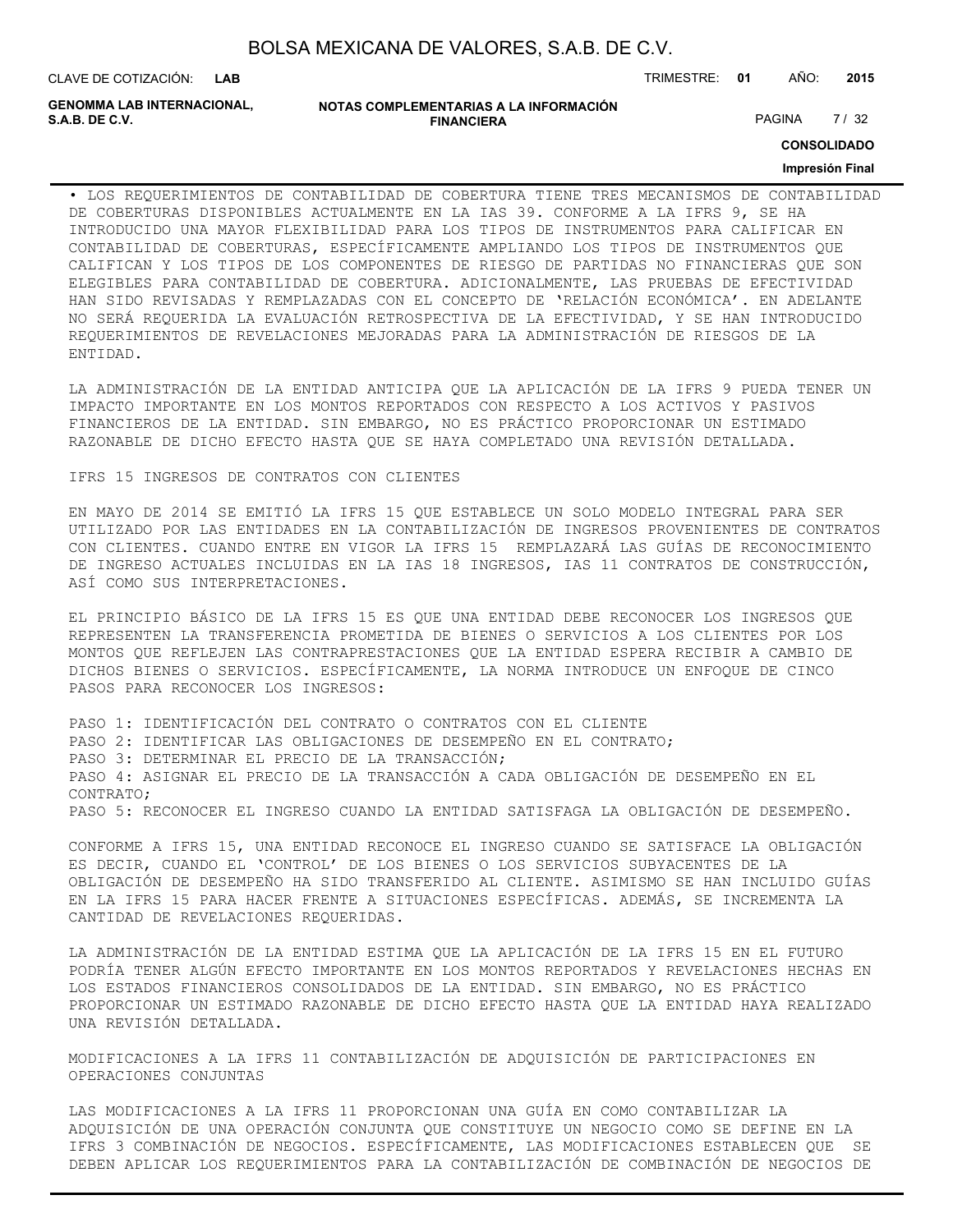• LOS REQUERIMIENTOS DE CONTABILIDAD DE COBERTURA TIENE TRES MECANISMOS DE CONTABILIDAD DE COBERTURAS DISPONIBLES ACTUALMENTE EN LA IAS 39. CONFORME A LA IFRS 9, SE HA INTRODUCIDO UNA MAYOR FLEXIBILIDAD PARA LOS TIPOS DE INSTRUMENTOS PARA CALIFICAR EN CONTABILIDAD DE COBERTURAS, ESPECÍFICAMENTE AMPLIANDO LOS TIPOS DE INSTRUMENTOS QUE CALIFICAN Y LOS TIPOS DE LOS COMPONENTES DE RIESGO DE PARTIDAS NO FINANCIERAS QUE SON ELEGIBLES PARA CONTABILIDAD DE COBERTURA. ADICIONALMENTE, LAS PRUEBAS DE EFECTIVIDAD HAN SIDO REVISADAS Y REMPLAZADAS CON EL CONCEPTO DE 'RELACIÓN ECONÓMICA'. EN ADELANTE NO SERÁ REQUERIDA LA EVALUACIÓN RETROSPECTIVA DE LA EFECTIVIDAD, Y SE HAN INTRODUCIDO REQUERIMIENTOS DE REVELACIONES MEJORADAS PARA LA ADMINISTRACIÓN DE RIESGOS DE LA ENTIDAD.

LA ADMINISTRACIÓN DE LA ENTIDAD ANTICIPA QUE LA APLICACIÓN DE LA IFRS 9 PUEDA TENER UN IMPACTO IMPORTANTE EN LOS MONTOS REPORTADOS CON RESPECTO A LOS ACTIVOS Y PASIVOS FINANCIEROS DE LA ENTIDAD. SIN EMBARGO, NO ES PRÁCTICO PROPORCIONAR UN ESTIMADO RAZONABLE DE DICHO EFECTO HASTA QUE SE HAYA COMPLETADO UNA REVISIÓN DETALLADA.

IFRS 15 INGRESOS DE CONTRATOS CON CLIENTES

EN MAYO DE 2014 SE EMITIÓ LA IFRS 15 QUE ESTABLECE UN SOLO MODELO INTEGRAL PARA SER UTILIZADO POR LAS ENTIDADES EN LA CONTABILIZACIÓN DE INGRESOS PROVENIENTES DE CONTRATOS CON CLIENTES. CUANDO ENTRE EN VIGOR LA IFRS 15 REMPLAZARÁ LAS GUÍAS DE RECONOCIMIENTO DE INGRESO ACTUALES INCLUIDAS EN LA IAS 18 INGRESOS, IAS 11 CONTRATOS DE CONSTRUCCIÓN, ASÍ COMO SUS INTERPRETACIONES.

EL PRINCIPIO BÁSICO DE LA IFRS 15 ES QUE UNA ENTIDAD DEBE RECONOCER LOS INGRESOS QUE REPRESENTEN LA TRANSFERENCIA PROMETIDA DE BIENES O SERVICIOS A LOS CLIENTES POR LOS MONTOS QUE REFLEJEN LAS CONTRAPRESTACIONES QUE LA ENTIDAD ESPERA RECIBIR A CAMBIO DE DICHOS BIENES O SERVICIOS. ESPECÍFICAMENTE, LA NORMA INTRODUCE UN ENFOQUE DE CINCO PASOS PARA RECONOCER LOS INGRESOS:

PASO 1: IDENTIFICACIÓN DEL CONTRATO O CONTRATOS CON EL CLIENTE
PASO 2: IDENTIFICAR LAS OBLIGACIONES DE DESEMPEÑO EN EL CONTRATO;
PASO 3: DETERMINAR EL PRECIO DE LA TRANSACCIÓN;
PASO 4: ASIGNAR EL PRECIO DE LA TRANSACCIÓN A CADA OBLIGACIÓN DE DESEMPEÑO EN EL CONTRATO;
PASO 5: RECONOCER EL INGRESO CUANDO LA ENTIDAD SATISFAGA LA OBLIGACIÓN DE DESEMPEÑO.

CONFORME A IFRS 15, UNA ENTIDAD RECONOCE EL INGRESO CUANDO SE SATISFACE LA OBLIGACIÓN ES DECIR, CUANDO EL 'CONTROL' DE LOS BIENES O LOS SERVICIOS SUBYACENTES DE LA OBLIGACIÓN DE DESEMPEÑO HA SIDO TRANSFERIDO AL CLIENTE. ASIMISMO SE HAN INCLUIDO GUÍAS EN LA IFRS 15 PARA HACER FRENTE A SITUACIONES ESPECÍFICAS. ADEMÁS, SE INCREMENTA LA CANTIDAD DE REVELACIONES REQUERIDAS.

LA ADMINISTRACIÓN DE LA ENTIDAD ESTIMA QUE LA APLICACIÓN DE LA IFRS 15 EN EL FUTURO PODRÍA TENER ALGÚN EFECTO IMPORTANTE EN LOS MONTOS REPORTADOS Y REVELACIONES HECHAS EN LOS ESTADOS FINANCIEROS CONSOLIDADOS DE LA ENTIDAD. SIN EMBARGO, NO ES PRÁCTICO PROPORCIONAR UN ESTIMADO RAZONABLE DE DICHO EFECTO HASTA QUE LA ENTIDAD HAYA REALIZADO UNA REVISIÓN DETALLADA.

MODIFICACIONES A LA IFRS 11 CONTABILIZACIÓN DE ADQUISICIÓN DE PARTICIPACIONES EN OPERACIONES CONJUNTAS

LAS MODIFICACIONES A LA IFRS 11 PROPORCIONAN UNA GUÍA EN COMO CONTABILIZAR LA ADQUISICIÓN DE UNA OPERACIÓN CONJUNTA QUE CONSTITUYE UN NEGOCIO COMO SE DEFINE EN LA IFRS 3 COMBINACIÓN DE NEGOCIOS. ESPECÍFICAMENTE, LAS MODIFICACIONES ESTABLECEN QUE SE DEBEN APLICAR LOS REQUERIMIENTOS PARA LA CONTABILIZACIÓN DE COMBINACIÓN DE NEGOCIOS DE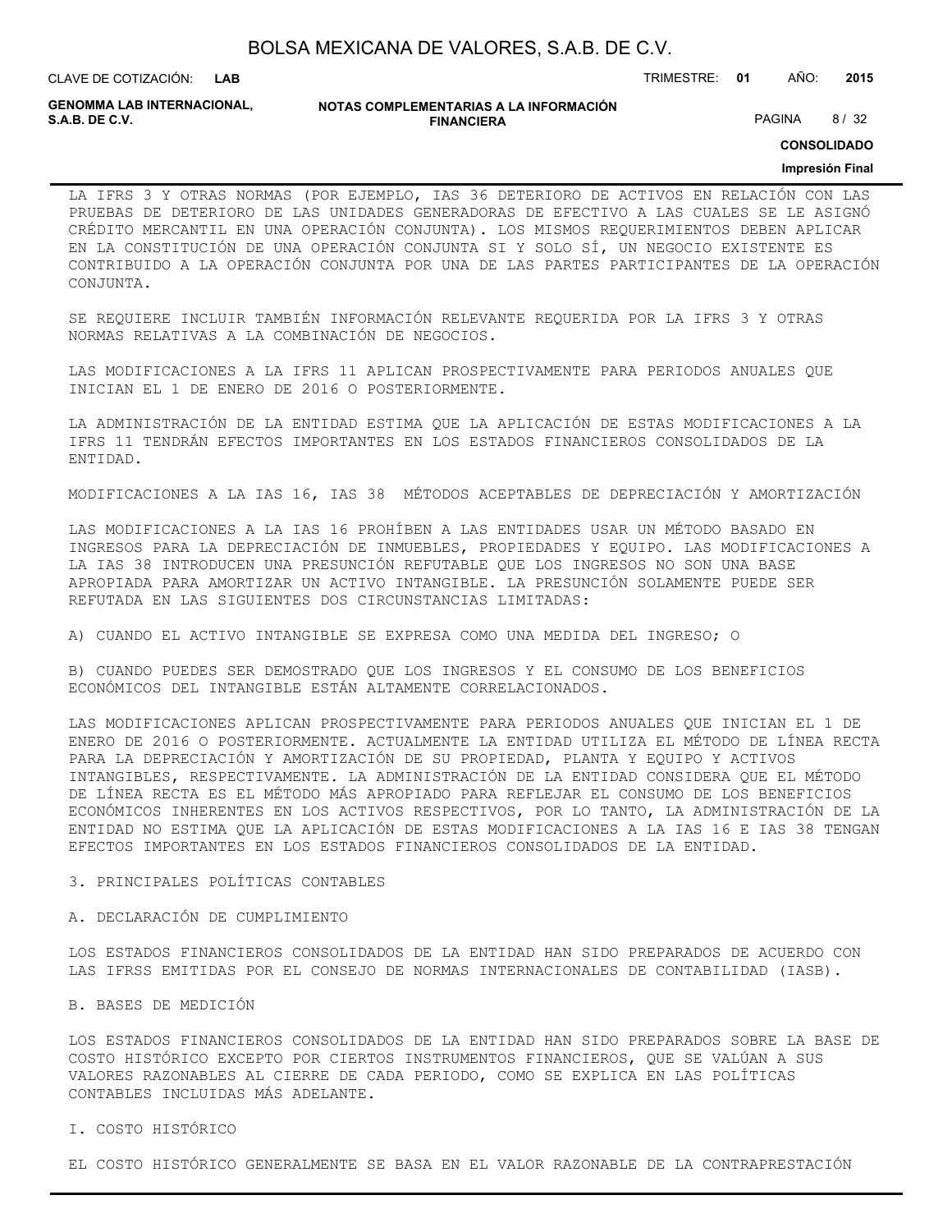LA IFRS 3 Y OTRAS NORMAS (POR EJEMPLO, IAS 36 DETERIORO DE ACTIVOS EN RELACIÓN CON LAS PRUEBAS DE DETERIORO DE LAS UNIDADES GENERADORAS DE EFECTIVO A LAS CUALES SE LE ASIGNÓ CRÉDITO MERCANTIL EN UNA OPERACIÓN CONJUNTA). LOS MISMOS REQUERIMIENTOS DEBEN APLICAR EN LA CONSTITUCIÓN DE UNA OPERACIÓN CONJUNTA SI Y SOLO SÍ, UN NEGOCIO EXISTENTE ES CONTRIBUIDO A LA OPERACIÓN CONJUNTA POR UNA DE LAS PARTES PARTICIPANTES DE LA OPERACIÓN CONJUNTA.

SE REQUIERE INCLUIR TAMBIÉN INFORMACIÓN RELEVANTE REQUERIDA POR LA IFRS 3 Y OTRAS NORMAS RELATIVAS A LA COMBINACIÓN DE NEGOCIOS.

LAS MODIFICACIONES A LA IFRS 11 APLICAN PROSPECTIVAMENTE PARA PERIODOS ANUALES QUE INICIAN EL 1 DE ENERO DE 2016 O POSTERIORMENTE.

LA ADMINISTRACIÓN DE LA ENTIDAD ESTIMA QUE LA APLICACIÓN DE ESTAS MODIFICACIONES A LA IFRS 11 TENDRÁN EFECTOS IMPORTANTES EN LOS ESTADOS FINANCIEROS CONSOLIDADOS DE LA ENTIDAD.

MODIFICACIONES A LA IAS 16, IAS 38 MÉTODOS ACEPTABLES DE DEPRECIACIÓN Y AMORTIZACIÓN

LAS MODIFICACIONES A LA IAS 16 PROHÍBEN A LAS ENTIDADES USAR UN MÉTODO BASADO EN INGRESOS PARA LA DEPRECIACIÓN DE INMUEBLES, PROPIEDADES Y EQUIPO. LAS MODIFICACIONES A LA IAS 38 INTRODUCEN UNA PRESUNCIÓN REFUTABLE QUE LOS INGRESOS NO SON UNA BASE APROPIADA PARA AMORTIZAR UN ACTIVO INTANGIBLE. LA PRESUNCIÓN SOLAMENTE PUEDE SER REFUTADA EN LAS SIGUIENTES DOS CIRCUNSTANCIAS LIMITADAS:

A) CUANDO EL ACTIVO INTANGIBLE SE EXPRESA COMO UNA MEDIDA DEL INGRESO; O

B) CUANDO PUEDES SER DEMOSTRADO QUE LOS INGRESOS Y EL CONSUMO DE LOS BENEFICIOS ECONÓMICOS DEL INTANGIBLE ESTÁN ALTAMENTE CORRELACIONADOS.

LAS MODIFICACIONES APLICAN PROSPECTIVAMENTE PARA PERIODOS ANUALES QUE INICIAN EL 1 DE ENERO DE 2016 O POSTERIORMENTE. ACTUALMENTE LA ENTIDAD UTILIZA EL MÉTODO DE LÍNEA RECTA PARA LA DEPRECIACIÓN Y AMORTIZACIÓN DE SU PROPIEDAD, PLANTA Y EQUIPO Y ACTIVOS INTANGIBLES, RESPECTIVAMENTE. LA ADMINISTRACIÓN DE LA ENTIDAD CONSIDERA QUE EL MÉTODO DE LÍNEA RECTA ES EL MÉTODO MÁS APROPIADO PARA REFLEJAR EL CONSUMO DE LOS BENEFICIOS ECONÓMICOS INHERENTES EN LOS ACTIVOS RESPECTIVOS, POR LO TANTO, LA ADMINISTRACIÓN DE LA ENTIDAD NO ESTIMA QUE LA APLICACIÓN DE ESTAS MODIFICACIONES A LA IAS 16 E IAS 38 TENGAN EFECTOS IMPORTANTES EN LOS ESTADOS FINANCIEROS CONSOLIDADOS DE LA ENTIDAD.

3. PRINCIPALES POLÍTICAS CONTABLES

A. DECLARACIÓN DE CUMPLIMIENTO

LOS ESTADOS FINANCIEROS CONSOLIDADOS DE LA ENTIDAD HAN SIDO PREPARADOS DE ACUERDO CON LAS IFRSS EMITIDAS POR EL CONSEJO DE NORMAS INTERNACIONALES DE CONTABILIDAD (IASB).

B. BASES DE MEDICIÓN

LOS ESTADOS FINANCIEROS CONSOLIDADOS DE LA ENTIDAD HAN SIDO PREPARADOS SOBRE LA BASE DE COSTO HISTÓRICO EXCEPTO POR CIERTOS INSTRUMENTOS FINANCIEROS, QUE SE VALÚAN A SUS VALORES RAZONABLES AL CIERRE DE CADA PERIODO, COMO SE EXPLICA EN LAS POLÍTICAS CONTABLES INCLUIDAS MÁS ADELANTE.

I. COSTO HISTÓRICO

EL COSTO HISTÓRICO GENERALMENTE SE BASA EN EL VALOR RAZONABLE DE LA CONTRAPRESTACIÓN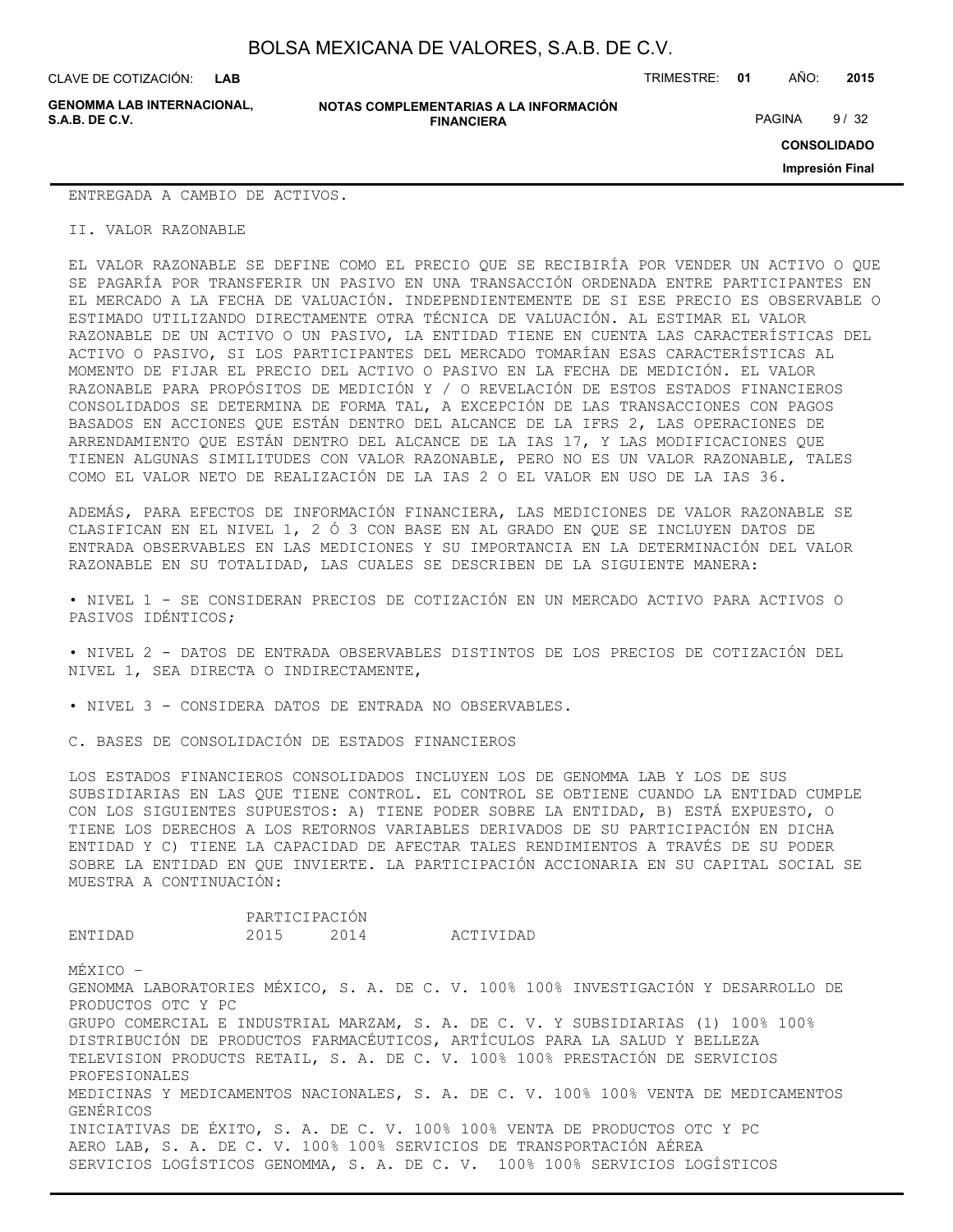ENTREGADA A CAMBIO DE ACTIVOS.

II. VALOR RAZONABLE

EL VALOR RAZONABLE SE DEFINE COMO EL PRECIO QUE SE RECIBIRÍA POR VENDER UN ACTIVO O QUE SE PAGARÍA POR TRANSFERIR UN PASIVO EN UNA TRANSACCIÓN ORDENADA ENTRE PARTICIPANTES EN EL MERCADO A LA FECHA DE VALUACIÓN. INDEPENDIENTEMENTE DE SI ESE PRECIO ES OBSERVABLE O ESTIMADO UTILIZANDO DIRECTAMENTE OTRA TÉCNICA DE VALUACIÓN. AL ESTIMAR EL VALOR RAZONABLE DE UN ACTIVO O UN PASIVO, LA ENTIDAD TIENE EN CUENTA LAS CARACTERÍSTICAS DEL ACTIVO O PASIVO, SI LOS PARTICIPANTES DEL MERCADO TOMARÍAN ESAS CARACTERÍSTICAS AL MOMENTO DE FIJAR EL PRECIO DEL ACTIVO O PASIVO EN LA FECHA DE MEDICIÓN. EL VALOR RAZONABLE PARA PROPÓSITOS DE MEDICIÓN Y / O REVELACIÓN DE ESTOS ESTADOS FINANCIEROS CONSOLIDADOS SE DETERMINA DE FORMA TAL, A EXCEPCIÓN DE LAS TRANSACCIONES CON PAGOS BASADOS EN ACCIONES QUE ESTÁN DENTRO DEL ALCANCE DE LA IFRS 2, LAS OPERACIONES DE ARRENDAMIENTO QUE ESTÁN DENTRO DEL ALCANCE DE LA IAS 17, Y LAS MODIFICACIONES QUE TIENEN ALGUNAS SIMILITUDES CON VALOR RAZONABLE, PERO NO ES UN VALOR RAZONABLE, TALES COMO EL VALOR NETO DE REALIZACIÓN DE LA IAS 2 O EL VALOR EN USO DE LA IAS 36.

ADEMÁS, PARA EFECTOS DE INFORMACIÓN FINANCIERA, LAS MEDICIONES DE VALOR RAZONABLE SE CLASIFICAN EN EL NIVEL 1, 2 Ó 3 CON BASE EN AL GRADO EN QUE SE INCLUYEN DATOS DE ENTRADA OBSERVABLES EN LAS MEDICIONES Y SU IMPORTANCIA EN LA DETERMINACIÓN DEL VALOR RAZONABLE EN SU TOTALIDAD, LAS CUALES SE DESCRIBEN DE LA SIGUIENTE MANERA:

- NIVEL 1 - SE CONSIDERAN PRECIOS DE COTIZACIÓN EN UN MERCADO ACTIVO PARA ACTIVOS O PASIVOS IDÉNTICOS;
- NIVEL 2 - DATOS DE ENTRADA OBSERVABLES DISTINTOS DE LOS PRECIOS DE COTIZACIÓN DEL NIVEL 1, SEA DIRECTA O INDIRECTAMENTE,
- NIVEL 3 - CONSIDERA DATOS DE ENTRADA NO OBSERVABLES.

C. BASES DE CONSOLIDACIÓN DE ESTADOS FINANCIEROS

LOS ESTADOS FINANCIEROS CONSOLIDADOS INCLUYEN LOS DE GENOMMA LAB Y LOS DE SUS SUBSIDIARIAS EN LAS QUE TIENE CONTROL. EL CONTROL SE OBTIENE CUANDO LA ENTIDAD CUMPLE CON LOS SIGUIENTES SUPUESTOS: A) TIENE PODER SOBRE LA ENTIDAD, B) ESTÁ EXPUESTO, O TIENE LOS DERECHOS A LOS RETORNOS VARIABLES DERIVADOS DE SU PARTICIPACIÓN EN DICHA ENTIDAD Y C) TIENE LA CAPACIDAD DE AFECTAR TALES RENDIMIENTOS A TRAVÉS DE SU PODER SOBRE LA ENTIDAD EN QUE INVIERTE. LA PARTICIPACIÓN ACCIONARIA EN SU CAPITAL SOCIAL SE MUESTRA A CONTINUACIÓN:

| ENTIDAD | PARTICIPACIÓN 2015 | 2014 | ACTIVIDAD |
|---|---|---|---|
| MÉXICO – | | | |
| GENOMMA LABORATORIES MÉXICO, S. A. DE C. V. | 100% | 100% | INVESTIGACIÓN Y DESARROLLO DE PRODUCTOS OTC Y PC |
| GRUPO COMERCIAL E INDUSTRIAL MARZAM, S. A. DE C. V. Y SUBSIDIARIAS (1) | 100% | 100% | DISTRIBUCIÓN DE PRODUCTOS FARMACÉUTICOS, ARTÍCULOS PARA LA SALUD Y BELLEZA |
| TELEVISION PRODUCTS RETAIL, S. A. DE C. V. | 100% | 100% | PRESTACIÓN DE SERVICIOS PROFESIONALES |
| MEDICINAS Y MEDICAMENTOS NACIONALES, S. A. DE C. V. | 100% | 100% | VENTA DE MEDICAMENTOS GENÉRICOS |
| INICIATIVAS DE ÉXITO, S. A. DE C. V. | 100% | 100% | VENTA DE PRODUCTOS OTC Y PC |
| AERO LAB, S. A. DE C. V. | 100% | 100% | SERVICIOS DE TRANSPORTACIÓN AÉREA |
| SERVICIOS LOGÍSTICOS GENOMMA, S. A. DE C. V. | 100% | 100% | SERVICIOS LOGÍSTICOS |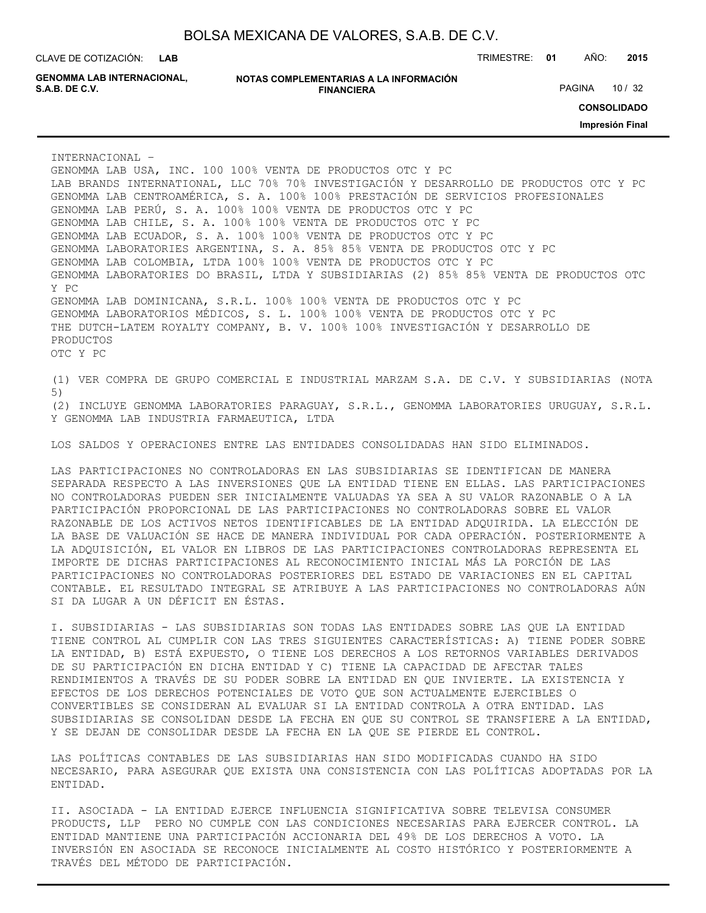INTERNACIONAL –

GENOMMA LAB USA, INC. 100 100% VENTA DE PRODUCTOS OTC Y PC
LAB BRANDS INTERNATIONAL, LLC 70% 70% INVESTIGACIÓN Y DESARROLLO DE PRODUCTOS OTC Y PC
GENOMMA LAB CENTROAMÉRICA, S. A. 100% 100% PRESTACIÓN DE SERVICIOS PROFESIONALES
GENOMMA LAB PERÚ, S. A. 100% 100% VENTA DE PRODUCTOS OTC Y PC
GENOMMA LAB CHILE, S. A. 100% 100% VENTA DE PRODUCTOS OTC Y PC
GENOMMA LAB ECUADOR, S. A. 100% 100% VENTA DE PRODUCTOS OTC Y PC
GENOMMA LABORATORIES ARGENTINA, S. A. 85% 85% VENTA DE PRODUCTOS OTC Y PC
GENOMMA LAB COLOMBIA, LTDA 100% 100% VENTA DE PRODUCTOS OTC Y PC
GENOMMA LABORATORIES DO BRASIL, LTDA Y SUBSIDIARIAS (2) 85% 85% VENTA DE PRODUCTOS OTC Y PC
GENOMMA LAB DOMINICANA, S.R.L. 100% 100% VENTA DE PRODUCTOS OTC Y PC
GENOMMA LABORATORIOS MÉDICOS, S. L. 100% 100% VENTA DE PRODUCTOS OTC Y PC
THE DUTCH-LATEM ROYALTY COMPANY, B. V. 100% 100% INVESTIGACIÓN Y DESARROLLO DE PRODUCTOS OTC Y PC

(1) VER COMPRA DE GRUPO COMERCIAL E INDUSTRIAL MARZAM S.A. DE C.V. Y SUBSIDIARIAS (NOTA 5)
(2) INCLUYE GENOMMA LABORATORIES PARAGUAY, S.R.L., GENOMMA LABORATORIES URUGUAY, S.R.L. Y GENOMMA LAB INDUSTRIA FARMAEUTICA, LTDA

LOS SALDOS Y OPERACIONES ENTRE LAS ENTIDADES CONSOLIDADAS HAN SIDO ELIMINADOS.

LAS PARTICIPACIONES NO CONTROLADORAS EN LAS SUBSIDIARIAS SE IDENTIFICAN DE MANERA SEPARADA RESPECTO A LAS INVERSIONES QUE LA ENTIDAD TIENE EN ELLAS. LAS PARTICIPACIONES NO CONTROLADORAS PUEDEN SER INICIALMENTE VALUADAS YA SEA A SU VALOR RAZONABLE O A LA PARTICIPACIÓN PROPORCIONAL DE LAS PARTICIPACIONES NO CONTROLADORAS SOBRE EL VALOR RAZONABLE DE LOS ACTIVOS NETOS IDENTIFICABLES DE LA ENTIDAD ADQUIRIDA. LA ELECCIÓN DE LA BASE DE VALUACIÓN SE HACE DE MANERA INDIVIDUAL POR CADA OPERACIÓN. POSTERIORMENTE A LA ADQUISICIÓN, EL VALOR EN LIBROS DE LAS PARTICIPACIONES CONTROLADORAS REPRESENTA EL IMPORTE DE DICHAS PARTICIPACIONES AL RECONOCIMIENTO INICIAL MÁS LA PORCIÓN DE LAS PARTICIPACIONES NO CONTROLADORAS POSTERIORES DEL ESTADO DE VARIACIONES EN EL CAPITAL CONTABLE. EL RESULTADO INTEGRAL SE ATRIBUYE A LAS PARTICIPACIONES NO CONTROLADORAS AÚN SI DA LUGAR A UN DÉFICIT EN ÉSTAS.

I. SUBSIDIARIAS - LAS SUBSIDIARIAS SON TODAS LAS ENTIDADES SOBRE LAS QUE LA ENTIDAD TIENE CONTROL AL CUMPLIR CON LAS TRES SIGUIENTES CARACTERÍSTICAS: A) TIENE PODER SOBRE LA ENTIDAD, B) ESTÁ EXPUESTO, O TIENE LOS DERECHOS A LOS RETORNOS VARIABLES DERIVADOS DE SU PARTICIPACIÓN EN DICHA ENTIDAD Y C) TIENE LA CAPACIDAD DE AFECTAR TALES RENDIMIENTOS A TRAVÉS DE SU PODER SOBRE LA ENTIDAD EN QUE INVIERTE. LA EXISTENCIA Y EFECTOS DE LOS DERECHOS POTENCIALES DE VOTO QUE SON ACTUALMENTE EJERCIBLES O CONVERTIBLES SE CONSIDERAN AL EVALUAR SI LA ENTIDAD CONTROLA A OTRA ENTIDAD. LAS SUBSIDIARIAS SE CONSOLIDAN DESDE LA FECHA EN QUE SU CONTROL SE TRANSFIERE A LA ENTIDAD, Y SE DEJAN DE CONSOLIDAR DESDE LA FECHA EN LA QUE SE PIERDE EL CONTROL.

LAS POLÍTICAS CONTABLES DE LAS SUBSIDIARIAS HAN SIDO MODIFICADAS CUANDO HA SIDO NECESARIO, PARA ASEGURAR QUE EXISTA UNA CONSISTENCIA CON LAS POLÍTICAS ADOPTADAS POR LA ENTIDAD.

II. ASOCIADA - LA ENTIDAD EJERCE INFLUENCIA SIGNIFICATIVA SOBRE TELEVISA CONSUMER PRODUCTS, LLP PERO NO CUMPLE CON LAS CONDICIONES NECESARIAS PARA EJERCER CONTROL. LA ENTIDAD MANTIENE UNA PARTICIPACIÓN ACCIONARIA DEL 49% DE LOS DERECHOS A VOTO. LA INVERSIÓN EN ASOCIADA SE RECONOCE INICIALMENTE AL COSTO HISTÓRICO Y POSTERIORMENTE A TRAVÉS DEL MÉTODO DE PARTICIPACIÓN.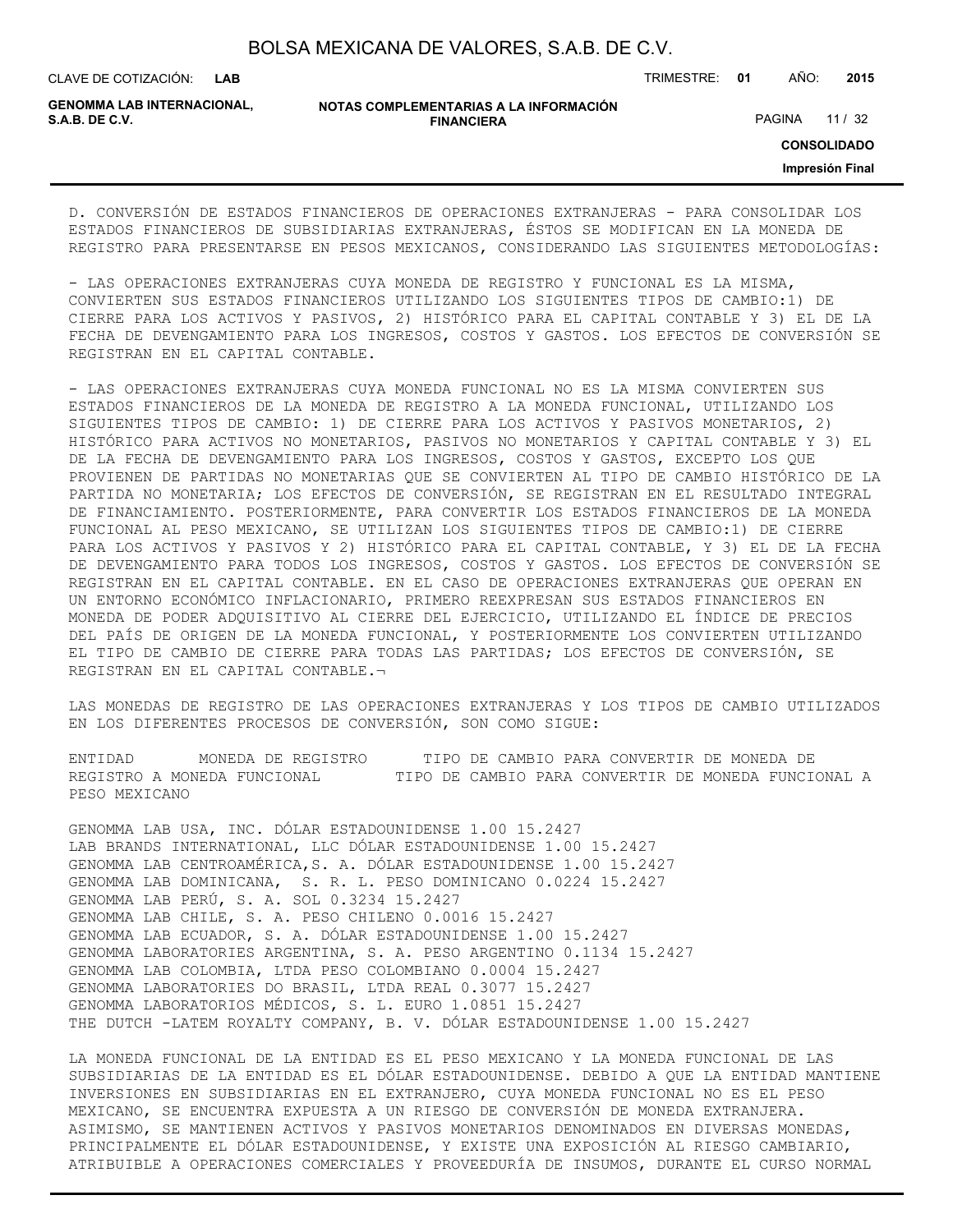D. CONVERSIÓN DE ESTADOS FINANCIEROS DE OPERACIONES EXTRANJERAS - PARA CONSOLIDAR LOS ESTADOS FINANCIEROS DE SUBSIDIARIAS EXTRANJERAS, ÉSTOS SE MODIFICAN EN LA MONEDA DE REGISTRO PARA PRESENTARSE EN PESOS MEXICANOS, CONSIDERANDO LAS SIGUIENTES METODOLOGÍAS:

- LAS OPERACIONES EXTRANJERAS CUYA MONEDA DE REGISTRO Y FUNCIONAL ES LA MISMA, CONVIERTEN SUS ESTADOS FINANCIEROS UTILIZANDO LOS SIGUIENTES TIPOS DE CAMBIO:1) DE CIERRE PARA LOS ACTIVOS Y PASIVOS, 2) HISTÓRICO PARA EL CAPITAL CONTABLE Y 3) EL DE LA FECHA DE DEVENGAMIENTO PARA LOS INGRESOS, COSTOS Y GASTOS. LOS EFECTOS DE CONVERSIÓN SE REGISTRAN EN EL CAPITAL CONTABLE.

- LAS OPERACIONES EXTRANJERAS CUYA MONEDA FUNCIONAL NO ES LA MISMA CONVIERTEN SUS ESTADOS FINANCIEROS DE LA MONEDA DE REGISTRO A LA MONEDA FUNCIONAL, UTILIZANDO LOS SIGUIENTES TIPOS DE CAMBIO: 1) DE CIERRE PARA LOS ACTIVOS Y PASIVOS MONETARIOS, 2) HISTÓRICO PARA ACTIVOS NO MONETARIOS, PASIVOS NO MONETARIOS Y CAPITAL CONTABLE Y 3) EL DE LA FECHA DE DEVENGAMIENTO PARA LOS INGRESOS, COSTOS Y GASTOS, EXCEPTO LOS QUE PROVIENEN DE PARTIDAS NO MONETARIAS QUE SE CONVIERTEN AL TIPO DE CAMBIO HISTÓRICO DE LA PARTIDA NO MONETARIA; LOS EFECTOS DE CONVERSIÓN, SE REGISTRAN EN EL RESULTADO INTEGRAL DE FINANCIAMIENTO. POSTERIORMENTE, PARA CONVERTIR LOS ESTADOS FINANCIEROS DE LA MONEDA FUNCIONAL AL PESO MEXICANO, SE UTILIZAN LOS SIGUIENTES TIPOS DE CAMBIO:1) DE CIERRE PARA LOS ACTIVOS Y PASIVOS Y 2) HISTÓRICO PARA EL CAPITAL CONTABLE, Y 3) EL DE LA FECHA DE DEVENGAMIENTO PARA TODOS LOS INGRESOS, COSTOS Y GASTOS. LOS EFECTOS DE CONVERSIÓN SE REGISTRAN EN EL CAPITAL CONTABLE. EN EL CASO DE OPERACIONES EXTRANJERAS QUE OPERAN EN UN ENTORNO ECONÓMICO INFLACIONARIO, PRIMERO REEXPRESAN SUS ESTADOS FINANCIEROS EN MONEDA DE PODER ADQUISITIVO AL CIERRE DEL EJERCICIO, UTILIZANDO EL ÍNDICE DE PRECIOS DEL PAÍS DE ORIGEN DE LA MONEDA FUNCIONAL, Y POSTERIORMENTE LOS CONVIERTEN UTILIZANDO EL TIPO DE CAMBIO DE CIERRE PARA TODAS LAS PARTIDAS; LOS EFECTOS DE CONVERSIÓN, SE REGISTRAN EN EL CAPITAL CONTABLE.¬

LAS MONEDAS DE REGISTRO DE LAS OPERACIONES EXTRANJERAS Y LOS TIPOS DE CAMBIO UTILIZADOS EN LOS DIFERENTES PROCESOS DE CONVERSIÓN, SON COMO SIGUE:

| ENTIDAD | MONEDA DE REGISTRO | TIPO DE CAMBIO PARA CONVERTIR DE MONEDA DE REGISTRO A MONEDA FUNCIONAL | TIPO DE CAMBIO PARA CONVERTIR DE MONEDA FUNCIONAL A PESO MEXICANO |
|---|---|---|---|
| GENOMMA LAB USA, INC. | DÓLAR ESTADOUNIDENSE | 1.00 | 15.2427 |
| LAB BRANDS INTERNATIONAL, LLC | DÓLAR ESTADOUNIDENSE | 1.00 | 15.2427 |
| GENOMMA LAB CENTROAMÉRICA,S. A. | DÓLAR ESTADOUNIDENSE | 1.00 | 15.2427 |
| GENOMMA LAB DOMINICANA, S. R. L. | PESO DOMINICANO | 0.0224 | 15.2427 |
| GENOMMA LAB PERÚ, S. A. | SOL | 0.3234 | 15.2427 |
| GENOMMA LAB CHILE, S. A. | PESO CHILENO | 0.0016 | 15.2427 |
| GENOMMA LAB ECUADOR, S. A. | DÓLAR ESTADOUNIDENSE | 1.00 | 15.2427 |
| GENOMMA LABORATORIES ARGENTINA, S. A. | PESO ARGENTINO | 0.1134 | 15.2427 |
| GENOMMA LAB COLOMBIA, LTDA | PESO COLOMBIANO | 0.0004 | 15.2427 |
| GENOMMA LABORATORIES DO BRASIL, LTDA | REAL | 0.3077 | 15.2427 |
| GENOMMA LABORATORIOS MÉDICOS, S. L. | EURO | 1.0851 | 15.2427 |
| THE DUTCH -LATEM ROYALTY COMPANY, B. V. | DÓLAR ESTADOUNIDENSE | 1.00 | 15.2427 |

LA MONEDA FUNCIONAL DE LA ENTIDAD ES EL PESO MEXICANO Y LA MONEDA FUNCIONAL DE LAS SUBSIDIARIAS DE LA ENTIDAD ES EL DÓLAR ESTADOUNIDENSE. DEBIDO A QUE LA ENTIDAD MANTIENE INVERSIONES EN SUBSIDIARIAS EN EL EXTRANJERO, CUYA MONEDA FUNCIONAL NO ES EL PESO MEXICANO, SE ENCUENTRA EXPUESTA A UN RIESGO DE CONVERSIÓN DE MONEDA EXTRANJERA. ASIMISMO, SE MANTIENEN ACTIVOS Y PASIVOS MONETARIOS DENOMINADOS EN DIVERSAS MONEDAS, PRINCIPALMENTE EL DÓLAR ESTADOUNIDENSE, Y EXISTE UNA EXPOSICIÓN AL RIESGO CAMBIARIO, ATRIBUIBLE A OPERACIONES COMERCIALES Y PROVEEDURÍA DE INSUMOS, DURANTE EL CURSO NORMAL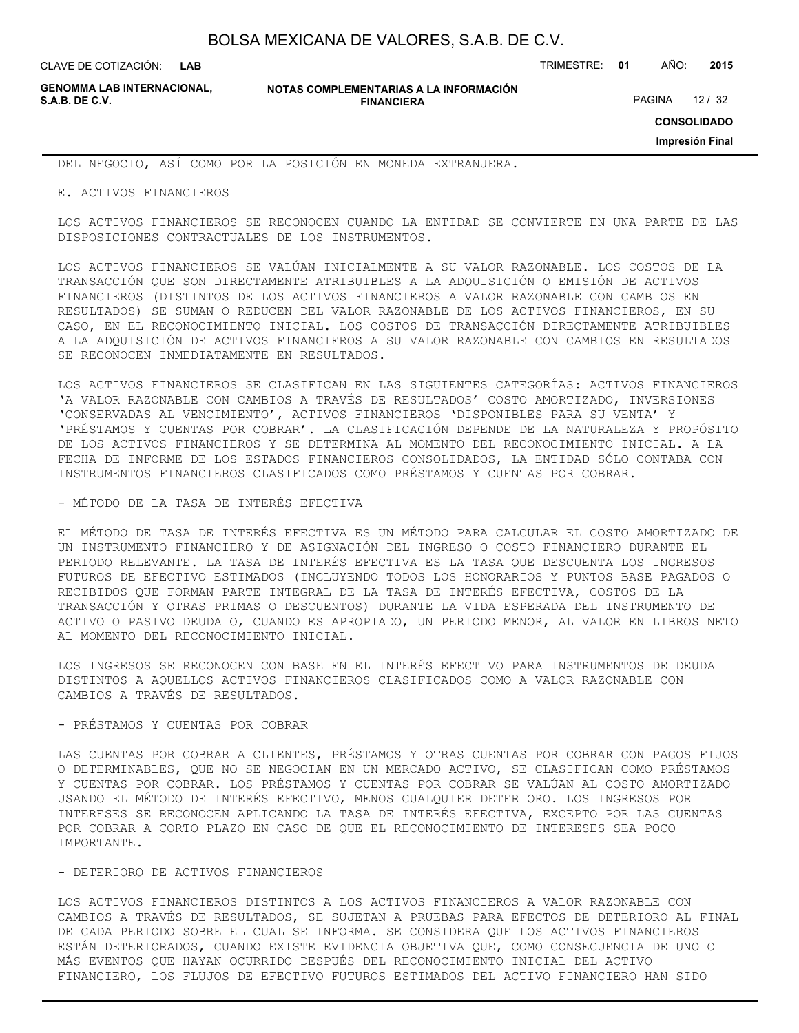DEL NEGOCIO, ASÍ COMO POR LA POSICIÓN EN MONEDA EXTRANJERA.

E. ACTIVOS FINANCIEROS

LOS ACTIVOS FINANCIEROS SE RECONOCEN CUANDO LA ENTIDAD SE CONVIERTE EN UNA PARTE DE LAS DISPOSICIONES CONTRACTUALES DE LOS INSTRUMENTOS.

LOS ACTIVOS FINANCIEROS SE VALÚAN INICIALMENTE A SU VALOR RAZONABLE. LOS COSTOS DE LA TRANSACCIÓN QUE SON DIRECTAMENTE ATRIBUIBLES A LA ADQUISICIÓN O EMISIÓN DE ACTIVOS FINANCIEROS (DISTINTOS DE LOS ACTIVOS FINANCIEROS A VALOR RAZONABLE CON CAMBIOS EN RESULTADOS) SE SUMAN O REDUCEN DEL VALOR RAZONABLE DE LOS ACTIVOS FINANCIEROS, EN SU CASO, EN EL RECONOCIMIENTO INICIAL. LOS COSTOS DE TRANSACCIÓN DIRECTAMENTE ATRIBUIBLES A LA ADQUISICIÓN DE ACTIVOS FINANCIEROS A SU VALOR RAZONABLE CON CAMBIOS EN RESULTADOS SE RECONOCEN INMEDIATAMENTE EN RESULTADOS.

LOS ACTIVOS FINANCIEROS SE CLASIFICAN EN LAS SIGUIENTES CATEGORÍAS: ACTIVOS FINANCIEROS 'A VALOR RAZONABLE CON CAMBIOS A TRAVÉS DE RESULTADOS' COSTO AMORTIZADO, INVERSIONES 'CONSERVADAS AL VENCIMIENTO', ACTIVOS FINANCIEROS 'DISPONIBLES PARA SU VENTA' Y 'PRÉSTAMOS Y CUENTAS POR COBRAR'. LA CLASIFICACIÓN DEPENDE DE LA NATURALEZA Y PROPÓSITO DE LOS ACTIVOS FINANCIEROS Y SE DETERMINA AL MOMENTO DEL RECONOCIMIENTO INICIAL. A LA FECHA DE INFORME DE LOS ESTADOS FINANCIEROS CONSOLIDADOS, LA ENTIDAD SÓLO CONTABA CON INSTRUMENTOS FINANCIEROS CLASIFICADOS COMO PRÉSTAMOS Y CUENTAS POR COBRAR.

- MÉTODO DE LA TASA DE INTERÉS EFECTIVA

EL MÉTODO DE TASA DE INTERÉS EFECTIVA ES UN MÉTODO PARA CALCULAR EL COSTO AMORTIZADO DE UN INSTRUMENTO FINANCIERO Y DE ASIGNACIÓN DEL INGRESO O COSTO FINANCIERO DURANTE EL PERIODO RELEVANTE. LA TASA DE INTERÉS EFECTIVA ES LA TASA QUE DESCUENTA LOS INGRESOS FUTUROS DE EFECTIVO ESTIMADOS (INCLUYENDO TODOS LOS HONORARIOS Y PUNTOS BASE PAGADOS O RECIBIDOS QUE FORMAN PARTE INTEGRAL DE LA TASA DE INTERÉS EFECTIVA, COSTOS DE LA TRANSACCIÓN Y OTRAS PRIMAS O DESCUENTOS) DURANTE LA VIDA ESPERADA DEL INSTRUMENTO DE ACTIVO O PASIVO DEUDA O, CUANDO ES APROPIADO, UN PERIODO MENOR, AL VALOR EN LIBROS NETO AL MOMENTO DEL RECONOCIMIENTO INICIAL.

LOS INGRESOS SE RECONOCEN CON BASE EN EL INTERÉS EFECTIVO PARA INSTRUMENTOS DE DEUDA DISTINTOS A AQUELLOS ACTIVOS FINANCIEROS CLASIFICADOS COMO A VALOR RAZONABLE CON CAMBIOS A TRAVÉS DE RESULTADOS.

- PRÉSTAMOS Y CUENTAS POR COBRAR

LAS CUENTAS POR COBRAR A CLIENTES, PRÉSTAMOS Y OTRAS CUENTAS POR COBRAR CON PAGOS FIJOS O DETERMINABLES, QUE NO SE NEGOCIAN EN UN MERCADO ACTIVO, SE CLASIFICAN COMO PRÉSTAMOS Y CUENTAS POR COBRAR. LOS PRÉSTAMOS Y CUENTAS POR COBRAR SE VALÚAN AL COSTO AMORTIZADO USANDO EL MÉTODO DE INTERÉS EFECTIVO, MENOS CUALQUIER DETERIORO. LOS INGRESOS POR INTERESES SE RECONOCEN APLICANDO LA TASA DE INTERÉS EFECTIVA, EXCEPTO POR LAS CUENTAS POR COBRAR A CORTO PLAZO EN CASO DE QUE EL RECONOCIMIENTO DE INTERESES SEA POCO IMPORTANTE.

- DETERIORO DE ACTIVOS FINANCIEROS

LOS ACTIVOS FINANCIEROS DISTINTOS A LOS ACTIVOS FINANCIEROS A VALOR RAZONABLE CON CAMBIOS A TRAVÉS DE RESULTADOS, SE SUJETAN A PRUEBAS PARA EFECTOS DE DETERIORO AL FINAL DE CADA PERIODO SOBRE EL CUAL SE INFORMA. SE CONSIDERA QUE LOS ACTIVOS FINANCIEROS ESTÁN DETERIORADOS, CUANDO EXISTE EVIDENCIA OBJETIVA QUE, COMO CONSECUENCIA DE UNO O MÁS EVENTOS QUE HAYAN OCURRIDO DESPUÉS DEL RECONOCIMIENTO INICIAL DEL ACTIVO FINANCIERO, LOS FLUJOS DE EFECTIVO FUTUROS ESTIMADOS DEL ACTIVO FINANCIERO HAN SIDO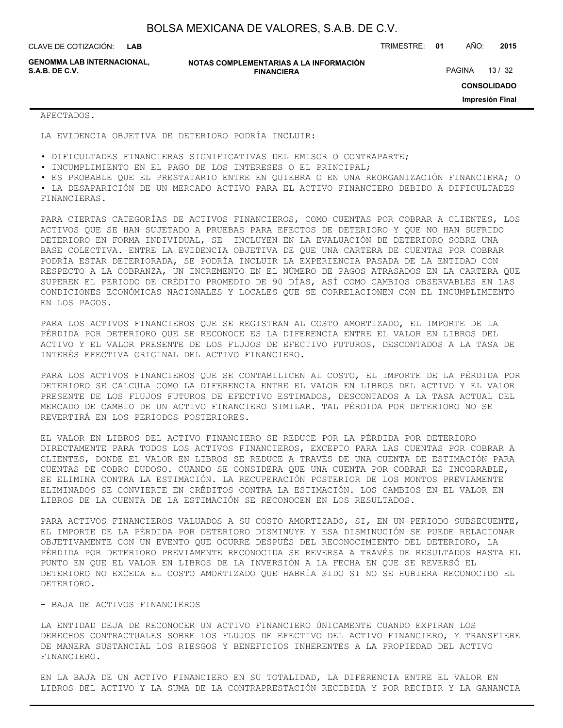AFECTADOS.

LA EVIDENCIA OBJETIVA DE DETERIORO PODRÍA INCLUIR:

- DIFICULTADES FINANCIERAS SIGNIFICATIVAS DEL EMISOR O CONTRAPARTE;
- INCUMPLIMIENTO EN EL PAGO DE LOS INTERESES O EL PRINCIPAL;
- ES PROBABLE QUE EL PRESTATARIO ENTRE EN QUIEBRA O EN UNA REORGANIZACIÓN FINANCIERA; O
- LA DESAPARICIÓN DE UN MERCADO ACTIVO PARA EL ACTIVO FINANCIERO DEBIDO A DIFICULTADES FINANCIERAS.

PARA CIERTAS CATEGORÍAS DE ACTIVOS FINANCIEROS, COMO CUENTAS POR COBRAR A CLIENTES, LOS ACTIVOS QUE SE HAN SUJETADO A PRUEBAS PARA EFECTOS DE DETERIORO Y QUE NO HAN SUFRIDO DETERIORO EN FORMA INDIVIDUAL, SE INCLUYEN EN LA EVALUACIÓN DE DETERIORO SOBRE UNA BASE COLECTIVA. ENTRE LA EVIDENCIA OBJETIVA DE QUE UNA CARTERA DE CUENTAS POR COBRAR PODRÍA ESTAR DETERIORADA, SE PODRÍA INCLUIR LA EXPERIENCIA PASADA DE LA ENTIDAD CON RESPECTO A LA COBRANZA, UN INCREMENTO EN EL NÚMERO DE PAGOS ATRASADOS EN LA CARTERA QUE SUPEREN EL PERIODO DE CRÉDITO PROMEDIO DE 90 DÍAS, ASÍ COMO CAMBIOS OBSERVABLES EN LAS CONDICIONES ECONÓMICAS NACIONALES Y LOCALES QUE SE CORRELACIONEN CON EL INCUMPLIMIENTO EN LOS PAGOS.

PARA LOS ACTIVOS FINANCIEROS QUE SE REGISTRAN AL COSTO AMORTIZADO, EL IMPORTE DE LA PÉRDIDA POR DETERIORO QUE SE RECONOCE ES LA DIFERENCIA ENTRE EL VALOR EN LIBROS DEL ACTIVO Y EL VALOR PRESENTE DE LOS FLUJOS DE EFECTIVO FUTUROS, DESCONTADOS A LA TASA DE INTERÉS EFECTIVA ORIGINAL DEL ACTIVO FINANCIERO.

PARA LOS ACTIVOS FINANCIEROS QUE SE CONTABILICEN AL COSTO, EL IMPORTE DE LA PÉRDIDA POR DETERIORO SE CALCULA COMO LA DIFERENCIA ENTRE EL VALOR EN LIBROS DEL ACTIVO Y EL VALOR PRESENTE DE LOS FLUJOS FUTUROS DE EFECTIVO ESTIMADOS, DESCONTADOS A LA TASA ACTUAL DEL MERCADO DE CAMBIO DE UN ACTIVO FINANCIERO SIMILAR. TAL PÉRDIDA POR DETERIORO NO SE REVERTIRÁ EN LOS PERIODOS POSTERIORES.

EL VALOR EN LIBROS DEL ACTIVO FINANCIERO SE REDUCE POR LA PÉRDIDA POR DETERIORO DIRECTAMENTE PARA TODOS LOS ACTIVOS FINANCIEROS, EXCEPTO PARA LAS CUENTAS POR COBRAR A CLIENTES, DONDE EL VALOR EN LIBROS SE REDUCE A TRAVÉS DE UNA CUENTA DE ESTIMACIÓN PARA CUENTAS DE COBRO DUDOSO. CUANDO SE CONSIDERA QUE UNA CUENTA POR COBRAR ES INCOBRABLE, SE ELIMINA CONTRA LA ESTIMACIÓN. LA RECUPERACIÓN POSTERIOR DE LOS MONTOS PREVIAMENTE ELIMINADOS SE CONVIERTE EN CRÉDITOS CONTRA LA ESTIMACIÓN. LOS CAMBIOS EN EL VALOR EN LIBROS DE LA CUENTA DE LA ESTIMACIÓN SE RECONOCEN EN LOS RESULTADOS.

PARA ACTIVOS FINANCIEROS VALUADOS A SU COSTO AMORTIZADO, SI, EN UN PERIODO SUBSECUENTE, EL IMPORTE DE LA PÉRDIDA POR DETERIORO DISMINUYE Y ESA DISMINUCIÓN SE PUEDE RELACIONAR OBJETIVAMENTE CON UN EVENTO QUE OCURRE DESPUÉS DEL RECONOCIMIENTO DEL DETERIORO, LA PÉRDIDA POR DETERIORO PREVIAMENTE RECONOCIDA SE REVERSA A TRAVÉS DE RESULTADOS HASTA EL PUNTO EN QUE EL VALOR EN LIBROS DE LA INVERSIÓN A LA FECHA EN QUE SE REVERSÓ EL DETERIORO NO EXCEDA EL COSTO AMORTIZADO QUE HABRÍA SIDO SI NO SE HUBIERA RECONOCIDO EL DETERIORO.

- BAJA DE ACTIVOS FINANCIEROS

LA ENTIDAD DEJA DE RECONOCER UN ACTIVO FINANCIERO ÚNICAMENTE CUANDO EXPIRAN LOS DERECHOS CONTRACTUALES SOBRE LOS FLUJOS DE EFECTIVO DEL ACTIVO FINANCIERO, Y TRANSFIERE DE MANERA SUSTANCIAL LOS RIESGOS Y BENEFICIOS INHERENTES A LA PROPIEDAD DEL ACTIVO FINANCIERO.

EN LA BAJA DE UN ACTIVO FINANCIERO EN SU TOTALIDAD, LA DIFERENCIA ENTRE EL VALOR EN LIBROS DEL ACTIVO Y LA SUMA DE LA CONTRAPRESTACIÓN RECIBIDA Y POR RECIBIR Y LA GANANCIA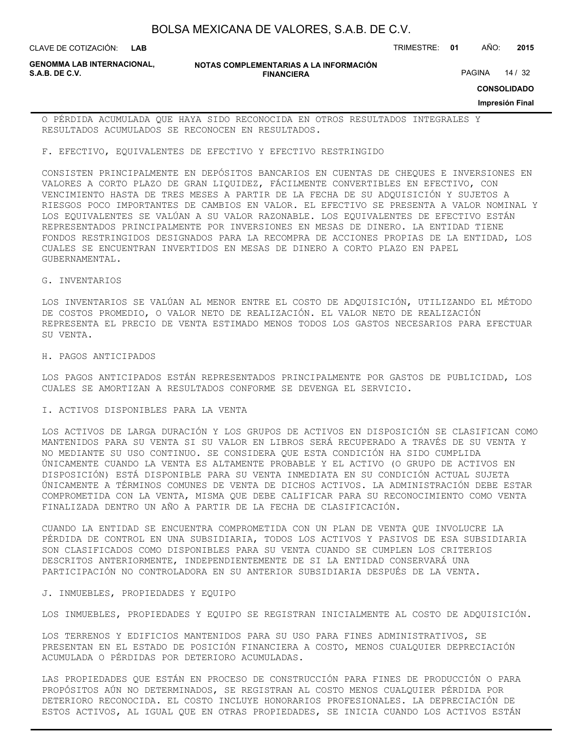O PÉRDIDA ACUMULADA QUE HAYA SIDO RECONOCIDA EN OTROS RESULTADOS INTEGRALES Y RESULTADOS ACUMULADOS SE RECONOCEN EN RESULTADOS.

F. EFECTIVO, EQUIVALENTES DE EFECTIVO Y EFECTIVO RESTRINGIDO

CONSISTEN PRINCIPALMENTE EN DEPÓSITOS BANCARIOS EN CUENTAS DE CHEQUES E INVERSIONES EN VALORES A CORTO PLAZO DE GRAN LIQUIDEZ, FÁCILMENTE CONVERTIBLES EN EFECTIVO, CON VENCIMIENTO HASTA DE TRES MESES A PARTIR DE LA FECHA DE SU ADQUISICIÓN Y SUJETOS A RIESGOS POCO IMPORTANTES DE CAMBIOS EN VALOR. EL EFECTIVO SE PRESENTA A VALOR NOMINAL Y LOS EQUIVALENTES SE VALÚAN A SU VALOR RAZONABLE. LOS EQUIVALENTES DE EFECTIVO ESTÁN REPRESENTADOS PRINCIPALMENTE POR INVERSIONES EN MESAS DE DINERO. LA ENTIDAD TIENE FONDOS RESTRINGIDOS DESIGNADOS PARA LA RECOMPRA DE ACCIONES PROPIAS DE LA ENTIDAD, LOS CUALES SE ENCUENTRAN INVERTIDOS EN MESAS DE DINERO A CORTO PLAZO EN PAPEL GUBERNAMENTAL.

G. INVENTARIOS

LOS INVENTARIOS SE VALÚAN AL MENOR ENTRE EL COSTO DE ADQUISICIÓN, UTILIZANDO EL MÉTODO DE COSTOS PROMEDIO, O VALOR NETO DE REALIZACIÓN. EL VALOR NETO DE REALIZACIÓN REPRESENTA EL PRECIO DE VENTA ESTIMADO MENOS TODOS LOS GASTOS NECESARIOS PARA EFECTUAR SU VENTA.

H. PAGOS ANTICIPADOS

LOS PAGOS ANTICIPADOS ESTÁN REPRESENTADOS PRINCIPALMENTE POR GASTOS DE PUBLICIDAD, LOS CUALES SE AMORTIZAN A RESULTADOS CONFORME SE DEVENGA EL SERVICIO.

I. ACTIVOS DISPONIBLES PARA LA VENTA

LOS ACTIVOS DE LARGA DURACIÓN Y LOS GRUPOS DE ACTIVOS EN DISPOSICIÓN SE CLASIFICAN COMO MANTENIDOS PARA SU VENTA SI SU VALOR EN LIBROS SERÁ RECUPERADO A TRAVÉS DE SU VENTA Y NO MEDIANTE SU USO CONTINUO. SE CONSIDERA QUE ESTA CONDICIÓN HA SIDO CUMPLIDA ÚNICAMENTE CUANDO LA VENTA ES ALTAMENTE PROBABLE Y EL ACTIVO (O GRUPO DE ACTIVOS EN DISPOSICIÓN) ESTÁ DISPONIBLE PARA SU VENTA INMEDIATA EN SU CONDICIÓN ACTUAL SUJETA ÚNICAMENTE A TÉRMINOS COMUNES DE VENTA DE DICHOS ACTIVOS. LA ADMINISTRACIÓN DEBE ESTAR COMPROMETIDA CON LA VENTA, MISMA QUE DEBE CALIFICAR PARA SU RECONOCIMIENTO COMO VENTA FINALIZADA DENTRO UN AÑO A PARTIR DE LA FECHA DE CLASIFICACIÓN.

CUANDO LA ENTIDAD SE ENCUENTRA COMPROMETIDA CON UN PLAN DE VENTA QUE INVOLUCRE LA PÉRDIDA DE CONTROL EN UNA SUBSIDIARIA, TODOS LOS ACTIVOS Y PASIVOS DE ESA SUBSIDIARIA SON CLASIFICADOS COMO DISPONIBLES PARA SU VENTA CUANDO SE CUMPLEN LOS CRITERIOS DESCRITOS ANTERIORMENTE, INDEPENDIENTEMENTE DE SI LA ENTIDAD CONSERVARÁ UNA PARTICIPACIÓN NO CONTROLADORA EN SU ANTERIOR SUBSIDIARIA DESPUÉS DE LA VENTA.

J. INMUEBLES, PROPIEDADES Y EQUIPO

LOS INMUEBLES, PROPIEDADES Y EQUIPO SE REGISTRAN INICIALMENTE AL COSTO DE ADQUISICIÓN.

LOS TERRENOS Y EDIFICIOS MANTENIDOS PARA SU USO PARA FINES ADMINISTRATIVOS, SE PRESENTAN EN EL ESTADO DE POSICIÓN FINANCIERA A COSTO, MENOS CUALQUIER DEPRECIACIÓN ACUMULADA O PÉRDIDAS POR DETERIORO ACUMULADAS.

LAS PROPIEDADES QUE ESTÁN EN PROCESO DE CONSTRUCCIÓN PARA FINES DE PRODUCCIÓN O PARA PROPÓSITOS AÚN NO DETERMINADOS, SE REGISTRAN AL COSTO MENOS CUALQUIER PÉRDIDA POR DETERIORO RECONOCIDA. EL COSTO INCLUYE HONORARIOS PROFESIONALES. LA DEPRECIACIÓN DE ESTOS ACTIVOS, AL IGUAL QUE EN OTRAS PROPIEDADES, SE INICIA CUANDO LOS ACTIVOS ESTÁN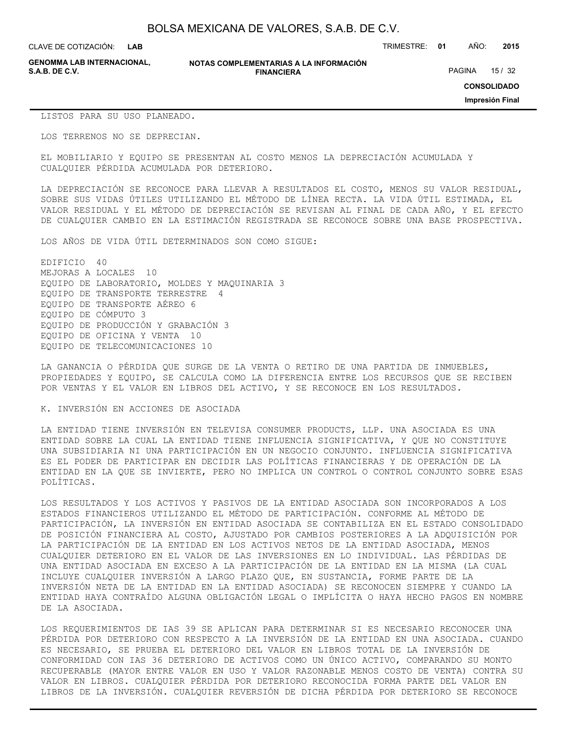LISTOS PARA SU USO PLANEADO.

LOS TERRENOS NO SE DEPRECIAN.

EL MOBILIARIO Y EQUIPO SE PRESENTAN AL COSTO MENOS LA DEPRECIACIÓN ACUMULADA Y CUALQUIER PÉRDIDA ACUMULADA POR DETERIORO.

LA DEPRECIACIÓN SE RECONOCE PARA LLEVAR A RESULTADOS EL COSTO, MENOS SU VALOR RESIDUAL, SOBRE SUS VIDAS ÚTILES UTILIZANDO EL MÉTODO DE LÍNEA RECTA. LA VIDA ÚTIL ESTIMADA, EL VALOR RESIDUAL Y EL MÉTODO DE DEPRECIACIÓN SE REVISAN AL FINAL DE CADA AÑO, Y EL EFECTO DE CUALQUIER CAMBIO EN LA ESTIMACIÓN REGISTRADA SE RECONOCE SOBRE UNA BASE PROSPECTIVA.

LOS AÑOS DE VIDA ÚTIL DETERMINADOS SON COMO SIGUE:

EDIFICIO 40
MEJORAS A LOCALES 10
EQUIPO DE LABORATORIO, MOLDES Y MAQUINARIA 3
EQUIPO DE TRANSPORTE TERRESTRE 4
EQUIPO DE TRANSPORTE AÉREO 6
EQUIPO DE CÓMPUTO 3
EQUIPO DE PRODUCCIÓN Y GRABACIÓN 3
EQUIPO DE OFICINA Y VENTA 10
EQUIPO DE TELECOMUNICACIONES 10

LA GANANCIA O PÉRDIDA QUE SURGE DE LA VENTA O RETIRO DE UNA PARTIDA DE INMUEBLES, PROPIEDADES Y EQUIPO, SE CALCULA COMO LA DIFERENCIA ENTRE LOS RECURSOS QUE SE RECIBEN POR VENTAS Y EL VALOR EN LIBROS DEL ACTIVO, Y SE RECONOCE EN LOS RESULTADOS.

K. INVERSIÓN EN ACCIONES DE ASOCIADA

LA ENTIDAD TIENE INVERSIÓN EN TELEVISA CONSUMER PRODUCTS, LLP. UNA ASOCIADA ES UNA ENTIDAD SOBRE LA CUAL LA ENTIDAD TIENE INFLUENCIA SIGNIFICATIVA, Y QUE NO CONSTITUYE UNA SUBSIDIARIA NI UNA PARTICIPACIÓN EN UN NEGOCIO CONJUNTO. INFLUENCIA SIGNIFICATIVA ES EL PODER DE PARTICIPAR EN DECIDIR LAS POLÍTICAS FINANCIERAS Y DE OPERACIÓN DE LA ENTIDAD EN LA QUE SE INVIERTE, PERO NO IMPLICA UN CONTROL O CONTROL CONJUNTO SOBRE ESAS POLÍTICAS.

LOS RESULTADOS Y LOS ACTIVOS Y PASIVOS DE LA ENTIDAD ASOCIADA SON INCORPORADOS A LOS ESTADOS FINANCIEROS UTILIZANDO EL MÉTODO DE PARTICIPACIÓN. CONFORME AL MÉTODO DE PARTICIPACIÓN, LA INVERSIÓN EN ENTIDAD ASOCIADA SE CONTABILIZA EN EL ESTADO CONSOLIDADO DE POSICIÓN FINANCIERA AL COSTO, AJUSTADO POR CAMBIOS POSTERIORES A LA ADQUISICIÓN POR LA PARTICIPACIÓN DE LA ENTIDAD EN LOS ACTIVOS NETOS DE LA ENTIDAD ASOCIADA, MENOS CUALQUIER DETERIORO EN EL VALOR DE LAS INVERSIONES EN LO INDIVIDUAL. LAS PÉRDIDAS DE UNA ENTIDAD ASOCIADA EN EXCESO A LA PARTICIPACIÓN DE LA ENTIDAD EN LA MISMA (LA CUAL INCLUYE CUALQUIER INVERSIÓN A LARGO PLAZO QUE, EN SUSTANCIA, FORME PARTE DE LA INVERSIÓN NETA DE LA ENTIDAD EN LA ENTIDAD ASOCIADA) SE RECONOCEN SIEMPRE Y CUANDO LA ENTIDAD HAYA CONTRAÍDO ALGUNA OBLIGACIÓN LEGAL O IMPLÍCITA O HAYA HECHO PAGOS EN NOMBRE DE LA ASOCIADA.

LOS REQUERIMIENTOS DE IAS 39 SE APLICAN PARA DETERMINAR SI ES NECESARIO RECONOCER UNA PÉRDIDA POR DETERIORO CON RESPECTO A LA INVERSIÓN DE LA ENTIDAD EN UNA ASOCIADA. CUANDO ES NECESARIO, SE PRUEBA EL DETERIORO DEL VALOR EN LIBROS TOTAL DE LA INVERSIÓN DE CONFORMIDAD CON IAS 36 DETERIORO DE ACTIVOS COMO UN ÚNICO ACTIVO, COMPARANDO SU MONTO RECUPERABLE (MAYOR ENTRE VALOR EN USO Y VALOR RAZONABLE MENOS COSTO DE VENTA) CONTRA SU VALOR EN LIBROS. CUALQUIER PÉRDIDA POR DETERIORO RECONOCIDA FORMA PARTE DEL VALOR EN LIBROS DE LA INVERSIÓN. CUALQUIER REVERSIÓN DE DICHA PÉRDIDA POR DETERIORO SE RECONOCE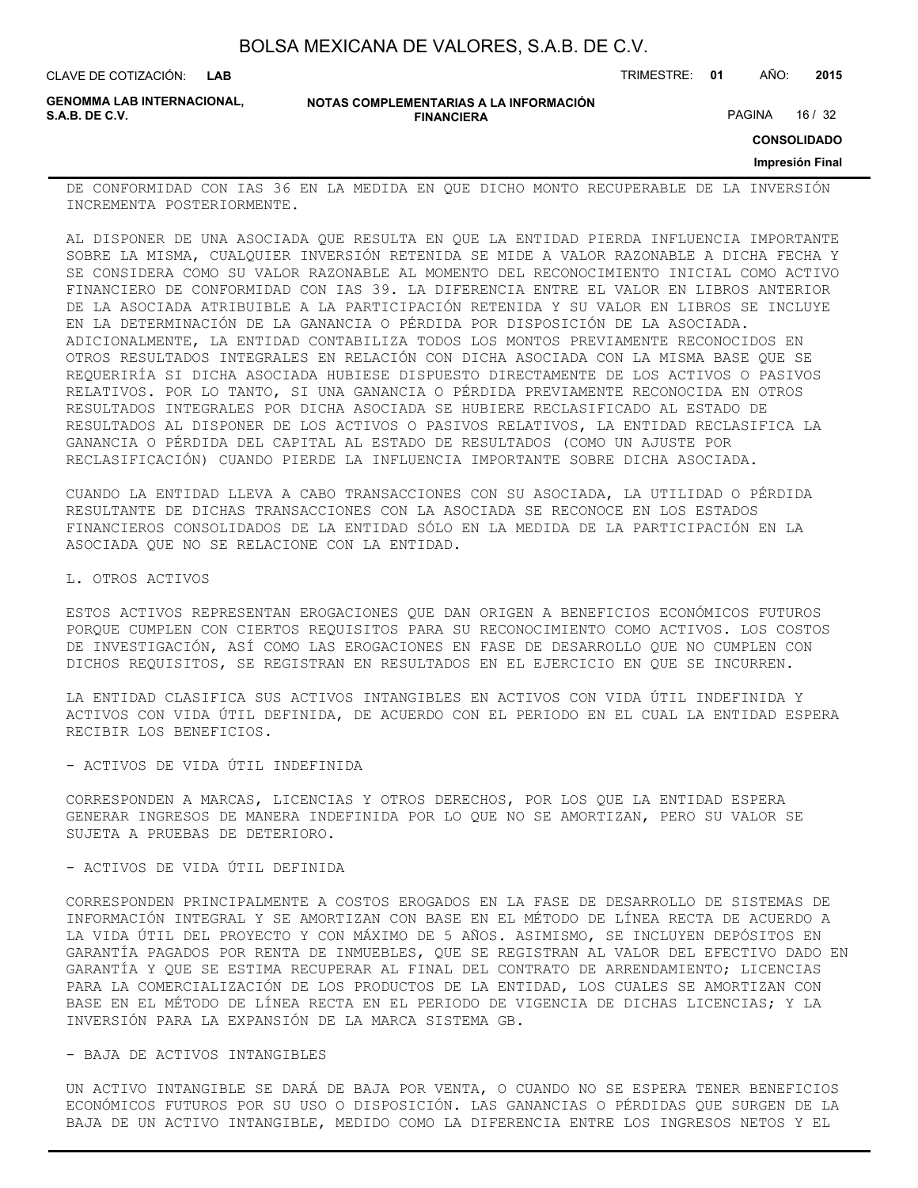DE CONFORMIDAD CON IAS 36 EN LA MEDIDA EN QUE DICHO MONTO RECUPERABLE DE LA INVERSIÓN INCREMENTA POSTERIORMENTE.

AL DISPONER DE UNA ASOCIADA QUE RESULTA EN QUE LA ENTIDAD PIERDA INFLUENCIA IMPORTANTE SOBRE LA MISMA, CUALQUIER INVERSIÓN RETENIDA SE MIDE A VALOR RAZONABLE A DICHA FECHA Y SE CONSIDERA COMO SU VALOR RAZONABLE AL MOMENTO DEL RECONOCIMIENTO INICIAL COMO ACTIVO FINANCIERO DE CONFORMIDAD CON IAS 39. LA DIFERENCIA ENTRE EL VALOR EN LIBROS ANTERIOR DE LA ASOCIADA ATRIBUIBLE A LA PARTICIPACIÓN RETENIDA Y SU VALOR EN LIBROS SE INCLUYE EN LA DETERMINACIÓN DE LA GANANCIA O PÉRDIDA POR DISPOSICIÓN DE LA ASOCIADA. ADICIONALMENTE, LA ENTIDAD CONTABILIZA TODOS LOS MONTOS PREVIAMENTE RECONOCIDOS EN OTROS RESULTADOS INTEGRALES EN RELACIÓN CON DICHA ASOCIADA CON LA MISMA BASE QUE SE REQUERIRÍA SI DICHA ASOCIADA HUBIESE DISPUESTO DIRECTAMENTE DE LOS ACTIVOS O PASIVOS RELATIVOS. POR LO TANTO, SI UNA GANANCIA O PÉRDIDA PREVIAMENTE RECONOCIDA EN OTROS RESULTADOS INTEGRALES POR DICHA ASOCIADA SE HUBIERE RECLASIFICADO AL ESTADO DE RESULTADOS AL DISPONER DE LOS ACTIVOS O PASIVOS RELATIVOS, LA ENTIDAD RECLASIFICA LA GANANCIA O PÉRDIDA DEL CAPITAL AL ESTADO DE RESULTADOS (COMO UN AJUSTE POR RECLASIFICACIÓN) CUANDO PIERDE LA INFLUENCIA IMPORTANTE SOBRE DICHA ASOCIADA.

CUANDO LA ENTIDAD LLEVA A CABO TRANSACCIONES CON SU ASOCIADA, LA UTILIDAD O PÉRDIDA RESULTANTE DE DICHAS TRANSACCIONES CON LA ASOCIADA SE RECONOCE EN LOS ESTADOS FINANCIEROS CONSOLIDADOS DE LA ENTIDAD SÓLO EN LA MEDIDA DE LA PARTICIPACIÓN EN LA ASOCIADA QUE NO SE RELACIONE CON LA ENTIDAD.

L. OTROS ACTIVOS

ESTOS ACTIVOS REPRESENTAN EROGACIONES QUE DAN ORIGEN A BENEFICIOS ECONÓMICOS FUTUROS PORQUE CUMPLEN CON CIERTOS REQUISITOS PARA SU RECONOCIMIENTO COMO ACTIVOS. LOS COSTOS DE INVESTIGACIÓN, ASÍ COMO LAS EROGACIONES EN FASE DE DESARROLLO QUE NO CUMPLEN CON DICHOS REQUISITOS, SE REGISTRAN EN RESULTADOS EN EL EJERCICIO EN QUE SE INCURREN.

LA ENTIDAD CLASIFICA SUS ACTIVOS INTANGIBLES EN ACTIVOS CON VIDA ÚTIL INDEFINIDA Y ACTIVOS CON VIDA ÚTIL DEFINIDA, DE ACUERDO CON EL PERIODO EN EL CUAL LA ENTIDAD ESPERA RECIBIR LOS BENEFICIOS.

- ACTIVOS DE VIDA ÚTIL INDEFINIDA

CORRESPONDEN A MARCAS, LICENCIAS Y OTROS DERECHOS, POR LOS QUE LA ENTIDAD ESPERA GENERAR INGRESOS DE MANERA INDEFINIDA POR LO QUE NO SE AMORTIZAN, PERO SU VALOR SE SUJETA A PRUEBAS DE DETERIORO.

- ACTIVOS DE VIDA ÚTIL DEFINIDA

CORRESPONDEN PRINCIPALMENTE A COSTOS EROGADOS EN LA FASE DE DESARROLLO DE SISTEMAS DE INFORMACIÓN INTEGRAL Y SE AMORTIZAN CON BASE EN EL MÉTODO DE LÍNEA RECTA DE ACUERDO A LA VIDA ÚTIL DEL PROYECTO Y CON MÁXIMO DE 5 AÑOS. ASIMISMO, SE INCLUYEN DEPÓSITOS EN GARANTÍA PAGADOS POR RENTA DE INMUEBLES, QUE SE REGISTRAN AL VALOR DEL EFECTIVO DADO EN GARANTÍA Y QUE SE ESTIMA RECUPERAR AL FINAL DEL CONTRATO DE ARRENDAMIENTO; LICENCIAS PARA LA COMERCIALIZACIÓN DE LOS PRODUCTOS DE LA ENTIDAD, LOS CUALES SE AMORTIZAN CON BASE EN EL MÉTODO DE LÍNEA RECTA EN EL PERIODO DE VIGENCIA DE DICHAS LICENCIAS; Y LA INVERSIÓN PARA LA EXPANSIÓN DE LA MARCA SISTEMA GB.

- BAJA DE ACTIVOS INTANGIBLES

UN ACTIVO INTANGIBLE SE DARÁ DE BAJA POR VENTA, O CUANDO NO SE ESPERA TENER BENEFICIOS ECONÓMICOS FUTUROS POR SU USO O DISPOSICIÓN. LAS GANANCIAS O PÉRDIDAS QUE SURGEN DE LA BAJA DE UN ACTIVO INTANGIBLE, MEDIDO COMO LA DIFERENCIA ENTRE LOS INGRESOS NETOS Y EL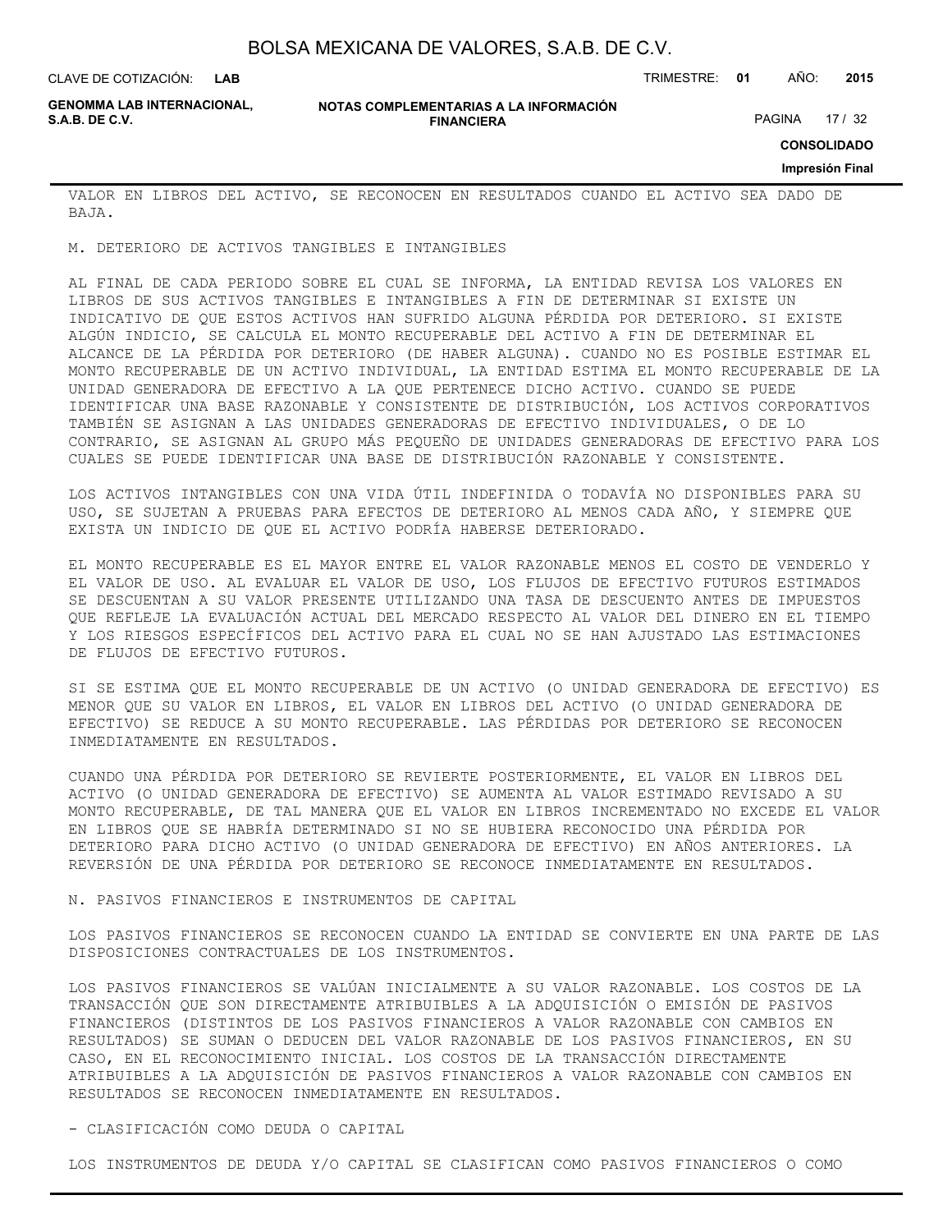VALOR EN LIBROS DEL ACTIVO, SE RECONOCEN EN RESULTADOS CUANDO EL ACTIVO SEA DADO DE BAJA.

M. DETERIORO DE ACTIVOS TANGIBLES E INTANGIBLES

AL FINAL DE CADA PERIODO SOBRE EL CUAL SE INFORMA, LA ENTIDAD REVISA LOS VALORES EN LIBROS DE SUS ACTIVOS TANGIBLES E INTANGIBLES A FIN DE DETERMINAR SI EXISTE UN INDICATIVO DE QUE ESTOS ACTIVOS HAN SUFRIDO ALGUNA PÉRDIDA POR DETERIORO. SI EXISTE ALGÚN INDICIO, SE CALCULA EL MONTO RECUPERABLE DEL ACTIVO A FIN DE DETERMINAR EL ALCANCE DE LA PÉRDIDA POR DETERIORO (DE HABER ALGUNA). CUANDO NO ES POSIBLE ESTIMAR EL MONTO RECUPERABLE DE UN ACTIVO INDIVIDUAL, LA ENTIDAD ESTIMA EL MONTO RECUPERABLE DE LA UNIDAD GENERADORA DE EFECTIVO A LA QUE PERTENECE DICHO ACTIVO. CUANDO SE PUEDE IDENTIFICAR UNA BASE RAZONABLE Y CONSISTENTE DE DISTRIBUCIÓN, LOS ACTIVOS CORPORATIVOS TAMBIÉN SE ASIGNAN A LAS UNIDADES GENERADORAS DE EFECTIVO INDIVIDUALES, O DE LO CONTRARIO, SE ASIGNAN AL GRUPO MÁS PEQUEÑO DE UNIDADES GENERADORAS DE EFECTIVO PARA LOS CUALES SE PUEDE IDENTIFICAR UNA BASE DE DISTRIBUCIÓN RAZONABLE Y CONSISTENTE.

LOS ACTIVOS INTANGIBLES CON UNA VIDA ÚTIL INDEFINIDA O TODAVÍA NO DISPONIBLES PARA SU USO, SE SUJETAN A PRUEBAS PARA EFECTOS DE DETERIORO AL MENOS CADA AÑO, Y SIEMPRE QUE EXISTA UN INDICIO DE QUE EL ACTIVO PODRÍA HABERSE DETERIORADO.

EL MONTO RECUPERABLE ES EL MAYOR ENTRE EL VALOR RAZONABLE MENOS EL COSTO DE VENDERLO Y EL VALOR DE USO. AL EVALUAR EL VALOR DE USO, LOS FLUJOS DE EFECTIVO FUTUROS ESTIMADOS SE DESCUENTAN A SU VALOR PRESENTE UTILIZANDO UNA TASA DE DESCUENTO ANTES DE IMPUESTOS QUE REFLEJE LA EVALUACIÓN ACTUAL DEL MERCADO RESPECTO AL VALOR DEL DINERO EN EL TIEMPO Y LOS RIESGOS ESPECÍFICOS DEL ACTIVO PARA EL CUAL NO SE HAN AJUSTADO LAS ESTIMACIONES DE FLUJOS DE EFECTIVO FUTUROS.

SI SE ESTIMA QUE EL MONTO RECUPERABLE DE UN ACTIVO (O UNIDAD GENERADORA DE EFECTIVO) ES MENOR QUE SU VALOR EN LIBROS, EL VALOR EN LIBROS DEL ACTIVO (O UNIDAD GENERADORA DE EFECTIVO) SE REDUCE A SU MONTO RECUPERABLE. LAS PÉRDIDAS POR DETERIORO SE RECONOCEN INMEDIATAMENTE EN RESULTADOS.

CUANDO UNA PÉRDIDA POR DETERIORO SE REVIERTE POSTERIORMENTE, EL VALOR EN LIBROS DEL ACTIVO (O UNIDAD GENERADORA DE EFECTIVO) SE AUMENTA AL VALOR ESTIMADO REVISADO A SU MONTO RECUPERABLE, DE TAL MANERA QUE EL VALOR EN LIBROS INCREMENTADO NO EXCEDE EL VALOR EN LIBROS QUE SE HABRÍA DETERMINADO SI NO SE HUBIERA RECONOCIDO UNA PÉRDIDA POR DETERIORO PARA DICHO ACTIVO (O UNIDAD GENERADORA DE EFECTIVO) EN AÑOS ANTERIORES. LA REVERSIÓN DE UNA PÉRDIDA POR DETERIORO SE RECONOCE INMEDIATAMENTE EN RESULTADOS.

N. PASIVOS FINANCIEROS E INSTRUMENTOS DE CAPITAL

LOS PASIVOS FINANCIEROS SE RECONOCEN CUANDO LA ENTIDAD SE CONVIERTE EN UNA PARTE DE LAS DISPOSICIONES CONTRACTUALES DE LOS INSTRUMENTOS.

LOS PASIVOS FINANCIEROS SE VALÚAN INICIALMENTE A SU VALOR RAZONABLE. LOS COSTOS DE LA TRANSACCIÓN QUE SON DIRECTAMENTE ATRIBUIBLES A LA ADQUISICIÓN O EMISIÓN DE PASIVOS FINANCIEROS (DISTINTOS DE LOS PASIVOS FINANCIEROS A VALOR RAZONABLE CON CAMBIOS EN RESULTADOS) SE SUMAN O DEDUCEN DEL VALOR RAZONABLE DE LOS PASIVOS FINANCIEROS, EN SU CASO, EN EL RECONOCIMIENTO INICIAL. LOS COSTOS DE LA TRANSACCIÓN DIRECTAMENTE ATRIBUIBLES A LA ADQUISICIÓN DE PASIVOS FINANCIEROS A VALOR RAZONABLE CON CAMBIOS EN RESULTADOS SE RECONOCEN INMEDIATAMENTE EN RESULTADOS.

- CLASIFICACIÓN COMO DEUDA O CAPITAL

LOS INSTRUMENTOS DE DEUDA Y/O CAPITAL SE CLASIFICAN COMO PASIVOS FINANCIEROS O COMO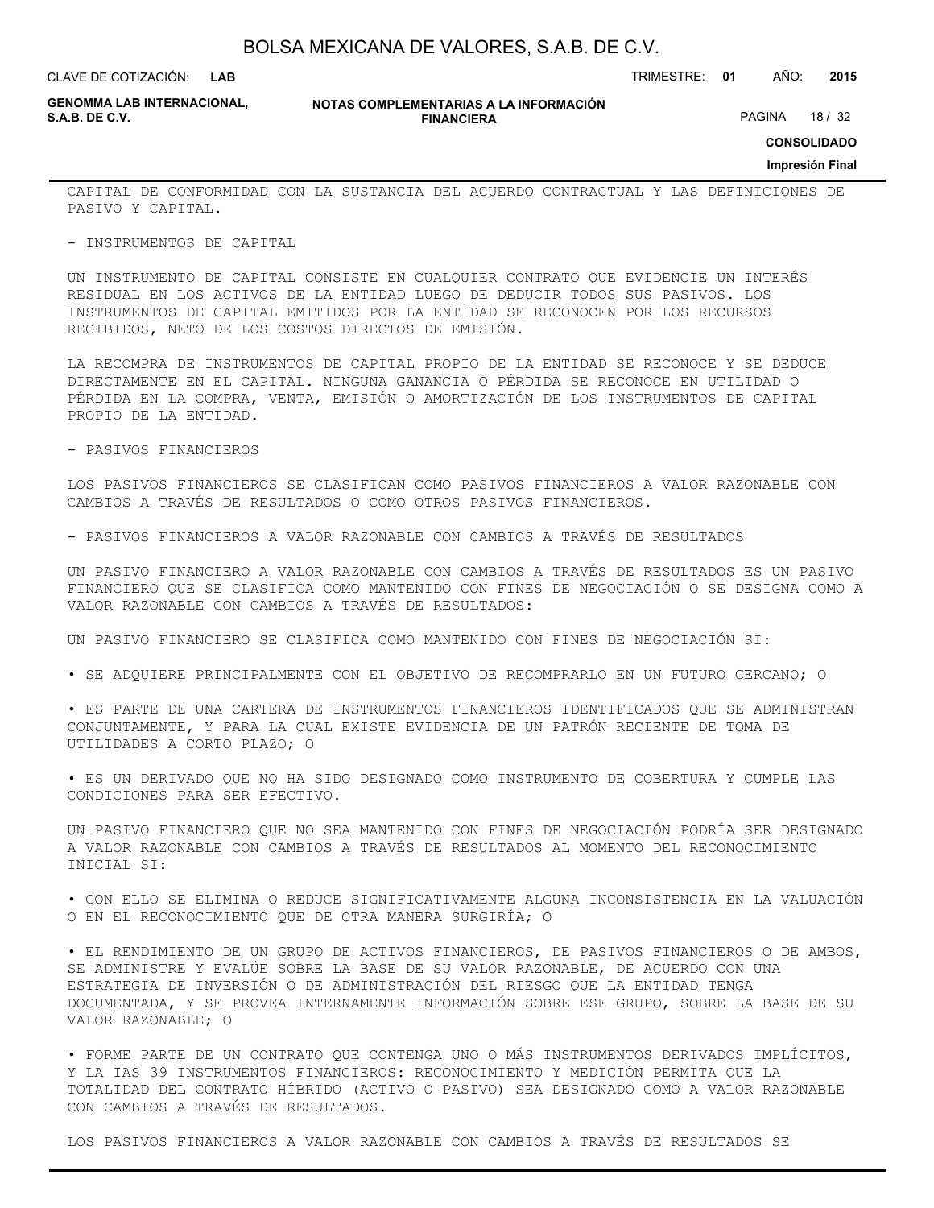CAPITAL DE CONFORMIDAD CON LA SUSTANCIA DEL ACUERDO CONTRACTUAL Y LAS DEFINICIONES DE PASIVO Y CAPITAL.

- INSTRUMENTOS DE CAPITAL

UN INSTRUMENTO DE CAPITAL CONSISTE EN CUALQUIER CONTRATO QUE EVIDENCIE UN INTERÉS RESIDUAL EN LOS ACTIVOS DE LA ENTIDAD LUEGO DE DEDUCIR TODOS SUS PASIVOS. LOS INSTRUMENTOS DE CAPITAL EMITIDOS POR LA ENTIDAD SE RECONOCEN POR LOS RECURSOS RECIBIDOS, NETO DE LOS COSTOS DIRECTOS DE EMISIÓN.

LA RECOMPRA DE INSTRUMENTOS DE CAPITAL PROPIO DE LA ENTIDAD SE RECONOCE Y SE DEDUCE DIRECTAMENTE EN EL CAPITAL. NINGUNA GANANCIA O PÉRDIDA SE RECONOCE EN UTILIDAD O PÉRDIDA EN LA COMPRA, VENTA, EMISIÓN O AMORTIZACIÓN DE LOS INSTRUMENTOS DE CAPITAL PROPIO DE LA ENTIDAD.

- PASIVOS FINANCIEROS

LOS PASIVOS FINANCIEROS SE CLASIFICAN COMO PASIVOS FINANCIEROS A VALOR RAZONABLE CON CAMBIOS A TRAVÉS DE RESULTADOS O COMO OTROS PASIVOS FINANCIEROS.

- PASIVOS FINANCIEROS A VALOR RAZONABLE CON CAMBIOS A TRAVÉS DE RESULTADOS

UN PASIVO FINANCIERO A VALOR RAZONABLE CON CAMBIOS A TRAVÉS DE RESULTADOS ES UN PASIVO FINANCIERO QUE SE CLASIFICA COMO MANTENIDO CON FINES DE NEGOCIACIÓN O SE DESIGNA COMO A VALOR RAZONABLE CON CAMBIOS A TRAVÉS DE RESULTADOS:

UN PASIVO FINANCIERO SE CLASIFICA COMO MANTENIDO CON FINES DE NEGOCIACIÓN SI:

• SE ADQUIERE PRINCIPALMENTE CON EL OBJETIVO DE RECOMPRARLO EN UN FUTURO CERCANO; O

• ES PARTE DE UNA CARTERA DE INSTRUMENTOS FINANCIEROS IDENTIFICADOS QUE SE ADMINISTRAN CONJUNTAMENTE, Y PARA LA CUAL EXISTE EVIDENCIA DE UN PATRÓN RECIENTE DE TOMA DE UTILIDADES A CORTO PLAZO; O

• ES UN DERIVADO QUE NO HA SIDO DESIGNADO COMO INSTRUMENTO DE COBERTURA Y CUMPLE LAS CONDICIONES PARA SER EFECTIVO.

UN PASIVO FINANCIERO QUE NO SEA MANTENIDO CON FINES DE NEGOCIACIÓN PODRÍA SER DESIGNADO A VALOR RAZONABLE CON CAMBIOS A TRAVÉS DE RESULTADOS AL MOMENTO DEL RECONOCIMIENTO INICIAL SI:

• CON ELLO SE ELIMINA O REDUCE SIGNIFICATIVAMENTE ALGUNA INCONSISTENCIA EN LA VALUACIÓN O EN EL RECONOCIMIENTO QUE DE OTRA MANERA SURGIRÍA; O

• EL RENDIMIENTO DE UN GRUPO DE ACTIVOS FINANCIEROS, DE PASIVOS FINANCIEROS O DE AMBOS, SE ADMINISTRE Y EVALÚE SOBRE LA BASE DE SU VALOR RAZONABLE, DE ACUERDO CON UNA ESTRATEGIA DE INVERSIÓN O DE ADMINISTRACIÓN DEL RIESGO QUE LA ENTIDAD TENGA DOCUMENTADA, Y SE PROVEA INTERNAMENTE INFORMACIÓN SOBRE ESE GRUPO, SOBRE LA BASE DE SU VALOR RAZONABLE; O

• FORME PARTE DE UN CONTRATO QUE CONTENGA UNO O MÁS INSTRUMENTOS DERIVADOS IMPLÍCITOS, Y LA IAS 39 INSTRUMENTOS FINANCIEROS: RECONOCIMIENTO Y MEDICIÓN PERMITA QUE LA TOTALIDAD DEL CONTRATO HÍBRIDO (ACTIVO O PASIVO) SEA DESIGNADO COMO A VALOR RAZONABLE CON CAMBIOS A TRAVÉS DE RESULTADOS.

LOS PASIVOS FINANCIEROS A VALOR RAZONABLE CON CAMBIOS A TRAVÉS DE RESULTADOS SE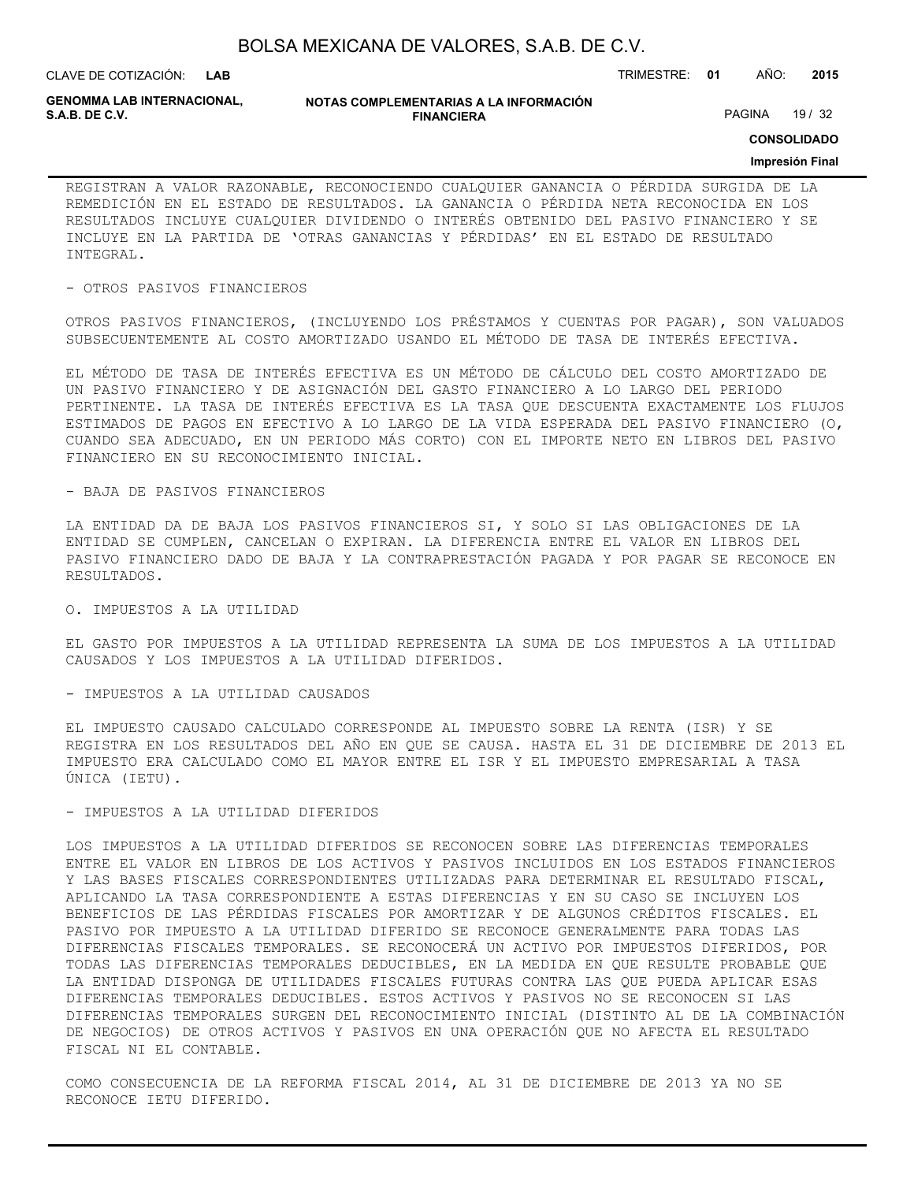REGISTRAN A VALOR RAZONABLE, RECONOCIENDO CUALQUIER GANANCIA O PÉRDIDA SURGIDA DE LA REMEDICIÓN EN EL ESTADO DE RESULTADOS. LA GANANCIA O PÉRDIDA NETA RECONOCIDA EN LOS RESULTADOS INCLUYE CUALQUIER DIVIDENDO O INTERÉS OBTENIDO DEL PASIVO FINANCIERO Y SE INCLUYE EN LA PARTIDA DE 'OTRAS GANANCIAS Y PÉRDIDAS' EN EL ESTADO DE RESULTADO INTEGRAL.

- OTROS PASIVOS FINANCIEROS

OTROS PASIVOS FINANCIEROS, (INCLUYENDO LOS PRÉSTAMOS Y CUENTAS POR PAGAR), SON VALUADOS SUBSECUENTEMENTE AL COSTO AMORTIZADO USANDO EL MÉTODO DE TASA DE INTERÉS EFECTIVA.

EL MÉTODO DE TASA DE INTERÉS EFECTIVA ES UN MÉTODO DE CÁLCULO DEL COSTO AMORTIZADO DE UN PASIVO FINANCIERO Y DE ASIGNACIÓN DEL GASTO FINANCIERO A LO LARGO DEL PERIODO PERTINENTE. LA TASA DE INTERÉS EFECTIVA ES LA TASA QUE DESCUENTA EXACTAMENTE LOS FLUJOS ESTIMADOS DE PAGOS EN EFECTIVO A LO LARGO DE LA VIDA ESPERADA DEL PASIVO FINANCIERO (O, CUANDO SEA ADECUADO, EN UN PERIODO MÁS CORTO) CON EL IMPORTE NETO EN LIBROS DEL PASIVO FINANCIERO EN SU RECONOCIMIENTO INICIAL.

- BAJA DE PASIVOS FINANCIEROS

LA ENTIDAD DA DE BAJA LOS PASIVOS FINANCIEROS SI, Y SOLO SI LAS OBLIGACIONES DE LA ENTIDAD SE CUMPLEN, CANCELAN O EXPIRAN. LA DIFERENCIA ENTRE EL VALOR EN LIBROS DEL PASIVO FINANCIERO DADO DE BAJA Y LA CONTRAPRESTACIÓN PAGADA Y POR PAGAR SE RECONOCE EN RESULTADOS.

O. IMPUESTOS A LA UTILIDAD

EL GASTO POR IMPUESTOS A LA UTILIDAD REPRESENTA LA SUMA DE LOS IMPUESTOS A LA UTILIDAD CAUSADOS Y LOS IMPUESTOS A LA UTILIDAD DIFERIDOS.

- IMPUESTOS A LA UTILIDAD CAUSADOS

EL IMPUESTO CAUSADO CALCULADO CORRESPONDE AL IMPUESTO SOBRE LA RENTA (ISR) Y SE REGISTRA EN LOS RESULTADOS DEL AÑO EN QUE SE CAUSA. HASTA EL 31 DE DICIEMBRE DE 2013 EL IMPUESTO ERA CALCULADO COMO EL MAYOR ENTRE EL ISR Y EL IMPUESTO EMPRESARIAL A TASA ÚNICA (IETU).

- IMPUESTOS A LA UTILIDAD DIFERIDOS

LOS IMPUESTOS A LA UTILIDAD DIFERIDOS SE RECONOCEN SOBRE LAS DIFERENCIAS TEMPORALES ENTRE EL VALOR EN LIBROS DE LOS ACTIVOS Y PASIVOS INCLUIDOS EN LOS ESTADOS FINANCIEROS Y LAS BASES FISCALES CORRESPONDIENTES UTILIZADAS PARA DETERMINAR EL RESULTADO FISCAL, APLICANDO LA TASA CORRESPONDIENTE A ESTAS DIFERENCIAS Y EN SU CASO SE INCLUYEN LOS BENEFICIOS DE LAS PÉRDIDAS FISCALES POR AMORTIZAR Y DE ALGUNOS CRÉDITOS FISCALES. EL PASIVO POR IMPUESTO A LA UTILIDAD DIFERIDO SE RECONOCE GENERALMENTE PARA TODAS LAS DIFERENCIAS FISCALES TEMPORALES. SE RECONOCERÁ UN ACTIVO POR IMPUESTOS DIFERIDOS, POR TODAS LAS DIFERENCIAS TEMPORALES DEDUCIBLES, EN LA MEDIDA EN QUE RESULTE PROBABLE QUE LA ENTIDAD DISPONGA DE UTILIDADES FISCALES FUTURAS CONTRA LAS QUE PUEDA APLICAR ESAS DIFERENCIAS TEMPORALES DEDUCIBLES. ESTOS ACTIVOS Y PASIVOS NO SE RECONOCEN SI LAS DIFERENCIAS TEMPORALES SURGEN DEL RECONOCIMIENTO INICIAL (DISTINTO AL DE LA COMBINACIÓN DE NEGOCIOS) DE OTROS ACTIVOS Y PASIVOS EN UNA OPERACIÓN QUE NO AFECTA EL RESULTADO FISCAL NI EL CONTABLE.

COMO CONSECUENCIA DE LA REFORMA FISCAL 2014, AL 31 DE DICIEMBRE DE 2013 YA NO SE RECONOCE IETU DIFERIDO.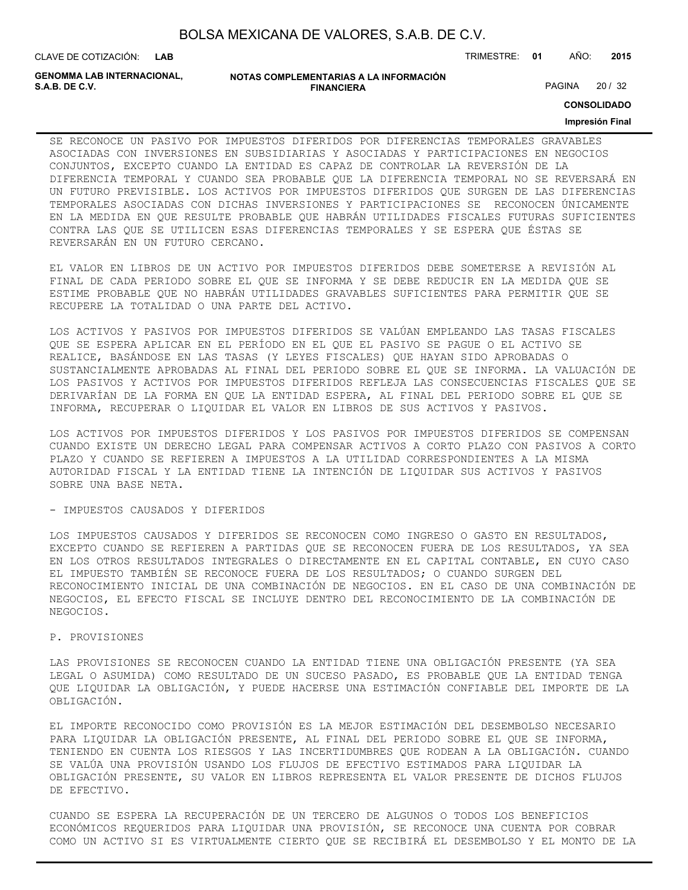SE RECONOCE UN PASIVO POR IMPUESTOS DIFERIDOS POR DIFERENCIAS TEMPORALES GRAVABLES ASOCIADAS CON INVERSIONES EN SUBSIDIARIAS Y ASOCIADAS Y PARTICIPACIONES EN NEGOCIOS CONJUNTOS, EXCEPTO CUANDO LA ENTIDAD ES CAPAZ DE CONTROLAR LA REVERSIÓN DE LA DIFERENCIA TEMPORAL Y CUANDO SEA PROBABLE QUE LA DIFERENCIA TEMPORAL NO SE REVERSARÁ EN UN FUTURO PREVISIBLE. LOS ACTIVOS POR IMPUESTOS DIFERIDOS QUE SURGEN DE LAS DIFERENCIAS TEMPORALES ASOCIADAS CON DICHAS INVERSIONES Y PARTICIPACIONES SE RECONOCEN ÚNICAMENTE EN LA MEDIDA EN QUE RESULTE PROBABLE QUE HABRÁN UTILIDADES FISCALES FUTURAS SUFICIENTES CONTRA LAS QUE SE UTILICEN ESAS DIFERENCIAS TEMPORALES Y SE ESPERA QUE ÉSTAS SE REVERSARÁN EN UN FUTURO CERCANO.

EL VALOR EN LIBROS DE UN ACTIVO POR IMPUESTOS DIFERIDOS DEBE SOMETERSE A REVISIÓN AL FINAL DE CADA PERIODO SOBRE EL QUE SE INFORMA Y SE DEBE REDUCIR EN LA MEDIDA QUE SE ESTIME PROBABLE QUE NO HABRÁN UTILIDADES GRAVABLES SUFICIENTES PARA PERMITIR QUE SE RECUPERE LA TOTALIDAD O UNA PARTE DEL ACTIVO.

LOS ACTIVOS Y PASIVOS POR IMPUESTOS DIFERIDOS SE VALÚAN EMPLEANDO LAS TASAS FISCALES QUE SE ESPERA APLICAR EN EL PERÍODO EN EL QUE EL PASIVO SE PAGUE O EL ACTIVO SE REALICE, BASÁNDOSE EN LAS TASAS (Y LEYES FISCALES) QUE HAYAN SIDO APROBADAS O SUSTANCIALMENTE APROBADAS AL FINAL DEL PERIODO SOBRE EL QUE SE INFORMA. LA VALUACIÓN DE LOS PASIVOS Y ACTIVOS POR IMPUESTOS DIFERIDOS REFLEJA LAS CONSECUENCIAS FISCALES QUE SE DERIVARÍAN DE LA FORMA EN QUE LA ENTIDAD ESPERA, AL FINAL DEL PERIODO SOBRE EL QUE SE INFORMA, RECUPERAR O LIQUIDAR EL VALOR EN LIBROS DE SUS ACTIVOS Y PASIVOS.

LOS ACTIVOS POR IMPUESTOS DIFERIDOS Y LOS PASIVOS POR IMPUESTOS DIFERIDOS SE COMPENSAN CUANDO EXISTE UN DERECHO LEGAL PARA COMPENSAR ACTIVOS A CORTO PLAZO CON PASIVOS A CORTO PLAZO Y CUANDO SE REFIEREN A IMPUESTOS A LA UTILIDAD CORRESPONDIENTES A LA MISMA AUTORIDAD FISCAL Y LA ENTIDAD TIENE LA INTENCIÓN DE LIQUIDAR SUS ACTIVOS Y PASIVOS SOBRE UNA BASE NETA.

- IMPUESTOS CAUSADOS Y DIFERIDOS

LOS IMPUESTOS CAUSADOS Y DIFERIDOS SE RECONOCEN COMO INGRESO O GASTO EN RESULTADOS, EXCEPTO CUANDO SE REFIEREN A PARTIDAS QUE SE RECONOCEN FUERA DE LOS RESULTADOS, YA SEA EN LOS OTROS RESULTADOS INTEGRALES O DIRECTAMENTE EN EL CAPITAL CONTABLE, EN CUYO CASO EL IMPUESTO TAMBIÉN SE RECONOCE FUERA DE LOS RESULTADOS; O CUANDO SURGEN DEL RECONOCIMIENTO INICIAL DE UNA COMBINACIÓN DE NEGOCIOS. EN EL CASO DE UNA COMBINACIÓN DE NEGOCIOS, EL EFECTO FISCAL SE INCLUYE DENTRO DEL RECONOCIMIENTO DE LA COMBINACIÓN DE NEGOCIOS.

P. PROVISIONES

LAS PROVISIONES SE RECONOCEN CUANDO LA ENTIDAD TIENE UNA OBLIGACIÓN PRESENTE (YA SEA LEGAL O ASUMIDA) COMO RESULTADO DE UN SUCESO PASADO, ES PROBABLE QUE LA ENTIDAD TENGA QUE LIQUIDAR LA OBLIGACIÓN, Y PUEDE HACERSE UNA ESTIMACIÓN CONFIABLE DEL IMPORTE DE LA OBLIGACIÓN.

EL IMPORTE RECONOCIDO COMO PROVISIÓN ES LA MEJOR ESTIMACIÓN DEL DESEMBOLSO NECESARIO PARA LIQUIDAR LA OBLIGACIÓN PRESENTE, AL FINAL DEL PERIODO SOBRE EL QUE SE INFORMA, TENIENDO EN CUENTA LOS RIESGOS Y LAS INCERTIDUMBRES QUE RODEAN A LA OBLIGACIÓN. CUANDO SE VALÚA UNA PROVISIÓN USANDO LOS FLUJOS DE EFECTIVO ESTIMADOS PARA LIQUIDAR LA OBLIGACIÓN PRESENTE, SU VALOR EN LIBROS REPRESENTA EL VALOR PRESENTE DE DICHOS FLUJOS DE EFECTIVO.

CUANDO SE ESPERA LA RECUPERACIÓN DE UN TERCERO DE ALGUNOS O TODOS LOS BENEFICIOS ECONÓMICOS REQUERIDOS PARA LIQUIDAR UNA PROVISIÓN, SE RECONOCE UNA CUENTA POR COBRAR COMO UN ACTIVO SI ES VIRTUALMENTE CIERTO QUE SE RECIBIRÁ EL DESEMBOLSO Y EL MONTO DE LA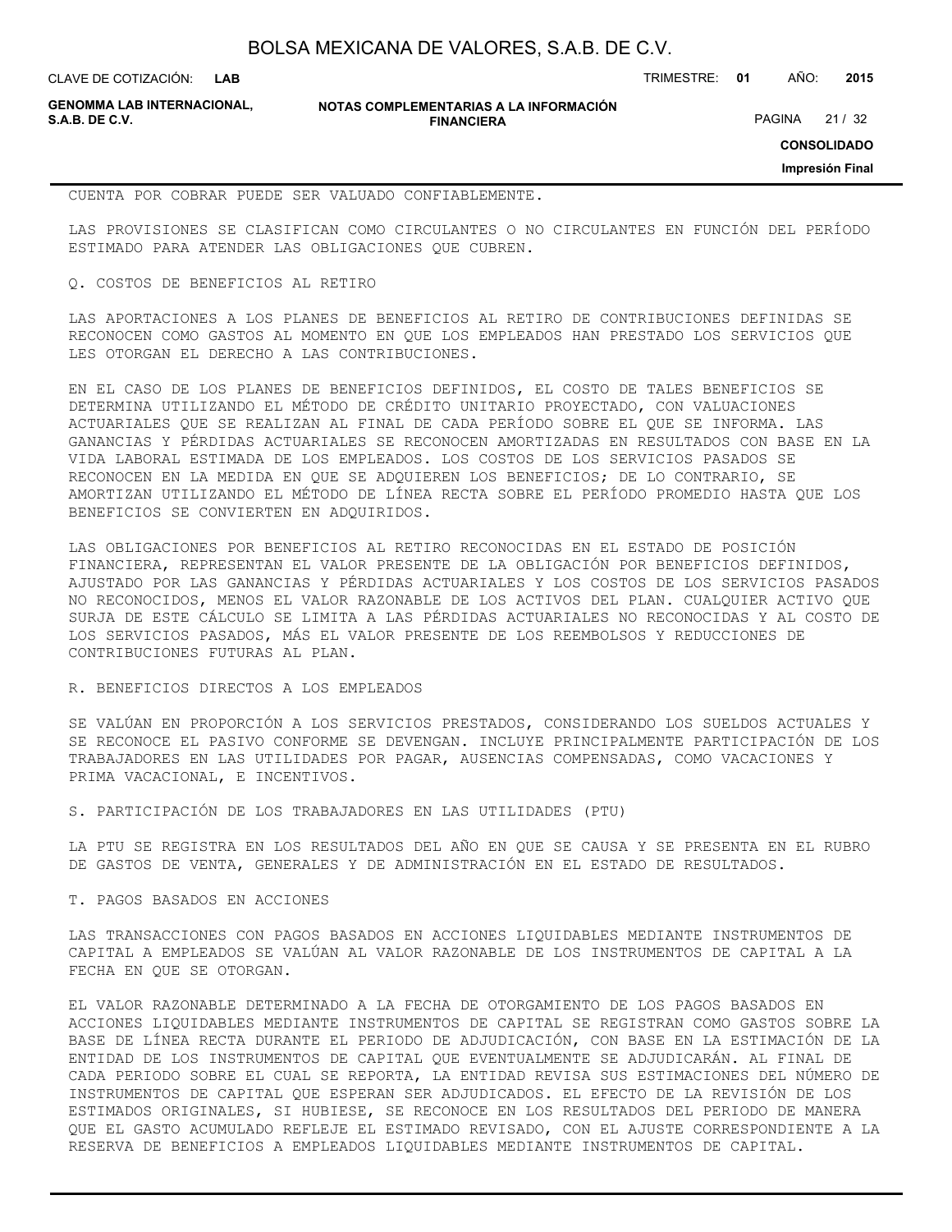CUENTA POR COBRAR PUEDE SER VALUADO CONFIABLEMENTE.

LAS PROVISIONES SE CLASIFICAN COMO CIRCULANTES O NO CIRCULANTES EN FUNCIÓN DEL PERÍODO ESTIMADO PARA ATENDER LAS OBLIGACIONES QUE CUBREN.

Q. COSTOS DE BENEFICIOS AL RETIRO

LAS APORTACIONES A LOS PLANES DE BENEFICIOS AL RETIRO DE CONTRIBUCIONES DEFINIDAS SE RECONOCEN COMO GASTOS AL MOMENTO EN QUE LOS EMPLEADOS HAN PRESTADO LOS SERVICIOS QUE LES OTORGAN EL DERECHO A LAS CONTRIBUCIONES.

EN EL CASO DE LOS PLANES DE BENEFICIOS DEFINIDOS, EL COSTO DE TALES BENEFICIOS SE DETERMINA UTILIZANDO EL MÉTODO DE CRÉDITO UNITARIO PROYECTADO, CON VALUACIONES ACTUARIALES QUE SE REALIZAN AL FINAL DE CADA PERÍODO SOBRE EL QUE SE INFORMA. LAS GANANCIAS Y PÉRDIDAS ACTUARIALES SE RECONOCEN AMORTIZADAS EN RESULTADOS CON BASE EN LA VIDA LABORAL ESTIMADA DE LOS EMPLEADOS. LOS COSTOS DE LOS SERVICIOS PASADOS SE RECONOCEN EN LA MEDIDA EN QUE SE ADQUIEREN LOS BENEFICIOS; DE LO CONTRARIO, SE AMORTIZAN UTILIZANDO EL MÉTODO DE LÍNEA RECTA SOBRE EL PERÍODO PROMEDIO HASTA QUE LOS BENEFICIOS SE CONVIERTEN EN ADQUIRIDOS.

LAS OBLIGACIONES POR BENEFICIOS AL RETIRO RECONOCIDAS EN EL ESTADO DE POSICIÓN FINANCIERA, REPRESENTAN EL VALOR PRESENTE DE LA OBLIGACIÓN POR BENEFICIOS DEFINIDOS, AJUSTADO POR LAS GANANCIAS Y PÉRDIDAS ACTUARIALES Y LOS COSTOS DE LOS SERVICIOS PASADOS NO RECONOCIDOS, MENOS EL VALOR RAZONABLE DE LOS ACTIVOS DEL PLAN. CUALQUIER ACTIVO QUE SURJA DE ESTE CÁLCULO SE LIMITA A LAS PÉRDIDAS ACTUARIALES NO RECONOCIDAS Y AL COSTO DE LOS SERVICIOS PASADOS, MÁS EL VALOR PRESENTE DE LOS REEMBOLSOS Y REDUCCIONES DE CONTRIBUCIONES FUTURAS AL PLAN.

R. BENEFICIOS DIRECTOS A LOS EMPLEADOS

SE VALÚAN EN PROPORCIÓN A LOS SERVICIOS PRESTADOS, CONSIDERANDO LOS SUELDOS ACTUALES Y SE RECONOCE EL PASIVO CONFORME SE DEVENGAN. INCLUYE PRINCIPALMENTE PARTICIPACIÓN DE LOS TRABAJADORES EN LAS UTILIDADES POR PAGAR, AUSENCIAS COMPENSADAS, COMO VACACIONES Y PRIMA VACACIONAL, E INCENTIVOS.

S. PARTICIPACIÓN DE LOS TRABAJADORES EN LAS UTILIDADES (PTU)

LA PTU SE REGISTRA EN LOS RESULTADOS DEL AÑO EN QUE SE CAUSA Y SE PRESENTA EN EL RUBRO DE GASTOS DE VENTA, GENERALES Y DE ADMINISTRACIÓN EN EL ESTADO DE RESULTADOS.

T. PAGOS BASADOS EN ACCIONES

LAS TRANSACCIONES CON PAGOS BASADOS EN ACCIONES LIQUIDABLES MEDIANTE INSTRUMENTOS DE CAPITAL A EMPLEADOS SE VALÚAN AL VALOR RAZONABLE DE LOS INSTRUMENTOS DE CAPITAL A LA FECHA EN QUE SE OTORGAN.

EL VALOR RAZONABLE DETERMINADO A LA FECHA DE OTORGAMIENTO DE LOS PAGOS BASADOS EN ACCIONES LIQUIDABLES MEDIANTE INSTRUMENTOS DE CAPITAL SE REGISTRAN COMO GASTOS SOBRE LA BASE DE LÍNEA RECTA DURANTE EL PERIODO DE ADJUDICACIÓN, CON BASE EN LA ESTIMACIÓN DE LA ENTIDAD DE LOS INSTRUMENTOS DE CAPITAL QUE EVENTUALMENTE SE ADJUDICARÁN. AL FINAL DE CADA PERIODO SOBRE EL CUAL SE REPORTA, LA ENTIDAD REVISA SUS ESTIMACIONES DEL NÚMERO DE INSTRUMENTOS DE CAPITAL QUE ESPERAN SER ADJUDICADOS. EL EFECTO DE LA REVISIÓN DE LOS ESTIMADOS ORIGINALES, SI HUBIESE, SE RECONOCE EN LOS RESULTADOS DEL PERIODO DE MANERA QUE EL GASTO ACUMULADO REFLEJE EL ESTIMADO REVISADO, CON EL AJUSTE CORRESPONDIENTE A LA RESERVA DE BENEFICIOS A EMPLEADOS LIQUIDABLES MEDIANTE INSTRUMENTOS DE CAPITAL.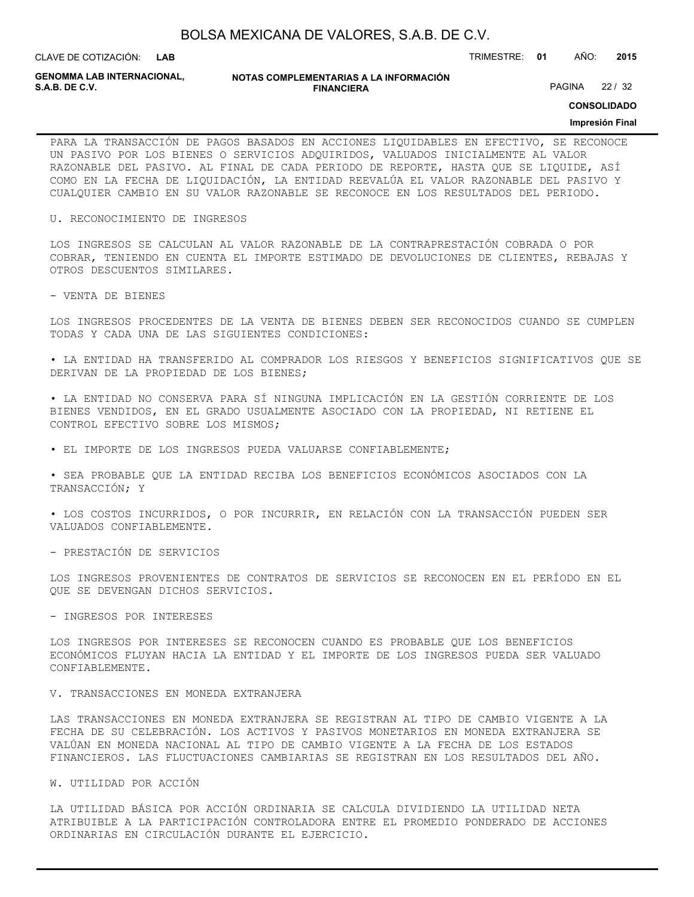PARA LA TRANSACCIÓN DE PAGOS BASADOS EN ACCIONES LIQUIDABLES EN EFECTIVO, SE RECONOCE UN PASIVO POR LOS BIENES O SERVICIOS ADQUIRIDOS, VALUADOS INICIALMENTE AL VALOR RAZONABLE DEL PASIVO. AL FINAL DE CADA PERIODO DE REPORTE, HASTA QUE SE LIQUIDE, ASÍ COMO EN LA FECHA DE LIQUIDACIÓN, LA ENTIDAD REEVALÚA EL VALOR RAZONABLE DEL PASIVO Y CUALQUIER CAMBIO EN SU VALOR RAZONABLE SE RECONOCE EN LOS RESULTADOS DEL PERIODO.

U. RECONOCIMIENTO DE INGRESOS

LOS INGRESOS SE CALCULAN AL VALOR RAZONABLE DE LA CONTRAPRESTACIÓN COBRADA O POR COBRAR, TENIENDO EN CUENTA EL IMPORTE ESTIMADO DE DEVOLUCIONES DE CLIENTES, REBAJAS Y OTROS DESCUENTOS SIMILARES.

- VENTA DE BIENES

LOS INGRESOS PROCEDENTES DE LA VENTA DE BIENES DEBEN SER RECONOCIDOS CUANDO SE CUMPLEN TODAS Y CADA UNA DE LAS SIGUIENTES CONDICIONES:

• LA ENTIDAD HA TRANSFERIDO AL COMPRADOR LOS RIESGOS Y BENEFICIOS SIGNIFICATIVOS QUE SE DERIVAN DE LA PROPIEDAD DE LOS BIENES;

• LA ENTIDAD NO CONSERVA PARA SÍ NINGUNA IMPLICACIÓN EN LA GESTIÓN CORRIENTE DE LOS BIENES VENDIDOS, EN EL GRADO USUALMENTE ASOCIADO CON LA PROPIEDAD, NI RETIENE EL CONTROL EFECTIVO SOBRE LOS MISMOS;

• EL IMPORTE DE LOS INGRESOS PUEDA VALUARSE CONFIABLEMENTE;

• SEA PROBABLE QUE LA ENTIDAD RECIBA LOS BENEFICIOS ECONÓMICOS ASOCIADOS CON LA TRANSACCIÓN; Y

• LOS COSTOS INCURRIDOS, O POR INCURRIR, EN RELACIÓN CON LA TRANSACCIÓN PUEDEN SER VALUADOS CONFIABLEMENTE.

- PRESTACIÓN DE SERVICIOS

LOS INGRESOS PROVENIENTES DE CONTRATOS DE SERVICIOS SE RECONOCEN EN EL PERÍODO EN EL QUE SE DEVENGAN DICHOS SERVICIOS.

- INGRESOS POR INTERESES

LOS INGRESOS POR INTERESES SE RECONOCEN CUANDO ES PROBABLE QUE LOS BENEFICIOS ECONÓMICOS FLUYAN HACIA LA ENTIDAD Y EL IMPORTE DE LOS INGRESOS PUEDA SER VALUADO CONFIABLEMENTE.

V. TRANSACCIONES EN MONEDA EXTRANJERA

LAS TRANSACCIONES EN MONEDA EXTRANJERA SE REGISTRAN AL TIPO DE CAMBIO VIGENTE A LA FECHA DE SU CELEBRACIÓN. LOS ACTIVOS Y PASIVOS MONETARIOS EN MONEDA EXTRANJERA SE VALÚAN EN MONEDA NACIONAL AL TIPO DE CAMBIO VIGENTE A LA FECHA DE LOS ESTADOS FINANCIEROS. LAS FLUCTUACIONES CAMBIARIAS SE REGISTRAN EN LOS RESULTADOS DEL AÑO.

W. UTILIDAD POR ACCIÓN

LA UTILIDAD BÁSICA POR ACCIÓN ORDINARIA SE CALCULA DIVIDIENDO LA UTILIDAD NETA ATRIBUIBLE A LA PARTICIPACIÓN CONTROLADORA ENTRE EL PROMEDIO PONDERADO DE ACCIONES ORDINARIAS EN CIRCULACIÓN DURANTE EL EJERCICIO.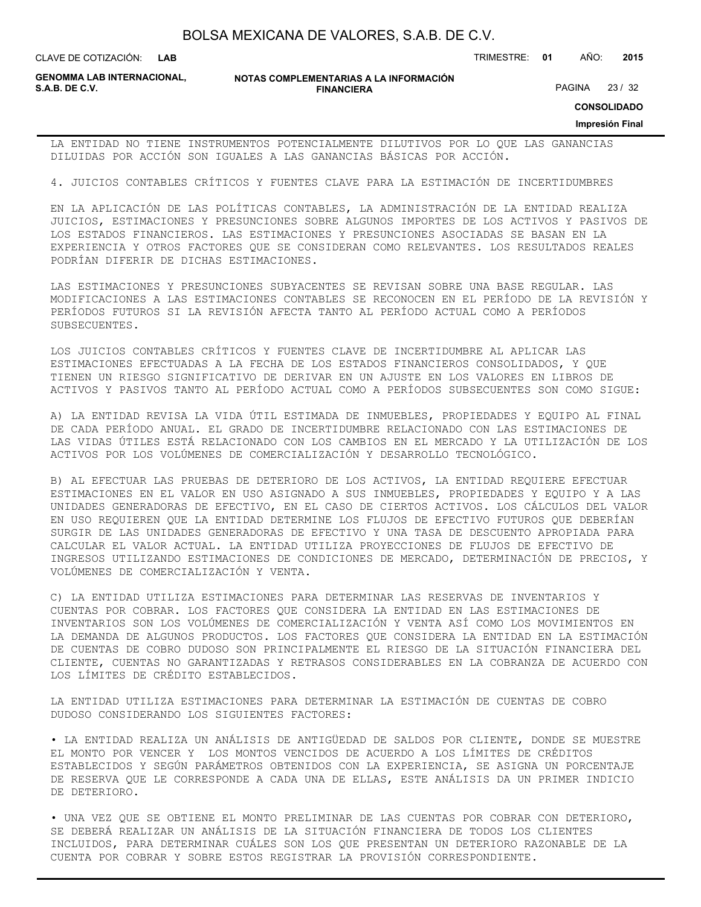LA ENTIDAD NO TIENE INSTRUMENTOS POTENCIALMENTE DILUTIVOS POR LO QUE LAS GANANCIAS DILUIDAS POR ACCIÓN SON IGUALES A LAS GANANCIAS BÁSICAS POR ACCIÓN.

## 4. JUICIOS CONTABLES CRÍTICOS Y FUENTES CLAVE PARA LA ESTIMACIÓN DE INCERTIDUMBRES

EN LA APLICACIÓN DE LAS POLÍTICAS CONTABLES, LA ADMINISTRACIÓN DE LA ENTIDAD REALIZA JUICIOS, ESTIMACIONES Y PRESUNCIONES SOBRE ALGUNOS IMPORTES DE LOS ACTIVOS Y PASIVOS DE LOS ESTADOS FINANCIEROS. LAS ESTIMACIONES Y PRESUNCIONES ASOCIADAS SE BASAN EN LA EXPERIENCIA Y OTROS FACTORES QUE SE CONSIDERAN COMO RELEVANTES. LOS RESULTADOS REALES PODRÍAN DIFERIR DE DICHAS ESTIMACIONES.

LAS ESTIMACIONES Y PRESUNCIONES SUBYACENTES SE REVISAN SOBRE UNA BASE REGULAR. LAS MODIFICACIONES A LAS ESTIMACIONES CONTABLES SE RECONOCEN EN EL PERÍODO DE LA REVISIÓN Y PERÍODOS FUTUROS SI LA REVISIÓN AFECTA TANTO AL PERÍODO ACTUAL COMO A PERÍODOS SUBSECUENTES.

LOS JUICIOS CONTABLES CRÍTICOS Y FUENTES CLAVE DE INCERTIDUMBRE AL APLICAR LAS ESTIMACIONES EFECTUADAS A LA FECHA DE LOS ESTADOS FINANCIEROS CONSOLIDADOS, Y QUE TIENEN UN RIESGO SIGNIFICATIVO DE DERIVAR EN UN AJUSTE EN LOS VALORES EN LIBROS DE ACTIVOS Y PASIVOS TANTO AL PERÍODO ACTUAL COMO A PERÍODOS SUBSECUENTES SON COMO SIGUE:

A) LA ENTIDAD REVISA LA VIDA ÚTIL ESTIMADA DE INMUEBLES, PROPIEDADES Y EQUIPO AL FINAL DE CADA PERÍODO ANUAL. EL GRADO DE INCERTIDUMBRE RELACIONADO CON LAS ESTIMACIONES DE LAS VIDAS ÚTILES ESTÁ RELACIONADO CON LOS CAMBIOS EN EL MERCADO Y LA UTILIZACIÓN DE LOS ACTIVOS POR LOS VOLÚMENES DE COMERCIALIZACIÓN Y DESARROLLO TECNOLÓGICO.

B) AL EFECTUAR LAS PRUEBAS DE DETERIORO DE LOS ACTIVOS, LA ENTIDAD REQUIERE EFECTUAR ESTIMACIONES EN EL VALOR EN USO ASIGNADO A SUS INMUEBLES, PROPIEDADES Y EQUIPO Y A LAS UNIDADES GENERADORAS DE EFECTIVO, EN EL CASO DE CIERTOS ACTIVOS. LOS CÁLCULOS DEL VALOR EN USO REQUIEREN QUE LA ENTIDAD DETERMINE LOS FLUJOS DE EFECTIVO FUTUROS QUE DEBERÍAN SURGIR DE LAS UNIDADES GENERADORAS DE EFECTIVO Y UNA TASA DE DESCUENTO APROPIADA PARA CALCULAR EL VALOR ACTUAL. LA ENTIDAD UTILIZA PROYECCIONES DE FLUJOS DE EFECTIVO DE INGRESOS UTILIZANDO ESTIMACIONES DE CONDICIONES DE MERCADO, DETERMINACIÓN DE PRECIOS, Y VOLÚMENES DE COMERCIALIZACIÓN Y VENTA.

C) LA ENTIDAD UTILIZA ESTIMACIONES PARA DETERMINAR LAS RESERVAS DE INVENTARIOS Y CUENTAS POR COBRAR. LOS FACTORES QUE CONSIDERA LA ENTIDAD EN LAS ESTIMACIONES DE INVENTARIOS SON LOS VOLÚMENES DE COMERCIALIZACIÓN Y VENTA ASÍ COMO LOS MOVIMIENTOS EN LA DEMANDA DE ALGUNOS PRODUCTOS. LOS FACTORES QUE CONSIDERA LA ENTIDAD EN LA ESTIMACIÓN DE CUENTAS DE COBRO DUDOSO SON PRINCIPALMENTE EL RIESGO DE LA SITUACIÓN FINANCIERA DEL CLIENTE, CUENTAS NO GARANTIZADAS Y RETRASOS CONSIDERABLES EN LA COBRANZA DE ACUERDO CON LOS LÍMITES DE CRÉDITO ESTABLECIDOS.

LA ENTIDAD UTILIZA ESTIMACIONES PARA DETERMINAR LA ESTIMACIÓN DE CUENTAS DE COBRO DUDOSO CONSIDERANDO LOS SIGUIENTES FACTORES:

- LA ENTIDAD REALIZA UN ANÁLISIS DE ANTIGÜEDAD DE SALDOS POR CLIENTE, DONDE SE MUESTRE EL MONTO POR VENCER Y LOS MONTOS VENCIDOS DE ACUERDO A LOS LÍMITES DE CRÉDITOS ESTABLECIDOS Y SEGÚN PARÁMETROS OBTENIDOS CON LA EXPERIENCIA, SE ASIGNA UN PORCENTAJE DE RESERVA QUE LE CORRESPONDE A CADA UNA DE ELLAS, ESTE ANÁLISIS DA UN PRIMER INDICIO DE DETERIORO.

- UNA VEZ QUE SE OBTIENE EL MONTO PRELIMINAR DE LAS CUENTAS POR COBRAR CON DETERIORO, SE DEBERÁ REALIZAR UN ANÁLISIS DE LA SITUACIÓN FINANCIERA DE TODOS LOS CLIENTES INCLUIDOS, PARA DETERMINAR CUÁLES SON LOS QUE PRESENTAN UN DETERIORO RAZONABLE DE LA CUENTA POR COBRAR Y SOBRE ESTOS REGISTRAR LA PROVISIÓN CORRESPONDIENTE.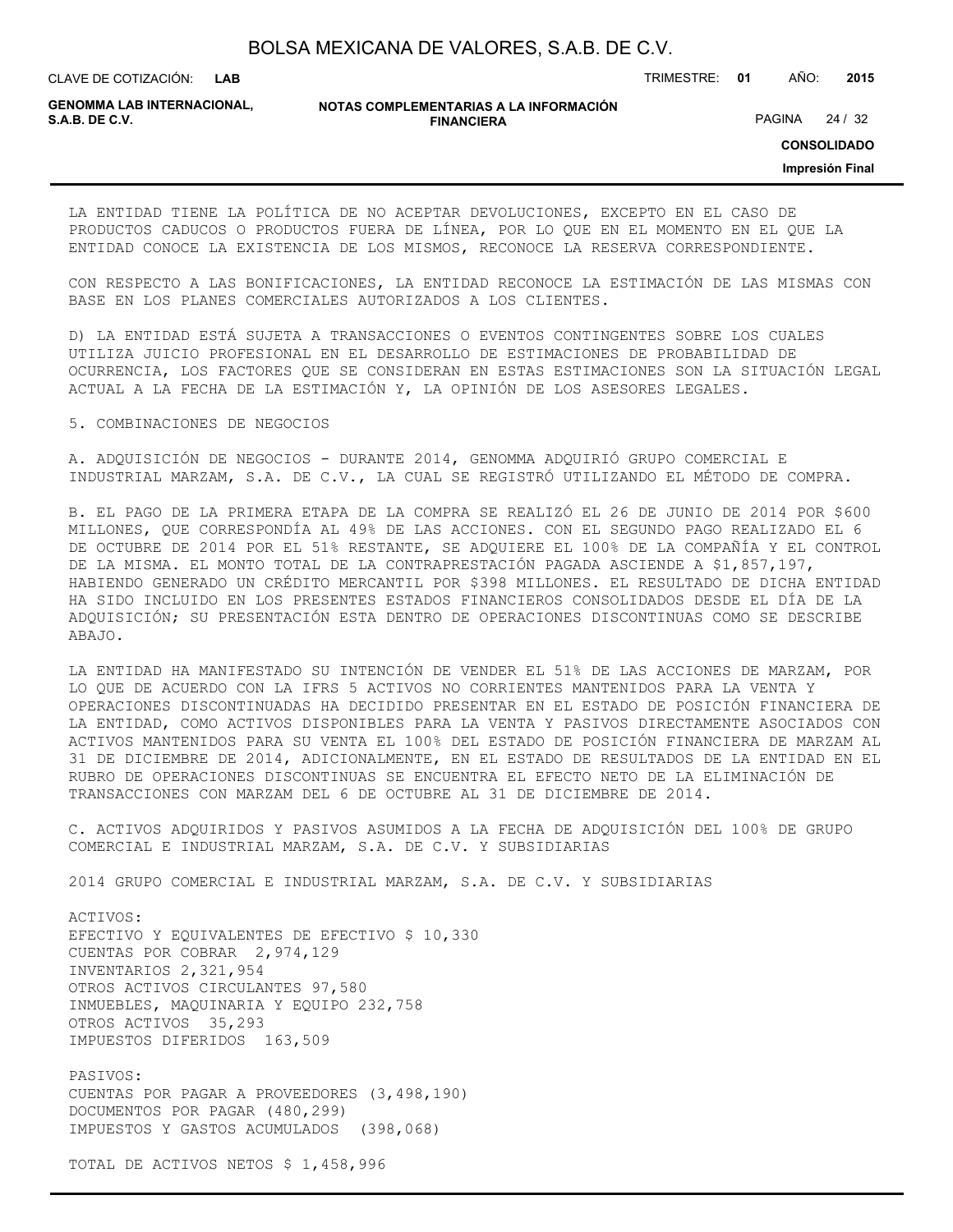LA ENTIDAD TIENE LA POLÍTICA DE NO ACEPTAR DEVOLUCIONES, EXCEPTO EN EL CASO DE PRODUCTOS CADUCOS O PRODUCTOS FUERA DE LÍNEA, POR LO QUE EN EL MOMENTO EN EL QUE LA ENTIDAD CONOCE LA EXISTENCIA DE LOS MISMOS, RECONOCE LA RESERVA CORRESPONDIENTE.

CON RESPECTO A LAS BONIFICACIONES, LA ENTIDAD RECONOCE LA ESTIMACIÓN DE LAS MISMAS CON BASE EN LOS PLANES COMERCIALES AUTORIZADOS A LOS CLIENTES.

D) LA ENTIDAD ESTÁ SUJETA A TRANSACCIONES O EVENTOS CONTINGENTES SOBRE LOS CUALES UTILIZA JUICIO PROFESIONAL EN EL DESARROLLO DE ESTIMACIONES DE PROBABILIDAD DE OCURRENCIA, LOS FACTORES QUE SE CONSIDERAN EN ESTAS ESTIMACIONES SON LA SITUACIÓN LEGAL ACTUAL A LA FECHA DE LA ESTIMACIÓN Y, LA OPINIÓN DE LOS ASESORES LEGALES.

5. COMBINACIONES DE NEGOCIOS

A. ADQUISICIÓN DE NEGOCIOS - DURANTE 2014, GENOMMA ADQUIRIÓ GRUPO COMERCIAL E INDUSTRIAL MARZAM, S.A. DE C.V., LA CUAL SE REGISTRÓ UTILIZANDO EL MÉTODO DE COMPRA.

B. EL PAGO DE LA PRIMERA ETAPA DE LA COMPRA SE REALIZÓ EL 26 DE JUNIO DE 2014 POR $600 MILLONES, QUE CORRESPONDÍA AL 49% DE LAS ACCIONES. CON EL SEGUNDO PAGO REALIZADO EL 6 DE OCTUBRE DE 2014 POR EL 51% RESTANTE, SE ADQUIERE EL 100% DE LA COMPAÑÍA Y EL CONTROL DE LA MISMA. EL MONTO TOTAL DE LA CONTRAPRESTACIÓN PAGADA ASCIENDE A $1,857,197, HABIENDO GENERADO UN CRÉDITO MERCANTIL POR $398 MILLONES. EL RESULTADO DE DICHA ENTIDAD HA SIDO INCLUIDO EN LOS PRESENTES ESTADOS FINANCIEROS CONSOLIDADOS DESDE EL DÍA DE LA ADQUISICIÓN; SU PRESENTACIÓN ESTA DENTRO DE OPERACIONES DISCONTINUAS COMO SE DESCRIBE ABAJO.

LA ENTIDAD HA MANIFESTADO SU INTENCIÓN DE VENDER EL 51% DE LAS ACCIONES DE MARZAM, POR LO QUE DE ACUERDO CON LA IFRS 5 ACTIVOS NO CORRIENTES MANTENIDOS PARA LA VENTA Y OPERACIONES DISCONTINUADAS HA DECIDIDO PRESENTAR EN EL ESTADO DE POSICIÓN FINANCIERA DE LA ENTIDAD, COMO ACTIVOS DISPONIBLES PARA LA VENTA Y PASIVOS DIRECTAMENTE ASOCIADOS CON ACTIVOS MANTENIDOS PARA SU VENTA EL 100% DEL ESTADO DE POSICIÓN FINANCIERA DE MARZAM AL 31 DE DICIEMBRE DE 2014, ADICIONALMENTE, EN EL ESTADO DE RESULTADOS DE LA ENTIDAD EN EL RUBRO DE OPERACIONES DISCONTINUAS SE ENCUENTRA EL EFECTO NETO DE LA ELIMINACIÓN DE TRANSACCIONES CON MARZAM DEL 6 DE OCTUBRE AL 31 DE DICIEMBRE DE 2014.

C. ACTIVOS ADQUIRIDOS Y PASIVOS ASUMIDOS A LA FECHA DE ADQUISICIÓN DEL 100% DE GRUPO COMERCIAL E INDUSTRIAL MARZAM, S.A. DE C.V. Y SUBSIDIARIAS

| 2014 | GRUPO COMERCIAL E INDUSTRIAL MARZAM, S.A. DE C.V. Y SUBSIDIARIAS |
|---|---|
| ACTIVOS: | |
| EFECTIVO Y EQUIVALENTES DE EFECTIVO | $ 10,330 |
| CUENTAS POR COBRAR | 2,974,129 |
| INVENTARIOS | 2,321,954 |
| OTROS ACTIVOS CIRCULANTES | 97,580 |
| INMUEBLES, MAQUINARIA Y EQUIPO | 232,758 |
| OTROS ACTIVOS | 35,293 |
| IMPUESTOS DIFERIDOS | 163,509 |
| PASIVOS: | |
| CUENTAS POR PAGAR A PROVEEDORES | (3,498,190) |
| DOCUMENTOS POR PAGAR | (480,299) |
| IMPUESTOS Y GASTOS ACUMULADOS | (398,068) |
| TOTAL DE ACTIVOS NETOS | $ 1,458,996 |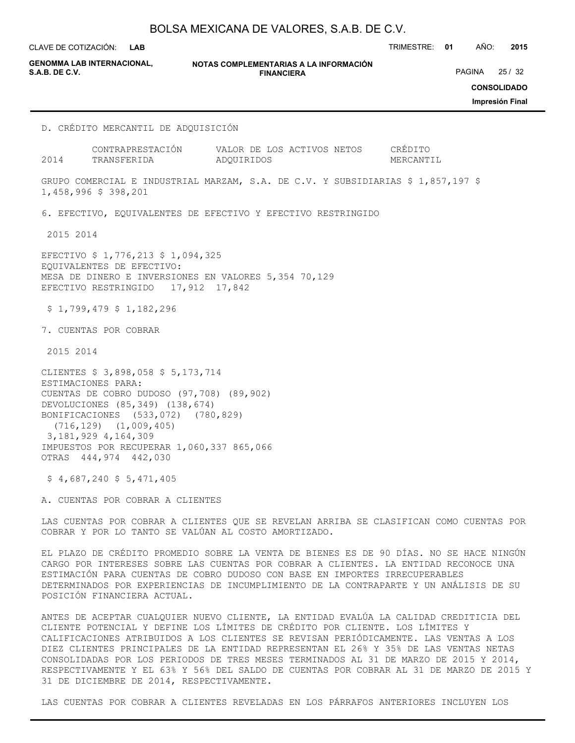D. CRÉDITO MERCANTIL DE ADQUISICIÓN

| 2014 | CONTRAPRESTACIÓN TRANSFERIDA | VALOR DE LOS ACTIVOS NETOS ADQUIRIDOS | CRÉDITO MERCANTIL |
|---|---|---|---|
| GRUPO COMERCIAL E INDUSTRIAL MARZAM, S.A. DE C.V. Y SUBSIDIARIAS | $ 1,857,197 | $ 1,458,996 | $ 398,201 |

6. EFECTIVO, EQUIVALENTES DE EFECTIVO Y EFECTIVO RESTRINGIDO

| | 2015 | 2014 |
|---|---|---|
| EFECTIVO | $ 1,776,213 | $ 1,094,325 |
| EQUIVALENTES DE EFECTIVO: | | |
| MESA DE DINERO E INVERSIONES EN VALORES | 5,354 | 70,129 |
| EFECTIVO RESTRINGIDO | 17,912 | 17,842 |
| | $ 1,799,479 | $ 1,182,296 |

7. CUENTAS POR COBRAR

| | 2015 | 2014 |
|---|---|---|
| CLIENTES | $ 3,898,058 | $ 5,173,714 |
| ESTIMACIONES PARA: | | |
| CUENTAS DE COBRO DUDOSO | (97,708) | (89,902) |
| DEVOLUCIONES | (85,349) | (138,674) |
| BONIFICACIONES | (533,072) | (780,829) |
| | (716,129) | (1,009,405) |
| | 3,181,929 | 4,164,309 |
| IMPUESTOS POR RECUPERAR | 1,060,337 | 865,066 |
| OTRAS | 444,974 | 442,030 |
| | $ 4,687,240 | $ 5,471,405 |

A. CUENTAS POR COBRAR A CLIENTES

LAS CUENTAS POR COBRAR A CLIENTES QUE SE REVELAN ARRIBA SE CLASIFICAN COMO CUENTAS POR COBRAR Y POR LO TANTO SE VALÚAN AL COSTO AMORTIZADO.

EL PLAZO DE CRÉDITO PROMEDIO SOBRE LA VENTA DE BIENES ES DE 90 DÍAS. NO SE HACE NINGÚN CARGO POR INTERESES SOBRE LAS CUENTAS POR COBRAR A CLIENTES. LA ENTIDAD RECONOCE UNA ESTIMACIÓN PARA CUENTAS DE COBRO DUDOSO CON BASE EN IMPORTES IRRECUPERABLES DETERMINADOS POR EXPERIENCIAS DE INCUMPLIMIENTO DE LA CONTRAPARTE Y UN ANÁLISIS DE SU POSICIÓN FINANCIERA ACTUAL.

ANTES DE ACEPTAR CUALQUIER NUEVO CLIENTE, LA ENTIDAD EVALÚA LA CALIDAD CREDITICIA DEL CLIENTE POTENCIAL Y DEFINE LOS LÍMITES DE CRÉDITO POR CLIENTE. LOS LÍMITES Y CALIFICACIONES ATRIBUIDOS A LOS CLIENTES SE REVISAN PERIÓDICAMENTE. LAS VENTAS A LOS DIEZ CLIENTES PRINCIPALES DE LA ENTIDAD REPRESENTAN EL 26% Y 35% DE LAS VENTAS NETAS CONSOLIDADAS POR LOS PERIODOS DE TRES MESES TERMINADOS AL 31 DE MARZO DE 2015 Y 2014, RESPECTIVAMENTE Y EL 63% Y 56% DEL SALDO DE CUENTAS POR COBRAR AL 31 DE MARZO DE 2015 Y 31 DE DICIEMBRE DE 2014, RESPECTIVAMENTE.

LAS CUENTAS POR COBRAR A CLIENTES REVELADAS EN LOS PÁRRAFOS ANTERIORES INCLUYEN LOS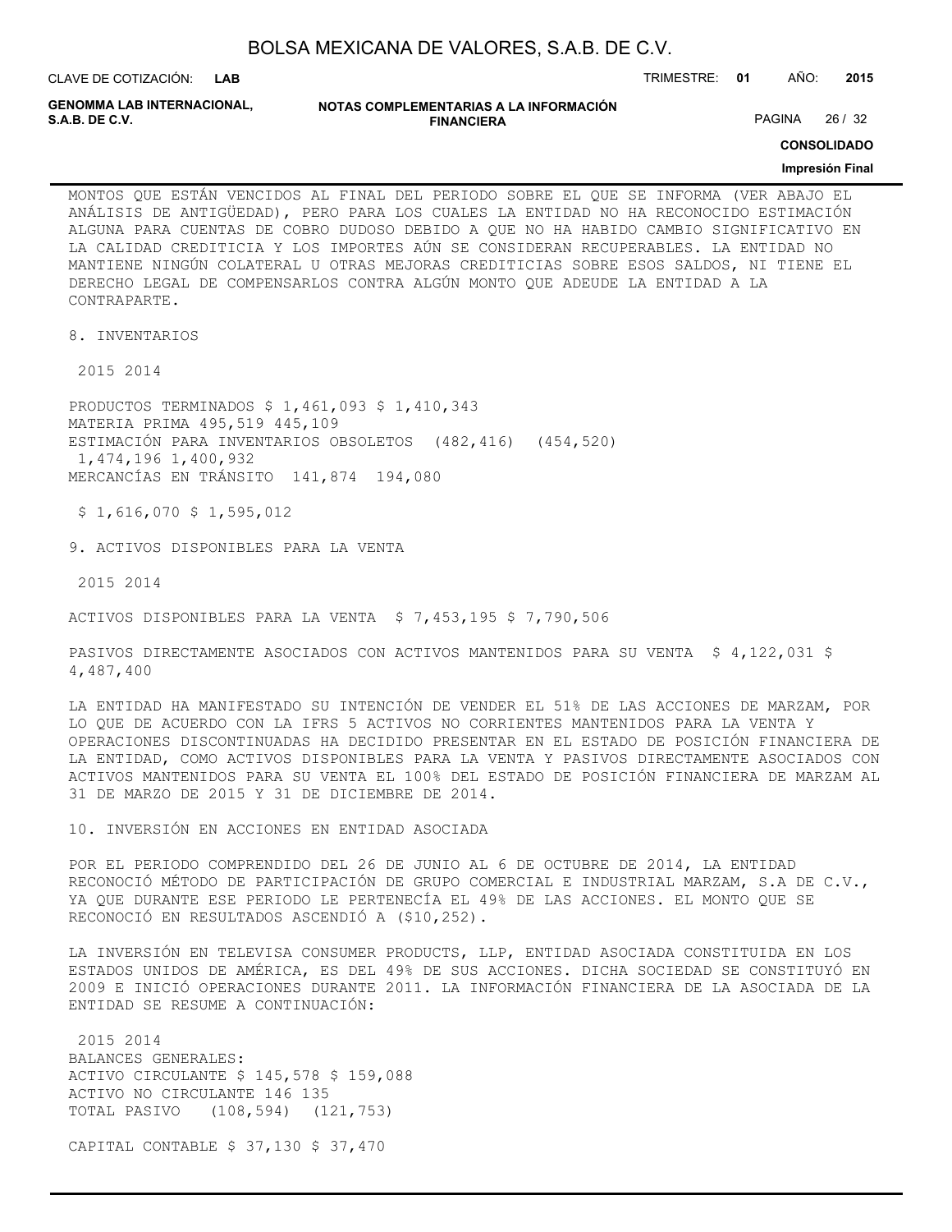MONTOS QUE ESTÁN VENCIDOS AL FINAL DEL PERIODO SOBRE EL QUE SE INFORMA (VER ABAJO EL ANÁLISIS DE ANTIGÜEDAD), PERO PARA LOS CUALES LA ENTIDAD NO HA RECONOCIDO ESTIMACIÓN ALGUNA PARA CUENTAS DE COBRO DUDOSO DEBIDO A QUE NO HA HABIDO CAMBIO SIGNIFICATIVO EN LA CALIDAD CREDITICIA Y LOS IMPORTES AÚN SE CONSIDERAN RECUPERABLES. LA ENTIDAD NO MANTIENE NINGÚN COLATERAL U OTRAS MEJORAS CREDITICIAS SOBRE ESOS SALDOS, NI TIENE EL DERECHO LEGAL DE COMPENSARLOS CONTRA ALGÚN MONTO QUE ADEUDE LA ENTIDAD A LA CONTRAPARTE.

## 8. INVENTARIOS

| | 2015 | 2014 |
|---|---|---|
| PRODUCTOS TERMINADOS | $ 1,461,093 | $ 1,410,343 |
| MATERIA PRIMA | 495,519 | 445,109 |
| ESTIMACIÓN PARA INVENTARIOS OBSOLETOS | (482,416) | (454,520) |
| | 1,474,196 | 1,400,932 |
| MERCANCÍAS EN TRÁNSITO | 141,874 | 194,080 |
| | $ 1,616,070 | $ 1,595,012 |

## 9. ACTIVOS DISPONIBLES PARA LA VENTA

| | 2015 | 2014 |
|---|---|---|
| ACTIVOS DISPONIBLES PARA LA VENTA | $ 7,453,195 | $ 7,790,506 |
| PASIVOS DIRECTAMENTE ASOCIADOS CON ACTIVOS MANTENIDOS PARA SU VENTA | $ 4,122,031 | $ 4,487,400 |

LA ENTIDAD HA MANIFESTADO SU INTENCIÓN DE VENDER EL 51% DE LAS ACCIONES DE MARZAM, POR LO QUE DE ACUERDO CON LA IFRS 5 ACTIVOS NO CORRIENTES MANTENIDOS PARA LA VENTA Y OPERACIONES DISCONTINUADAS HA DECIDIDO PRESENTAR EN EL ESTADO DE POSICIÓN FINANCIERA DE LA ENTIDAD, COMO ACTIVOS DISPONIBLES PARA LA VENTA Y PASIVOS DIRECTAMENTE ASOCIADOS CON ACTIVOS MANTENIDOS PARA SU VENTA EL 100% DEL ESTADO DE POSICIÓN FINANCIERA DE MARZAM AL 31 DE MARZO DE 2015 Y 31 DE DICIEMBRE DE 2014.

## 10. INVERSIÓN EN ACCIONES EN ENTIDAD ASOCIADA

POR EL PERIODO COMPRENDIDO DEL 26 DE JUNIO AL 6 DE OCTUBRE DE 2014, LA ENTIDAD RECONOCIÓ MÉTODO DE PARTICIPACIÓN DE GRUPO COMERCIAL E INDUSTRIAL MARZAM, S.A DE C.V., YA QUE DURANTE ESE PERIODO LE PERTENECÍA EL 49% DE LAS ACCIONES. EL MONTO QUE SE RECONOCIÓ EN RESULTADOS ASCENDIÓ A ($10,252).

LA INVERSIÓN EN TELEVISA CONSUMER PRODUCTS, LLP, ENTIDAD ASOCIADA CONSTITUIDA EN LOS ESTADOS UNIDOS DE AMÉRICA, ES DEL 49% DE SUS ACCIONES. DICHA SOCIEDAD SE CONSTITUYÓ EN 2009 E INICIÓ OPERACIONES DURANTE 2011. LA INFORMACIÓN FINANCIERA DE LA ASOCIADA DE LA ENTIDAD SE RESUME A CONTINUACIÓN:

| | 2015 | 2014 |
|---|---|---|
| BALANCES GENERALES: | | |
| ACTIVO CIRCULANTE | $ 145,578 | $ 159,088 |
| ACTIVO NO CIRCULANTE | 146 | 135 |
| TOTAL PASIVO | (108,594) | (121,753) |
| CAPITAL CONTABLE | $ 37,130 | $ 37,470 |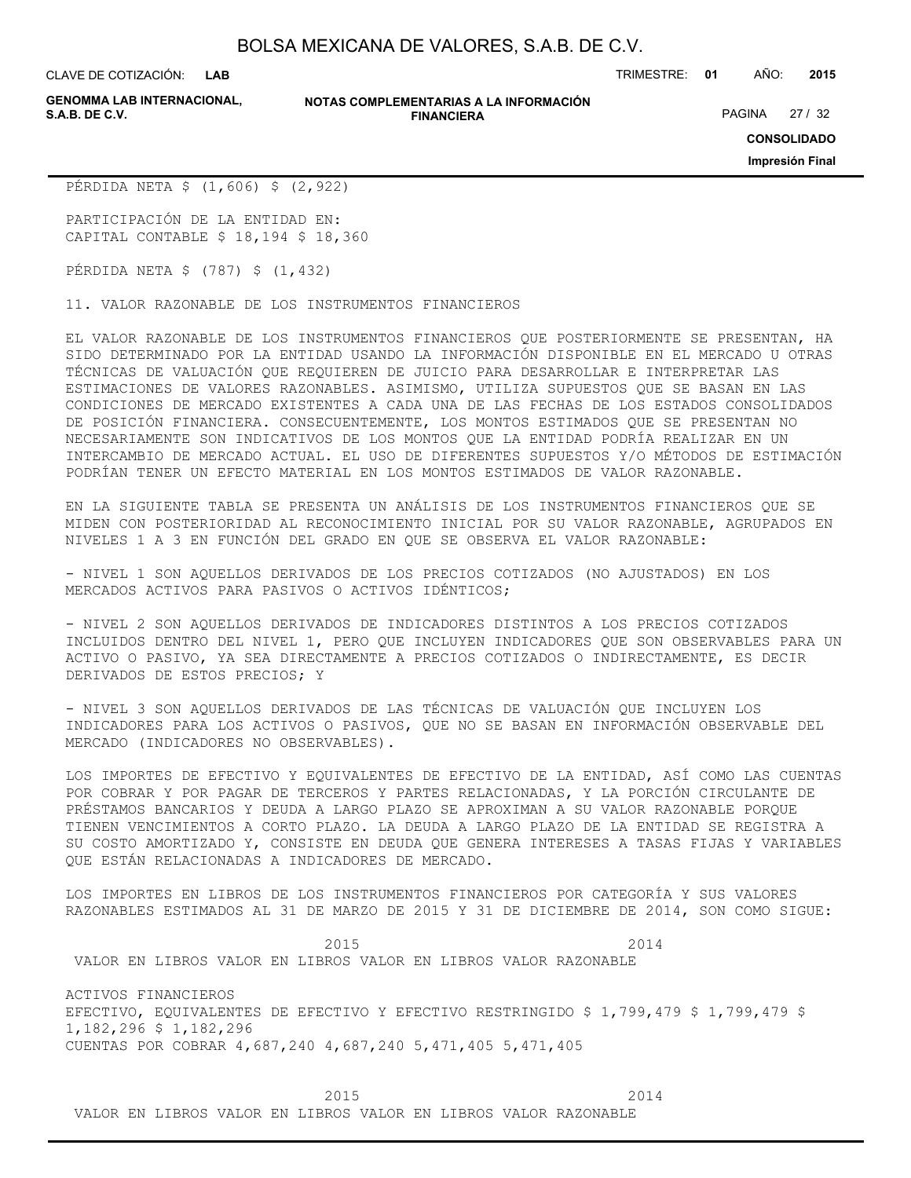PÉRDIDA NETA $ (1,606) $ (2,922)

PARTICIPACIÓN DE LA ENTIDAD EN:
CAPITAL CONTABLE $ 18,194 $ 18,360

PÉRDIDA NETA $ (787) $ (1,432)

## 11. VALOR RAZONABLE DE LOS INSTRUMENTOS FINANCIEROS

EL VALOR RAZONABLE DE LOS INSTRUMENTOS FINANCIEROS QUE POSTERIORMENTE SE PRESENTAN, HA SIDO DETERMINADO POR LA ENTIDAD USANDO LA INFORMACIÓN DISPONIBLE EN EL MERCADO U OTRAS TÉCNICAS DE VALUACIÓN QUE REQUIEREN DE JUICIO PARA DESARROLLAR E INTERPRETAR LAS ESTIMACIONES DE VALORES RAZONABLES. ASIMISMO, UTILIZA SUPUESTOS QUE SE BASAN EN LAS CONDICIONES DE MERCADO EXISTENTES A CADA UNA DE LAS FECHAS DE LOS ESTADOS CONSOLIDADOS DE POSICIÓN FINANCIERA. CONSECUENTEMENTE, LOS MONTOS ESTIMADOS QUE SE PRESENTAN NO NECESARIAMENTE SON INDICATIVOS DE LOS MONTOS QUE LA ENTIDAD PODRÍA REALIZAR EN UN INTERCAMBIO DE MERCADO ACTUAL. EL USO DE DIFERENTES SUPUESTOS Y/O MÉTODOS DE ESTIMACIÓN PODRÍAN TENER UN EFECTO MATERIAL EN LOS MONTOS ESTIMADOS DE VALOR RAZONABLE.

EN LA SIGUIENTE TABLA SE PRESENTA UN ANÁLISIS DE LOS INSTRUMENTOS FINANCIEROS QUE SE MIDEN CON POSTERIORIDAD AL RECONOCIMIENTO INICIAL POR SU VALOR RAZONABLE, AGRUPADOS EN NIVELES 1 A 3 EN FUNCIÓN DEL GRADO EN QUE SE OBSERVA EL VALOR RAZONABLE:

- NIVEL 1 SON AQUELLOS DERIVADOS DE LOS PRECIOS COTIZADOS (NO AJUSTADOS) EN LOS MERCADOS ACTIVOS PARA PASIVOS O ACTIVOS IDÉNTICOS;

- NIVEL 2 SON AQUELLOS DERIVADOS DE INDICADORES DISTINTOS A LOS PRECIOS COTIZADOS INCLUIDOS DENTRO DEL NIVEL 1, PERO QUE INCLUYEN INDICADORES QUE SON OBSERVABLES PARA UN ACTIVO O PASIVO, YA SEA DIRECTAMENTE A PRECIOS COTIZADOS O INDIRECTAMENTE, ES DECIR DERIVADOS DE ESTOS PRECIOS; Y

- NIVEL 3 SON AQUELLOS DERIVADOS DE LAS TÉCNICAS DE VALUACIÓN QUE INCLUYEN LOS INDICADORES PARA LOS ACTIVOS O PASIVOS, QUE NO SE BASAN EN INFORMACIÓN OBSERVABLE DEL MERCADO (INDICADORES NO OBSERVABLES).

LOS IMPORTES DE EFECTIVO Y EQUIVALENTES DE EFECTIVO DE LA ENTIDAD, ASÍ COMO LAS CUENTAS POR COBRAR Y POR PAGAR DE TERCEROS Y PARTES RELACIONADAS, Y LA PORCIÓN CIRCULANTE DE PRÉSTAMOS BANCARIOS Y DEUDA A LARGO PLAZO SE APROXIMAN A SU VALOR RAZONABLE PORQUE TIENEN VENCIMIENTOS A CORTO PLAZO. LA DEUDA A LARGO PLAZO DE LA ENTIDAD SE REGISTRA A SU COSTO AMORTIZADO Y, CONSISTE EN DEUDA QUE GENERA INTERESES A TASAS FIJAS Y VARIABLES QUE ESTÁN RELACIONADAS A INDICADORES DE MERCADO.

LOS IMPORTES EN LIBROS DE LOS INSTRUMENTOS FINANCIEROS POR CATEGORÍA Y SUS VALORES RAZONABLES ESTIMADOS AL 31 DE MARZO DE 2015 Y 31 DE DICIEMBRE DE 2014, SON COMO SIGUE:

| | 2015 | | 2014 | |
|---|---|---|---|---|
| | VALOR EN LIBROS | VALOR EN LIBROS | VALOR EN LIBROS | VALOR RAZONABLE |
| ACTIVOS FINANCIEROS | | | | |
| EFECTIVO, EQUIVALENTES DE EFECTIVO Y EFECTIVO RESTRINGIDO | $ 1,799,479 | $ 1,799,479 | $ 1,182,296 | $ 1,182,296 |
| CUENTAS POR COBRAR | 4,687,240 | 4,687,240 | 5,471,405 | 5,471,405 |

| | 2015 | | 2014 | |
|---|---|---|---|---|
| | VALOR EN LIBROS | VALOR EN LIBROS | VALOR EN LIBROS | VALOR RAZONABLE |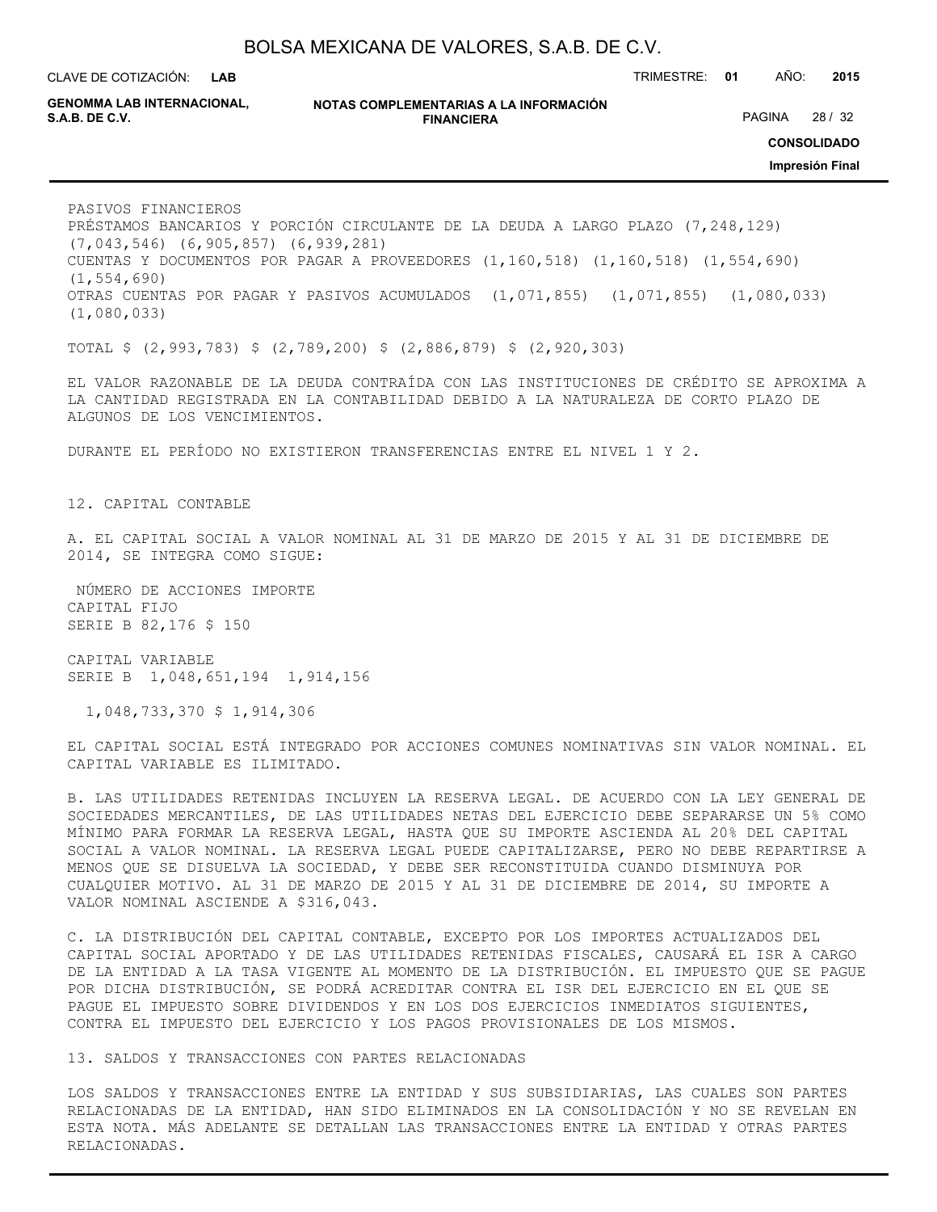PASIVOS FINANCIEROS

| | | | | |
|---|---|---|---|---|
| PRÉSTAMOS BANCARIOS Y PORCIÓN CIRCULANTE DE LA DEUDA A LARGO PLAZO | (7,248,129) | (7,043,546) | (6,905,857) | (6,939,281) |
| CUENTAS Y DOCUMENTOS POR PAGAR A PROVEEDORES | (1,160,518) | (1,160,518) | (1,554,690) | (1,554,690) |
| OTRAS CUENTAS POR PAGAR Y PASIVOS ACUMULADOS | (1,071,855) | (1,071,855) | (1,080,033) | (1,080,033) |
| TOTAL | $ (2,993,783) | $ (2,789,200) | $ (2,886,879) | $ (2,920,303) |

EL VALOR RAZONABLE DE LA DEUDA CONTRAÍDA CON LAS INSTITUCIONES DE CRÉDITO SE APROXIMA A LA CANTIDAD REGISTRADA EN LA CONTABILIDAD DEBIDO A LA NATURALEZA DE CORTO PLAZO DE ALGUNOS DE LOS VENCIMIENTOS.

DURANTE EL PERÍODO NO EXISTIERON TRANSFERENCIAS ENTRE EL NIVEL 1 Y 2.

## 12. CAPITAL CONTABLE

A. EL CAPITAL SOCIAL A VALOR NOMINAL AL 31 DE MARZO DE 2015 Y AL 31 DE DICIEMBRE DE 2014, SE INTEGRA COMO SIGUE:

| | NÚMERO DE ACCIONES | IMPORTE |
|---|---|---|
| CAPITAL FIJO | | |
| SERIE B | 82,176 | $ 150 |
| CAPITAL VARIABLE | | |
| SERIE B | 1,048,651,194 | 1,914,156 |
| | 1,048,733,370 | $ 1,914,306 |

EL CAPITAL SOCIAL ESTÁ INTEGRADO POR ACCIONES COMUNES NOMINATIVAS SIN VALOR NOMINAL. EL CAPITAL VARIABLE ES ILIMITADO.

B. LAS UTILIDADES RETENIDAS INCLUYEN LA RESERVA LEGAL. DE ACUERDO CON LA LEY GENERAL DE SOCIEDADES MERCANTILES, DE LAS UTILIDADES NETAS DEL EJERCICIO DEBE SEPARARSE UN 5% COMO MÍNIMO PARA FORMAR LA RESERVA LEGAL, HASTA QUE SU IMPORTE ASCIENDA AL 20% DEL CAPITAL SOCIAL A VALOR NOMINAL. LA RESERVA LEGAL PUEDE CAPITALIZARSE, PERO NO DEBE REPARTIRSE A MENOS QUE SE DISUELVA LA SOCIEDAD, Y DEBE SER RECONSTITUIDA CUANDO DISMINUYA POR CUALQUIER MOTIVO. AL 31 DE MARZO DE 2015 Y AL 31 DE DICIEMBRE DE 2014, SU IMPORTE A VALOR NOMINAL ASCIENDE A $316,043.

C. LA DISTRIBUCIÓN DEL CAPITAL CONTABLE, EXCEPTO POR LOS IMPORTES ACTUALIZADOS DEL CAPITAL SOCIAL APORTADO Y DE LAS UTILIDADES RETENIDAS FISCALES, CAUSARÁ EL ISR A CARGO DE LA ENTIDAD A LA TASA VIGENTE AL MOMENTO DE LA DISTRIBUCIÓN. EL IMPUESTO QUE SE PAGUE POR DICHA DISTRIBUCIÓN, SE PODRÁ ACREDITAR CONTRA EL ISR DEL EJERCICIO EN EL QUE SE PAGUE EL IMPUESTO SOBRE DIVIDENDOS Y EN LOS DOS EJERCICIOS INMEDIATOS SIGUIENTES, CONTRA EL IMPUESTO DEL EJERCICIO Y LOS PAGOS PROVISIONALES DE LOS MISMOS.

## 13. SALDOS Y TRANSACCIONES CON PARTES RELACIONADAS

LOS SALDOS Y TRANSACCIONES ENTRE LA ENTIDAD Y SUS SUBSIDIARIAS, LAS CUALES SON PARTES RELACIONADAS DE LA ENTIDAD, HAN SIDO ELIMINADOS EN LA CONSOLIDACIÓN Y NO SE REVELAN EN ESTA NOTA. MÁS ADELANTE SE DETALLAN LAS TRANSACCIONES ENTRE LA ENTIDAD Y OTRAS PARTES RELACIONADAS.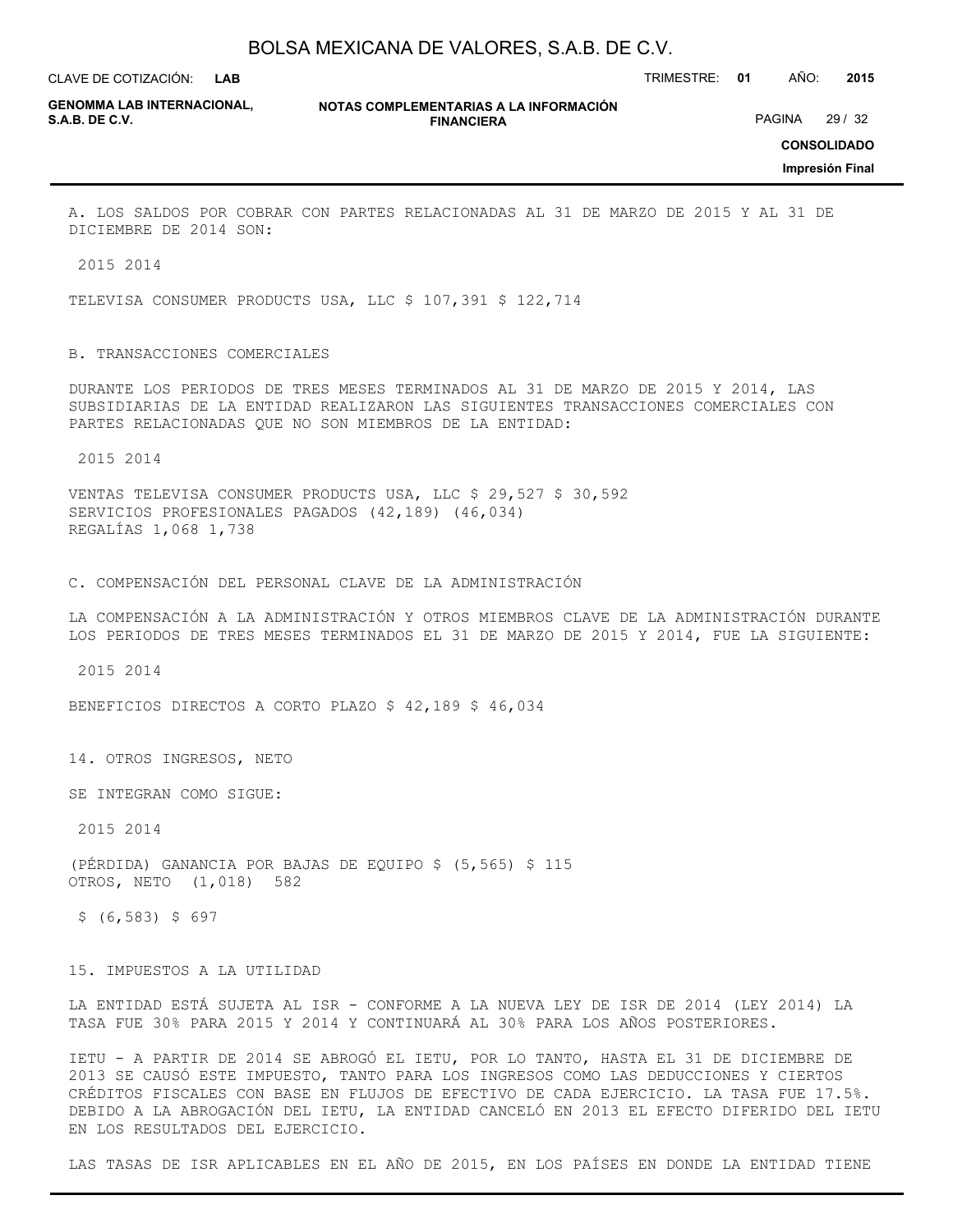A. LOS SALDOS POR COBRAR CON PARTES RELACIONADAS AL 31 DE MARZO DE 2015 Y AL 31 DE DICIEMBRE DE 2014 SON:

| | 2015 | 2014 |
|---|---|---|
| TELEVISA CONSUMER PRODUCTS USA, LLC | $ 107,391 | $ 122,714 |

B. TRANSACCIONES COMERCIALES

DURANTE LOS PERIODOS DE TRES MESES TERMINADOS AL 31 DE MARZO DE 2015 Y 2014, LAS SUBSIDIARIAS DE LA ENTIDAD REALIZARON LAS SIGUIENTES TRANSACCIONES COMERCIALES CON PARTES RELACIONADAS QUE NO SON MIEMBROS DE LA ENTIDAD:

| | 2015 | 2014 |
|---|---|---|
| VENTAS TELEVISA CONSUMER PRODUCTS USA, LLC | $ 29,527 | $ 30,592 |
| SERVICIOS PROFESIONALES PAGADOS | (42,189) | (46,034) |
| REGALÍAS | 1,068 | 1,738 |

C. COMPENSACIÓN DEL PERSONAL CLAVE DE LA ADMINISTRACIÓN

LA COMPENSACIÓN A LA ADMINISTRACIÓN Y OTROS MIEMBROS CLAVE DE LA ADMINISTRACIÓN DURANTE LOS PERIODOS DE TRES MESES TERMINADOS EL 31 DE MARZO DE 2015 Y 2014, FUE LA SIGUIENTE:

| | 2015 | 2014 |
|---|---|---|
| BENEFICIOS DIRECTOS A CORTO PLAZO | $ 42,189 | $ 46,034 |

14. OTROS INGRESOS, NETO

SE INTEGRAN COMO SIGUE:

| | 2015 | 2014 |
|---|---|---|
| (PÉRDIDA) GANANCIA POR BAJAS DE EQUIPO | $ (5,565) | $ 115 |
| OTROS, NETO | (1,018) | 582 |
| | $ (6,583) | $ 697 |

15. IMPUESTOS A LA UTILIDAD

LA ENTIDAD ESTÁ SUJETA AL ISR - CONFORME A LA NUEVA LEY DE ISR DE 2014 (LEY 2014) LA TASA FUE 30% PARA 2015 Y 2014 Y CONTINUARÁ AL 30% PARA LOS AÑOS POSTERIORES.

IETU - A PARTIR DE 2014 SE ABROGÓ EL IETU, POR LO TANTO, HASTA EL 31 DE DICIEMBRE DE 2013 SE CAUSÓ ESTE IMPUESTO, TANTO PARA LOS INGRESOS COMO LAS DEDUCCIONES Y CIERTOS CRÉDITOS FISCALES CON BASE EN FLUJOS DE EFECTIVO DE CADA EJERCICIO. LA TASA FUE 17.5%. DEBIDO A LA ABROGACIÓN DEL IETU, LA ENTIDAD CANCELÓ EN 2013 EL EFECTO DIFERIDO DEL IETU EN LOS RESULTADOS DEL EJERCICIO.

LAS TASAS DE ISR APLICABLES EN EL AÑO DE 2015, EN LOS PAÍSES EN DONDE LA ENTIDAD TIENE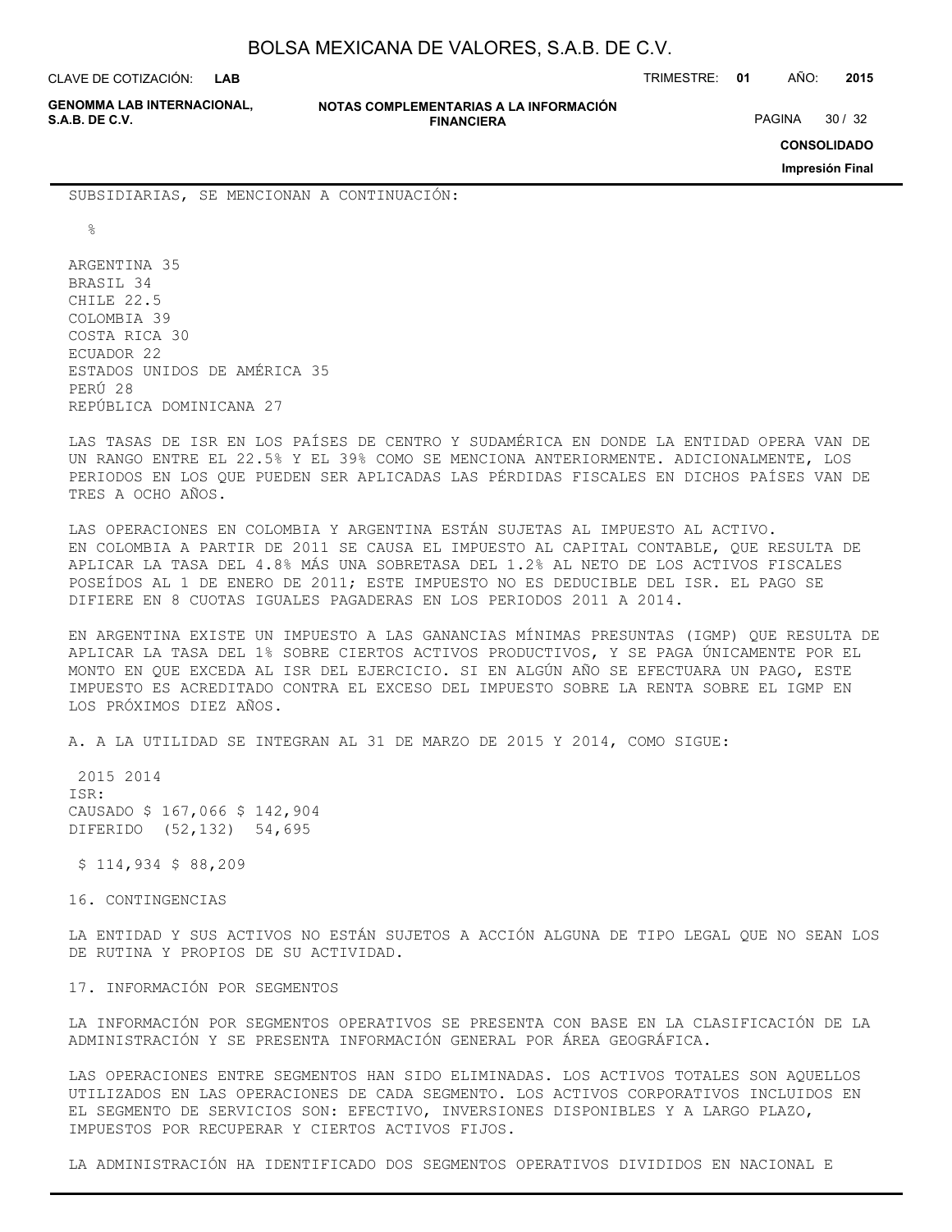SUBSIDIARIAS, SE MENCIONAN A CONTINUACIÓN:

| | % |
|---|---|
| ARGENTINA | 35 |
| BRASIL | 34 |
| CHILE | 22.5 |
| COLOMBIA | 39 |
| COSTA RICA | 30 |
| ECUADOR | 22 |
| ESTADOS UNIDOS DE AMÉRICA | 35 |
| PERÚ | 28 |
| REPÚBLICA DOMINICANA | 27 |

LAS TASAS DE ISR EN LOS PAÍSES DE CENTRO Y SUDAMÉRICA EN DONDE LA ENTIDAD OPERA VAN DE UN RANGO ENTRE EL 22.5% Y EL 39% COMO SE MENCIONA ANTERIORMENTE. ADICIONALMENTE, LOS PERIODOS EN LOS QUE PUEDEN SER APLICADAS LAS PÉRDIDAS FISCALES EN DICHOS PAÍSES VAN DE TRES A OCHO AÑOS.

LAS OPERACIONES EN COLOMBIA Y ARGENTINA ESTÁN SUJETAS AL IMPUESTO AL ACTIVO.
EN COLOMBIA A PARTIR DE 2011 SE CAUSA EL IMPUESTO AL CAPITAL CONTABLE, QUE RESULTA DE APLICAR LA TASA DEL 4.8% MÁS UNA SOBRETASA DEL 1.2% AL NETO DE LOS ACTIVOS FISCALES POSEÍDOS AL 1 DE ENERO DE 2011; ESTE IMPUESTO NO ES DEDUCIBLE DEL ISR. EL PAGO SE DIFIERE EN 8 CUOTAS IGUALES PAGADERAS EN LOS PERIODOS 2011 A 2014.

EN ARGENTINA EXISTE UN IMPUESTO A LAS GANANCIAS MÍNIMAS PRESUNTAS (IGMP) QUE RESULTA DE APLICAR LA TASA DEL 1% SOBRE CIERTOS ACTIVOS PRODUCTIVOS, Y SE PAGA ÚNICAMENTE POR EL MONTO EN QUE EXCEDA AL ISR DEL EJERCICIO. SI EN ALGÚN AÑO SE EFECTUARA UN PAGO, ESTE IMPUESTO ES ACREDITADO CONTRA EL EXCESO DEL IMPUESTO SOBRE LA RENTA SOBRE EL IGMP EN LOS PRÓXIMOS DIEZ AÑOS.

A. A LA UTILIDAD SE INTEGRAN AL 31 DE MARZO DE 2015 Y 2014, COMO SIGUE:

| | 2015 | 2014 |
|---|---|---|
| ISR: | | |
| CAUSADO | $ 167,066 | $ 142,904 |
| DIFERIDO | (52,132) | 54,695 |
| | $ 114,934 | $ 88,209 |

16. CONTINGENCIAS

LA ENTIDAD Y SUS ACTIVOS NO ESTÁN SUJETOS A ACCIÓN ALGUNA DE TIPO LEGAL QUE NO SEAN LOS DE RUTINA Y PROPIOS DE SU ACTIVIDAD.

17. INFORMACIÓN POR SEGMENTOS

LA INFORMACIÓN POR SEGMENTOS OPERATIVOS SE PRESENTA CON BASE EN LA CLASIFICACIÓN DE LA ADMINISTRACIÓN Y SE PRESENTA INFORMACIÓN GENERAL POR ÁREA GEOGRÁFICA.

LAS OPERACIONES ENTRE SEGMENTOS HAN SIDO ELIMINADAS. LOS ACTIVOS TOTALES SON AQUELLOS UTILIZADOS EN LAS OPERACIONES DE CADA SEGMENTO. LOS ACTIVOS CORPORATIVOS INCLUIDOS EN EL SEGMENTO DE SERVICIOS SON: EFECTIVO, INVERSIONES DISPONIBLES Y A LARGO PLAZO, IMPUESTOS POR RECUPERAR Y CIERTOS ACTIVOS FIJOS.

LA ADMINISTRACIÓN HA IDENTIFICADO DOS SEGMENTOS OPERATIVOS DIVIDIDOS EN NACIONAL E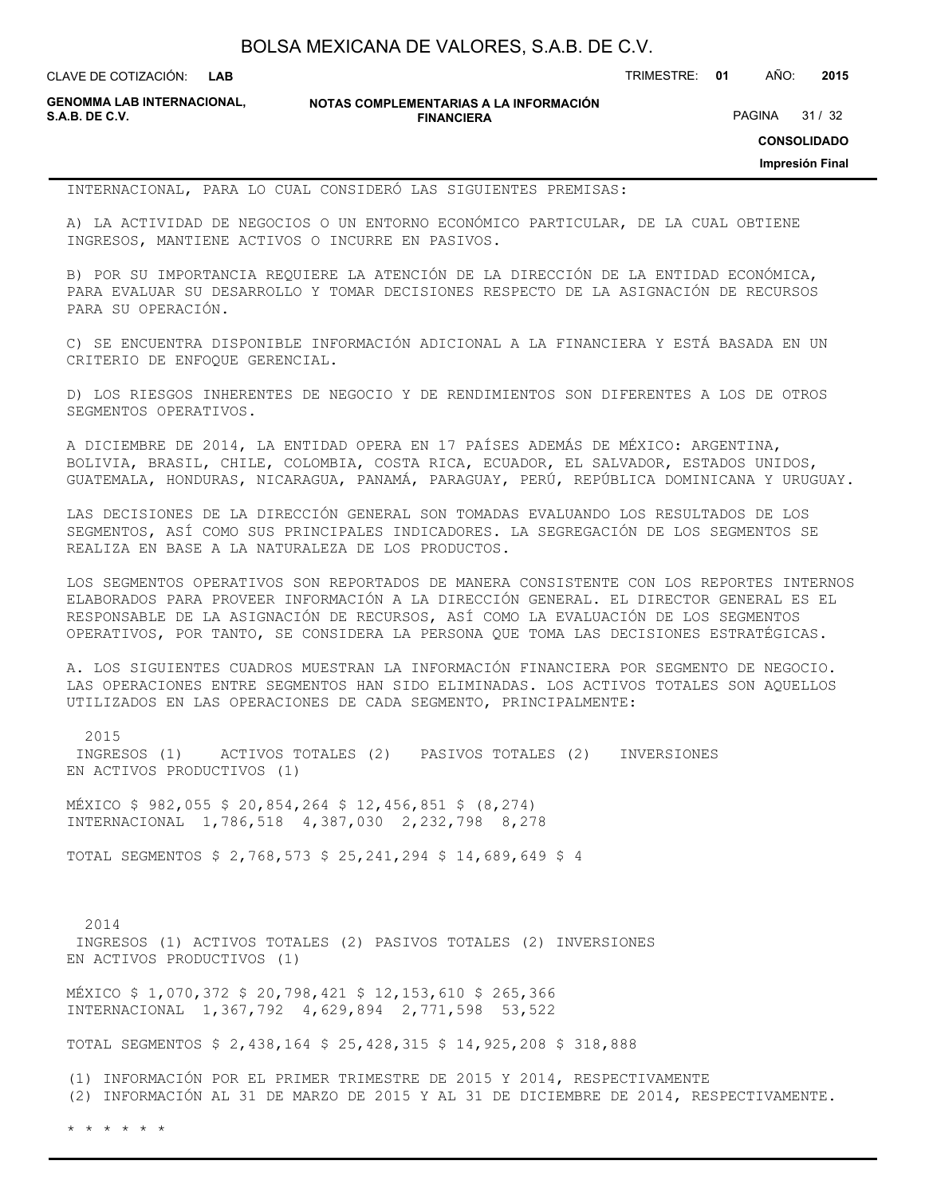INTERNACIONAL, PARA LO CUAL CONSIDERÓ LAS SIGUIENTES PREMISAS:

A) LA ACTIVIDAD DE NEGOCIOS O UN ENTORNO ECONÓMICO PARTICULAR, DE LA CUAL OBTIENE INGRESOS, MANTIENE ACTIVOS O INCURRE EN PASIVOS.

B) POR SU IMPORTANCIA REQUIERE LA ATENCIÓN DE LA DIRECCIÓN DE LA ENTIDAD ECONÓMICA, PARA EVALUAR SU DESARROLLO Y TOMAR DECISIONES RESPECTO DE LA ASIGNACIÓN DE RECURSOS PARA SU OPERACIÓN.

C) SE ENCUENTRA DISPONIBLE INFORMACIÓN ADICIONAL A LA FINANCIERA Y ESTÁ BASADA EN UN CRITERIO DE ENFOQUE GERENCIAL.

D) LOS RIESGOS INHERENTES DE NEGOCIO Y DE RENDIMIENTOS SON DIFERENTES A LOS DE OTROS SEGMENTOS OPERATIVOS.

A DICIEMBRE DE 2014, LA ENTIDAD OPERA EN 17 PAÍSES ADEMÁS DE MÉXICO: ARGENTINA, BOLIVIA, BRASIL, CHILE, COLOMBIA, COSTA RICA, ECUADOR, EL SALVADOR, ESTADOS UNIDOS, GUATEMALA, HONDURAS, NICARAGUA, PANAMÁ, PARAGUAY, PERÚ, REPÚBLICA DOMINICANA Y URUGUAY.

LAS DECISIONES DE LA DIRECCIÓN GENERAL SON TOMADAS EVALUANDO LOS RESULTADOS DE LOS SEGMENTOS, ASÍ COMO SUS PRINCIPALES INDICADORES. LA SEGREGACIÓN DE LOS SEGMENTOS SE REALIZA EN BASE A LA NATURALEZA DE LOS PRODUCTOS.

LOS SEGMENTOS OPERATIVOS SON REPORTADOS DE MANERA CONSISTENTE CON LOS REPORTES INTERNOS ELABORADOS PARA PROVEER INFORMACIÓN A LA DIRECCIÓN GENERAL. EL DIRECTOR GENERAL ES EL RESPONSABLE DE LA ASIGNACIÓN DE RECURSOS, ASÍ COMO LA EVALUACIÓN DE LOS SEGMENTOS OPERATIVOS, POR TANTO, SE CONSIDERA LA PERSONA QUE TOMA LAS DECISIONES ESTRATÉGICAS.

A. LOS SIGUIENTES CUADROS MUESTRAN LA INFORMACIÓN FINANCIERA POR SEGMENTO DE NEGOCIO. LAS OPERACIONES ENTRE SEGMENTOS HAN SIDO ELIMINADAS. LOS ACTIVOS TOTALES SON AQUELLOS UTILIZADOS EN LAS OPERACIONES DE CADA SEGMENTO, PRINCIPALMENTE:

| 2015 | INGRESOS (1) | ACTIVOS TOTALES (2) | PASIVOS TOTALES (2) | INVERSIONES EN ACTIVOS PRODUCTIVOS (1) |
|---|---|---|---|---|
| MÉXICO | $ 982,055 | $ 20,854,264 | $ 12,456,851 | $ (8,274) |
| INTERNACIONAL | 1,786,518 | 4,387,030 | 2,232,798 | 8,278 |
| TOTAL SEGMENTOS | $ 2,768,573 | $ 25,241,294 | $ 14,689,649 | $ 4 |

| 2014 | INGRESOS (1) | ACTIVOS TOTALES (2) | PASIVOS TOTALES (2) | INVERSIONES EN ACTIVOS PRODUCTIVOS (1) |
|---|---|---|---|---|
| MÉXICO | $ 1,070,372 | $ 20,798,421 | $ 12,153,610 | $ 265,366 |
| INTERNACIONAL | 1,367,792 | 4,629,894 | 2,771,598 | 53,522 |
| TOTAL SEGMENTOS | $ 2,438,164 | $ 25,428,315 | $ 14,925,208 | $ 318,888 |

(1) INFORMACIÓN POR EL PRIMER TRIMESTRE DE 2015 Y 2014, RESPECTIVAMENTE
(2) INFORMACIÓN AL 31 DE MARZO DE 2015 Y AL 31 DE DICIEMBRE DE 2014, RESPECTIVAMENTE.

* * * * * *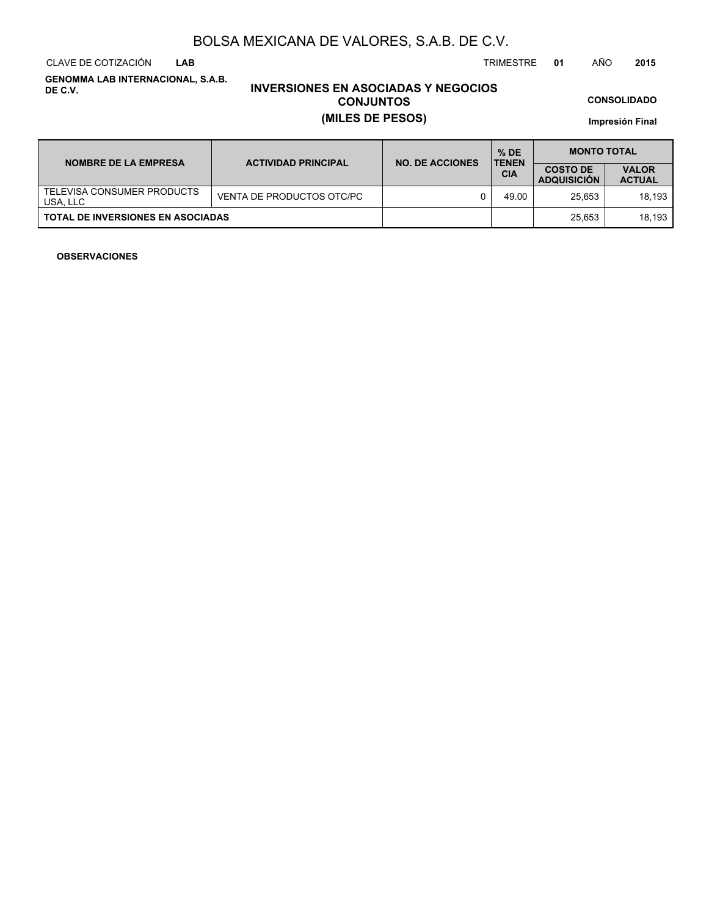# BOLSA MEXICANA DE VALORES, S.A.B. DE C.V.

CLAVE DE COTIZACIÓN **LAB** TRIMESTRE **01** AÑO **2015**

**GENOMMA LAB INTERNACIONAL, S.A.B. DE C.V.**

## INVERSIONES EN ASOCIADAS Y NEGOCIOS CONJUNTOS
## (MILES DE PESOS)

**CONSOLIDADO**

**Impresión Final**

| NOMBRE DE LA EMPRESA | ACTIVIDAD PRINCIPAL | NO. DE ACCIONES | % DE TENENCIA | MONTO TOTAL | |
|---|---|---|---|---|---|
| | | | | COSTO DE ADQUISICIÓN | VALOR ACTUAL |
| TELEVISA CONSUMER PRODUCTS USA, LLC | VENTA DE PRODUCTOS OTC/PC | 0 | 49.00 | 25,653 | 18,193 |
| **TOTAL DE INVERSIONES EN ASOCIADAS** | | | | 25,653 | 18,193 |

**OBSERVACIONES**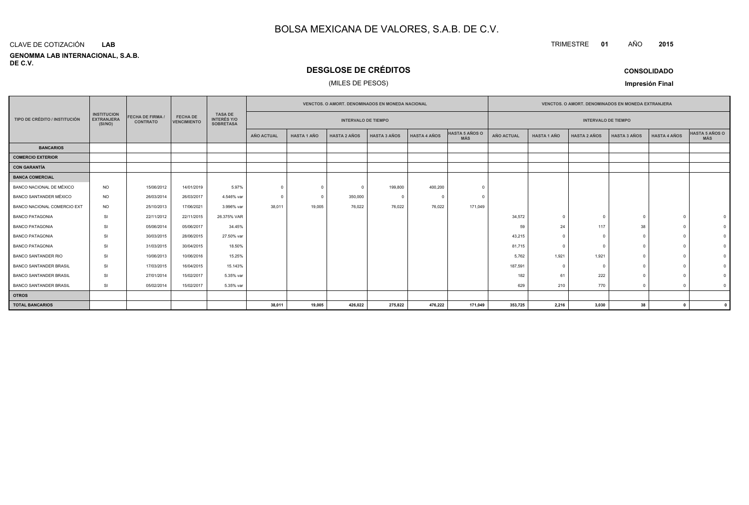# BOLSA MEXICANA DE VALORES, S.A.B. DE C.V.

CLAVE DE COTIZACIÓN **LAB**

**GENOMMA LAB INTERNACIONAL, S.A.B. DE C.V.**

TRIMESTRE **01** AÑO **2015**

## DESGLOSE DE CRÉDITOS

(MILES DE PESOS)

**CONSOLIDADO**

**Impresión Final**

| TIPO DE CRÉDITO / INSTITUCIÓN | INSTITUCION EXTRANJERA (SI/NO) | FECHA DE FIRMA / CONTRATO | FECHA DE VENCIMIENTO | TASA DE INTERÉS Y/O SOBRETASA | VENCTOS. O AMORT. DENOMINADOS EN MONEDA NACIONAL | | | | | | VENCTOS. O AMORT. DENOMINADOS EN MONEDA EXTRANJERA | | | | | |
|---|---|---|---|---|---|---|---|---|---|---|---|---|---|---|---|---|
| | | | | | INTERVALO DE TIEMPO | | | | | | INTERVALO DE TIEMPO | | | | | |
| | | | | | AÑO ACTUAL | HASTA 1 AÑO | HASTA 2 AÑOS | HASTA 3 AÑOS | HASTA 4 AÑOS | HASTA 5 AÑOS O MÁS | AÑO ACTUAL | HASTA 1 AÑO | HASTA 2 AÑOS | HASTA 3 AÑOS | HASTA 4 AÑOS | HASTA 5 AÑOS O MÁS |
| **BANCARIOS** | | | | | | | | | | | | | | | | |
| **COMERCIO EXTERIOR** | | | | | | | | | | | | | | | | |
| **CON GARANTÍA** | | | | | | | | | | | | | | | | |
| **BANCA COMERCIAL** | | | | | | | | | | | | | | | | |
| BANCO NACIONAL DE MÉXICO | NO | 15/06/2012 | 14/01/2019 | 5.97% | 0 | 0 | 0 | 199,800 | 400,200 | 0 | | | | | | |
| BANCO SANTANDER MÉXICO | NO | 26/03/2014 | 26/03/2017 | 4.546% var | 0 | 0 | 350,000 | 0 | 0 | 0 | | | | | | |
| BANCO NACIONAL COMERCIO EXT | NO | 25/10/2013 | 17/06/2021 | 3.996% var | 38,011 | 19,005 | 76,022 | 76,022 | 76,022 | 171,049 | | | | | | |
| BANCO PATAGONIA | SI | 22/11/2012 | 22/11/2015 | 26.375% VAR | | | | | | | 34,572 | 0 | 0 | 0 | 0 | 0 |
| BANCO PATAGONIA | SI | 05/06/2014 | 05/06/2017 | 34.45% | | | | | | | 59 | 24 | 117 | 38 | 0 | 0 |
| BANCO PATAGONIA | SI | 30/03/2015 | 28/06/2015 | 27.50% var | | | | | | | 43,215 | 0 | 0 | 0 | 0 | 0 |
| BANCO PATAGONIA | SI | 31/03/2015 | 30/04/2015 | 18.50% | | | | | | | 81,715 | 0 | 0 | 0 | 0 | 0 |
| BANCO SANTANDER RIO | SI | 10/06/2013 | 10/06/2016 | 15.25% | | | | | | | 5,762 | 1,921 | 1,921 | 0 | 0 | 0 |
| BANCO SANTANDER BRASIL | SI | 17/03/2015 | 16/04/2015 | 15.143% | | | | | | | 187,591 | 0 | 0 | 0 | 0 | 0 |
| BANCO SANTANDER BRASIL | SI | 27/01/2014 | 15/02/2017 | 5.35% var | | | | | | | 182 | 61 | 222 | 0 | 0 | 0 |
| BANCO SANTANDER BRASIL | SI | 05/02/2014 | 15/02/2017 | 5.35% var | | | | | | | 629 | 210 | 770 | 0 | 0 | 0 |
| **OTROS** | | | | | | | | | | | | | | | | |
| **TOTAL BANCARIOS** | | | | | **38,011** | **19,005** | **426,022** | **275,822** | **476,222** | **171,049** | **353,725** | **2,216** | **3,030** | **38** | **0** | **0** |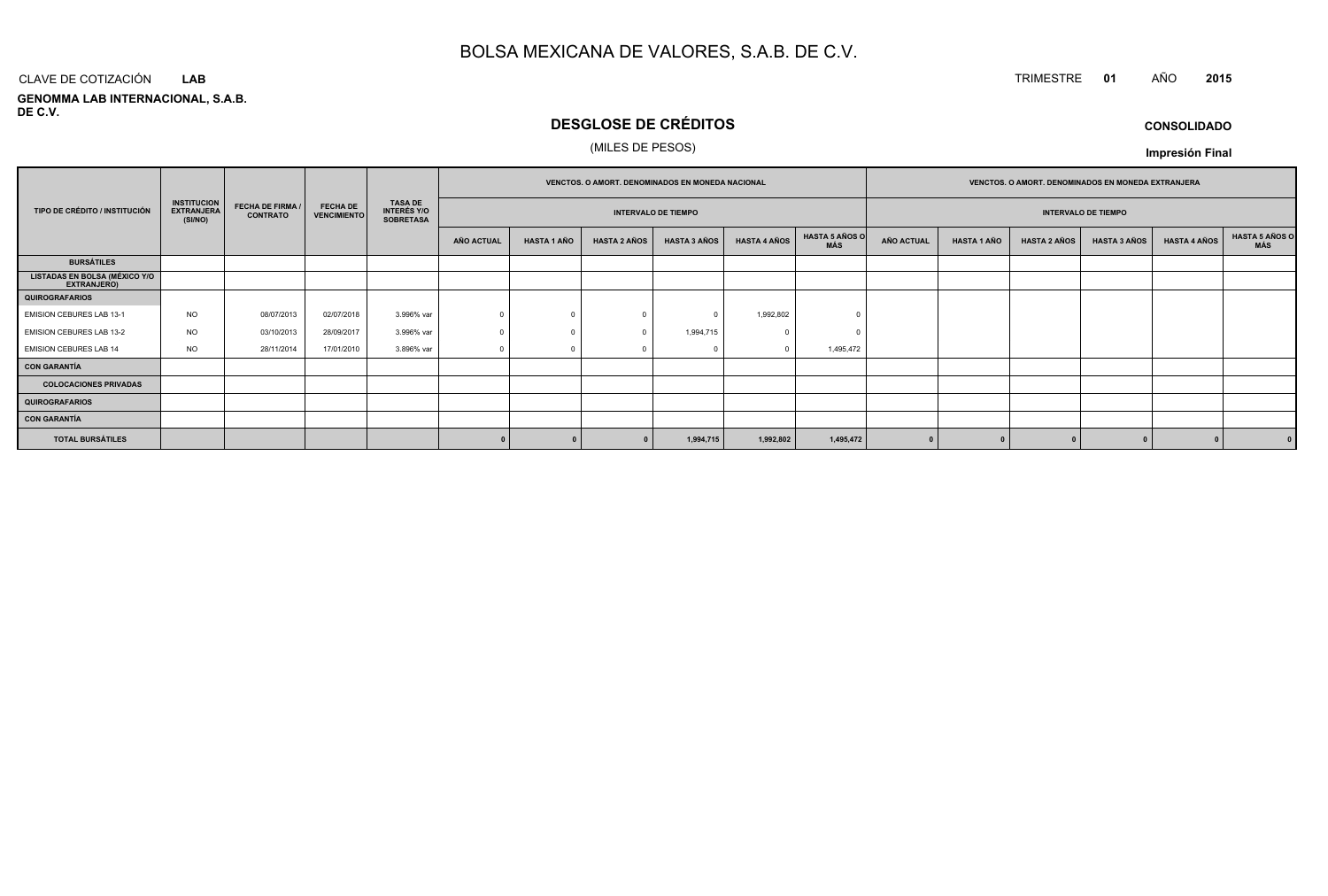# BOLSA MEXICANA DE VALORES, S.A.B. DE C.V.

CLAVE DE COTIZACIÓN **LAB**

**GENOMMA LAB INTERNACIONAL, S.A.B. DE C.V.**

TRIMESTRE **01** AÑO **2015**

## DESGLOSE DE CRÉDITOS

(MILES DE PESOS)

**CONSOLIDADO**

**Impresión Final**

| TIPO DE CRÉDITO / INSTITUCIÓN | INSTITUCION EXTRANJERA (SI/NO) | FECHA DE FIRMA / CONTRATO | FECHA DE VENCIMIENTO | TASA DE INTERÉS Y/O SOBRETASA | VENCTOS. O AMORT. DENOMINADOS EN MONEDA NACIONAL | | | | | | VENCTOS. O AMORT. DENOMINADOS EN MONEDA EXTRANJERA | | | | | |
|---|---|---|---|---|---|---|---|---|---|---|---|---|---|---|---|---|
| | | | | | INTERVALO DE TIEMPO | | | | | | INTERVALO DE TIEMPO | | | | | |
| | | | | | AÑO ACTUAL | HASTA 1 AÑO | HASTA 2 AÑOS | HASTA 3 AÑOS | HASTA 4 AÑOS | HASTA 5 AÑOS O MÁS | AÑO ACTUAL | HASTA 1 AÑO | HASTA 2 AÑOS | HASTA 3 AÑOS | HASTA 4 AÑOS | HASTA 5 AÑOS O MÁS |
| **BURSÁTILES** | | | | | | | | | | | | | | | | |
| **LISTADAS EN BOLSA (MÉXICO Y/O EXTRANJERO)** | | | | | | | | | | | | | | | | |
| **QUIROGRAFARIOS** | | | | | | | | | | | | | | | | |
| EMISION CEBURES LAB 13-1 | NO | 08/07/2013 | 02/07/2018 | 3.996% var | 0 | 0 | 0 | 0 | 1,992,802 | 0 | | | | | | |
| EMISION CEBURES LAB 13-2 | NO | 03/10/2013 | 28/09/2017 | 3.996% var | 0 | 0 | 0 | 1,994,715 | 0 | 0 | | | | | | |
| EMISION CEBURES LAB 14 | NO | 28/11/2014 | 17/01/2010 | 3.896% var | 0 | 0 | 0 | 0 | 0 | 1,495,472 | | | | | | |
| **CON GARANTÍA** | | | | | | | | | | | | | | | | |
| **COLOCACIONES PRIVADAS** | | | | | | | | | | | | | | | | |
| **QUIROGRAFARIOS** | | | | | | | | | | | | | | | | |
| **CON GARANTÍA** | | | | | | | | | | | | | | | | |
| **TOTAL BURSÁTILES** | | | | | **0** | **0** | **0** | **1,994,715** | **1,992,802** | **1,495,472** | **0** | **0** | **0** | **0** | **0** | **0** |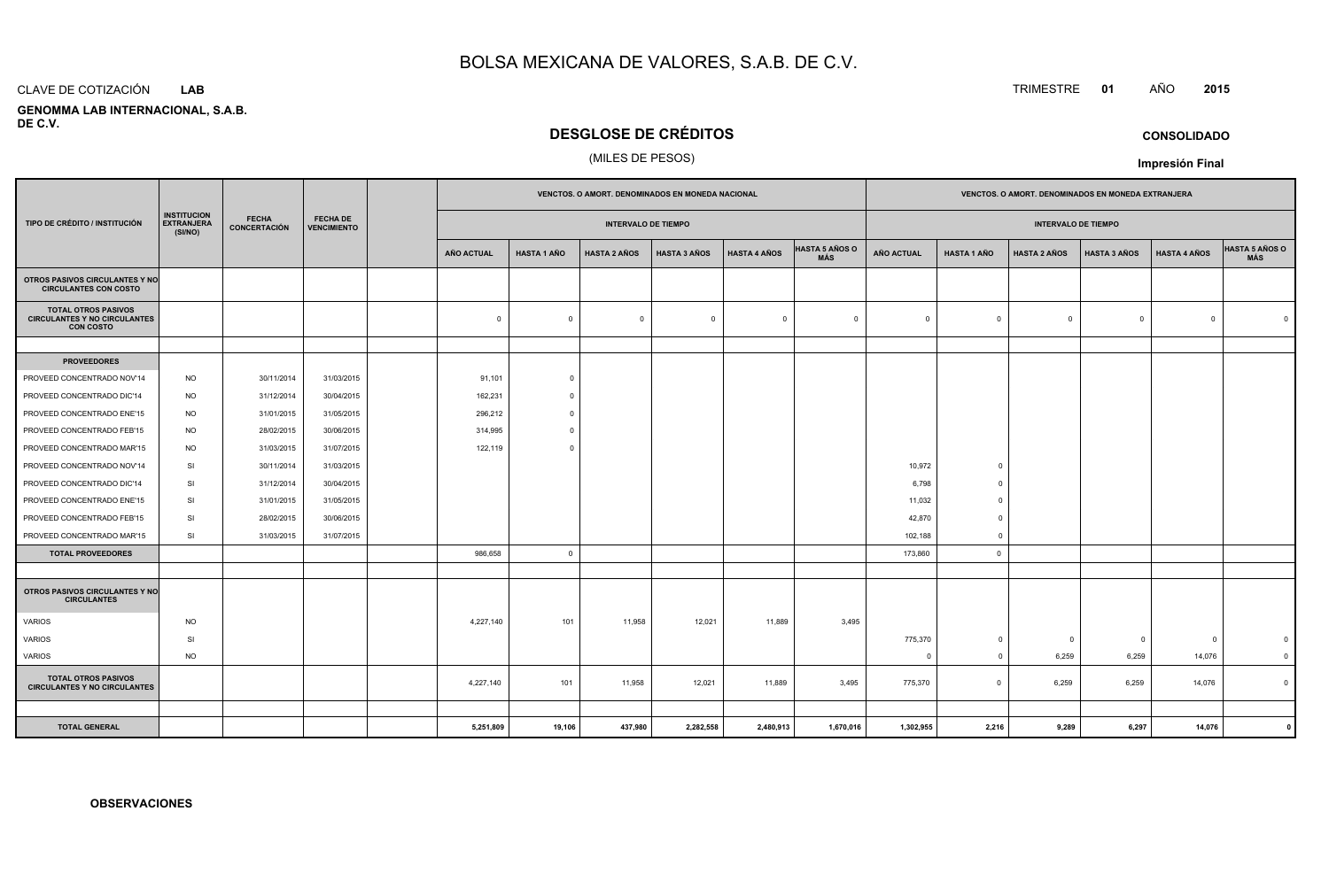# BOLSA MEXICANA DE VALORES, S.A.B. DE C.V.

CLAVE DE COTIZACIÓN **LAB**

TRIMESTRE **01** AÑO **2015**

**GENOMMA LAB INTERNACIONAL, S.A.B. DE C.V.**

## DESGLOSE DE CRÉDITOS

(MILES DE PESOS)

**CONSOLIDADO**

**Impresión Final**

| TIPO DE CRÉDITO / INSTITUCIÓN | INSTITUCION EXTRANJERA (SI/NO) | FECHA CONCERTACIÓN | FECHA DE VENCIMIENTO | | VENCTOS. O AMORT. DENOMINADOS EN MONEDA NACIONAL | | | | | | VENCTOS. O AMORT. DENOMINADOS EN MONEDA EXTRANJERA | | | | | |
|---|---|---|---|---|---|---|---|---|---|---|---|---|---|---|---|---|
| | | | | | INTERVALO DE TIEMPO | | | | | | INTERVALO DE TIEMPO | | | | | |
| | | | | | AÑO ACTUAL | HASTA 1 AÑO | HASTA 2 AÑOS | HASTA 3 AÑOS | HASTA 4 AÑOS | HASTA 5 AÑOS O MÁS | AÑO ACTUAL | HASTA 1 AÑO | HASTA 2 AÑOS | HASTA 3 AÑOS | HASTA 4 AÑOS | HASTA 5 AÑOS O MÁS |
| **OTROS PASIVOS CIRCULANTES Y NO CIRCULANTES CON COSTO** | | | | | | | | | | | | | | | | |
| **TOTAL OTROS PASIVOS CIRCULANTES Y NO CIRCULANTES CON COSTO** | | | | | 0 | 0 | 0 | 0 | 0 | 0 | 0 | 0 | 0 | 0 | 0 | 0 |
| | | | | | | | | | | | | | | | | |
| **PROVEEDORES** | | | | | | | | | | | | | | | | |
| PROVEED CONCENTRADO NOV'14 | NO | 30/11/2014 | 31/03/2015 | | 91,101 | 0 | | | | | | | | | | |
| PROVEED CONCENTRADO DIC'14 | NO | 31/12/2014 | 30/04/2015 | | 162,231 | 0 | | | | | | | | | | |
| PROVEED CONCENTRADO ENE'15 | NO | 31/01/2015 | 31/05/2015 | | 296,212 | 0 | | | | | | | | | | |
| PROVEED CONCENTRADO FEB'15 | NO | 28/02/2015 | 30/06/2015 | | 314,995 | 0 | | | | | | | | | | |
| PROVEED CONCENTRADO MAR'15 | NO | 31/03/2015 | 31/07/2015 | | 122,119 | 0 | | | | | | | | | | |
| PROVEED CONCENTRADO NOV'14 | SI | 30/11/2014 | 31/03/2015 | | | | | | | | 10,972 | 0 | | | | |
| PROVEED CONCENTRADO DIC'14 | SI | 31/12/2014 | 30/04/2015 | | | | | | | | 6,798 | 0 | | | | |
| PROVEED CONCENTRADO ENE'15 | SI | 31/01/2015 | 31/05/2015 | | | | | | | | 11,032 | 0 | | | | |
| PROVEED CONCENTRADO FEB'15 | SI | 28/02/2015 | 30/06/2015 | | | | | | | | 42,870 | 0 | | | | |
| PROVEED CONCENTRADO MAR'15 | SI | 31/03/2015 | 31/07/2015 | | | | | | | | 102,188 | 0 | | | | |
| **TOTAL PROVEEDORES** | | | | | 986,658 | 0 | | | | | 173,860 | 0 | | | | |
| | | | | | | | | | | | | | | | | |
| **OTROS PASIVOS CIRCULANTES Y NO CIRCULANTES** | | | | | | | | | | | | | | | | |
| VARIOS | NO | | | | 4,227,140 | 101 | 11,958 | 12,021 | 11,889 | 3,495 | | | | | | |
| VARIOS | SI | | | | | | | | | | 775,370 | 0 | 0 | 0 | 0 | 0 |
| VARIOS | NO | | | | | | | | | | 0 | 0 | 6,259 | 6,259 | 14,076 | 0 |
| **TOTAL OTROS PASIVOS CIRCULANTES Y NO CIRCULANTES** | | | | | 4,227,140 | 101 | 11,958 | 12,021 | 11,889 | 3,495 | 775,370 | 0 | 6,259 | 6,259 | 14,076 | 0 |
| | | | | | | | | | | | | | | | | |
| **TOTAL GENERAL** | | | | | **5,251,809** | **19,106** | **437,980** | **2,282,558** | **2,480,913** | **1,670,016** | **1,302,955** | **2,216** | **9,289** | **6,297** | **14,076** | **0** |

**OBSERVACIONES**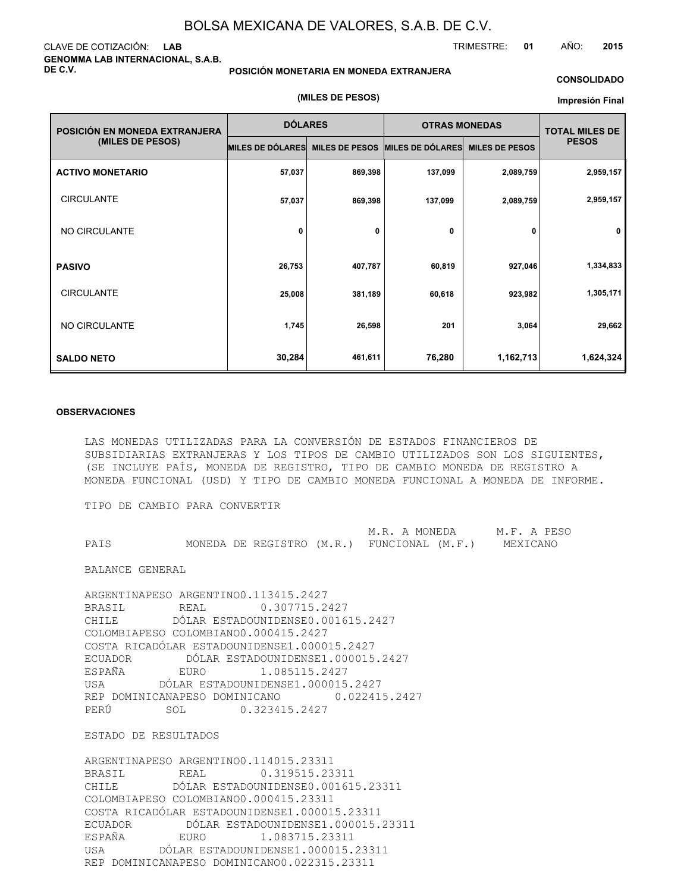# BOLSA MEXICANA DE VALORES, S.A.B. DE C.V.

CLAVE DE COTIZACIÓN: **LAB**

TRIMESTRE: **01** AÑO: **2015**

**GENOMMA LAB INTERNACIONAL, S.A.B. DE C.V.**

**POSICIÓN MONETARIA EN MONEDA EXTRANJERA**

**(MILES DE PESOS)**

**CONSOLIDADO**

**Impresión Final**

| POSICIÓN EN MONEDA EXTRANJERA (MILES DE PESOS) | DÓLARES | | OTRAS MONEDAS | | TOTAL MILES DE PESOS |
|---|---|---|---|---|---|
| | MILES DE DÓLARES | MILES DE PESOS | MILES DE DÓLARES | MILES DE PESOS | |
| **ACTIVO MONETARIO** | 57,037 | 869,398 | 137,099 | 2,089,759 | 2,959,157 |
| CIRCULANTE | 57,037 | 869,398 | 137,099 | 2,089,759 | 2,959,157 |
| NO CIRCULANTE | 0 | 0 | 0 | 0 | 0 |
| **PASIVO** | 26,753 | 407,787 | 60,819 | 927,046 | 1,334,833 |
| CIRCULANTE | 25,008 | 381,189 | 60,618 | 923,982 | 1,305,171 |
| NO CIRCULANTE | 1,745 | 26,598 | 201 | 3,064 | 29,662 |
| **SALDO NETO** | 30,284 | 461,611 | 76,280 | 1,162,713 | 1,624,324 |

**OBSERVACIONES**

LAS MONEDAS UTILIZADAS PARA LA CONVERSIÓN DE ESTADOS FINANCIEROS DE SUBSIDIARIAS EXTRANJERAS Y LOS TIPOS DE CAMBIO UTILIZADOS SON LOS SIGUIENTES, (SE INCLUYE PAÍS, MONEDA DE REGISTRO, TIPO DE CAMBIO MONEDA DE REGISTRO A MONEDA FUNCIONAL (USD) Y TIPO DE CAMBIO MONEDA FUNCIONAL A MONEDA DE INFORME.

TIPO DE CAMBIO PARA CONVERTIR

| PAIS | MONEDA DE REGISTRO (M.R.) | M.R. A MONEDA FUNCIONAL (M.F.) | M.F. A PESO MEXICANO |
|---|---|---|---|
| BALANCE GENERAL | | | |
| ARGENTINA | PESO ARGENTINO | 0.1134 | 15.2427 |
| BRASIL | REAL | 0.3077 | 15.2427 |
| CHILE | DÓLAR ESTADOUNIDENSE | 0.0016 | 15.2427 |
| COLOMBIA | PESO COLOMBIANO | 0.0004 | 15.2427 |
| COSTA RICA | DÓLAR ESTADOUNIDENSE | 1.0000 | 15.2427 |
| ECUADOR | DÓLAR ESTADOUNIDENSE | 1.0000 | 15.2427 |
| ESPAÑA | EURO | 1.0851 | 15.2427 |
| USA | DÓLAR ESTADOUNIDENSE | 1.0000 | 15.2427 |
| REP DOMINICANA | PESO DOMINICANO | 0.0224 | 15.2427 |
| PERÚ | SOL | 0.3234 | 15.2427 |
| ESTADO DE RESULTADOS | | | |
| ARGENTINA | PESO ARGENTINO | 0.1140 | 15.23311 |
| BRASIL | REAL | 0.3195 | 15.23311 |
| CHILE | DÓLAR ESTADOUNIDENSE | 0.0016 | 15.23311 |
| COLOMBIA | PESO COLOMBIANO | 0.0004 | 15.23311 |
| COSTA RICA | DÓLAR ESTADOUNIDENSE | 1.0000 | 15.23311 |
| ECUADOR | DÓLAR ESTADOUNIDENSE | 1.0000 | 15.23311 |
| ESPAÑA | EURO | 1.0837 | 15.23311 |
| USA | DÓLAR ESTADOUNIDENSE | 1.0000 | 15.23311 |
| REP DOMINICANA | PESO DOMINICANO | 0.0223 | 15.23311 |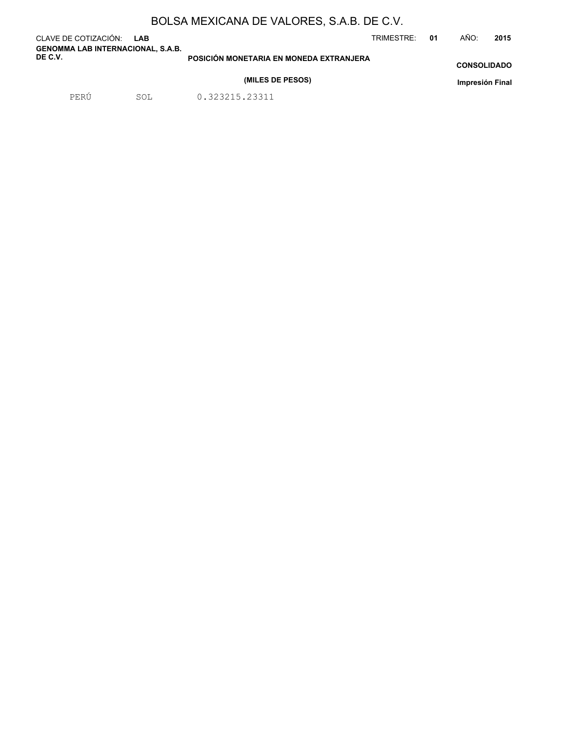BOLSA MEXICANA DE VALORES, S.A.B. DE C.V.

CLAVE DE COTIZACIÓN: **LAB**

TRIMESTRE: **01** AÑO: **2015**

**GENOMMA LAB INTERNACIONAL, S.A.B. DE C.V.**

**POSICIÓN MONETARIA EN MONEDA EXTRANJERA**

**(MILES DE PESOS)**

**CONSOLIDADO**

**Impresión Final**

| PERÚ | SOL | 0.323215.23311 |
|---|---|---|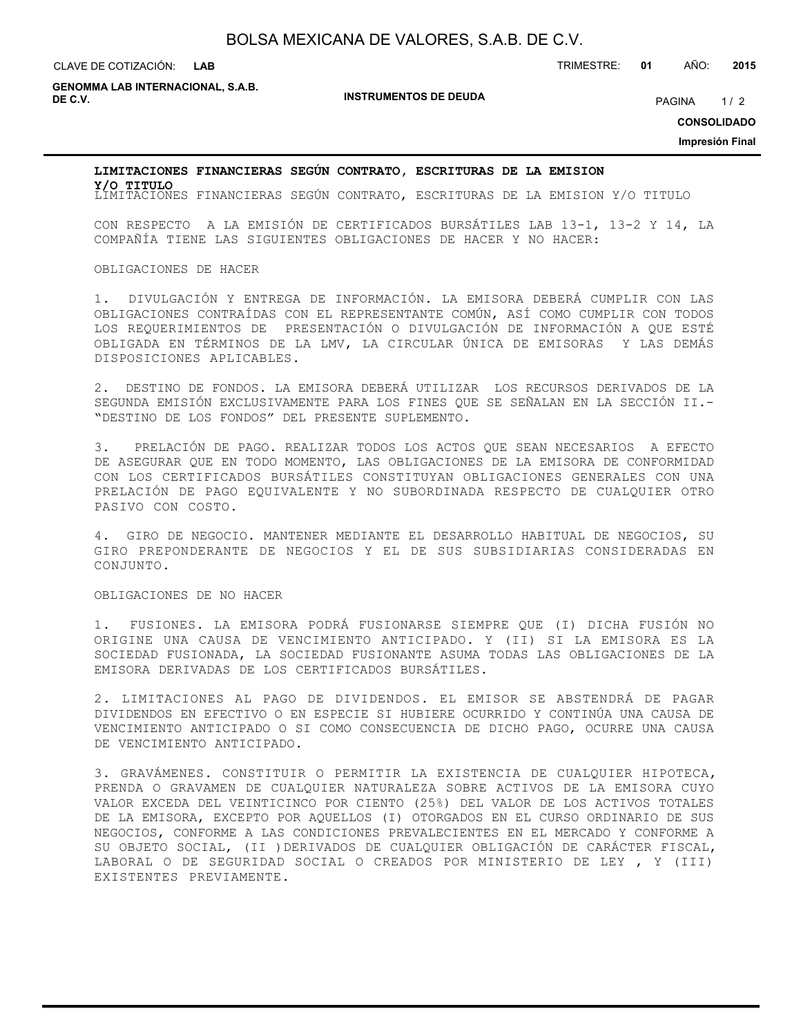## LIMITACIONES FINANCIERAS SEGÚN CONTRATO, ESCRITURAS DE LA EMISION Y/O TITULO

LIMITACIONES FINANCIERAS SEGÚN CONTRATO, ESCRITURAS DE LA EMISION Y/O TITULO

CON RESPECTO A LA EMISIÓN DE CERTIFICADOS BURSÁTILES LAB 13-1, 13-2 Y 14, LA COMPAÑÍA TIENE LAS SIGUIENTES OBLIGACIONES DE HACER Y NO HACER:

OBLIGACIONES DE HACER

1. DIVULGACIÓN Y ENTREGA DE INFORMACIÓN. LA EMISORA DEBERÁ CUMPLIR CON LAS OBLIGACIONES CONTRAÍDAS CON EL REPRESENTANTE COMÚN, ASÍ COMO CUMPLIR CON TODOS LOS REQUERIMIENTOS DE PRESENTACIÓN O DIVULGACIÓN DE INFORMACIÓN A QUE ESTÉ OBLIGADA EN TÉRMINOS DE LA LMV, LA CIRCULAR ÚNICA DE EMISORAS Y LAS DEMÁS DISPOSICIONES APLICABLES.

2. DESTINO DE FONDOS. LA EMISORA DEBERÁ UTILIZAR LOS RECURSOS DERIVADOS DE LA SEGUNDA EMISIÓN EXCLUSIVAMENTE PARA LOS FINES QUE SE SEÑALAN EN LA SECCIÓN II.- "DESTINO DE LOS FONDOS" DEL PRESENTE SUPLEMENTO.

3. PRELACIÓN DE PAGO. REALIZAR TODOS LOS ACTOS QUE SEAN NECESARIOS A EFECTO DE ASEGURAR QUE EN TODO MOMENTO, LAS OBLIGACIONES DE LA EMISORA DE CONFORMIDAD CON LOS CERTIFICADOS BURSÁTILES CONSTITUYAN OBLIGACIONES GENERALES CON UNA PRELACIÓN DE PAGO EQUIVALENTE Y NO SUBORDINADA RESPECTO DE CUALQUIER OTRO PASIVO CON COSTO.

4. GIRO DE NEGOCIO. MANTENER MEDIANTE EL DESARROLLO HABITUAL DE NEGOCIOS, SU GIRO PREPONDERANTE DE NEGOCIOS Y EL DE SUS SUBSIDIARIAS CONSIDERADAS EN CONJUNTO.

OBLIGACIONES DE NO HACER

1. FUSIONES. LA EMISORA PODRÁ FUSIONARSE SIEMPRE QUE (I) DICHA FUSIÓN NO ORIGINE UNA CAUSA DE VENCIMIENTO ANTICIPADO. Y (II) SI LA EMISORA ES LA SOCIEDAD FUSIONADA, LA SOCIEDAD FUSIONANTE ASUMA TODAS LAS OBLIGACIONES DE LA EMISORA DERIVADAS DE LOS CERTIFICADOS BURSÁTILES.

2. LIMITACIONES AL PAGO DE DIVIDENDOS. EL EMISOR SE ABSTENDRÁ DE PAGAR DIVIDENDOS EN EFECTIVO O EN ESPECIE SI HUBIERE OCURRIDO Y CONTINÚA UNA CAUSA DE VENCIMIENTO ANTICIPADO O SI COMO CONSECUENCIA DE DICHO PAGO, OCURRE UNA CAUSA DE VENCIMIENTO ANTICIPADO.

3. GRAVÁMENES. CONSTITUIR O PERMITIR LA EXISTENCIA DE CUALQUIER HIPOTECA, PRENDA O GRAVAMEN DE CUALQUIER NATURALEZA SOBRE ACTIVOS DE LA EMISORA CUYO VALOR EXCEDA DEL VEINTICINCO POR CIENTO (25%) DEL VALOR DE LOS ACTIVOS TOTALES DE LA EMISORA, EXCEPTO POR AQUELLOS (I) OTORGADOS EN EL CURSO ORDINARIO DE SUS NEGOCIOS, CONFORME A LAS CONDICIONES PREVALECIENTES EN EL MERCADO Y CONFORME A SU OBJETO SOCIAL, (II )DERIVADOS DE CUALQUIER OBLIGACIÓN DE CARÁCTER FISCAL, LABORAL O DE SEGURIDAD SOCIAL O CREADOS POR MINISTERIO DE LEY , Y (III) EXISTENTES PREVIAMENTE.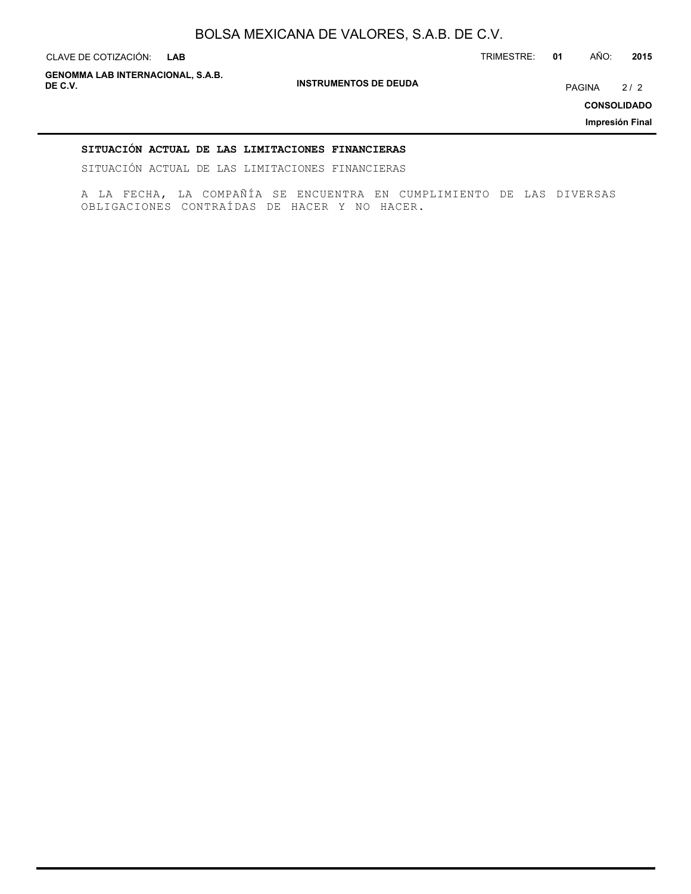## SITUACIÓN ACTUAL DE LAS LIMITACIONES FINANCIERAS

SITUACIÓN ACTUAL DE LAS LIMITACIONES FINANCIERAS

A LA FECHA, LA COMPAÑÍA SE ENCUENTRA EN CUMPLIMIENTO DE LAS DIVERSAS OBLIGACIONES CONTRAÍDAS DE HACER Y NO HACER.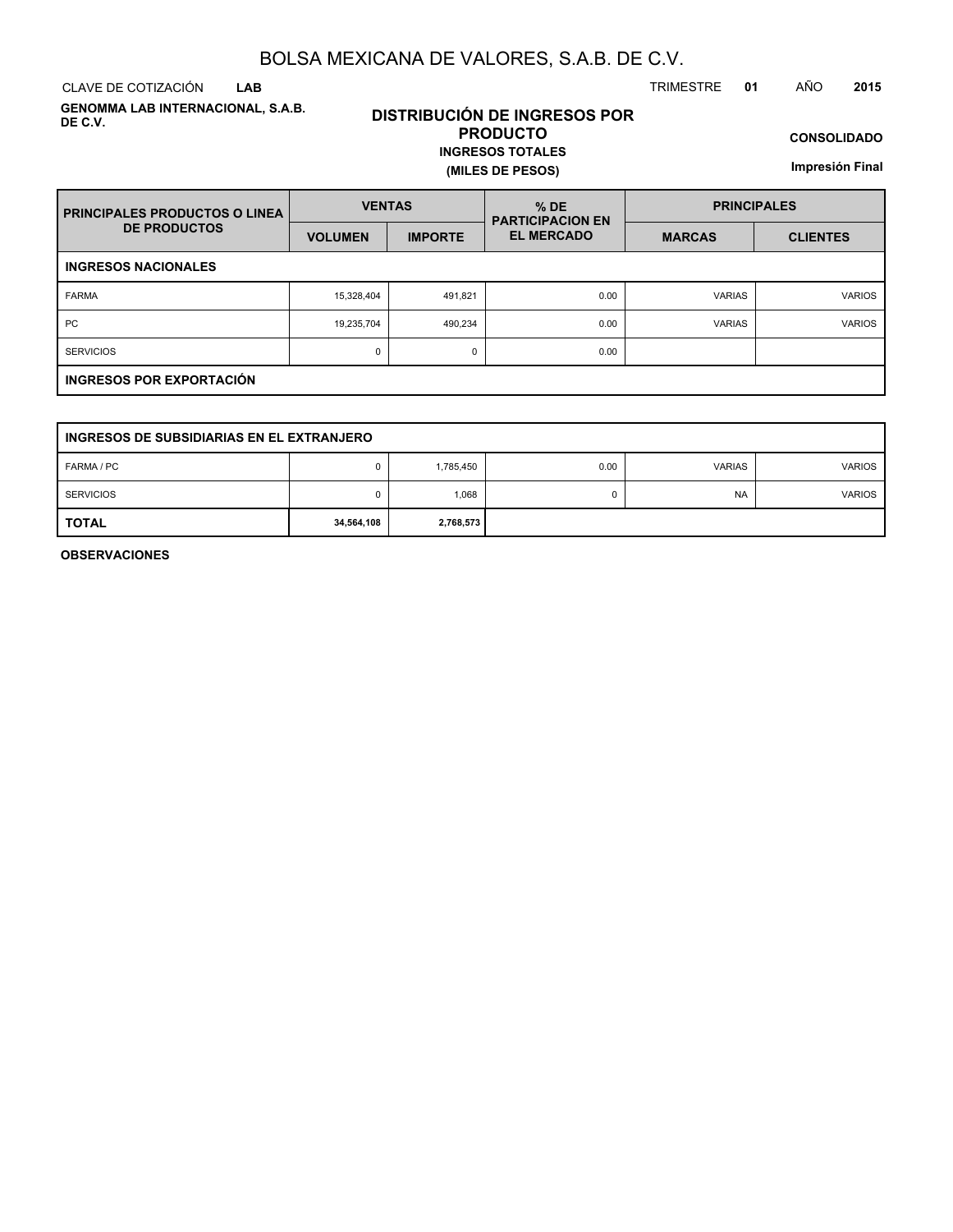# BOLSA MEXICANA DE VALORES, S.A.B. DE C.V.

CLAVE DE COTIZACIÓN **LAB**

TRIMESTRE **01** AÑO **2015**

**GENOMMA LAB INTERNACIONAL, S.A.B. DE C.V.**

## DISTRIBUCIÓN DE INGRESOS POR PRODUCTO

**INGRESOS TOTALES**

**(MILES DE PESOS)**

**CONSOLIDADO**

**Impresión Final**

| PRINCIPALES PRODUCTOS O LINEA DE PRODUCTOS | VENTAS | | % DE PARTICIPACION EN EL MERCADO | PRINCIPALES | |
|---|---|---|---|---|---|
| | VOLUMEN | IMPORTE | | MARCAS | CLIENTES |
| **INGRESOS NACIONALES** | | | | | |
| FARMA | 15,328,404 | 491,821 | 0.00 | VARIAS | VARIOS |
| PC | 19,235,704 | 490,234 | 0.00 | VARIAS | VARIOS |
| SERVICIOS | 0 | 0 | 0.00 | | |
| **INGRESOS POR EXPORTACIÓN** | | | | | |
| **INGRESOS DE SUBSIDIARIAS EN EL EXTRANJERO** | | | | | |
| FARMA / PC | 0 | 1,785,450 | 0.00 | VARIAS | VARIOS |
| SERVICIOS | 0 | 1,068 | 0 | NA | VARIOS |
| **TOTAL** | **34,564,108** | **2,768,573** | | | |

**OBSERVACIONES**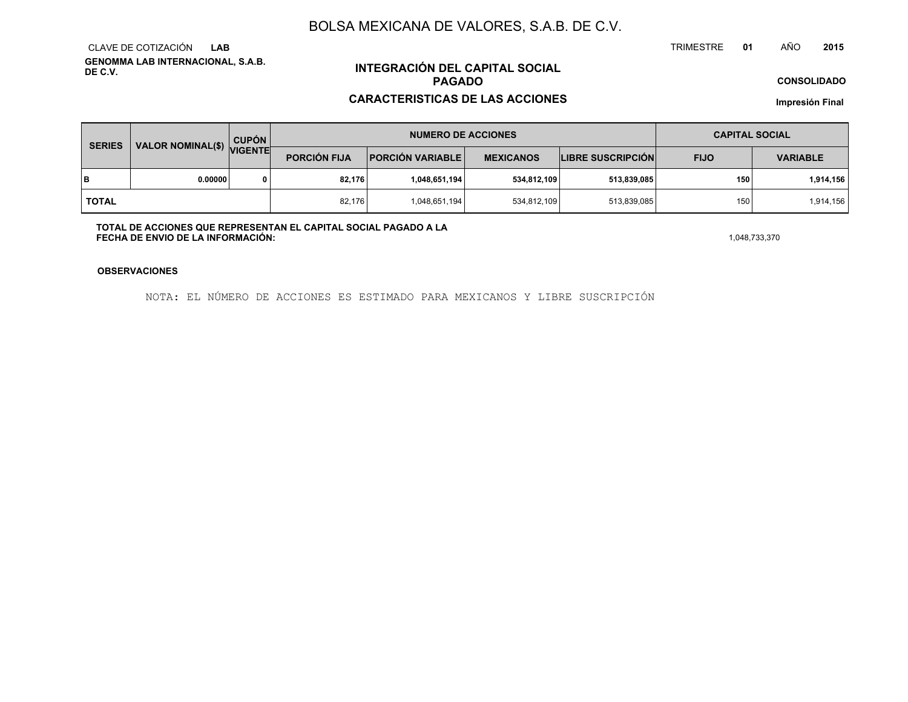# BOLSA MEXICANA DE VALORES, S.A.B. DE C.V.

CLAVE DE COTIZACIÓN **LAB**

**GENOMMA LAB INTERNACIONAL, S.A.B. DE C.V.**

TRIMESTRE **01** AÑO **2015**

## INTEGRACIÓN DEL CAPITAL SOCIAL PAGADO

## CARACTERISTICAS DE LAS ACCIONES

**CONSOLIDADO**

**Impresión Final**

| SERIES | VALOR NOMINAL($) | CUPÓN VIGENTE | NUMERO DE ACCIONES | | | | CAPITAL SOCIAL | |
|---|---|---|---|---|---|---|---|---|
| | | | PORCIÓN FIJA | PORCIÓN VARIABLE | MEXICANOS | LIBRE SUSCRIPCIÓN | FIJO | VARIABLE |
| **B** | **0.00000** | **0** | **82,176** | **1,048,651,194** | **534,812,109** | **513,839,085** | **150** | **1,914,156** |
| **TOTAL** | | | 82,176 | 1,048,651,194 | 534,812,109 | 513,839,085 | 150 | 1,914,156 |

**TOTAL DE ACCIONES QUE REPRESENTAN EL CAPITAL SOCIAL PAGADO A LA FECHA DE ENVIO DE LA INFORMACIÓN:** 1,048,733,370

**OBSERVACIONES**

NOTA: EL NÚMERO DE ACCIONES ES ESTIMADO PARA MEXICANOS Y LIBRE SUSCRIPCIÓN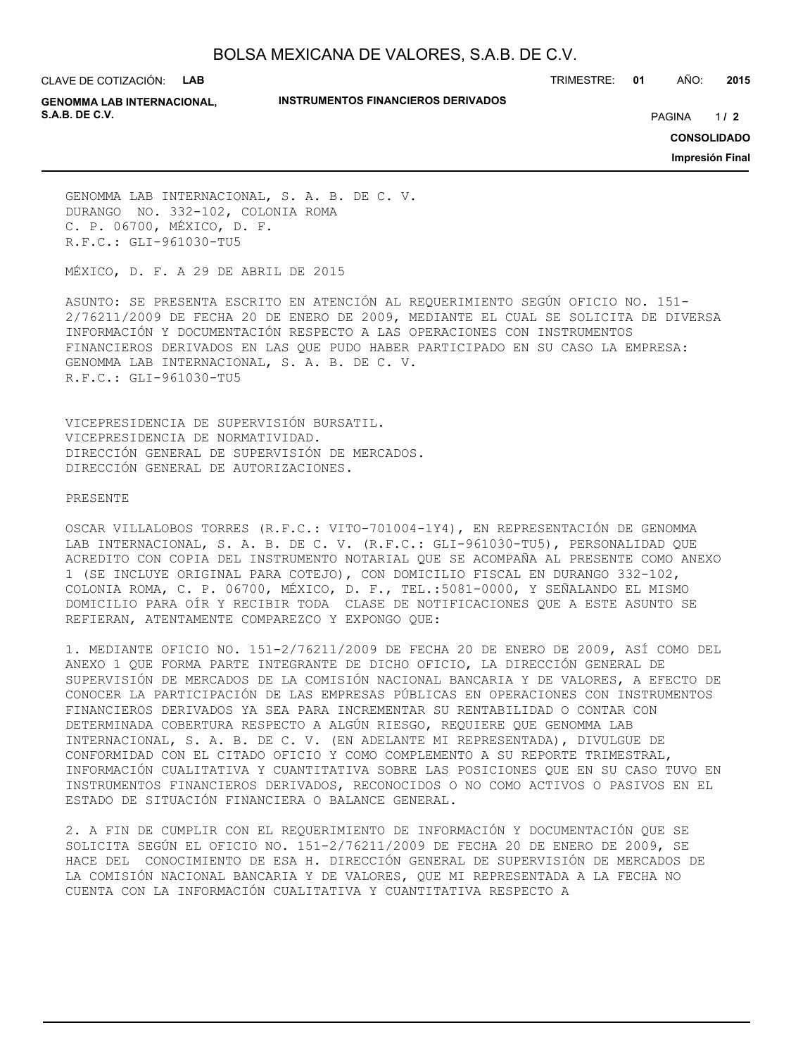GENOMMA LAB INTERNACIONAL, S. A. B. DE C. V.
DURANGO NO. 332-102, COLONIA ROMA
C. P. 06700, MÉXICO, D. F.
R.F.C.: GLI-961030-TU5

MÉXICO, D. F. A 29 DE ABRIL DE 2015

ASUNTO: SE PRESENTA ESCRITO EN ATENCIÓN AL REQUERIMIENTO SEGÚN OFICIO NO. 151-2/76211/2009 DE FECHA 20 DE ENERO DE 2009, MEDIANTE EL CUAL SE SOLICITA DE DIVERSA INFORMACIÓN Y DOCUMENTACIÓN RESPECTO A LAS OPERACIONES CON INSTRUMENTOS FINANCIEROS DERIVADOS EN LAS QUE PUDO HABER PARTICIPADO EN SU CASO LA EMPRESA: GENOMMA LAB INTERNACIONAL, S. A. B. DE C. V.
R.F.C.: GLI-961030-TU5

VICEPRESIDENCIA DE SUPERVISIÓN BURSATIL.
VICEPRESIDENCIA DE NORMATIVIDAD.
DIRECCIÓN GENERAL DE SUPERVISIÓN DE MERCADOS.
DIRECCIÓN GENERAL DE AUTORIZACIONES.

PRESENTE

OSCAR VILLALOBOS TORRES (R.F.C.: VITO-701004-1Y4), EN REPRESENTACIÓN DE GENOMMA LAB INTERNACIONAL, S. A. B. DE C. V. (R.F.C.: GLI-961030-TU5), PERSONALIDAD QUE ACREDITO CON COPIA DEL INSTRUMENTO NOTARIAL QUE SE ACOMPAÑA AL PRESENTE COMO ANEXO 1 (SE INCLUYE ORIGINAL PARA COTEJO), CON DOMICILIO FISCAL EN DURANGO 332-102, COLONIA ROMA, C. P. 06700, MÉXICO, D. F., TEL.:5081-0000, Y SEÑALANDO EL MISMO DOMICILIO PARA OÍR Y RECIBIR TODA CLASE DE NOTIFICACIONES QUE A ESTE ASUNTO SE REFIERAN, ATENTAMENTE COMPAREZCO Y EXPONGO QUE:

1. MEDIANTE OFICIO NO. 151-2/76211/2009 DE FECHA 20 DE ENERO DE 2009, ASÍ COMO DEL ANEXO 1 QUE FORMA PARTE INTEGRANTE DE DICHO OFICIO, LA DIRECCIÓN GENERAL DE SUPERVISIÓN DE MERCADOS DE LA COMISIÓN NACIONAL BANCARIA Y DE VALORES, A EFECTO DE CONOCER LA PARTICIPACIÓN DE LAS EMPRESAS PÚBLICAS EN OPERACIONES CON INSTRUMENTOS FINANCIEROS DERIVADOS YA SEA PARA INCREMENTAR SU RENTABILIDAD O CONTAR CON DETERMINADA COBERTURA RESPECTO A ALGÚN RIESGO, REQUIERE QUE GENOMMA LAB INTERNACIONAL, S. A. B. DE C. V. (EN ADELANTE MI REPRESENTADA), DIVULGUE DE CONFORMIDAD CON EL CITADO OFICIO Y COMO COMPLEMENTO A SU REPORTE TRIMESTRAL, INFORMACIÓN CUALITATIVA Y CUANTITATIVA SOBRE LAS POSICIONES QUE EN SU CASO TUVO EN INSTRUMENTOS FINANCIEROS DERIVADOS, RECONOCIDOS O NO COMO ACTIVOS O PASIVOS EN EL ESTADO DE SITUACIÓN FINANCIERA O BALANCE GENERAL.

2. A FIN DE CUMPLIR CON EL REQUERIMIENTO DE INFORMACIÓN Y DOCUMENTACIÓN QUE SE SOLICITA SEGÚN EL OFICIO NO. 151-2/76211/2009 DE FECHA 20 DE ENERO DE 2009, SE HACE DEL CONOCIMIENTO DE ESA H. DIRECCIÓN GENERAL DE SUPERVISIÓN DE MERCADOS DE LA COMISIÓN NACIONAL BANCARIA Y DE VALORES, QUE MI REPRESENTADA A LA FECHA NO CUENTA CON LA INFORMACIÓN CUALITATIVA Y CUANTITATIVA RESPECTO A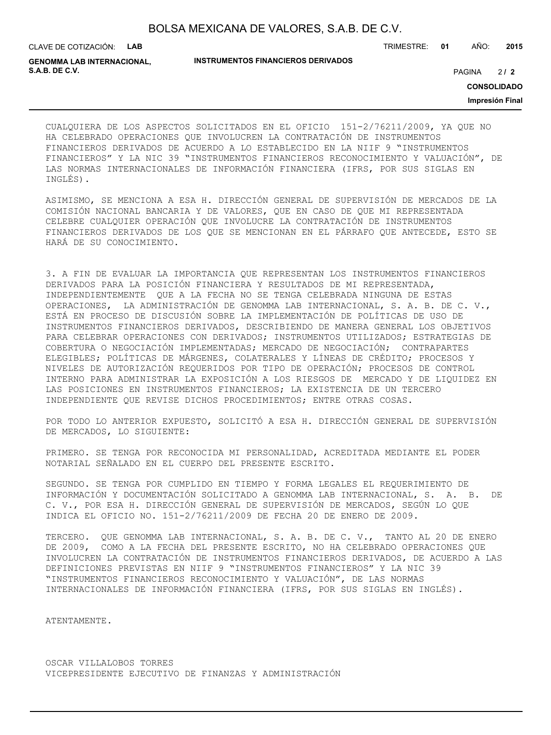CUALQUIERA DE LOS ASPECTOS SOLICITADOS EN EL OFICIO 151-2/76211/2009, YA QUE NO HA CELEBRADO OPERACIONES QUE INVOLUCREN LA CONTRATACIÓN DE INSTRUMENTOS FINANCIEROS DERIVADOS DE ACUERDO A LO ESTABLECIDO EN LA NIIF 9 "INSTRUMENTOS FINANCIEROS" Y LA NIC 39 "INSTRUMENTOS FINANCIEROS RECONOCIMIENTO Y VALUACIÓN", DE LAS NORMAS INTERNACIONALES DE INFORMACIÓN FINANCIERA (IFRS, POR SUS SIGLAS EN INGLÉS).

ASIMISMO, SE MENCIONA A ESA H. DIRECCIÓN GENERAL DE SUPERVISIÓN DE MERCADOS DE LA COMISIÓN NACIONAL BANCARIA Y DE VALORES, QUE EN CASO DE QUE MI REPRESENTADA CELEBRE CUALQUIER OPERACIÓN QUE INVOLUCRE LA CONTRATACIÓN DE INSTRUMENTOS FINANCIEROS DERIVADOS DE LOS QUE SE MENCIONAN EN EL PÁRRAFO QUE ANTECEDE, ESTO SE HARÁ DE SU CONOCIMIENTO.

3. A FIN DE EVALUAR LA IMPORTANCIA QUE REPRESENTAN LOS INSTRUMENTOS FINANCIEROS DERIVADOS PARA LA POSICIÓN FINANCIERA Y RESULTADOS DE MI REPRESENTADA, INDEPENDIENTEMENTE QUE A LA FECHA NO SE TENGA CELEBRADA NINGUNA DE ESTAS OPERACIONES, LA ADMINISTRACIÓN DE GENOMMA LAB INTERNACIONAL, S. A. B. DE C. V., ESTÁ EN PROCESO DE DISCUSIÓN SOBRE LA IMPLEMENTACIÓN DE POLÍTICAS DE USO DE INSTRUMENTOS FINANCIEROS DERIVADOS, DESCRIBIENDO DE MANERA GENERAL LOS OBJETIVOS PARA CELEBRAR OPERACIONES CON DERIVADOS; INSTRUMENTOS UTILIZADOS; ESTRATEGIAS DE COBERTURA O NEGOCIACIÓN IMPLEMENTADAS; MERCADO DE NEGOCIACIÓN; CONTRAPARTES ELEGIBLES; POLÍTICAS DE MÁRGENES, COLATERALES Y LÍNEAS DE CRÉDITO; PROCESOS Y NIVELES DE AUTORIZACIÓN REQUERIDOS POR TIPO DE OPERACIÓN; PROCESOS DE CONTROL INTERNO PARA ADMINISTRAR LA EXPOSICIÓN A LOS RIESGOS DE MERCADO Y DE LIQUIDEZ EN LAS POSICIONES EN INSTRUMENTOS FINANCIEROS; LA EXISTENCIA DE UN TERCERO INDEPENDIENTE QUE REVISE DICHOS PROCEDIMIENTOS; ENTRE OTRAS COSAS.

POR TODO LO ANTERIOR EXPUESTO, SOLICITÓ A ESA H. DIRECCIÓN GENERAL DE SUPERVISIÓN DE MERCADOS, LO SIGUIENTE:

PRIMERO. SE TENGA POR RECONOCIDA MI PERSONALIDAD, ACREDITADA MEDIANTE EL PODER NOTARIAL SEÑALADO EN EL CUERPO DEL PRESENTE ESCRITO.

SEGUNDO. SE TENGA POR CUMPLIDO EN TIEMPO Y FORMA LEGALES EL REQUERIMIENTO DE INFORMACIÓN Y DOCUMENTACIÓN SOLICITADO A GENOMMA LAB INTERNACIONAL, S. A. B. DE C. V., POR ESA H. DIRECCIÓN GENERAL DE SUPERVISIÓN DE MERCADOS, SEGÚN LO QUE INDICA EL OFICIO NO. 151-2/76211/2009 DE FECHA 20 DE ENERO DE 2009.

TERCERO. QUE GENOMMA LAB INTERNACIONAL, S. A. B. DE C. V., TANTO AL 20 DE ENERO DE 2009, COMO A LA FECHA DEL PRESENTE ESCRITO, NO HA CELEBRADO OPERACIONES QUE INVOLUCREN LA CONTRATACIÓN DE INSTRUMENTOS FINANCIEROS DERIVADOS, DE ACUERDO A LAS DEFINICIONES PREVISTAS EN NIIF 9 "INSTRUMENTOS FINANCIEROS" Y LA NIC 39 "INSTRUMENTOS FINANCIEROS RECONOCIMIENTO Y VALUACIÓN", DE LAS NORMAS INTERNACIONALES DE INFORMACIÓN FINANCIERA (IFRS, POR SUS SIGLAS EN INGLÉS).

ATENTAMENTE.

OSCAR VILLALOBOS TORRES
VICEPRESIDENTE EJECUTIVO DE FINANZAS Y ADMINISTRACIÓN